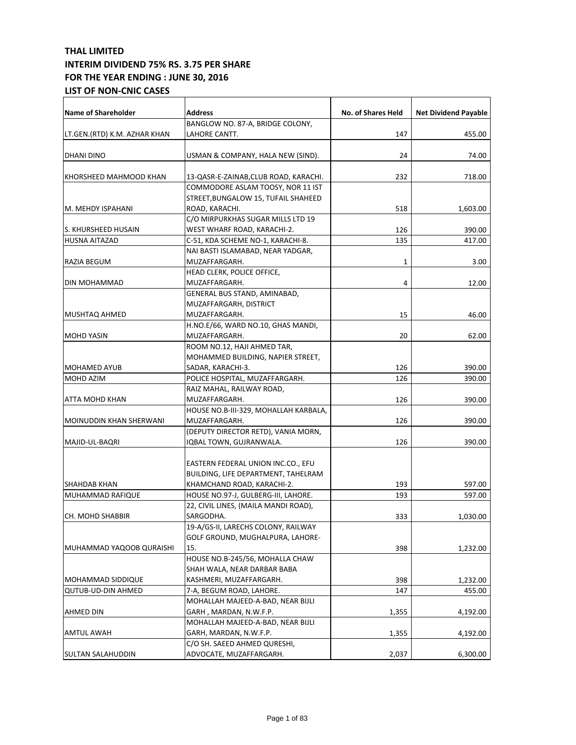**THAL LIMITED**
**INTERIM DIVIDEND 75% RS. 3.75 PER SHARE**
**FOR THE YEAR ENDING : JUNE 30, 2016**
**LIST OF NON-CNIC CASES**

| Name of Shareholder | Address | No. of Shares Held | Net Dividend Payable |
|---|---|---|---|
| LT.GEN.(RTD) K.M. AZHAR KHAN | BANGLOW NO. 87-A, BRIDGE COLONY, LAHORE CANTT. | 147 | 455.00 |
| DHANI DINO | USMAN & COMPANY, HALA NEW (SIND). | 24 | 74.00 |
| KHORSHEED MAHMOOD KHAN | 13-QASR-E-ZAINAB,CLUB ROAD, KARACHI. | 232 | 718.00 |
| M. MEHDY ISPAHANI | COMMODORE ASLAM TOOSY, NOR 11 IST STREET,BUNGALOW 15, TUFAIL SHAHEED ROAD, KARACHI. | 518 | 1,603.00 |
| S. KHURSHEED HUSAIN | C/O MIRPURKHAS SUGAR MILLS LTD 19 WEST WHARF ROAD, KARACHI-2. | 126 | 390.00 |
| HUSNA AITAZAD | C-51, KDA SCHEME NO-1, KARACHI-8. | 135 | 417.00 |
| RAZIA BEGUM | NAI BASTI ISLAMABAD, NEAR YADGAR, MUZAFFARGARH. | 1 | 3.00 |
| DIN MOHAMMAD | HEAD CLERK, POLICE OFFICE, MUZAFFARGARH. | 4 | 12.00 |
| MUSHTAQ AHMED | GENERAL BUS STAND, AMINABAD, MUZAFFARGARH, DISTRICT MUZAFFARGARH. | 15 | 46.00 |
| MOHD YASIN | H.NO.E/66, WARD NO.10, GHAS MANDI, MUZAFFARGARH. | 20 | 62.00 |
| MOHAMED AYUB | ROOM NO.12, HAJI AHMED TAR, MOHAMMED BUILDING, NAPIER STREET, SADAR, KARACHI-3. | 126 | 390.00 |
| MOHD AZIM | POLICE HOSPITAL, MUZAFFARGARH. | 126 | 390.00 |
| ATTA MOHD KHAN | RAIZ MAHAL, RAILWAY ROAD, MUZAFFARGARH. | 126 | 390.00 |
| MOINUDDIN KHAN SHERWANI | HOUSE NO.B-III-329, MOHALLAH KARBALA, MUZAFFARGARH. | 126 | 390.00 |
| MAJID-UL-BAQRI | (DEPUTY DIRECTOR RETD), VANIA MORN, IQBAL TOWN, GUJRANWALA. | 126 | 390.00 |
| SHAHDAB KHAN | EASTERN FEDERAL UNION INC.CO., EFU BUILDING, LIFE DEPARTMENT, TAHELRAM KHAMCHAND ROAD, KARACHI-2. | 193 | 597.00 |
| MUHAMMAD RAFIQUE | HOUSE NO.97-J, GULBERG-III, LAHORE. | 193 | 597.00 |
| CH. MOHD SHABBIR | 22, CIVIL LINES, (MAILA MANDI ROAD), SARGODHA. | 333 | 1,030.00 |
| MUHAMMAD YAQOOB QURAISHI | 19-A/GS-II, LARECHS COLONY, RAILWAY GOLF GROUND, MUGHALPURA, LAHORE-15. | 398 | 1,232.00 |
| MOHAMMAD SIDDIQUE | HOUSE NO.B-245/56, MOHALLA CHAW SHAH WALA, NEAR DARBAR BABA KASHMERI, MUZAFFARGARH. | 398 | 1,232.00 |
| QUTUB-UD-DIN AHMED | 7-A, BEGUM ROAD, LAHORE. | 147 | 455.00 |
| AHMED DIN | MOHALLAH MAJEED-A-BAD, NEAR BIJLI GARH , MARDAN, N.W.F.P. | 1,355 | 4,192.00 |
| AMTUL AWAH | MOHALLAH MAJEED-A-BAD, NEAR BIJLI GARH, MARDAN, N.W.F.P. | 1,355 | 4,192.00 |
| SULTAN SALAHUDDIN | C/O SH. SAEED AHMED QURESHI, ADVOCATE, MUZAFFARGARH. | 2,037 | 6,300.00 |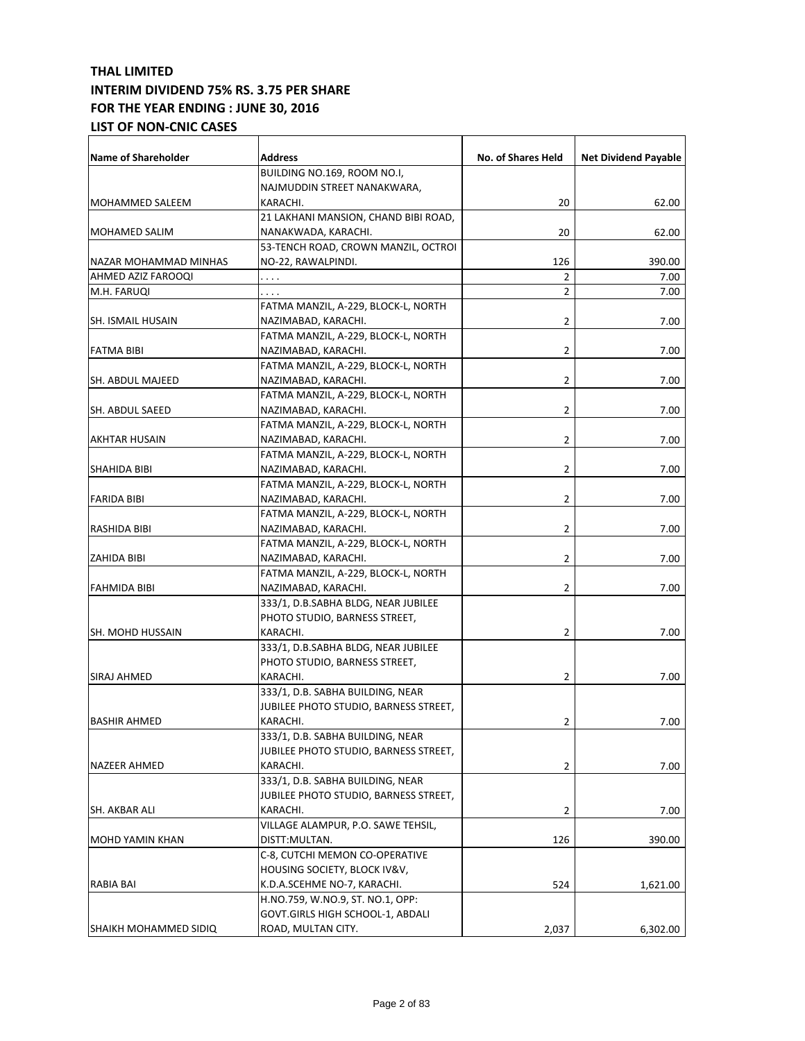**THAL LIMITED**
**INTERIM DIVIDEND 75% RS. 3.75 PER SHARE**
**FOR THE YEAR ENDING : JUNE 30, 2016**
**LIST OF NON-CNIC CASES**

| Name of Shareholder | Address | No. of Shares Held | Net Dividend Payable |
|---|---|---|---|
| MOHAMMED SALEEM | BUILDING NO.169, ROOM NO.I, NAJMUDDIN STREET NANAKWARA, KARACHI. | 20 | 62.00 |
| MOHAMED SALIM | 21 LAKHANI MANSION, CHAND BIBI ROAD, NANAKWADA, KARACHI. | 20 | 62.00 |
| NAZAR MOHAMMAD MINHAS | 53-TENCH ROAD, CROWN MANZIL, OCTROI NO-22, RAWALPINDI. | 126 | 390.00 |
| AHMED AZIZ FAROOQI | . . . . | 2 | 7.00 |
| M.H. FARUQI | . . . . | 2 | 7.00 |
| SH. ISMAIL HUSAIN | FATMA MANZIL, A-229, BLOCK-L, NORTH NAZIMABAD, KARACHI. | 2 | 7.00 |
| FATMA BIBI | FATMA MANZIL, A-229, BLOCK-L, NORTH NAZIMABAD, KARACHI. | 2 | 7.00 |
| SH. ABDUL MAJEED | FATMA MANZIL, A-229, BLOCK-L, NORTH NAZIMABAD, KARACHI. | 2 | 7.00 |
| SH. ABDUL SAEED | FATMA MANZIL, A-229, BLOCK-L, NORTH NAZIMABAD, KARACHI. | 2 | 7.00 |
| AKHTAR HUSAIN | FATMA MANZIL, A-229, BLOCK-L, NORTH NAZIMABAD, KARACHI. | 2 | 7.00 |
| SHAHIDA BIBI | FATMA MANZIL, A-229, BLOCK-L, NORTH NAZIMABAD, KARACHI. | 2 | 7.00 |
| FARIDA BIBI | FATMA MANZIL, A-229, BLOCK-L, NORTH NAZIMABAD, KARACHI. | 2 | 7.00 |
| RASHIDA BIBI | FATMA MANZIL, A-229, BLOCK-L, NORTH NAZIMABAD, KARACHI. | 2 | 7.00 |
| ZAHIDA BIBI | FATMA MANZIL, A-229, BLOCK-L, NORTH NAZIMABAD, KARACHI. | 2 | 7.00 |
| FAHMIDA BIBI | FATMA MANZIL, A-229, BLOCK-L, NORTH NAZIMABAD, KARACHI. | 2 | 7.00 |
| SH. MOHD HUSSAIN | 333/1, D.B.SABHA BLDG, NEAR JUBILEE PHOTO STUDIO, BARNESS STREET, KARACHI. | 2 | 7.00 |
| SIRAJ AHMED | 333/1, D.B.SABHA BLDG, NEAR JUBILEE PHOTO STUDIO, BARNESS STREET, KARACHI. | 2 | 7.00 |
| BASHIR AHMED | 333/1, D.B. SABHA BUILDING, NEAR JUBILEE PHOTO STUDIO, BARNESS STREET, KARACHI. | 2 | 7.00 |
| NAZEER AHMED | 333/1, D.B. SABHA BUILDING, NEAR JUBILEE PHOTO STUDIO, BARNESS STREET, KARACHI. | 2 | 7.00 |
| SH. AKBAR ALI | 333/1, D.B. SABHA BUILDING, NEAR JUBILEE PHOTO STUDIO, BARNESS STREET, KARACHI. | 2 | 7.00 |
| MOHD YAMIN KHAN | VILLAGE ALAMPUR, P.O. SAWE TEHSIL, DISTT:MULTAN. | 126 | 390.00 |
| RABIA BAI | C-8, CUTCHI MEMON CO-OPERATIVE HOUSING SOCIETY, BLOCK IV&V, K.D.A.SCEHME NO-7, KARACHI. | 524 | 1,621.00 |
| SHAIKH MOHAMMED SIDIQ | H.NO.759, W.NO.9, ST. NO.1, OPP: GOVT.GIRLS HIGH SCHOOL-1, ABDALI ROAD, MULTAN CITY. | 2,037 | 6,302.00 |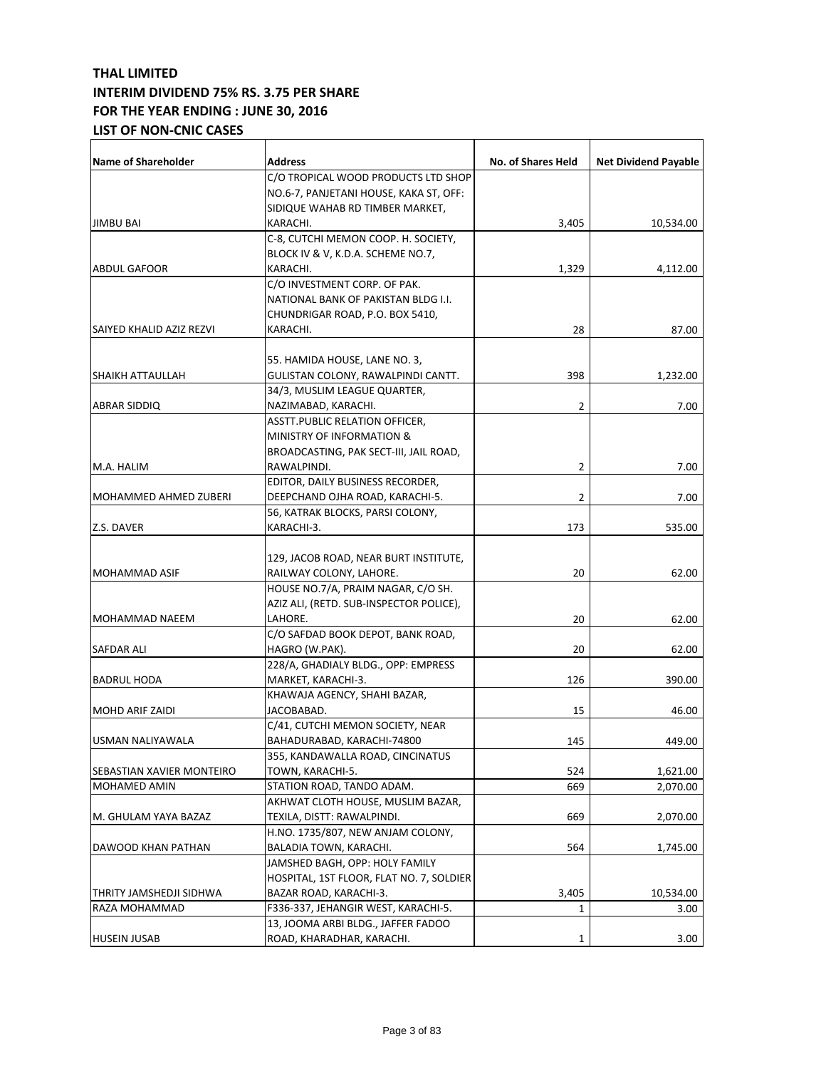**THAL LIMITED**
**INTERIM DIVIDEND 75% RS. 3.75 PER SHARE**
**FOR THE YEAR ENDING : JUNE 30, 2016**
**LIST OF NON-CNIC CASES**

| Name of Shareholder | Address | No. of Shares Held | Net Dividend Payable |
|---|---|---|---|
| JIMBU BAI | C/O TROPICAL WOOD PRODUCTS LTD SHOP NO.6-7, PANJETANI HOUSE, KAKA ST, OFF: SIDIQUE WAHAB RD TIMBER MARKET, KARACHI. | 3,405 | 10,534.00 |
| ABDUL GAFOOR | C-8, CUTCHI MEMON COOP. H. SOCIETY, BLOCK IV & V, K.D.A. SCHEME NO.7, KARACHI. | 1,329 | 4,112.00 |
| SAIYED KHALID AZIZ REZVI | C/O INVESTMENT CORP. OF PAK. NATIONAL BANK OF PAKISTAN BLDG I.I. CHUNDRIGAR ROAD, P.O. BOX 5410, KARACHI. | 28 | 87.00 |
| SHAIKH ATTAULLAH | 55. HAMIDA HOUSE, LANE NO. 3, GULISTAN COLONY, RAWALPINDI CANTT. | 398 | 1,232.00 |
| ABRAR SIDDIQ | 34/3, MUSLIM LEAGUE QUARTER, NAZIMABAD, KARACHI. | 2 | 7.00 |
| M.A. HALIM | ASSTT.PUBLIC RELATION OFFICER, MINISTRY OF INFORMATION & BROADCASTING, PAK SECT-III, JAIL ROAD, RAWALPINDI. | 2 | 7.00 |
| MOHAMMED AHMED ZUBERI | EDITOR, DAILY BUSINESS RECORDER, DEEPCHAND OJHA ROAD, KARACHI-5. | 2 | 7.00 |
| Z.S. DAVER | 56, KATRAK BLOCKS, PARSI COLONY, KARACHI-3. | 173 | 535.00 |
| MOHAMMAD ASIF | 129, JACOB ROAD, NEAR BURT INSTITUTE, RAILWAY COLONY, LAHORE. | 20 | 62.00 |
| MOHAMMAD NAEEM | HOUSE NO.7/A, PRAIM NAGAR, C/O SH. AZIZ ALI, (RETD. SUB-INSPECTOR POLICE), LAHORE. | 20 | 62.00 |
| SAFDAR ALI | C/O SAFDAD BOOK DEPOT, BANK ROAD, HAGRO (W.PAK). | 20 | 62.00 |
| BADRUL HODA | 228/A, GHADIALY BLDG., OPP: EMPRESS MARKET, KARACHI-3. | 126 | 390.00 |
| MOHD ARIF ZAIDI | KHAWAJA AGENCY, SHAHI BAZAR, JACOBABAD. | 15 | 46.00 |
| USMAN NALIYAWALA | C/41, CUTCHI MEMON SOCIETY, NEAR BAHADURABAD, KARACHI-74800 | 145 | 449.00 |
| SEBASTIAN XAVIER MONTEIRO | 355, KANDAWALLA ROAD, CINCINATUS TOWN, KARACHI-5. | 524 | 1,621.00 |
| MOHAMED AMIN | STATION ROAD, TANDO ADAM. | 669 | 2,070.00 |
| M. GHULAM YAYA BAZAZ | AKHWAT CLOTH HOUSE, MUSLIM BAZAR, TEXILA, DISTT: RAWALPINDI. | 669 | 2,070.00 |
| DAWOOD KHAN PATHAN | H.NO. 1735/807, NEW ANJAM COLONY, BALADIA TOWN, KARACHI. | 564 | 1,745.00 |
| THRITY JAMSHEDJI SIDHWA | JAMSHED BAGH, OPP: HOLY FAMILY HOSPITAL, 1ST FLOOR, FLAT NO. 7, SOLDIER BAZAR ROAD, KARACHI-3. | 3,405 | 10,534.00 |
| RAZA MOHAMMAD | F336-337, JEHANGIR WEST, KARACHI-5. | 1 | 3.00 |
| HUSEIN JUSAB | 13, JOOMA ARBI BLDG., JAFFER FADOO ROAD, KHARADHAR, KARACHI. | 1 | 3.00 |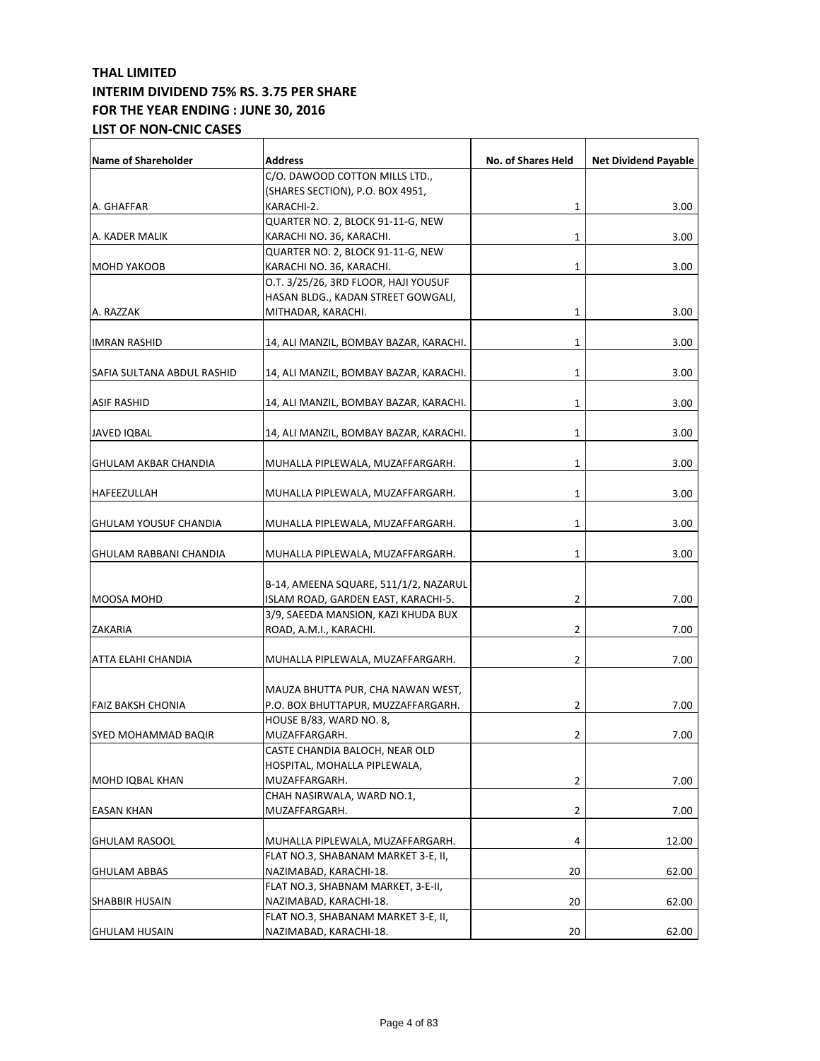**THAL LIMITED**
**INTERIM DIVIDEND 75% RS. 3.75 PER SHARE**
**FOR THE YEAR ENDING : JUNE 30, 2016**
**LIST OF NON-CNIC CASES**

| Name of Shareholder | Address | No. of Shares Held | Net Dividend Payable |
|---|---|---|---|
| A. GHAFFAR | C/O. DAWOOD COTTON MILLS LTD., (SHARES SECTION), P.O. BOX 4951, KARACHI-2. | 1 | 3.00 |
| A. KADER MALIK | QUARTER NO. 2, BLOCK 91-11-G, NEW KARACHI NO. 36, KARACHI. | 1 | 3.00 |
| MOHD YAKOOB | QUARTER NO. 2, BLOCK 91-11-G, NEW KARACHI NO. 36, KARACHI. | 1 | 3.00 |
| A. RAZZAK | O.T. 3/25/26, 3RD FLOOR, HAJI YOUSUF HASAN BLDG., KADAN STREET GOWGALI, MITHADAR, KARACHI. | 1 | 3.00 |
| IMRAN RASHID | 14, ALI MANZIL, BOMBAY BAZAR, KARACHI. | 1 | 3.00 |
| SAFIA SULTANA ABDUL RASHID | 14, ALI MANZIL, BOMBAY BAZAR, KARACHI. | 1 | 3.00 |
| ASIF RASHID | 14, ALI MANZIL, BOMBAY BAZAR, KARACHI. | 1 | 3.00 |
| JAVED IQBAL | 14, ALI MANZIL, BOMBAY BAZAR, KARACHI. | 1 | 3.00 |
| GHULAM AKBAR CHANDIA | MUHALLA PIPLEWALA, MUZAFFARGARH. | 1 | 3.00 |
| HAFEEZULLAH | MUHALLA PIPLEWALA, MUZAFFARGARH. | 1 | 3.00 |
| GHULAM YOUSUF CHANDIA | MUHALLA PIPLEWALA, MUZAFFARGARH. | 1 | 3.00 |
| GHULAM RABBANI CHANDIA | MUHALLA PIPLEWALA, MUZAFFARGARH. | 1 | 3.00 |
| MOOSA MOHD | B-14, AMEENA SQUARE, 511/1/2, NAZARUL ISLAM ROAD, GARDEN EAST, KARACHI-5. | 2 | 7.00 |
| ZAKARIA | 3/9, SAEEDA MANSION, KAZI KHUDA BUX ROAD, A.M.I., KARACHI. | 2 | 7.00 |
| ATTA ELAHI CHANDIA | MUHALLA PIPLEWALA, MUZAFFARGARH. | 2 | 7.00 |
| FAIZ BAKSH CHONIA | MAUZA BHUTTA PUR, CHA NAWAN WEST, P.O. BOX BHUTTAPUR, MUZZAFFARGARH. | 2 | 7.00 |
| SYED MOHAMMAD BAQIR | HOUSE B/83, WARD NO. 8, MUZAFFARGARH. | 2 | 7.00 |
| MOHD IQBAL KHAN | CASTE CHANDIA BALOCH, NEAR OLD HOSPITAL, MOHALLA PIPLEWALA, MUZAFFARGARH. | 2 | 7.00 |
| EASAN KHAN | CHAH NASIRWALA, WARD NO.1, MUZAFFARGARH. | 2 | 7.00 |
| GHULAM RASOOL | MUHALLA PIPLEWALA, MUZAFFARGARH. | 4 | 12.00 |
| GHULAM ABBAS | FLAT NO.3, SHABANAM MARKET 3-E, II, NAZIMABAD, KARACHI-18. | 20 | 62.00 |
| SHABBIR HUSAIN | FLAT NO.3, SHABNAM MARKET, 3-E-II, NAZIMABAD, KARACHI-18. | 20 | 62.00 |
| GHULAM HUSAIN | FLAT NO.3, SHABANAM MARKET 3-E, II, NAZIMABAD, KARACHI-18. | 20 | 62.00 |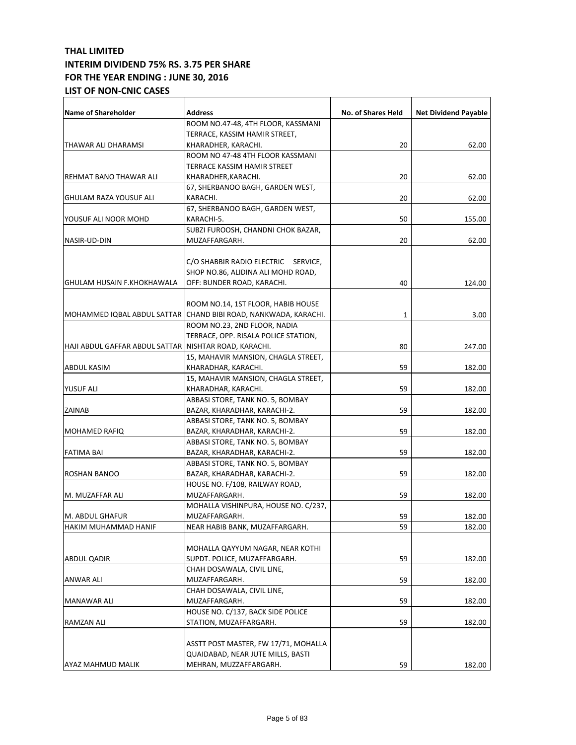**THAL LIMITED**
**INTERIM DIVIDEND 75% RS. 3.75 PER SHARE**
**FOR THE YEAR ENDING : JUNE 30, 2016**
**LIST OF NON-CNIC CASES**

| Name of Shareholder | Address | No. of Shares Held | Net Dividend Payable |
|---|---|---|---|
| THAWAR ALI DHARAMSI | ROOM NO.47-48, 4TH FLOOR, KASSMANI TERRACE, KASSIM HAMIR STREET, KHARADHER, KARACHI. | 20 | 62.00 |
| REHMAT BANO THAWAR ALI | ROOM NO 47-48 4TH FLOOR KASSMANI TERRACE KASSIM HAMIR STREET KHARADHER,KARACHI. | 20 | 62.00 |
| GHULAM RAZA YOUSUF ALI | 67, SHERBANOO BAGH, GARDEN WEST, KARACHI. | 20 | 62.00 |
| YOUSUF ALI NOOR MOHD | 67, SHERBANOO BAGH, GARDEN WEST, KARACHI-5. | 50 | 155.00 |
| NASIR-UD-DIN | SUBZI FUROOSH, CHANDNI CHOK BAZAR, MUZAFFARGARH. | 20 | 62.00 |
| GHULAM HUSAIN F.KHOKHAWALA | C/O SHABBIR RADIO ELECTRIC SERVICE, SHOP NO.86, ALIDINA ALI MOHD ROAD, OFF: BUNDER ROAD, KARACHI. | 40 | 124.00 |
| MOHAMMED IQBAL ABDUL SATTAR | ROOM NO.14, 1ST FLOOR, HABIB HOUSE CHAND BIBI ROAD, NANKWADA, KARACHI. | 1 | 3.00 |
| HAJI ABDUL GAFFAR ABDUL SATTAR | ROOM NO.23, 2ND FLOOR, NADIA TERRACE, OPP. RISALA POLICE STATION, NISHTAR ROAD, KARACHI. | 80 | 247.00 |
| ABDUL KASIM | 15, MAHAVIR MANSION, CHAGLA STREET, KHARADHAR, KARACHI. | 59 | 182.00 |
| YUSUF ALI | 15, MAHAVIR MANSION, CHAGLA STREET, KHARADHAR, KARACHI. | 59 | 182.00 |
| ZAINAB | ABBASI STORE, TANK NO. 5, BOMBAY BAZAR, KHARADHAR, KARACHI-2. | 59 | 182.00 |
| MOHAMED RAFIQ | ABBASI STORE, TANK NO. 5, BOMBAY BAZAR, KHARADHAR, KARACHI-2. | 59 | 182.00 |
| FATIMA BAI | ABBASI STORE, TANK NO. 5, BOMBAY BAZAR, KHARADHAR, KARACHI-2. | 59 | 182.00 |
| ROSHAN BANOO | ABBASI STORE, TANK NO. 5, BOMBAY BAZAR, KHARADHAR, KARACHI-2. | 59 | 182.00 |
| M. MUZAFFAR ALI | HOUSE NO. F/108, RAILWAY ROAD, MUZAFFARGARH. | 59 | 182.00 |
| M. ABDUL GHAFUR | MOHALLA VISHINPURA, HOUSE NO. C/237, MUZAFFARGARH. | 59 | 182.00 |
| HAKIM MUHAMMAD HANIF | NEAR HABIB BANK, MUZAFFARGARH. | 59 | 182.00 |
| ABDUL QADIR | MOHALLA QAYYUM NAGAR, NEAR KOTHI SUPDT. POLICE, MUZAFFARGARH. | 59 | 182.00 |
| ANWAR ALI | CHAH DOSAWALA, CIVIL LINE, MUZAFFARGARH. | 59 | 182.00 |
| MANAWAR ALI | CHAH DOSAWALA, CIVIL LINE, MUZAFFARGARH. | 59 | 182.00 |
| RAMZAN ALI | HOUSE NO. C/137, BACK SIDE POLICE STATION, MUZAFFARGARH. | 59 | 182.00 |
| AYAZ MAHMUD MALIK | ASSTT POST MASTER, FW 17/71, MOHALLA QUAIDABAD, NEAR JUTE MILLS, BASTI MEHRAN, MUZZAFFARGARH. | 59 | 182.00 |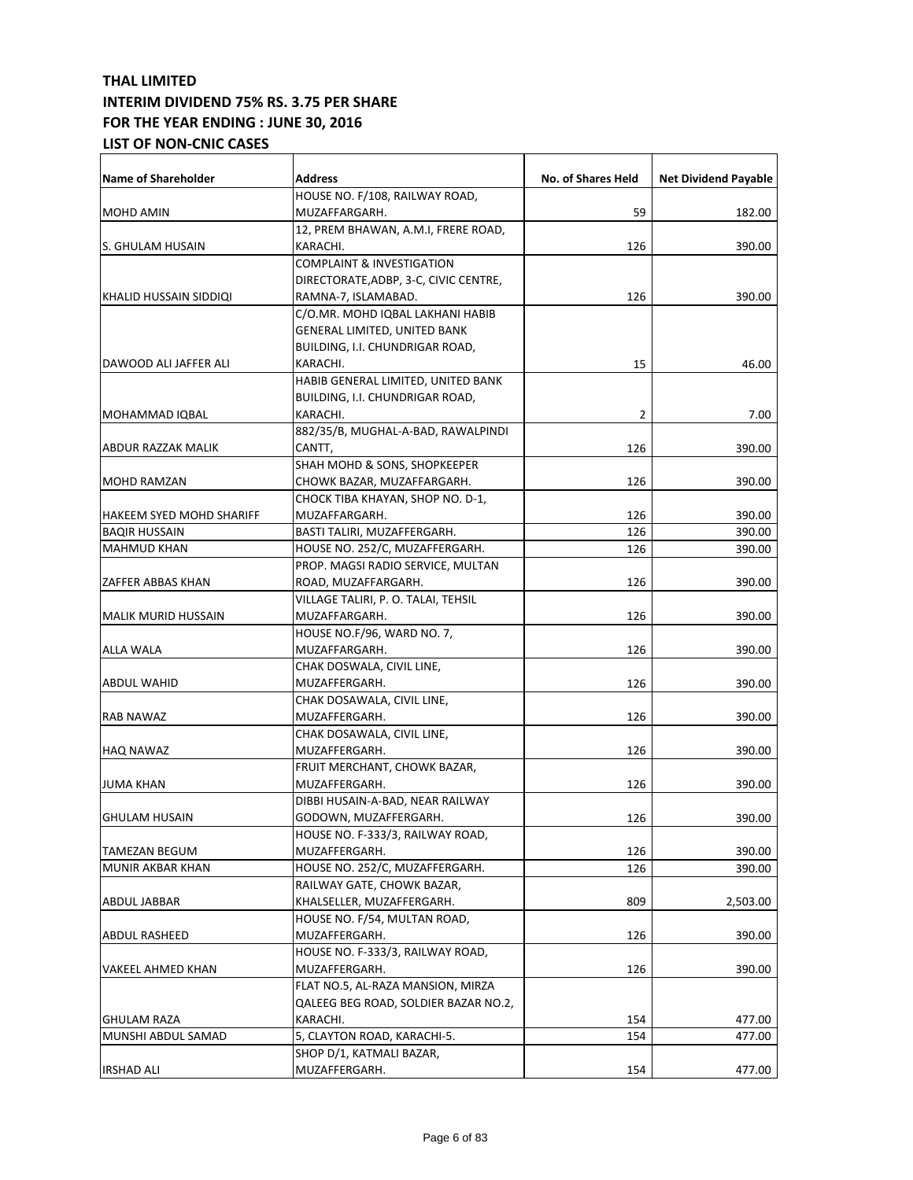**THAL LIMITED**
**INTERIM DIVIDEND 75% RS. 3.75 PER SHARE**
**FOR THE YEAR ENDING : JUNE 30, 2016**
**LIST OF NON-CNIC CASES**

| Name of Shareholder | Address | No. of Shares Held | Net Dividend Payable |
|---|---|---|---|
| MOHD AMIN | HOUSE NO. F/108, RAILWAY ROAD, MUZAFFARGARH. | 59 | 182.00 |
| S. GHULAM HUSAIN | 12, PREM BHAWAN, A.M.I, FRERE ROAD, KARACHI. | 126 | 390.00 |
| KHALID HUSSAIN SIDDIQI | COMPLAINT & INVESTIGATION DIRECTORATE,ADBP, 3-C, CIVIC CENTRE, RAMNA-7, ISLAMABAD. | 126 | 390.00 |
| DAWOOD ALI JAFFER ALI | C/O.MR. MOHD IQBAL LAKHANI HABIB GENERAL LIMITED, UNITED BANK BUILDING, I.I. CHUNDRIGAR ROAD, KARACHI. | 15 | 46.00 |
| MOHAMMAD IQBAL | HABIB GENERAL LIMITED, UNITED BANK BUILDING, I.I. CHUNDRIGAR ROAD, KARACHI. | 2 | 7.00 |
| ABDUR RAZZAK MALIK | 882/35/B, MUGHAL-A-BAD, RAWALPINDI CANTT, | 126 | 390.00 |
| MOHD RAMZAN | SHAH MOHD & SONS, SHOPKEEPER CHOWK BAZAR, MUZAFFARGARH. | 126 | 390.00 |
| HAKEEM SYED MOHD SHARIFF | CHOCK TIBA KHAYAN, SHOP NO. D-1, MUZAFFARGARH. | 126 | 390.00 |
| BAQIR HUSSAIN | BASTI TALIRI, MUZAFFERGARH. | 126 | 390.00 |
| MAHMUD KHAN | HOUSE NO. 252/C, MUZAFFERGARH. | 126 | 390.00 |
| ZAFFER ABBAS KHAN | PROP. MAGSI RADIO SERVICE, MULTAN ROAD, MUZAFFARGARH. | 126 | 390.00 |
| MALIK MURID HUSSAIN | VILLAGE TALIRI, P. O. TALAI, TEHSIL MUZAFFARGARH. | 126 | 390.00 |
| ALLA WALA | HOUSE NO.F/96, WARD NO. 7, MUZAFFARGARH. | 126 | 390.00 |
| ABDUL WAHID | CHAK DOSWALA, CIVIL LINE, MUZAFFERGARH. | 126 | 390.00 |
| RAB NAWAZ | CHAK DOSAWALA, CIVIL LINE, MUZAFFERGARH. | 126 | 390.00 |
| HAQ NAWAZ | CHAK DOSAWALA, CIVIL LINE, MUZAFFERGARH. | 126 | 390.00 |
| JUMA KHAN | FRUIT MERCHANT, CHOWK BAZAR, MUZAFFERGARH. | 126 | 390.00 |
| GHULAM HUSAIN | DIBBI HUSAIN-A-BAD, NEAR RAILWAY GODOWN, MUZAFFERGARH. | 126 | 390.00 |
| TAMEZAN BEGUM | HOUSE NO. F-333/3, RAILWAY ROAD, MUZAFFERGARH. | 126 | 390.00 |
| MUNIR AKBAR KHAN | HOUSE NO. 252/C, MUZAFFERGARH. | 126 | 390.00 |
| ABDUL JABBAR | RAILWAY GATE, CHOWK BAZAR, KHALSELLER, MUZAFFERGARH. | 809 | 2,503.00 |
| ABDUL RASHEED | HOUSE NO. F/54, MULTAN ROAD, MUZAFFERGARH. | 126 | 390.00 |
| VAKEEL AHMED KHAN | HOUSE NO. F-333/3, RAILWAY ROAD, MUZAFFERGARH. | 126 | 390.00 |
| GHULAM RAZA | FLAT NO.5, AL-RAZA MANSION, MIRZA QALEEG BEG ROAD, SOLDIER BAZAR NO.2, KARACHI. | 154 | 477.00 |
| MUNSHI ABDUL SAMAD | 5, CLAYTON ROAD, KARACHI-5. | 154 | 477.00 |
| IRSHAD ALI | SHOP D/1, KATMALI BAZAR, MUZAFFERGARH. | 154 | 477.00 |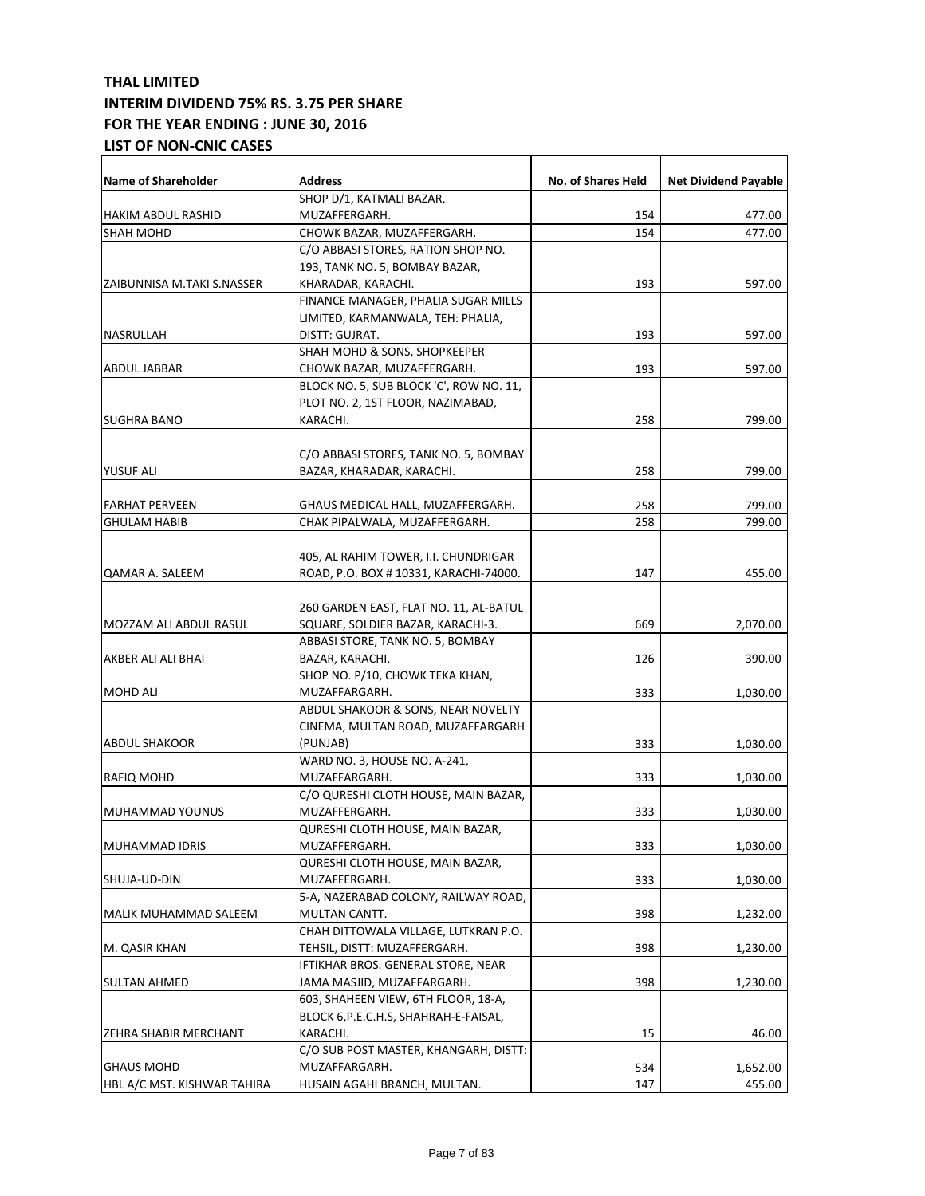**THAL LIMITED**
**INTERIM DIVIDEND 75% RS. 3.75 PER SHARE**
**FOR THE YEAR ENDING : JUNE 30, 2016**
**LIST OF NON-CNIC CASES**

| Name of Shareholder | Address | No. of Shares Held | Net Dividend Payable |
|---|---|---|---|
| HAKIM ABDUL RASHID | SHOP D/1, KATMALI BAZAR, MUZAFFERGARH. | 154 | 477.00 |
| SHAH MOHD | CHOWK BAZAR, MUZAFFERGARH. | 154 | 477.00 |
| ZAIBUNNISA M.TAKI S.NASSER | C/O ABBASI STORES, RATION SHOP NO. 193, TANK NO. 5, BOMBAY BAZAR, KHARADAR, KARACHI. | 193 | 597.00 |
| NASRULLAH | FINANCE MANAGER, PHALIA SUGAR MILLS LIMITED, KARMANWALA, TEH: PHALIA, DISTT: GUJRAT. | 193 | 597.00 |
| ABDUL JABBAR | SHAH MOHD & SONS, SHOPKEEPER CHOWK BAZAR, MUZAFFERGARH. | 193 | 597.00 |
| SUGHRA BANO | BLOCK NO. 5, SUB BLOCK 'C', ROW NO. 11, PLOT NO. 2, 1ST FLOOR, NAZIMABAD, KARACHI. | 258 | 799.00 |
| YUSUF ALI | C/O ABBASI STORES, TANK NO. 5, BOMBAY BAZAR, KHARADAR, KARACHI. | 258 | 799.00 |
| FARHAT PERVEEN | GHAUS MEDICAL HALL, MUZAFFERGARH. | 258 | 799.00 |
| GHULAM HABIB | CHAK PIPALWALA, MUZAFFERGARH. | 258 | 799.00 |
| QAMAR A. SALEEM | 405, AL RAHIM TOWER, I.I. CHUNDRIGAR ROAD, P.O. BOX # 10331, KARACHI-74000. | 147 | 455.00 |
| MOZZAM ALI ABDUL RASUL | 260 GARDEN EAST, FLAT NO. 11, AL-BATUL SQUARE, SOLDIER BAZAR, KARACHI-3. | 669 | 2,070.00 |
| AKBER ALI ALI BHAI | ABBASI STORE, TANK NO. 5, BOMBAY BAZAR, KARACHI. | 126 | 390.00 |
| MOHD ALI | SHOP NO. P/10, CHOWK TEKA KHAN, MUZAFFARGARH. | 333 | 1,030.00 |
| ABDUL SHAKOOR | ABDUL SHAKOOR & SONS, NEAR NOVELTY CINEMA, MULTAN ROAD, MUZAFFARGARH (PUNJAB) | 333 | 1,030.00 |
| RAFIQ MOHD | WARD NO. 3, HOUSE NO. A-241, MUZAFFARGARH. | 333 | 1,030.00 |
| MUHAMMAD YOUNUS | C/O QURESHI CLOTH HOUSE, MAIN BAZAR, MUZAFFERGARH. | 333 | 1,030.00 |
| MUHAMMAD IDRIS | QURESHI CLOTH HOUSE, MAIN BAZAR, MUZAFFERGARH. | 333 | 1,030.00 |
| SHUJA-UD-DIN | QURESHI CLOTH HOUSE, MAIN BAZAR, MUZAFFERGARH. | 333 | 1,030.00 |
| MALIK MUHAMMAD SALEEM | 5-A, NAZERABAD COLONY, RAILWAY ROAD, MULTAN CANTT. | 398 | 1,232.00 |
| M. QASIR KHAN | CHAH DITTOWALA VILLAGE, LUTKRAN P.O. TEHSIL, DISTT: MUZAFFERGARH. | 398 | 1,230.00 |
| SULTAN AHMED | IFTIKHAR BROS. GENERAL STORE, NEAR JAMA MASJID, MUZAFFARGARH. | 398 | 1,230.00 |
| ZEHRA SHABIR MERCHANT | 603, SHAHEEN VIEW, 6TH FLOOR, 18-A, BLOCK 6,P.E.C.H.S, SHAHRAH-E-FAISAL, KARACHI. | 15 | 46.00 |
| GHAUS MOHD | C/O SUB POST MASTER, KHANGARH, DISTT: MUZAFFARGARH. | 534 | 1,652.00 |
| HBL A/C MST. KISHWAR TAHIRA | HUSAIN AGAHI BRANCH, MULTAN. | 147 | 455.00 |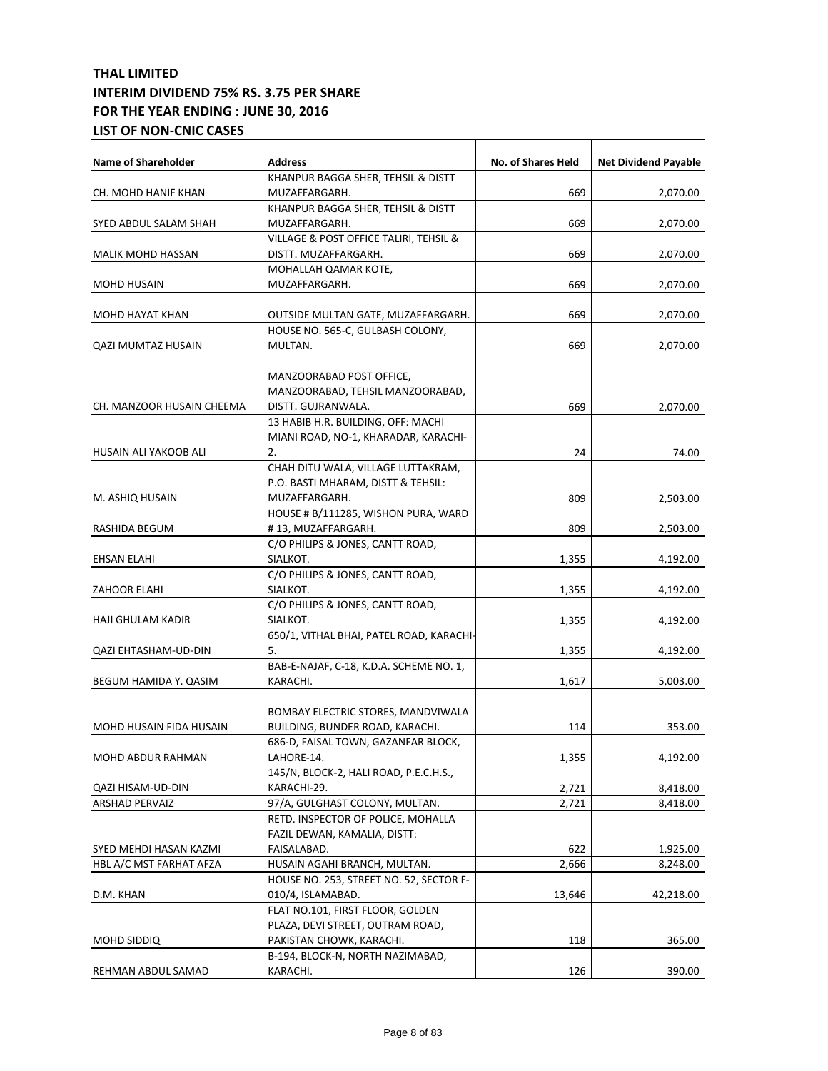**THAL LIMITED**
**INTERIM DIVIDEND 75% RS. 3.75 PER SHARE**
**FOR THE YEAR ENDING : JUNE 30, 2016**
**LIST OF NON-CNIC CASES**

| Name of Shareholder | Address | No. of Shares Held | Net Dividend Payable |
|---|---|---|---|
| CH. MOHD HANIF KHAN | KHANPUR BAGGA SHER, TEHSIL & DISTT MUZAFFARGARH. | 669 | 2,070.00 |
| SYED ABDUL SALAM SHAH | KHANPUR BAGGA SHER, TEHSIL & DISTT MUZAFFARGARH. | 669 | 2,070.00 |
| MALIK MOHD HASSAN | VILLAGE & POST OFFICE TALIRI, TEHSIL & DISTT. MUZAFFARGARH. | 669 | 2,070.00 |
| MOHD HUSAIN | MOHALLAH QAMAR KOTE, MUZAFFARGARH. | 669 | 2,070.00 |
| MOHD HAYAT KHAN | OUTSIDE MULTAN GATE, MUZAFFARGARH. | 669 | 2,070.00 |
| QAZI MUMTAZ HUSAIN | HOUSE NO. 565-C, GULBASH COLONY, MULTAN. | 669 | 2,070.00 |
| CH. MANZOOR HUSAIN CHEEMA | MANZOORABAD POST OFFICE, MANZOORABAD, TEHSIL MANZOORABAD, DISTT. GUJRANWALA. | 669 | 2,070.00 |
| HUSAIN ALI YAKOOB ALI | 13 HABIB H.R. BUILDING, OFF: MACHI MIANI ROAD, NO-1, KHARADAR, KARACHI-2. | 24 | 74.00 |
| M. ASHIQ HUSAIN | CHAH DITU WALA, VILLAGE LUTTAKRAM, P.O. BASTI MHARAM, DISTT & TEHSIL: MUZAFFARGARH. | 809 | 2,503.00 |
| RASHIDA BEGUM | HOUSE # B/111285, WISHON PURA, WARD # 13, MUZAFFARGARH. | 809 | 2,503.00 |
| EHSAN ELAHI | C/O PHILIPS & JONES, CANTT ROAD, SIALKOT. | 1,355 | 4,192.00 |
| ZAHOOR ELAHI | C/O PHILIPS & JONES, CANTT ROAD, SIALKOT. | 1,355 | 4,192.00 |
| HAJI GHULAM KADIR | C/O PHILIPS & JONES, CANTT ROAD, SIALKOT. | 1,355 | 4,192.00 |
| QAZI EHTASHAM-UD-DIN | 650/1, VITHAL BHAI, PATEL ROAD, KARACHI-5. | 1,355 | 4,192.00 |
| BEGUM HAMIDA Y. QASIM | BAB-E-NAJAF, C-18, K.D.A. SCHEME NO. 1, KARACHI. | 1,617 | 5,003.00 |
| MOHD HUSAIN FIDA HUSAIN | BOMBAY ELECTRIC STORES, MANDVIWALA BUILDING, BUNDER ROAD, KARACHI. | 114 | 353.00 |
| MOHD ABDUR RAHMAN | 686-D, FAISAL TOWN, GAZANFAR BLOCK, LAHORE-14. | 1,355 | 4,192.00 |
| QAZI HISAM-UD-DIN | 145/N, BLOCK-2, HALI ROAD, P.E.C.H.S., KARACHI-29. | 2,721 | 8,418.00 |
| ARSHAD PERVAIZ | 97/A, GULGHAST COLONY, MULTAN. | 2,721 | 8,418.00 |
| SYED MEHDI HASAN KAZMI | RETD. INSPECTOR OF POLICE, MOHALLA FAZIL DEWAN, KAMALIA, DISTT: FAISALABAD. | 622 | 1,925.00 |
| HBL A/C MST FARHAT AFZA | HUSAIN AGAHI BRANCH, MULTAN. | 2,666 | 8,248.00 |
| D.M. KHAN | HOUSE NO. 253, STREET NO. 52, SECTOR F-010/4, ISLAMABAD. | 13,646 | 42,218.00 |
| MOHD SIDDIQ | FLAT NO.101, FIRST FLOOR, GOLDEN PLAZA, DEVI STREET, OUTRAM ROAD, PAKISTAN CHOWK, KARACHI. | 118 | 365.00 |
| REHMAN ABDUL SAMAD | B-194, BLOCK-N, NORTH NAZIMABAD, KARACHI. | 126 | 390.00 |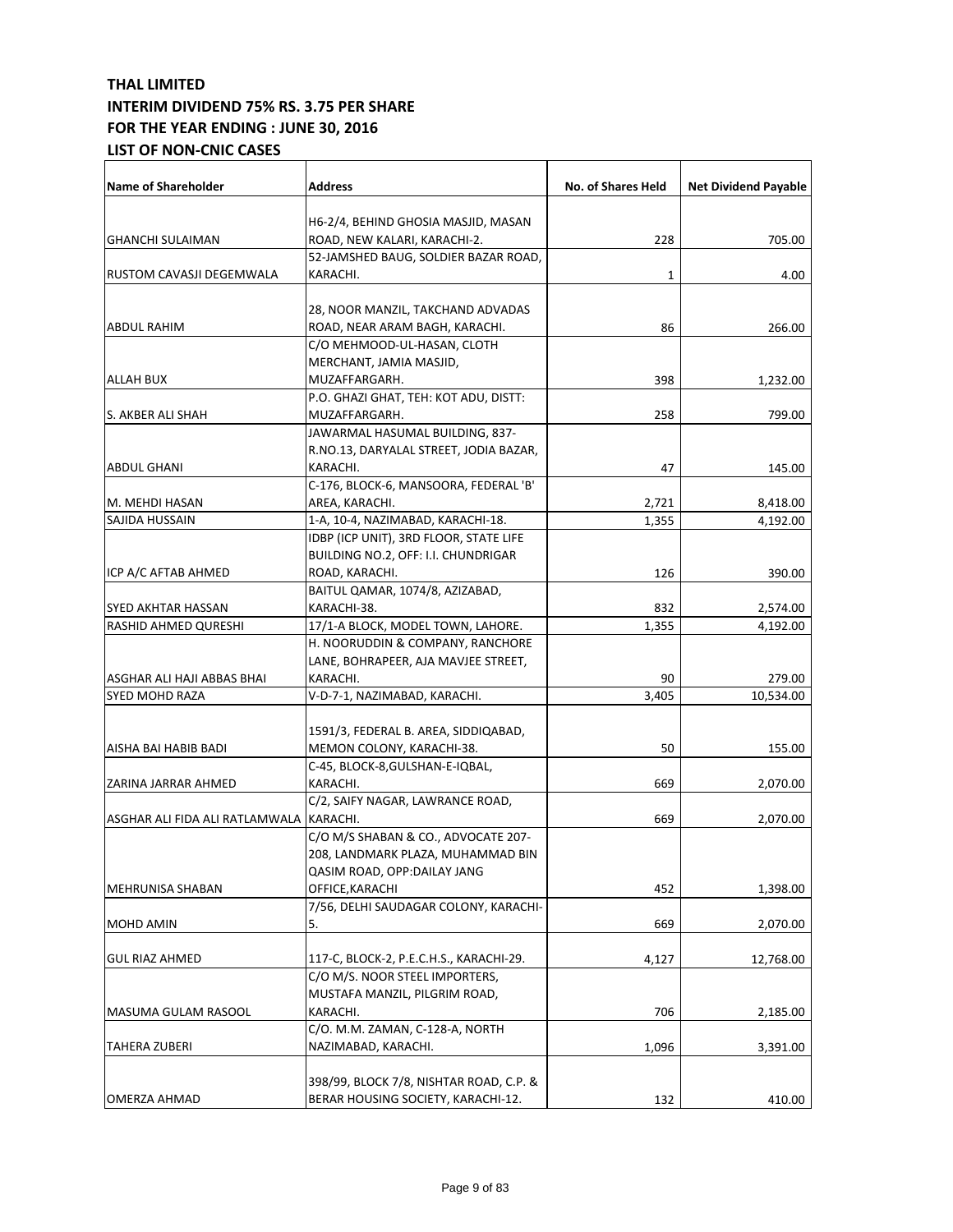**THAL LIMITED**
**INTERIM DIVIDEND 75% RS. 3.75 PER SHARE**
**FOR THE YEAR ENDING : JUNE 30, 2016**
**LIST OF NON-CNIC CASES**

| Name of Shareholder | Address | No. of Shares Held | Net Dividend Payable |
|---|---|---|---|
| GHANCHI SULAIMAN | H6-2/4, BEHIND GHOSIA MASJID, MASAN ROAD, NEW KALARI, KARACHI-2. | 228 | 705.00 |
| RUSTOM CAVASJI DEGEMWALA | 52-JAMSHED BAUG, SOLDIER BAZAR ROAD, KARACHI. | 1 | 4.00 |
| ABDUL RAHIM | 28, NOOR MANZIL, TAKCHAND ADVADAS ROAD, NEAR ARAM BAGH, KARACHI. | 86 | 266.00 |
| ALLAH BUX | C/O MEHMOOD-UL-HASAN, CLOTH MERCHANT, JAMIA MASJID, MUZAFFARGARH. | 398 | 1,232.00 |
| S. AKBER ALI SHAH | P.O. GHAZI GHAT, TEH: KOT ADU, DISTT: MUZAFFARGARH. | 258 | 799.00 |
| ABDUL GHANI | JAWARMAL HASUMAL BUILDING, 837-R.NO.13, DARYALAL STREET, JODIA BAZAR, KARACHI. | 47 | 145.00 |
| M. MEHDI HASAN | C-176, BLOCK-6, MANSOORA, FEDERAL 'B' AREA, KARACHI. | 2,721 | 8,418.00 |
| SAJIDA HUSSAIN | 1-A, 10-4, NAZIMABAD, KARACHI-18. | 1,355 | 4,192.00 |
| ICP A/C AFTAB AHMED | IDBP (ICP UNIT), 3RD FLOOR, STATE LIFE BUILDING NO.2, OFF: I.I. CHUNDRIGAR ROAD, KARACHI. | 126 | 390.00 |
| SYED AKHTAR HASSAN | BAITUL QAMAR, 1074/8, AZIZABAD, KARACHI-38. | 832 | 2,574.00 |
| RASHID AHMED QURESHI | 17/1-A BLOCK, MODEL TOWN, LAHORE. | 1,355 | 4,192.00 |
| ASGHAR ALI HAJI ABBAS BHAI | H. NOORUDDIN & COMPANY, RANCHORE LANE, BOHRAPEER, AJA MAVJEE STREET, KARACHI. | 90 | 279.00 |
| SYED MOHD RAZA | V-D-7-1, NAZIMABAD, KARACHI. | 3,405 | 10,534.00 |
| AISHA BAI HABIB BADI | 1591/3, FEDERAL B. AREA, SIDDIQABAD, MEMON COLONY, KARACHI-38. | 50 | 155.00 |
| ZARINA JARRAR AHMED | C-45, BLOCK-8,GULSHAN-E-IQBAL, KARACHI. | 669 | 2,070.00 |
| ASGHAR ALI FIDA ALI RATLAMWALA | C/2, SAIFY NAGAR, LAWRANCE ROAD, KARACHI. | 669 | 2,070.00 |
| MEHRUNISA SHABAN | C/O M/S SHABAN & CO., ADVOCATE 207-208, LANDMARK PLAZA, MUHAMMAD BIN QASIM ROAD, OPP:DAILAY JANG OFFICE,KARACHI | 452 | 1,398.00 |
| MOHD AMIN | 7/56, DELHI SAUDAGAR COLONY, KARACHI-5. | 669 | 2,070.00 |
| GUL RIAZ AHMED | 117-C, BLOCK-2, P.E.C.H.S., KARACHI-29. | 4,127 | 12,768.00 |
| MASUMA GULAM RASOOL | C/O M/S. NOOR STEEL IMPORTERS, MUSTAFA MANZIL, PILGRIM ROAD, KARACHI. | 706 | 2,185.00 |
| TAHERA ZUBERI | C/O. M.M. ZAMAN, C-128-A, NORTH NAZIMABAD, KARACHI. | 1,096 | 3,391.00 |
| OMERZA AHMAD | 398/99, BLOCK 7/8, NISHTAR ROAD, C.P. & BERAR HOUSING SOCIETY, KARACHI-12. | 132 | 410.00 |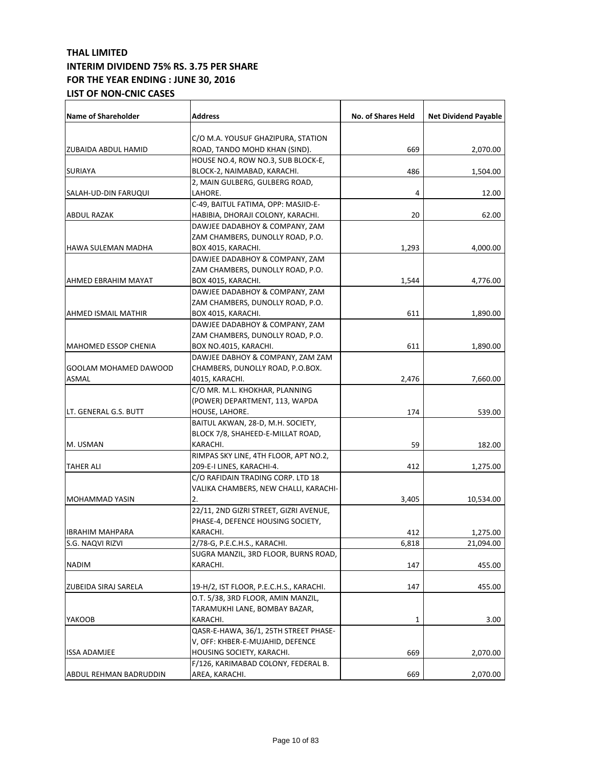**THAL LIMITED**
**INTERIM DIVIDEND 75% RS. 3.75 PER SHARE**
**FOR THE YEAR ENDING : JUNE 30, 2016**
**LIST OF NON-CNIC CASES**

| Name of Shareholder | Address | No. of Shares Held | Net Dividend Payable |
|---|---|---|---|
| ZUBAIDA ABDUL HAMID | C/O M.A. YOUSUF GHAZIPURA, STATION ROAD, TANDO MOHD KHAN (SIND). | 669 | 2,070.00 |
| SURIAYA | HOUSE NO.4, ROW NO.3, SUB BLOCK-E, BLOCK-2, NAIMABAD, KARACHI. | 486 | 1,504.00 |
| SALAH-UD-DIN FARUQUI | 2, MAIN GULBERG, GULBERG ROAD, LAHORE. | 4 | 12.00 |
| ABDUL RAZAK | C-49, BAITUL FATIMA, OPP: MASJID-E-HABIBIA, DHORAJI COLONY, KARACHI. | 20 | 62.00 |
| HAWA SULEMAN MADHA | DAWJEE DADABHOY & COMPANY, ZAM ZAM CHAMBERS, DUNOLLY ROAD, P.O. BOX 4015, KARACHI. | 1,293 | 4,000.00 |
| AHMED EBRAHIM MAYAT | DAWJEE DADABHOY & COMPANY, ZAM ZAM CHAMBERS, DUNOLLY ROAD, P.O. BOX 4015, KARACHI. | 1,544 | 4,776.00 |
| AHMED ISMAIL MATHIR | DAWJEE DADABHOY & COMPANY, ZAM ZAM CHAMBERS, DUNOLLY ROAD, P.O. BOX 4015, KARACHI. | 611 | 1,890.00 |
| MAHOMED ESSOP CHENIA | DAWJEE DADABHOY & COMPANY, ZAM ZAM CHAMBERS, DUNOLLY ROAD, P.O. BOX NO.4015, KARACHI. | 611 | 1,890.00 |
| GOOLAM MOHAMED DAWOOD ASMAL | DAWJEE DABHOY & COMPANY, ZAM ZAM CHAMBERS, DUNOLLY ROAD, P.O.BOX. 4015, KARACHI. | 2,476 | 7,660.00 |
| LT. GENERAL G.S. BUTT | C/O MR. M.L. KHOKHAR, PLANNING (POWER) DEPARTMENT, 113, WAPDA HOUSE, LAHORE. | 174 | 539.00 |
| M. USMAN | BAITUL AKWAN, 28-D, M.H. SOCIETY, BLOCK 7/8, SHAHEED-E-MILLAT ROAD, KARACHI. | 59 | 182.00 |
| TAHER ALI | RIMPAS SKY LINE, 4TH FLOOR, APT NO.2, 209-E-I LINES, KARACHI-4. | 412 | 1,275.00 |
| MOHAMMAD YASIN | C/O RAFIDAIN TRADING CORP. LTD 18 VALIKA CHAMBERS, NEW CHALLI, KARACHI-2. | 3,405 | 10,534.00 |
| IBRAHIM MAHPARA | 22/11, 2ND GIZRI STREET, GIZRI AVENUE, PHASE-4, DEFENCE HOUSING SOCIETY, KARACHI. | 412 | 1,275.00 |
| S.G. NAQVI RIZVI | 2/78-G, P.E.C.H.S., KARACHI. | 6,818 | 21,094.00 |
| NADIM | SUGRA MANZIL, 3RD FLOOR, BURNS ROAD, KARACHI. | 147 | 455.00 |
| ZUBEIDA SIRAJ SARELA | 19-H/2, IST FLOOR, P.E.C.H.S., KARACHI. | 147 | 455.00 |
| YAKOOB | O.T. 5/38, 3RD FLOOR, AMIN MANZIL, TARAMUKHI LANE, BOMBAY BAZAR, KARACHI. | 1 | 3.00 |
| ISSA ADAMJEE | QASR-E-HAWA, 36/1, 25TH STREET PHASE-V, OFF: KHBER-E-MUJAHID, DEFENCE HOUSING SOCIETY, KARACHI. | 669 | 2,070.00 |
| ABDUL REHMAN BADRUDDIN | F/126, KARIMABAD COLONY, FEDERAL B. AREA, KARACHI. | 669 | 2,070.00 |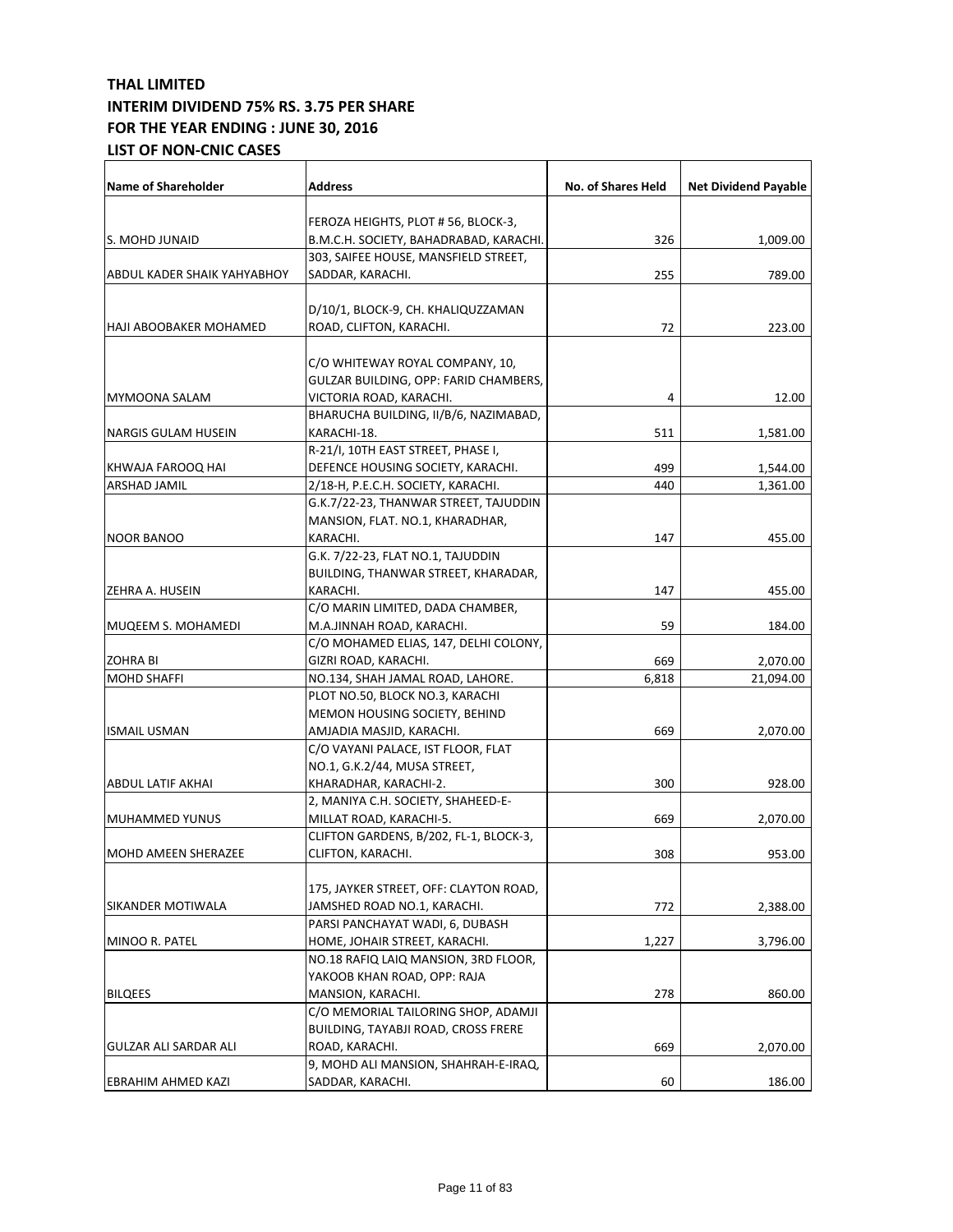**THAL LIMITED**
**INTERIM DIVIDEND 75% RS. 3.75 PER SHARE**
**FOR THE YEAR ENDING : JUNE 30, 2016**
**LIST OF NON-CNIC CASES**

| Name of Shareholder | Address | No. of Shares Held | Net Dividend Payable |
|---|---|---|---|
| S. MOHD JUNAID | FEROZA HEIGHTS, PLOT # 56, BLOCK-3, B.M.C.H. SOCIETY, BAHADRABAD, KARACHI. | 326 | 1,009.00 |
| ABDUL KADER SHAIK YAHYABHOY | 303, SAIFEE HOUSE, MANSFIELD STREET, SADDAR, KARACHI. | 255 | 789.00 |
| HAJI ABOOBAKER MOHAMED | D/10/1, BLOCK-9, CH. KHALIQUZZAMAN ROAD, CLIFTON, KARACHI. | 72 | 223.00 |
| MYMOONA SALAM | C/O WHITEWAY ROYAL COMPANY, 10, GULZAR BUILDING, OPP: FARID CHAMBERS, VICTORIA ROAD, KARACHI. | 4 | 12.00 |
| NARGIS GULAM HUSEIN | BHARUCHA BUILDING, II/B/6, NAZIMABAD, KARACHI-18. | 511 | 1,581.00 |
| KHWAJA FAROOQ HAI | R-21/I, 10TH EAST STREET, PHASE I, DEFENCE HOUSING SOCIETY, KARACHI. | 499 | 1,544.00 |
| ARSHAD JAMIL | 2/18-H, P.E.C.H. SOCIETY, KARACHI. | 440 | 1,361.00 |
| NOOR BANOO | G.K.7/22-23, THANWAR STREET, TAJUDDIN MANSION, FLAT. NO.1, KHARADHAR, KARACHI. | 147 | 455.00 |
| ZEHRA A. HUSEIN | G.K. 7/22-23, FLAT NO.1, TAJUDDIN BUILDING, THANWAR STREET, KHARADAR, KARACHI. | 147 | 455.00 |
| MUQEEM S. MOHAMEDI | C/O MARIN LIMITED, DADA CHAMBER, M.A.JINNAH ROAD, KARACHI. | 59 | 184.00 |
| ZOHRA BI | C/O MOHAMED ELIAS, 147, DELHI COLONY, GIZRI ROAD, KARACHI. | 669 | 2,070.00 |
| MOHD SHAFFI | NO.134, SHAH JAMAL ROAD, LAHORE. | 6,818 | 21,094.00 |
| ISMAIL USMAN | PLOT NO.50, BLOCK NO.3, KARACHI MEMON HOUSING SOCIETY, BEHIND AMJADIA MASJID, KARACHI. | 669 | 2,070.00 |
| ABDUL LATIF AKHAI | C/O VAYANI PALACE, IST FLOOR, FLAT NO.1, G.K.2/44, MUSA STREET, KHARADHAR, KARACHI-2. | 300 | 928.00 |
| MUHAMMED YUNUS | 2, MANIYA C.H. SOCIETY, SHAHEED-E-MILLAT ROAD, KARACHI-5. | 669 | 2,070.00 |
| MOHD AMEEN SHERAZEE | CLIFTON GARDENS, B/202, FL-1, BLOCK-3, CLIFTON, KARACHI. | 308 | 953.00 |
| SIKANDER MOTIWALA | 175, JAYKER STREET, OFF: CLAYTON ROAD, JAMSHED ROAD NO.1, KARACHI. | 772 | 2,388.00 |
| MINOO R. PATEL | PARSI PANCHAYAT WADI, 6, DUBASH HOME, JOHAIR STREET, KARACHI. | 1,227 | 3,796.00 |
| BILQEES | NO.18 RAFIQ LAIQ MANSION, 3RD FLOOR, YAKOOB KHAN ROAD, OPP: RAJA MANSION, KARACHI. | 278 | 860.00 |
| GULZAR ALI SARDAR ALI | C/O MEMORIAL TAILORING SHOP, ADAMJI BUILDING, TAYABJI ROAD, CROSS FRERE ROAD, KARACHI. | 669 | 2,070.00 |
| EBRAHIM AHMED KAZI | 9, MOHD ALI MANSION, SHAHRAH-E-IRAQ, SADDAR, KARACHI. | 60 | 186.00 |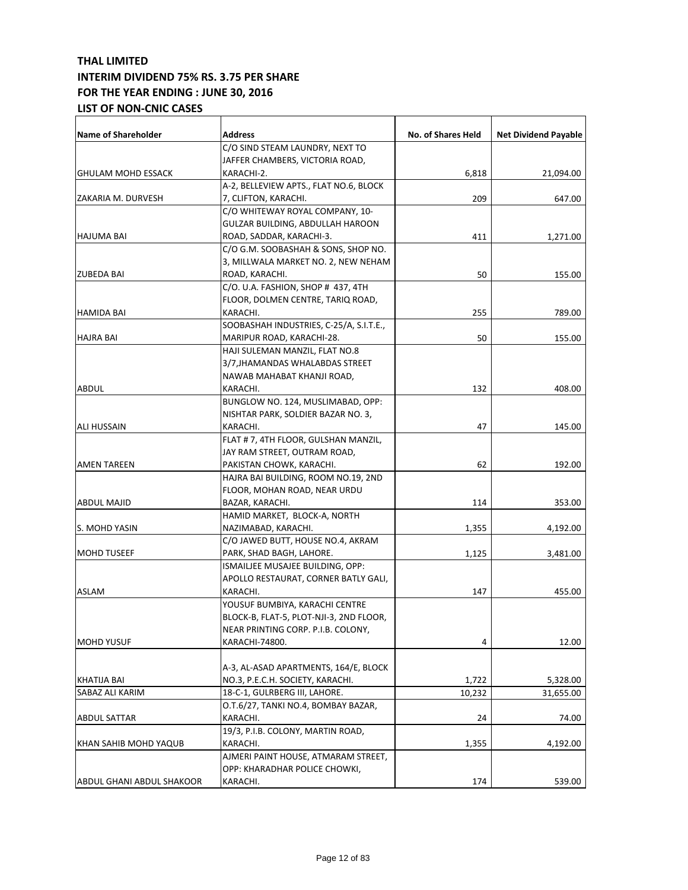**THAL LIMITED**
**INTERIM DIVIDEND 75% RS. 3.75 PER SHARE**
**FOR THE YEAR ENDING : JUNE 30, 2016**
**LIST OF NON-CNIC CASES**

| Name of Shareholder | Address | No. of Shares Held | Net Dividend Payable |
|---|---|---|---|
| GHULAM MOHD ESSACK | C/O SIND STEAM LAUNDRY, NEXT TO JAFFER CHAMBERS, VICTORIA ROAD, KARACHI-2. | 6,818 | 21,094.00 |
| ZAKARIA M. DURVESH | A-2, BELLEVIEW APTS., FLAT NO.6, BLOCK 7, CLIFTON, KARACHI. | 209 | 647.00 |
| HAJUMA BAI | C/O WHITEWAY ROYAL COMPANY, 10-GULZAR BUILDING, ABDULLAH HAROON ROAD, SADDAR, KARACHI-3. | 411 | 1,271.00 |
| ZUBEDA BAI | C/O G.M. SOOBASHAH & SONS, SHOP NO. 3, MILLWALA MARKET NO. 2, NEW NEHAM ROAD, KARACHI. | 50 | 155.00 |
| HAMIDA BAI | C/O. U.A. FASHION, SHOP # 437, 4TH FLOOR, DOLMEN CENTRE, TARIQ ROAD, KARACHI. | 255 | 789.00 |
| HAJRA BAI | SOOBASHAH INDUSTRIES, C-25/A, S.I.T.E., MARIPUR ROAD, KARACHI-28. | 50 | 155.00 |
| ABDUL | HAJI SULEMAN MANZIL, FLAT NO.8 3/7,JHAMANDAS WHALABDAS STREET NAWAB MAHABAT KHANJI ROAD, KARACHI. | 132 | 408.00 |
| ALI HUSSAIN | BUNGLOW NO. 124, MUSLIMABAD, OPP: NISHTAR PARK, SOLDIER BAZAR NO. 3, KARACHI. | 47 | 145.00 |
| AMEN TAREEN | FLAT # 7, 4TH FLOOR, GULSHAN MANZIL, JAY RAM STREET, OUTRAM ROAD, PAKISTAN CHOWK, KARACHI. | 62 | 192.00 |
| ABDUL MAJID | HAJRA BAI BUILDING, ROOM NO.19, 2ND FLOOR, MOHAN ROAD, NEAR URDU BAZAR, KARACHI. | 114 | 353.00 |
| S. MOHD YASIN | HAMID MARKET, BLOCK-A, NORTH NAZIMABAD, KARACHI. | 1,355 | 4,192.00 |
| MOHD TUSEEF | C/O JAWED BUTT, HOUSE NO.4, AKRAM PARK, SHAD BAGH, LAHORE. | 1,125 | 3,481.00 |
| ASLAM | ISMAILJEE MUSAJEE BUILDING, OPP: APOLLO RESTAURAT, CORNER BATLY GALI, KARACHI. | 147 | 455.00 |
| MOHD YUSUF | YOUSUF BUMBIYA, KARACHI CENTRE BLOCK-B, FLAT-5, PLOT-NJI-3, 2ND FLOOR, NEAR PRINTING CORP. P.I.B. COLONY, KARACHI-74800. | 4 | 12.00 |
| KHATIJA BAI | A-3, AL-ASAD APARTMENTS, 164/E, BLOCK NO.3, P.E.C.H. SOCIETY, KARACHI. | 1,722 | 5,328.00 |
| SABAZ ALI KARIM | 18-C-1, GULRBERG III, LAHORE. | 10,232 | 31,655.00 |
| ABDUL SATTAR | O.T.6/27, TANKI NO.4, BOMBAY BAZAR, KARACHI. | 24 | 74.00 |
| KHAN SAHIB MOHD YAQUB | 19/3, P.I.B. COLONY, MARTIN ROAD, KARACHI. | 1,355 | 4,192.00 |
| ABDUL GHANI ABDUL SHAKOOR | AJMERI PAINT HOUSE, ATMARAM STREET, OPP: KHARADHAR POLICE CHOWKI, KARACHI. | 174 | 539.00 |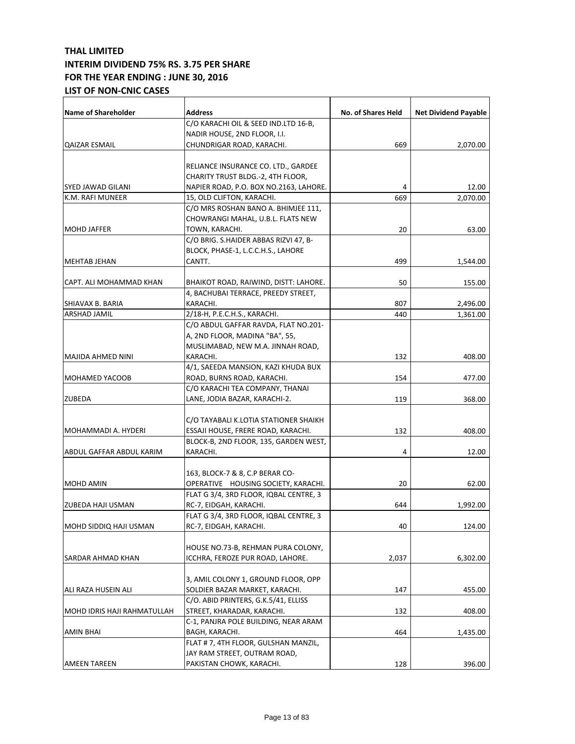**THAL LIMITED**

**INTERIM DIVIDEND 75% RS. 3.75 PER SHARE**

**FOR THE YEAR ENDING : JUNE 30, 2016**

**LIST OF NON-CNIC CASES**

| Name of Shareholder | Address | No. of Shares Held | Net Dividend Payable |
|---|---|---|---|
| QAIZAR ESMAIL | C/O KARACHI OIL & SEED IND.LTD 16-B, NADIR HOUSE, 2ND FLOOR, I.I. CHUNDRIGAR ROAD, KARACHI. | 669 | 2,070.00 |
| SYED JAWAD GILANI | RELIANCE INSURANCE CO. LTD., GARDEE CHARITY TRUST BLDG.-2, 4TH FLOOR, NAPIER ROAD, P.O. BOX NO.2163, LAHORE. | 4 | 12.00 |
| K.M. RAFI MUNEER | 15, OLD CLIFTON, KARACHI. | 669 | 2,070.00 |
| MOHD JAFFER | C/O MRS ROSHAN BANO A. BHIMJEE 111, CHOWRANGI MAHAL, U.B.L. FLATS NEW TOWN, KARACHI. | 20 | 63.00 |
| MEHTAB JEHAN | C/O BRIG. S.HAIDER ABBAS RIZVI 47, B-BLOCK, PHASE-1, L.C.C.H.S., LAHORE CANTT. | 499 | 1,544.00 |
| CAPT. ALI MOHAMMAD KHAN | BHAIKOT ROAD, RAIWIND, DISTT: LAHORE. | 50 | 155.00 |
| SHIAVAX B. BARIA | 4, BACHUBAI TERRACE, PREEDY STREET, KARACHI. | 807 | 2,496.00 |
| ARSHAD JAMIL | 2/18-H, P.E.C.H.S., KARACHI. | 440 | 1,361.00 |
| MAJIDA AHMED NINI | C/O ABDUL GAFFAR RAVDA, FLAT NO.201-A, 2ND FLOOR, MADINA "BA", 55, MUSLIMABAD, NEW M.A. JINNAH ROAD, KARACHI. | 132 | 408.00 |
| MOHAMED YACOOB | 4/1, SAEEDA MANSION, KAZI KHUDA BUX ROAD, BURNS ROAD, KARACHI. | 154 | 477.00 |
| ZUBEDA | C/O KARACHI TEA COMPANY, THANAI LANE, JODIA BAZAR, KARACHI-2. | 119 | 368.00 |
| MOHAMMADI A. HYDERI | C/O TAYABALI K.LOTIA STATIONER SHAIKH ESSAJI HOUSE, FRERE ROAD, KARACHI. | 132 | 408.00 |
| ABDUL GAFFAR ABDUL KARIM | BLOCK-B, 2ND FLOOR, 135, GARDEN WEST, KARACHI. | 4 | 12.00 |
| MOHD AMIN | 163, BLOCK-7 & 8, C.P BERAR CO-OPERATIVE HOUSING SOCIETY, KARACHI. | 20 | 62.00 |
| ZUBEDA HAJI USMAN | FLAT G 3/4, 3RD FLOOR, IQBAL CENTRE, 3 RC-7, EIDGAH, KARACHI. | 644 | 1,992.00 |
| MOHD SIDDIQ HAJI USMAN | FLAT G 3/4, 3RD FLOOR, IQBAL CENTRE, 3 RC-7, EIDGAH, KARACHI. | 40 | 124.00 |
| SARDAR AHMAD KHAN | HOUSE NO.73-B, REHMAN PURA COLONY, ICCHRA, FEROZE PUR ROAD, LAHORE. | 2,037 | 6,302.00 |
| ALI RAZA HUSEIN ALI | 3, AMIL COLONY 1, GROUND FLOOR, OPP SOLDIER BAZAR MARKET, KARACHI. | 147 | 455.00 |
| MOHD IDRIS HAJI RAHMATULLAH | C/O. ABID PRINTERS, G.K.5/41, ELLISS STREET, KHARADAR, KARACHI. | 132 | 408.00 |
| AMIN BHAI | C-1, PANJRA POLE BUILDING, NEAR ARAM BAGH, KARACHI. | 464 | 1,435.00 |
| AMEEN TAREEN | FLAT # 7, 4TH FLOOR, GULSHAN MANZIL, JAY RAM STREET, OUTRAM ROAD, PAKISTAN CHOWK, KARACHI. | 128 | 396.00 |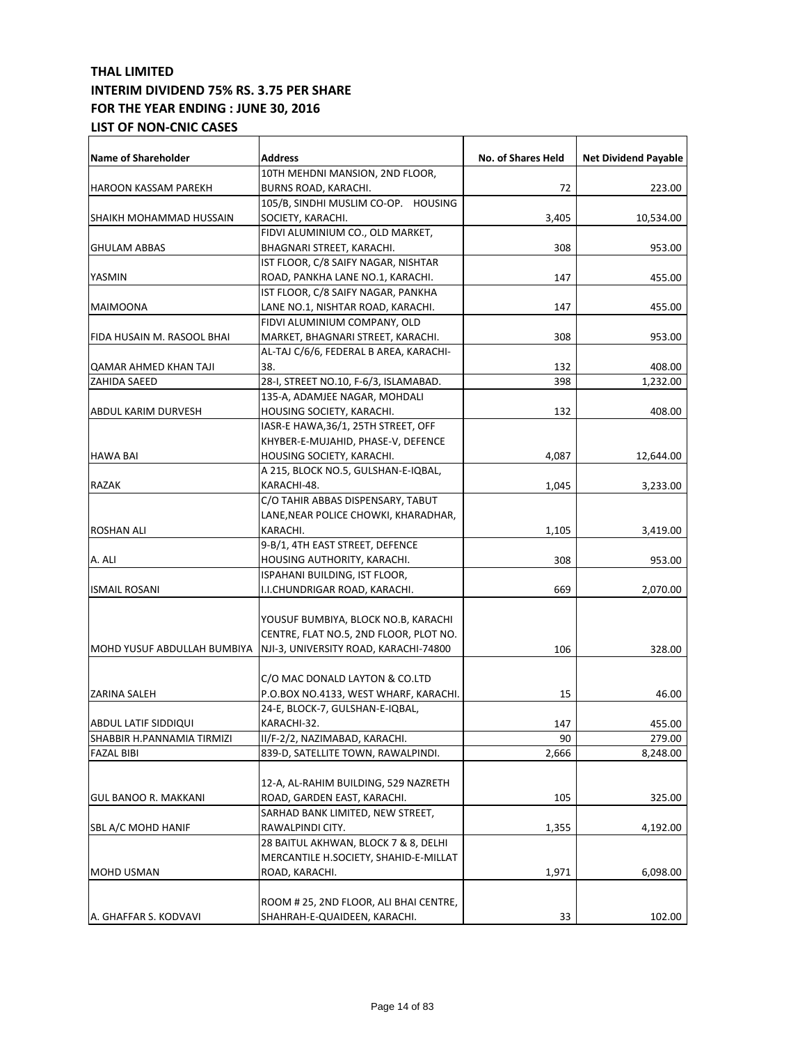**THAL LIMITED**
**INTERIM DIVIDEND 75% RS. 3.75 PER SHARE**
**FOR THE YEAR ENDING : JUNE 30, 2016**
**LIST OF NON-CNIC CASES**

| Name of Shareholder | Address | No. of Shares Held | Net Dividend Payable |
|---|---|---|---|
| HAROON KASSAM PAREKH | 10TH MEHDNI MANSION, 2ND FLOOR, BURNS ROAD, KARACHI. | 72 | 223.00 |
| SHAIKH MOHAMMAD HUSSAIN | 105/B, SINDHI MUSLIM CO-OP. HOUSING SOCIETY, KARACHI. | 3,405 | 10,534.00 |
| GHULAM ABBAS | FIDVI ALUMINIUM CO., OLD MARKET, BHAGNARI STREET, KARACHI. | 308 | 953.00 |
| YASMIN | IST FLOOR, C/8 SAIFY NAGAR, NISHTAR ROAD, PANKHA LANE NO.1, KARACHI. | 147 | 455.00 |
| MAIMOONA | IST FLOOR, C/8 SAIFY NAGAR, PANKHA LANE NO.1, NISHTAR ROAD, KARACHI. | 147 | 455.00 |
| FIDA HUSAIN M. RASOOL BHAI | FIDVI ALUMINIUM COMPANY, OLD MARKET, BHAGNARI STREET, KARACHI. | 308 | 953.00 |
| QAMAR AHMED KHAN TAJI | AL-TAJ C/6/6, FEDERAL B AREA, KARACHI-38. | 132 | 408.00 |
| ZAHIDA SAEED | 28-I, STREET NO.10, F-6/3, ISLAMABAD. | 398 | 1,232.00 |
| ABDUL KARIM DURVESH | 135-A, ADAMJEE NAGAR, MOHDALI HOUSING SOCIETY, KARACHI. | 132 | 408.00 |
| HAWA BAI | IASR-E HAWA,36/1, 25TH STREET, OFF KHYBER-E-MUJAHID, PHASE-V, DEFENCE HOUSING SOCIETY, KARACHI. | 4,087 | 12,644.00 |
| RAZAK | A 215, BLOCK NO.5, GULSHAN-E-IQBAL, KARACHI-48. | 1,045 | 3,233.00 |
| ROSHAN ALI | C/O TAHIR ABBAS DISPENSARY, TABUT LANE,NEAR POLICE CHOWKI, KHARADHAR, KARACHI. | 1,105 | 3,419.00 |
| A. ALI | 9-B/1, 4TH EAST STREET, DEFENCE HOUSING AUTHORITY, KARACHI. | 308 | 953.00 |
| ISMAIL ROSANI | ISPAHANI BUILDING, IST FLOOR, I.I.CHUNDRIGAR ROAD, KARACHI. | 669 | 2,070.00 |
| MOHD YUSUF ABDULLAH BUMBIYA | YOUSUF BUMBIYA, BLOCK NO.B, KARACHI CENTRE, FLAT NO.5, 2ND FLOOR, PLOT NO. NJI-3, UNIVERSITY ROAD, KARACHI-74800 | 106 | 328.00 |
| ZARINA SALEH | C/O MAC DONALD LAYTON & CO.LTD P.O.BOX NO.4133, WEST WHARF, KARACHI. | 15 | 46.00 |
| ABDUL LATIF SIDDIQUI | 24-E, BLOCK-7, GULSHAN-E-IQBAL, KARACHI-32. | 147 | 455.00 |
| SHABBIR H.PANNAMIA TIRMIZI | II/F-2/2, NAZIMABAD, KARACHI. | 90 | 279.00 |
| FAZAL BIBI | 839-D, SATELLITE TOWN, RAWALPINDI. | 2,666 | 8,248.00 |
| GUL BANOO R. MAKKANI | 12-A, AL-RAHIM BUILDING, 529 NAZRETH ROAD, GARDEN EAST, KARACHI. | 105 | 325.00 |
| SBL A/C MOHD HANIF | SARHAD BANK LIMITED, NEW STREET, RAWALPINDI CITY. | 1,355 | 4,192.00 |
| MOHD USMAN | 28 BAITUL AKHWAN, BLOCK 7 & 8, DELHI MERCANTILE H.SOCIETY, SHAHID-E-MILLAT ROAD, KARACHI. | 1,971 | 6,098.00 |
| A. GHAFFAR S. KODVAVI | ROOM # 25, 2ND FLOOR, ALI BHAI CENTRE, SHAHRAH-E-QUAIDEEN, KARACHI. | 33 | 102.00 |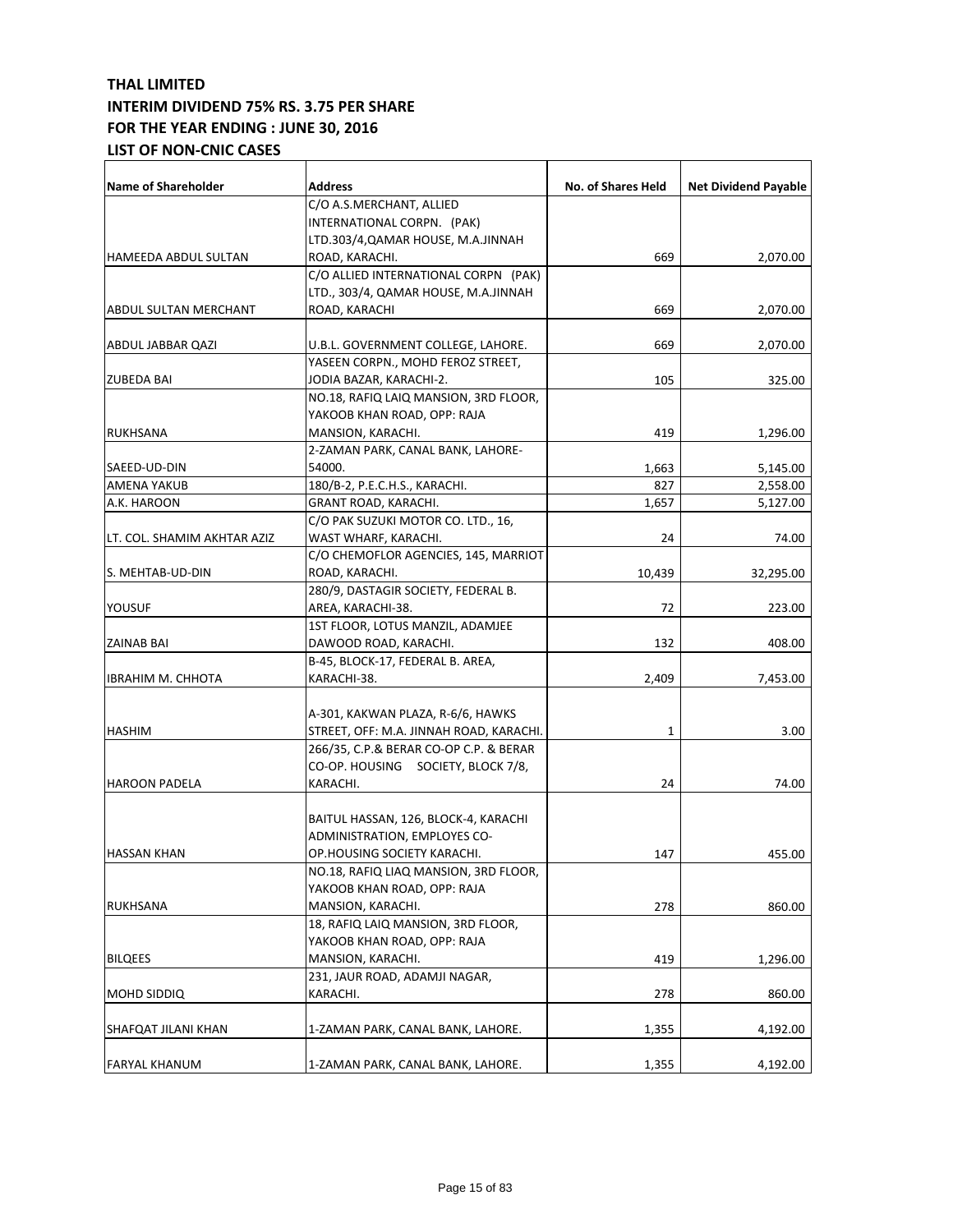**THAL LIMITED**
**INTERIM DIVIDEND 75% RS. 3.75 PER SHARE**
**FOR THE YEAR ENDING : JUNE 30, 2016**
**LIST OF NON-CNIC CASES**

| Name of Shareholder | Address | No. of Shares Held | Net Dividend Payable |
|---|---|---|---|
| HAMEEDA ABDUL SULTAN | C/O A.S.MERCHANT, ALLIED INTERNATIONAL CORPN. (PAK) LTD.303/4,QAMAR HOUSE, M.A.JINNAH ROAD, KARACHI. | 669 | 2,070.00 |
| ABDUL SULTAN MERCHANT | C/O ALLIED INTERNATIONAL CORPN (PAK) LTD., 303/4, QAMAR HOUSE, M.A.JINNAH ROAD, KARACHI | 669 | 2,070.00 |
| ABDUL JABBAR QAZI | U.B.L. GOVERNMENT COLLEGE, LAHORE. | 669 | 2,070.00 |
| ZUBEDA BAI | YASEEN CORPN., MOHD FEROZ STREET, JODIA BAZAR, KARACHI-2. | 105 | 325.00 |
| RUKHSANA | NO.18, RAFIQ LAIQ MANSION, 3RD FLOOR, YAKOOB KHAN ROAD, OPP: RAJA MANSION, KARACHI. | 419 | 1,296.00 |
| SAEED-UD-DIN | 2-ZAMAN PARK, CANAL BANK, LAHORE-54000. | 1,663 | 5,145.00 |
| AMENA YAKUB | 180/B-2, P.E.C.H.S., KARACHI. | 827 | 2,558.00 |
| A.K. HAROON | GRANT ROAD, KARACHI. | 1,657 | 5,127.00 |
| LT. COL. SHAMIM AKHTAR AZIZ | C/O PAK SUZUKI MOTOR CO. LTD., 16, WAST WHARF, KARACHI. | 24 | 74.00 |
| S. MEHTAB-UD-DIN | C/O CHEMOFLOR AGENCIES, 145, MARRIOT ROAD, KARACHI. | 10,439 | 32,295.00 |
| YOUSUF | 280/9, DASTAGIR SOCIETY, FEDERAL B. AREA, KARACHI-38. | 72 | 223.00 |
| ZAINAB BAI | 1ST FLOOR, LOTUS MANZIL, ADAMJEE DAWOOD ROAD, KARACHI. | 132 | 408.00 |
| IBRAHIM M. CHHOTA | B-45, BLOCK-17, FEDERAL B. AREA, KARACHI-38. | 2,409 | 7,453.00 |
| HASHIM | A-301, KAKWAN PLAZA, R-6/6, HAWKS STREET, OFF: M.A. JINNAH ROAD, KARACHI. | 1 | 3.00 |
| HAROON PADELA | 266/35, C.P.& BERAR CO-OP C.P. & BERAR CO-OP. HOUSING SOCIETY, BLOCK 7/8, KARACHI. | 24 | 74.00 |
| HASSAN KHAN | BAITUL HASSAN, 126, BLOCK-4, KARACHI ADMINISTRATION, EMPLOYES CO-OP.HOUSING SOCIETY KARACHI. | 147 | 455.00 |
| RUKHSANA | NO.18, RAFIQ LIAQ MANSION, 3RD FLOOR, YAKOOB KHAN ROAD, OPP: RAJA MANSION, KARACHI. | 278 | 860.00 |
| BILQEES | 18, RAFIQ LAIQ MANSION, 3RD FLOOR, YAKOOB KHAN ROAD, OPP: RAJA MANSION, KARACHI. | 419 | 1,296.00 |
| MOHD SIDDIQ | 231, JAUR ROAD, ADAMJI NAGAR, KARACHI. | 278 | 860.00 |
| SHAFQAT JILANI KHAN | 1-ZAMAN PARK, CANAL BANK, LAHORE. | 1,355 | 4,192.00 |
| FARYAL KHANUM | 1-ZAMAN PARK, CANAL BANK, LAHORE. | 1,355 | 4,192.00 |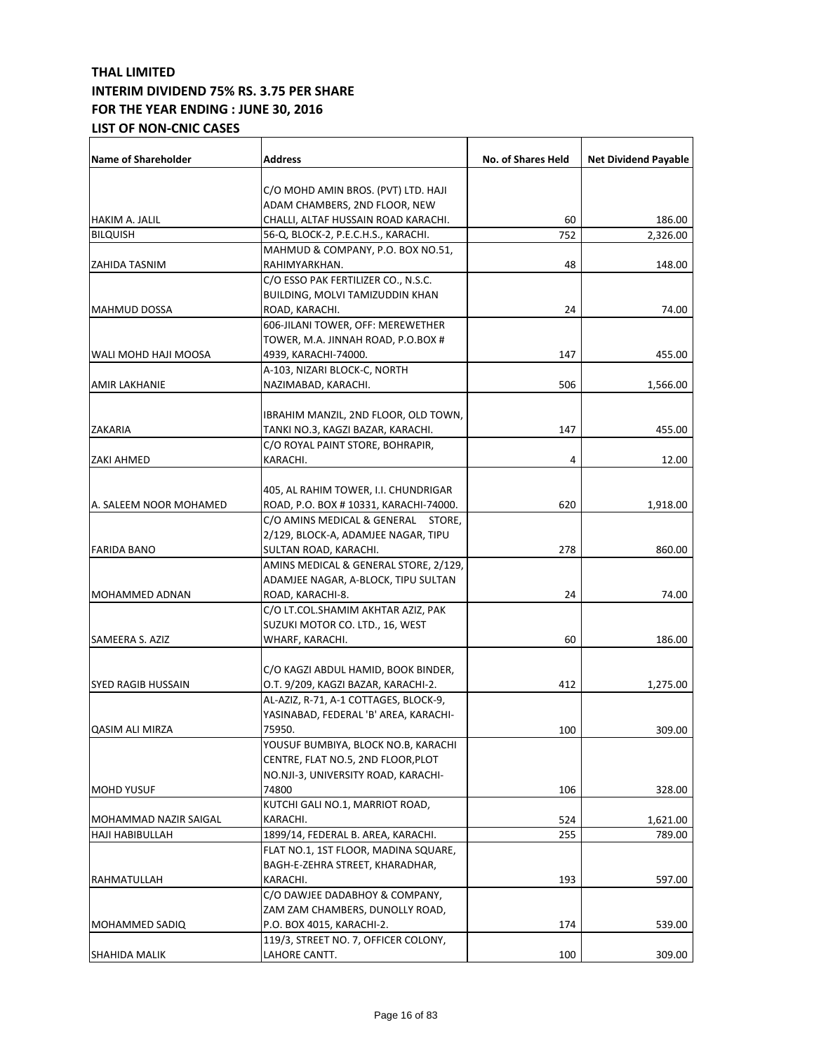**THAL LIMITED**
**INTERIM DIVIDEND 75% RS. 3.75 PER SHARE**
**FOR THE YEAR ENDING : JUNE 30, 2016**
**LIST OF NON-CNIC CASES**

| Name of Shareholder | Address | No. of Shares Held | Net Dividend Payable |
|---|---|---|---|
| HAKIM A. JALIL | C/O MOHD AMIN BROS. (PVT) LTD. HAJI ADAM CHAMBERS, 2ND FLOOR, NEW CHALLI, ALTAF HUSSAIN ROAD KARACHI. | 60 | 186.00 |
| BILQUISH | 56-Q, BLOCK-2, P.E.C.H.S., KARACHI. | 752 | 2,326.00 |
| ZAHIDA TASNIM | MAHMUD & COMPANY, P.O. BOX NO.51, RAHIMYARKHAN. | 48 | 148.00 |
| MAHMUD DOSSA | C/O ESSO PAK FERTILIZER CO., N.S.C. BUILDING, MOLVI TAMIZUDDIN KHAN ROAD, KARACHI. | 24 | 74.00 |
| WALI MOHD HAJI MOOSA | 606-JILANI TOWER, OFF: MEREWETHER TOWER, M.A. JINNAH ROAD, P.O.BOX # 4939, KARACHI-74000. | 147 | 455.00 |
| AMIR LAKHANIE | A-103, NIZARI BLOCK-C, NORTH NAZIMABAD, KARACHI. | 506 | 1,566.00 |
| ZAKARIA | IBRAHIM MANZIL, 2ND FLOOR, OLD TOWN, TANKI NO.3, KAGZI BAZAR, KARACHI. | 147 | 455.00 |
| ZAKI AHMED | C/O ROYAL PAINT STORE, BOHRAPIR, KARACHI. | 4 | 12.00 |
| A. SALEEM NOOR MOHAMED | 405, AL RAHIM TOWER, I.I. CHUNDRIGAR ROAD, P.O. BOX # 10331, KARACHI-74000. | 620 | 1,918.00 |
| FARIDA BANO | C/O AMINS MEDICAL & GENERAL STORE, 2/129, BLOCK-A, ADAMJEE NAGAR, TIPU SULTAN ROAD, KARACHI. | 278 | 860.00 |
| MOHAMMED ADNAN | AMINS MEDICAL & GENERAL STORE, 2/129, ADAMJEE NAGAR, A-BLOCK, TIPU SULTAN ROAD, KARACHI-8. | 24 | 74.00 |
| SAMEERA S. AZIZ | C/O LT.COL.SHAMIM AKHTAR AZIZ, PAK SUZUKI MOTOR CO. LTD., 16, WEST WHARF, KARACHI. | 60 | 186.00 |
| SYED RAGIB HUSSAIN | C/O KAGZI ABDUL HAMID, BOOK BINDER, O.T. 9/209, KAGZI BAZAR, KARACHI-2. | 412 | 1,275.00 |
| QASIM ALI MIRZA | AL-AZIZ, R-71, A-1 COTTAGES, BLOCK-9, YASINABAD, FEDERAL 'B' AREA, KARACHI-75950. | 100 | 309.00 |
| MOHD YUSUF | YOUSUF BUMBIYA, BLOCK NO.B, KARACHI CENTRE, FLAT NO.5, 2ND FLOOR,PLOT NO.NJI-3, UNIVERSITY ROAD, KARACHI-74800 | 106 | 328.00 |
| MOHAMMAD NAZIR SAIGAL | KUTCHI GALI NO.1, MARRIOT ROAD, KARACHI. | 524 | 1,621.00 |
| HAJI HABIBULLAH | 1899/14, FEDERAL B. AREA, KARACHI. | 255 | 789.00 |
| RAHMATULLAH | FLAT NO.1, 1ST FLOOR, MADINA SQUARE, BAGH-E-ZEHRA STREET, KHARADHAR, KARACHI. | 193 | 597.00 |
| MOHAMMED SADIQ | C/O DAWJEE DADABHOY & COMPANY, ZAM ZAM CHAMBERS, DUNOLLY ROAD, P.O. BOX 4015, KARACHI-2. | 174 | 539.00 |
| SHAHIDA MALIK | 119/3, STREET NO. 7, OFFICER COLONY, LAHORE CANTT. | 100 | 309.00 |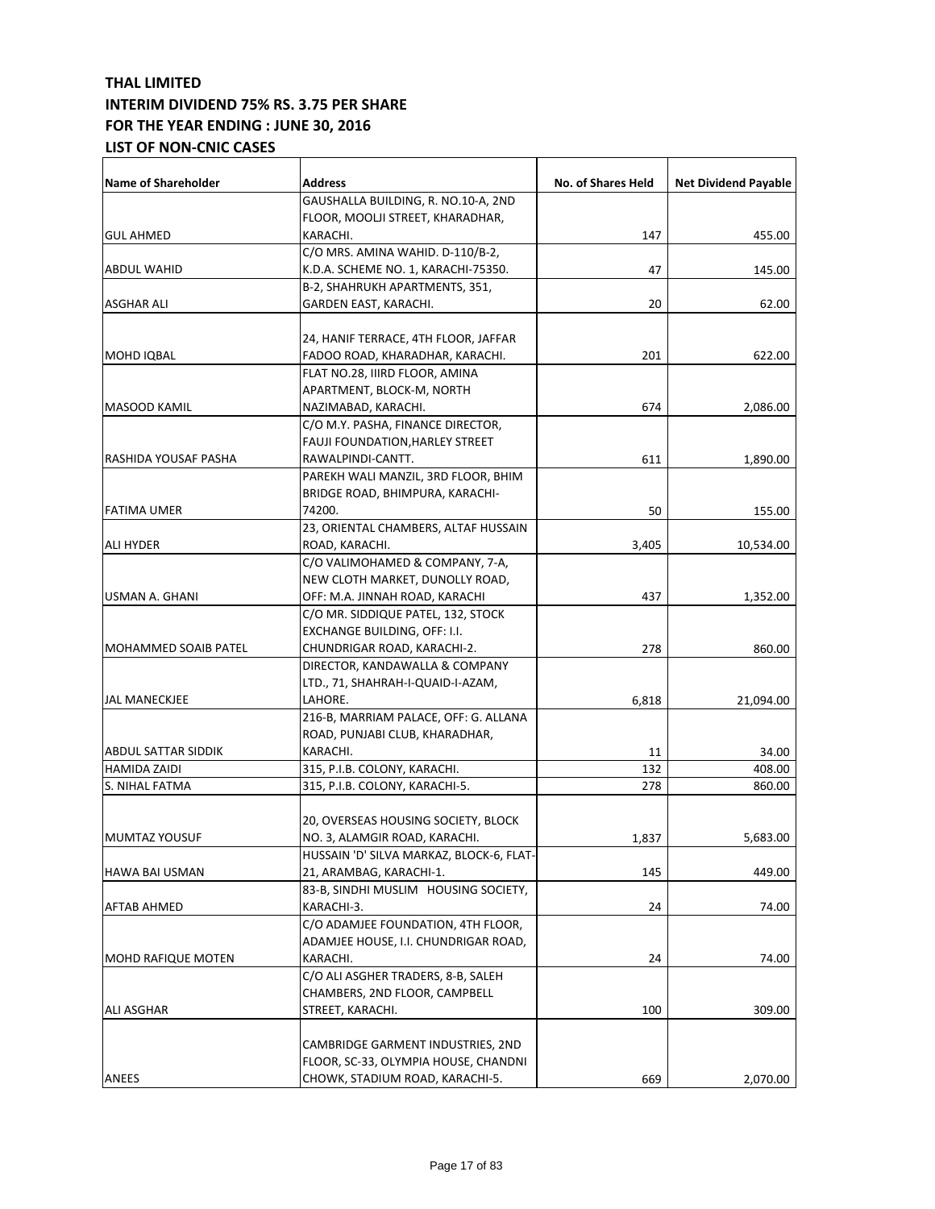**THAL LIMITED**
**INTERIM DIVIDEND 75% RS. 3.75 PER SHARE**
**FOR THE YEAR ENDING : JUNE 30, 2016**
**LIST OF NON-CNIC CASES**

| Name of Shareholder | Address | No. of Shares Held | Net Dividend Payable |
|---|---|---|---|
| GUL AHMED | GAUSHALLA BUILDING, R. NO.10-A, 2ND FLOOR, MOOLJI STREET, KHARADHAR, KARACHI. | 147 | 455.00 |
| ABDUL WAHID | C/O MRS. AMINA WAHID. D-110/B-2, K.D.A. SCHEME NO. 1, KARACHI-75350. | 47 | 145.00 |
| ASGHAR ALI | B-2, SHAHRUKH APARTMENTS, 351, GARDEN EAST, KARACHI. | 20 | 62.00 |
| MOHD IQBAL | 24, HANIF TERRACE, 4TH FLOOR, JAFFAR FADOO ROAD, KHARADHAR, KARACHI. | 201 | 622.00 |
| MASOOD KAMIL | FLAT NO.28, IIIRD FLOOR, AMINA APARTMENT, BLOCK-M, NORTH NAZIMABAD, KARACHI. | 674 | 2,086.00 |
| RASHIDA YOUSAF PASHA | C/O M.Y. PASHA, FINANCE DIRECTOR, FAUJI FOUNDATION,HARLEY STREET RAWALPINDI-CANTT. | 611 | 1,890.00 |
| FATIMA UMER | PAREKH WALI MANZIL, 3RD FLOOR, BHIM BRIDGE ROAD, BHIMPURA, KARACHI-74200. | 50 | 155.00 |
| ALI HYDER | 23, ORIENTAL CHAMBERS, ALTAF HUSSAIN ROAD, KARACHI. | 3,405 | 10,534.00 |
| USMAN A. GHANI | C/O VALIMOHAMED & COMPANY, 7-A, NEW CLOTH MARKET, DUNOLLY ROAD, OFF: M.A. JINNAH ROAD, KARACHI | 437 | 1,352.00 |
| MOHAMMED SOAIB PATEL | C/O MR. SIDDIQUE PATEL, 132, STOCK EXCHANGE BUILDING, OFF: I.I. CHUNDRIGAR ROAD, KARACHI-2. | 278 | 860.00 |
| JAL MANECKJEE | DIRECTOR, KANDAWALLA & COMPANY LTD., 71, SHAHRAH-I-QUAID-I-AZAM, LAHORE. | 6,818 | 21,094.00 |
| ABDUL SATTAR SIDDIK | 216-B, MARRIAM PALACE, OFF: G. ALLANA ROAD, PUNJABI CLUB, KHARADHAR, KARACHI. | 11 | 34.00 |
| HAMIDA ZAIDI | 315, P.I.B. COLONY, KARACHI. | 132 | 408.00 |
| S. NIHAL FATMA | 315, P.I.B. COLONY, KARACHI-5. | 278 | 860.00 |
| MUMTAZ YOUSUF | 20, OVERSEAS HOUSING SOCIETY, BLOCK NO. 3, ALAMGIR ROAD, KARACHI. | 1,837 | 5,683.00 |
| HAWA BAI USMAN | HUSSAIN 'D' SILVA MARKAZ, BLOCK-6, FLAT-21, ARAMBAG, KARACHI-1. | 145 | 449.00 |
| AFTAB AHMED | 83-B, SINDHI MUSLIM HOUSING SOCIETY, KARACHI-3. | 24 | 74.00 |
| MOHD RAFIQUE MOTEN | C/O ADAMJEE FOUNDATION, 4TH FLOOR, ADAMJEE HOUSE, I.I. CHUNDRIGAR ROAD, KARACHI. | 24 | 74.00 |
| ALI ASGHAR | C/O ALI ASGHER TRADERS, 8-B, SALEH CHAMBERS, 2ND FLOOR, CAMPBELL STREET, KARACHI. | 100 | 309.00 |
| ANEES | CAMBRIDGE GARMENT INDUSTRIES, 2ND FLOOR, SC-33, OLYMPIA HOUSE, CHANDNI CHOWK, STADIUM ROAD, KARACHI-5. | 669 | 2,070.00 |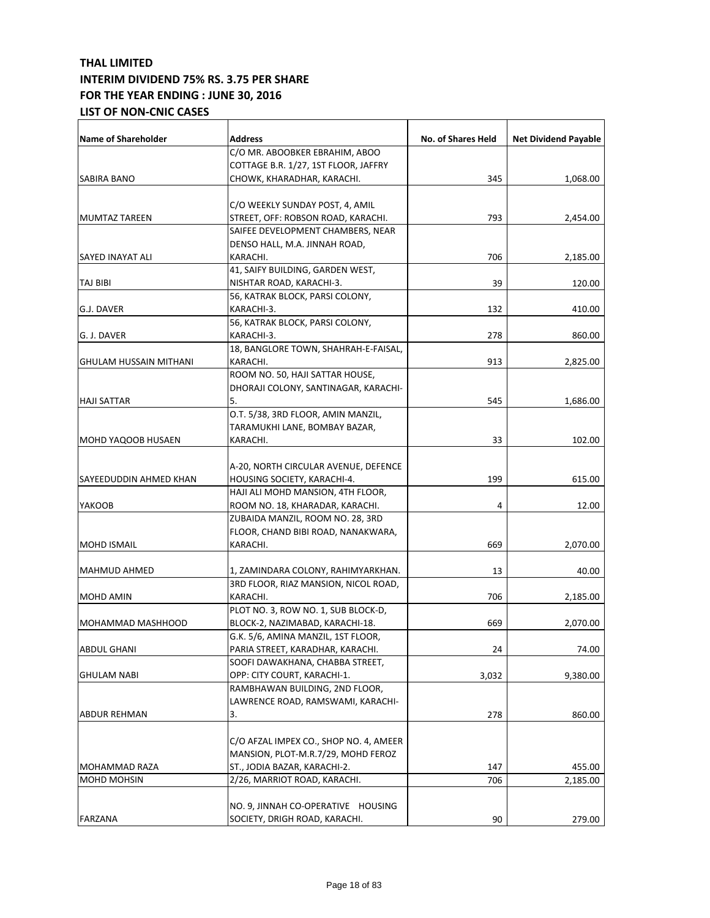**THAL LIMITED**
**INTERIM DIVIDEND 75% RS. 3.75 PER SHARE**
**FOR THE YEAR ENDING : JUNE 30, 2016**
**LIST OF NON-CNIC CASES**

| Name of Shareholder | Address | No. of Shares Held | Net Dividend Payable |
|---|---|---|---|
| SABIRA BANO | C/O MR. ABOOBKER EBRAHIM, ABOO COTTAGE B.R. 1/27, 1ST FLOOR, JAFFRY CHOWK, KHARADHAR, KARACHI. | 345 | 1,068.00 |
| MUMTAZ TAREEN | C/O WEEKLY SUNDAY POST, 4, AMIL STREET, OFF: ROBSON ROAD, KARACHI. | 793 | 2,454.00 |
| SAYED INAYAT ALI | SAIFEE DEVELOPMENT CHAMBERS, NEAR DENSO HALL, M.A. JINNAH ROAD, KARACHI. | 706 | 2,185.00 |
| TAJ BIBI | 41, SAIFY BUILDING, GARDEN WEST, NISHTAR ROAD, KARACHI-3. | 39 | 120.00 |
| G.J. DAVER | 56, KATRAK BLOCK, PARSI COLONY, KARACHI-3. | 132 | 410.00 |
| G. J. DAVER | 56, KATRAK BLOCK, PARSI COLONY, KARACHI-3. | 278 | 860.00 |
| GHULAM HUSSAIN MITHANI | 18, BANGLORE TOWN, SHAHRAH-E-FAISAL, KARACHI. | 913 | 2,825.00 |
| HAJI SATTAR | ROOM NO. 50, HAJI SATTAR HOUSE, DHORAJI COLONY, SANTINAGAR, KARACHI-5. | 545 | 1,686.00 |
| MOHD YAQOOB HUSAEN | O.T. 5/38, 3RD FLOOR, AMIN MANZIL, TARAMUKHI LANE, BOMBAY BAZAR, KARACHI. | 33 | 102.00 |
| SAYEEDUDDIN AHMED KHAN | A-20, NORTH CIRCULAR AVENUE, DEFENCE HOUSING SOCIETY, KARACHI-4. | 199 | 615.00 |
| YAKOOB | HAJI ALI MOHD MANSION, 4TH FLOOR, ROOM NO. 18, KHARADAR, KARACHI. | 4 | 12.00 |
| MOHD ISMAIL | ZUBAIDA MANZIL, ROOM NO. 28, 3RD FLOOR, CHAND BIBI ROAD, NANAKWARA, KARACHI. | 669 | 2,070.00 |
| MAHMUD AHMED | 1, ZAMINDARA COLONY, RAHIMYARKHAN. | 13 | 40.00 |
| MOHD AMIN | 3RD FLOOR, RIAZ MANSION, NICOL ROAD, KARACHI. | 706 | 2,185.00 |
| MOHAMMAD MASHHOOD | PLOT NO. 3, ROW NO. 1, SUB BLOCK-D, BLOCK-2, NAZIMABAD, KARACHI-18. | 669 | 2,070.00 |
| ABDUL GHANI | G.K. 5/6, AMINA MANZIL, 1ST FLOOR, PARIA STREET, KARADHAR, KARACHI. | 24 | 74.00 |
| GHULAM NABI | SOOFI DAWAKHANA, CHABBA STREET, OPP: CITY COURT, KARACHI-1. | 3,032 | 9,380.00 |
| ABDUR REHMAN | RAMBHAWAN BUILDING, 2ND FLOOR, LAWRENCE ROAD, RAMSWAMI, KARACHI-3. | 278 | 860.00 |
| MOHAMMAD RAZA | C/O AFZAL IMPEX CO., SHOP NO. 4, AMEER MANSION, PLOT-M.R.7/29, MOHD FEROZ ST., JODIA BAZAR, KARACHI-2. | 147 | 455.00 |
| MOHD MOHSIN | 2/26, MARRIOT ROAD, KARACHI. | 706 | 2,185.00 |
| FARZANA | NO. 9, JINNAH CO-OPERATIVE HOUSING SOCIETY, DRIGH ROAD, KARACHI. | 90 | 279.00 |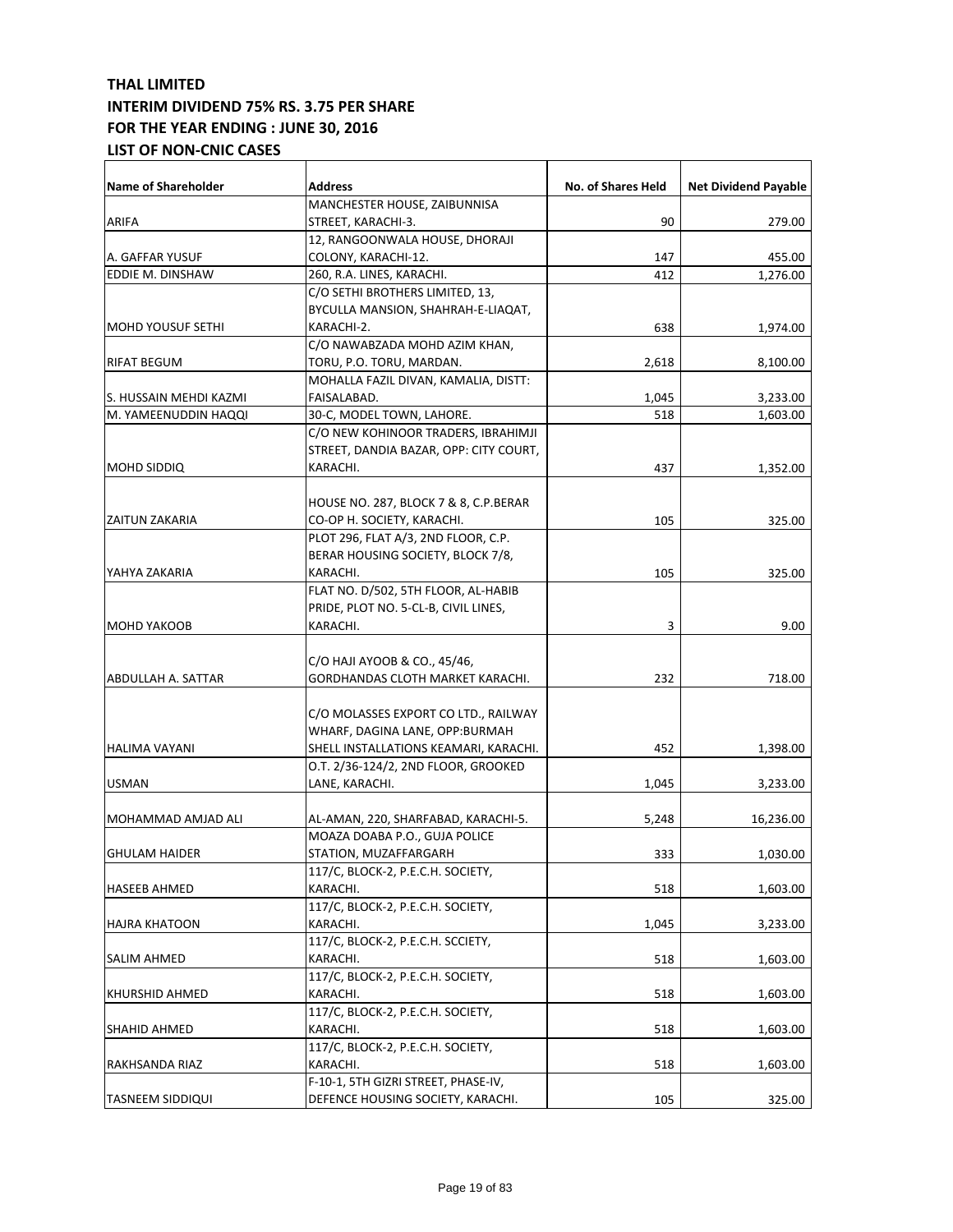**THAL LIMITED**
**INTERIM DIVIDEND 75% RS. 3.75 PER SHARE**
**FOR THE YEAR ENDING : JUNE 30, 2016**
**LIST OF NON-CNIC CASES**

| Name of Shareholder | Address | No. of Shares Held | Net Dividend Payable |
|---|---|---|---|
| ARIFA | MANCHESTER HOUSE, ZAIBUNNISA STREET, KARACHI-3. | 90 | 279.00 |
| A. GAFFAR YUSUF | 12, RANGOONWALA HOUSE, DHORAJI COLONY, KARACHI-12. | 147 | 455.00 |
| EDDIE M. DINSHAW | 260, R.A. LINES, KARACHI. | 412 | 1,276.00 |
| MOHD YOUSUF SETHI | C/O SETHI BROTHERS LIMITED, 13, BYCULLA MANSION, SHAHRAH-E-LIAQAT, KARACHI-2. | 638 | 1,974.00 |
| RIFAT BEGUM | C/O NAWABZADA MOHD AZIM KHAN, TORU, P.O. TORU, MARDAN. | 2,618 | 8,100.00 |
| S. HUSSAIN MEHDI KAZMI | MOHALLA FAZIL DIVAN, KAMALIA, DISTT: FAISALABAD. | 1,045 | 3,233.00 |
| M. YAMEENUDDIN HAQQI | 30-C, MODEL TOWN, LAHORE. | 518 | 1,603.00 |
| MOHD SIDDIQ | C/O NEW KOHINOOR TRADERS, IBRAHIMJI STREET, DANDIA BAZAR, OPP: CITY COURT, KARACHI. | 437 | 1,352.00 |
| ZAITUN ZAKARIA | HOUSE NO. 287, BLOCK 7 & 8, C.P.BERAR CO-OP H. SOCIETY, KARACHI. | 105 | 325.00 |
| YAHYA ZAKARIA | PLOT 296, FLAT A/3, 2ND FLOOR, C.P. BERAR HOUSING SOCIETY, BLOCK 7/8, KARACHI. | 105 | 325.00 |
| MOHD YAKOOB | FLAT NO. D/502, 5TH FLOOR, AL-HABIB PRIDE, PLOT NO. 5-CL-B, CIVIL LINES, KARACHI. | 3 | 9.00 |
| ABDULLAH A. SATTAR | C/O HAJI AYOOB & CO., 45/46, GORDHANDAS CLOTH MARKET KARACHI. | 232 | 718.00 |
| HALIMA VAYANI | C/O MOLASSES EXPORT CO LTD., RAILWAY WHARF, DAGINA LANE, OPP:BURMAH SHELL INSTALLATIONS KEAMARI, KARACHI. | 452 | 1,398.00 |
| USMAN | O.T. 2/36-124/2, 2ND FLOOR, GROOKED LANE, KARACHI. | 1,045 | 3,233.00 |
| MOHAMMAD AMJAD ALI | AL-AMAN, 220, SHARFABAD, KARACHI-5. | 5,248 | 16,236.00 |
| GHULAM HAIDER | MOAZA DOABA P.O., GUJA POLICE STATION, MUZAFFARGARH | 333 | 1,030.00 |
| HASEEB AHMED | 117/C, BLOCK-2, P.E.C.H. SOCIETY, KARACHI. | 518 | 1,603.00 |
| HAJRA KHATOON | 117/C, BLOCK-2, P.E.C.H. SOCIETY, KARACHI. | 1,045 | 3,233.00 |
| SALIM AHMED | 117/C, BLOCK-2, P.E.C.H. SCCIETY, KARACHI. | 518 | 1,603.00 |
| KHURSHID AHMED | 117/C, BLOCK-2, P.E.C.H. SOCIETY, KARACHI. | 518 | 1,603.00 |
| SHAHID AHMED | 117/C, BLOCK-2, P.E.C.H. SOCIETY, KARACHI. | 518 | 1,603.00 |
| RAKHSANDA RIAZ | 117/C, BLOCK-2, P.E.C.H. SOCIETY, KARACHI. | 518 | 1,603.00 |
| TASNEEM SIDDIQUI | F-10-1, 5TH GIZRI STREET, PHASE-IV, DEFENCE HOUSING SOCIETY, KARACHI. | 105 | 325.00 |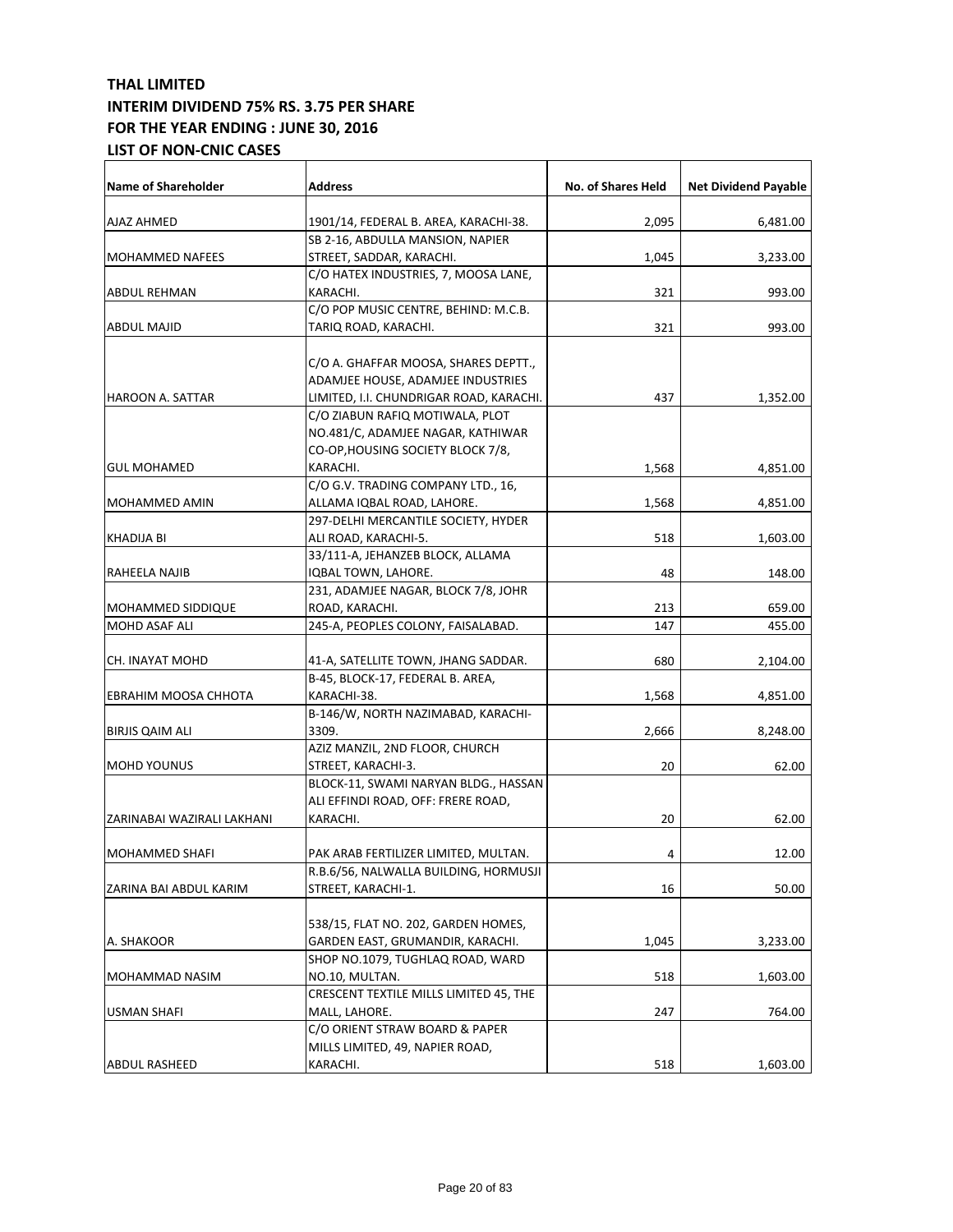**THAL LIMITED**
**INTERIM DIVIDEND 75% RS. 3.75 PER SHARE**
**FOR THE YEAR ENDING : JUNE 30, 2016**
**LIST OF NON-CNIC CASES**

| Name of Shareholder | Address | No. of Shares Held | Net Dividend Payable |
|---|---|---|---|
| AJAZ AHMED | 1901/14, FEDERAL B. AREA, KARACHI-38. | 2,095 | 6,481.00 |
| MOHAMMED NAFEES | SB 2-16, ABDULLA MANSION, NAPIER STREET, SADDAR, KARACHI. | 1,045 | 3,233.00 |
| ABDUL REHMAN | C/O HATEX INDUSTRIES, 7, MOOSA LANE, KARACHI. | 321 | 993.00 |
| ABDUL MAJID | C/O POP MUSIC CENTRE, BEHIND: M.C.B. TARIQ ROAD, KARACHI. | 321 | 993.00 |
| HAROON A. SATTAR | C/O A. GHAFFAR MOOSA, SHARES DEPTT., ADAMJEE HOUSE, ADAMJEE INDUSTRIES LIMITED, I.I. CHUNDRIGAR ROAD, KARACHI. | 437 | 1,352.00 |
| GUL MOHAMED | C/O ZIABUN RAFIQ MOTIWALA, PLOT NO.481/C, ADAMJEE NAGAR, KATHIWAR CO-OP,HOUSING SOCIETY BLOCK 7/8, KARACHI. | 1,568 | 4,851.00 |
| MOHAMMED AMIN | C/O G.V. TRADING COMPANY LTD., 16, ALLAMA IQBAL ROAD, LAHORE. | 1,568 | 4,851.00 |
| KHADIJA BI | 297-DELHI MERCANTILE SOCIETY, HYDER ALI ROAD, KARACHI-5. | 518 | 1,603.00 |
| RAHEELA NAJIB | 33/111-A, JEHANZEB BLOCK, ALLAMA IQBAL TOWN, LAHORE. | 48 | 148.00 |
| MOHAMMED SIDDIQUE | 231, ADAMJEE NAGAR, BLOCK 7/8, JOHR ROAD, KARACHI. | 213 | 659.00 |
| MOHD ASAF ALI | 245-A, PEOPLES COLONY, FAISALABAD. | 147 | 455.00 |
| CH. INAYAT MOHD | 41-A, SATELLITE TOWN, JHANG SADDAR. | 680 | 2,104.00 |
| EBRAHIM MOOSA CHHOTA | B-45, BLOCK-17, FEDERAL B. AREA, KARACHI-38. | 1,568 | 4,851.00 |
| BIRJIS QAIM ALI | B-146/W, NORTH NAZIMABAD, KARACHI-3309. | 2,666 | 8,248.00 |
| MOHD YOUNUS | AZIZ MANZIL, 2ND FLOOR, CHURCH STREET, KARACHI-3. | 20 | 62.00 |
| ZARINABAI WAZIRALI LAKHANI | BLOCK-11, SWAMI NARYAN BLDG., HASSAN ALI EFFINDI ROAD, OFF: FRERE ROAD, KARACHI. | 20 | 62.00 |
| MOHAMMED SHAFI | PAK ARAB FERTILIZER LIMITED, MULTAN. | 4 | 12.00 |
| ZARINA BAI ABDUL KARIM | R.B.6/56, NALWALLA BUILDING, HORMUSJI STREET, KARACHI-1. | 16 | 50.00 |
| A. SHAKOOR | 538/15, FLAT NO. 202, GARDEN HOMES, GARDEN EAST, GRUMANDIR, KARACHI. | 1,045 | 3,233.00 |
| MOHAMMAD NASIM | SHOP NO.1079, TUGHLAQ ROAD, WARD NO.10, MULTAN. | 518 | 1,603.00 |
| USMAN SHAFI | CRESCENT TEXTILE MILLS LIMITED 45, THE MALL, LAHORE. | 247 | 764.00 |
| ABDUL RASHEED | C/O ORIENT STRAW BOARD & PAPER MILLS LIMITED, 49, NAPIER ROAD, KARACHI. | 518 | 1,603.00 |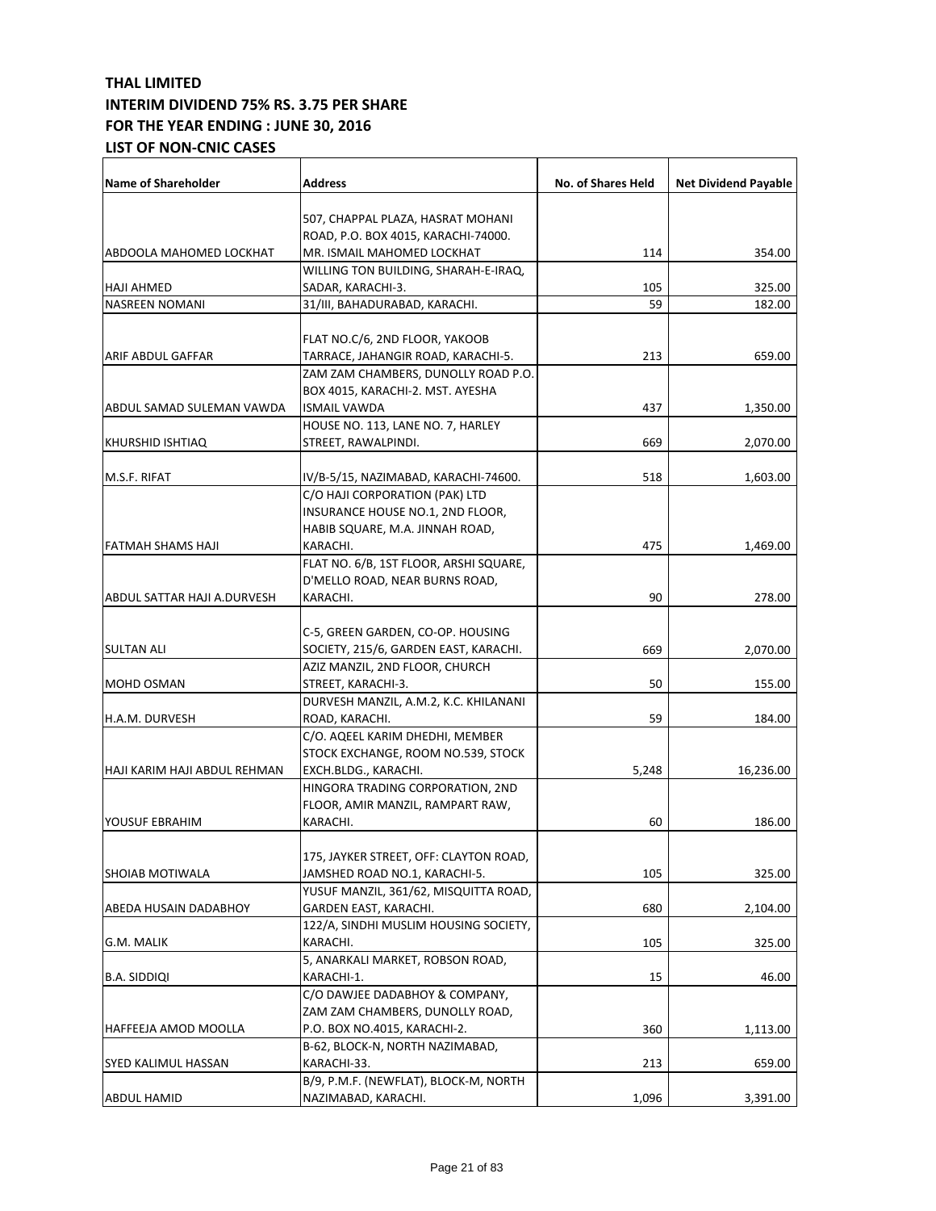**THAL LIMITED**
**INTERIM DIVIDEND 75% RS. 3.75 PER SHARE**
**FOR THE YEAR ENDING : JUNE 30, 2016**
**LIST OF NON-CNIC CASES**

| Name of Shareholder | Address | No. of Shares Held | Net Dividend Payable |
|---|---|---|---|
| ABDOOLA MAHOMED LOCKHAT | 507, CHAPPAL PLAZA, HASRAT MOHANI ROAD, P.O. BOX 4015, KARACHI-74000. MR. ISMAIL MAHOMED LOCKHAT | 114 | 354.00 |
| HAJI AHMED | WILLING TON BUILDING, SHARAH-E-IRAQ, SADAR, KARACHI-3. | 105 | 325.00 |
| NASREEN NOMANI | 31/III, BAHADURABAD, KARACHI. | 59 | 182.00 |
| ARIF ABDUL GAFFAR | FLAT NO.C/6, 2ND FLOOR, YAKOOB TARRACE, JAHANGIR ROAD, KARACHI-5. | 213 | 659.00 |
| ABDUL SAMAD SULEMAN VAWDA | ZAM ZAM CHAMBERS, DUNOLLY ROAD P.O. BOX 4015, KARACHI-2. MST. AYESHA ISMAIL VAWDA | 437 | 1,350.00 |
| KHURSHID ISHTIAQ | HOUSE NO. 113, LANE NO. 7, HARLEY STREET, RAWALPINDI. | 669 | 2,070.00 |
| M.S.F. RIFAT | IV/B-5/15, NAZIMABAD, KARACHI-74600. | 518 | 1,603.00 |
| FATMAH SHAMS HAJI | C/O HAJI CORPORATION (PAK) LTD INSURANCE HOUSE NO.1, 2ND FLOOR, HABIB SQUARE, M.A. JINNAH ROAD, KARACHI. | 475 | 1,469.00 |
| ABDUL SATTAR HAJI A.DURVESH | FLAT NO. 6/B, 1ST FLOOR, ARSHI SQUARE, D'MELLO ROAD, NEAR BURNS ROAD, KARACHI. | 90 | 278.00 |
| SULTAN ALI | C-5, GREEN GARDEN, CO-OP. HOUSING SOCIETY, 215/6, GARDEN EAST, KARACHI. | 669 | 2,070.00 |
| MOHD OSMAN | AZIZ MANZIL, 2ND FLOOR, CHURCH STREET, KARACHI-3. | 50 | 155.00 |
| H.A.M. DURVESH | DURVESH MANZIL, A.M.2, K.C. KHILANANI ROAD, KARACHI. | 59 | 184.00 |
| HAJI KARIM HAJI ABDUL REHMAN | C/O. AQEEL KARIM DHEDHI, MEMBER STOCK EXCHANGE, ROOM NO.539, STOCK EXCH.BLDG., KARACHI. | 5,248 | 16,236.00 |
| YOUSUF EBRAHIM | HINGORA TRADING CORPORATION, 2ND FLOOR, AMIR MANZIL, RAMPART RAW, KARACHI. | 60 | 186.00 |
| SHOIAB MOTIWALA | 175, JAYKER STREET, OFF: CLAYTON ROAD, JAMSHED ROAD NO.1, KARACHI-5. | 105 | 325.00 |
| ABEDA HUSAIN DADABHOY | YUSUF MANZIL, 361/62, MISQUITTA ROAD, GARDEN EAST, KARACHI. | 680 | 2,104.00 |
| G.M. MALIK | 122/A, SINDHI MUSLIM HOUSING SOCIETY, KARACHI. | 105 | 325.00 |
| B.A. SIDDIQI | 5, ANARKALI MARKET, ROBSON ROAD, KARACHI-1. | 15 | 46.00 |
| HAFFEEJA AMOD MOOLLA | C/O DAWJEE DADABHOY & COMPANY, ZAM ZAM CHAMBERS, DUNOLLY ROAD, P.O. BOX NO.4015, KARACHI-2. | 360 | 1,113.00 |
| SYED KALIMUL HASSAN | B-62, BLOCK-N, NORTH NAZIMABAD, KARACHI-33. | 213 | 659.00 |
| ABDUL HAMID | B/9, P.M.F. (NEWFLAT), BLOCK-M, NORTH NAZIMABAD, KARACHI. | 1,096 | 3,391.00 |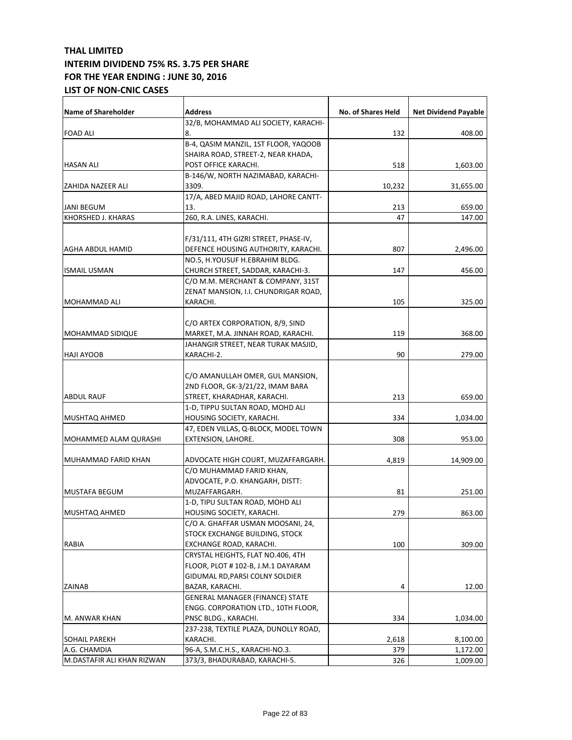**THAL LIMITED**
**INTERIM DIVIDEND 75% RS. 3.75 PER SHARE**
**FOR THE YEAR ENDING : JUNE 30, 2016**
**LIST OF NON-CNIC CASES**

| Name of Shareholder | Address | No. of Shares Held | Net Dividend Payable |
|---|---|---|---|
| FOAD ALI | 32/B, MOHAMMAD ALI SOCIETY, KARACHI-8. | 132 | 408.00 |
| HASAN ALI | B-4, QASIM MANZIL, 1ST FLOOR, YAQOOB SHAIRA ROAD, STREET-2, NEAR KHADA, POST OFFICE KARACHI. | 518 | 1,603.00 |
| ZAHIDA NAZEER ALI | B-146/W, NORTH NAZIMABAD, KARACHI-3309. | 10,232 | 31,655.00 |
| JANI BEGUM | 17/A, ABED MAJID ROAD, LAHORE CANTT-13. | 213 | 659.00 |
| KHORSHED J. KHARAS | 260, R.A. LINES, KARACHI. | 47 | 147.00 |
| AGHA ABDUL HAMID | F/31/111, 4TH GIZRI STREET, PHASE-IV, DEFENCE HOUSING AUTHORITY, KARACHI. | 807 | 2,496.00 |
| ISMAIL USMAN | NO.5, H.YOUSUF H.EBRAHIM BLDG. CHURCH STREET, SADDAR, KARACHI-3. | 147 | 456.00 |
| MOHAMMAD ALI | C/O M.M. MERCHANT & COMPANY, 31ST ZENAT MANSION, I.I. CHUNDRIGAR ROAD, KARACHI. | 105 | 325.00 |
| MOHAMMAD SIDIQUE | C/O ARTEX CORPORATION, 8/9, SIND MARKET, M.A. JINNAH ROAD, KARACHI. | 119 | 368.00 |
| HAJI AYOOB | JAHANGIR STREET, NEAR TURAK MASJID, KARACHI-2. | 90 | 279.00 |
| ABDUL RAUF | C/O AMANULLAH OMER, GUL MANSION, 2ND FLOOR, GK-3/21/22, IMAM BARA STREET, KHARADHAR, KARACHI. | 213 | 659.00 |
| MUSHTAQ AHMED | 1-D, TIPPU SULTAN ROAD, MOHD ALI HOUSING SOCIETY, KARACHI. | 334 | 1,034.00 |
| MOHAMMED ALAM QURASHI | 47, EDEN VILLAS, Q-BLOCK, MODEL TOWN EXTENSION, LAHORE. | 308 | 953.00 |
| MUHAMMAD FARID KHAN | ADVOCATE HIGH COURT, MUZAFFARGARH. | 4,819 | 14,909.00 |
| MUSTAFA BEGUM | C/O MUHAMMAD FARID KHAN, ADVOCATE, P.O. KHANGARH, DISTT: MUZAFFARGARH. | 81 | 251.00 |
| MUSHTAQ AHMED | 1-D, TIPU SULTAN ROAD, MOHD ALI HOUSING SOCIETY, KARACHI. | 279 | 863.00 |
| RABIA | C/O A. GHAFFAR USMAN MOOSANI, 24, STOCK EXCHANGE BUILDING, STOCK EXCHANGE ROAD, KARACHI. | 100 | 309.00 |
| ZAINAB | CRYSTAL HEIGHTS, FLAT NO.406, 4TH FLOOR, PLOT # 102-B, J.M.1 DAYARAM GIDUMAL RD,PARSI COLNY SOLDIER BAZAR, KARACHI. | 4 | 12.00 |
| M. ANWAR KHAN | GENERAL MANAGER (FINANCE) STATE ENGG. CORPORATION LTD., 10TH FLOOR, PNSC BLDG., KARACHI. | 334 | 1,034.00 |
| SOHAIL PAREKH | 237-238, TEXTILE PLAZA, DUNOLLY ROAD, KARACHI. | 2,618 | 8,100.00 |
| A.G. CHAMDIA | 96-A, S.M.C.H.S., KARACHI-NO.3. | 379 | 1,172.00 |
| M.DASTAFIR ALI KHAN RIZWAN | 373/3, BHADURABAD, KARACHI-5. | 326 | 1,009.00 |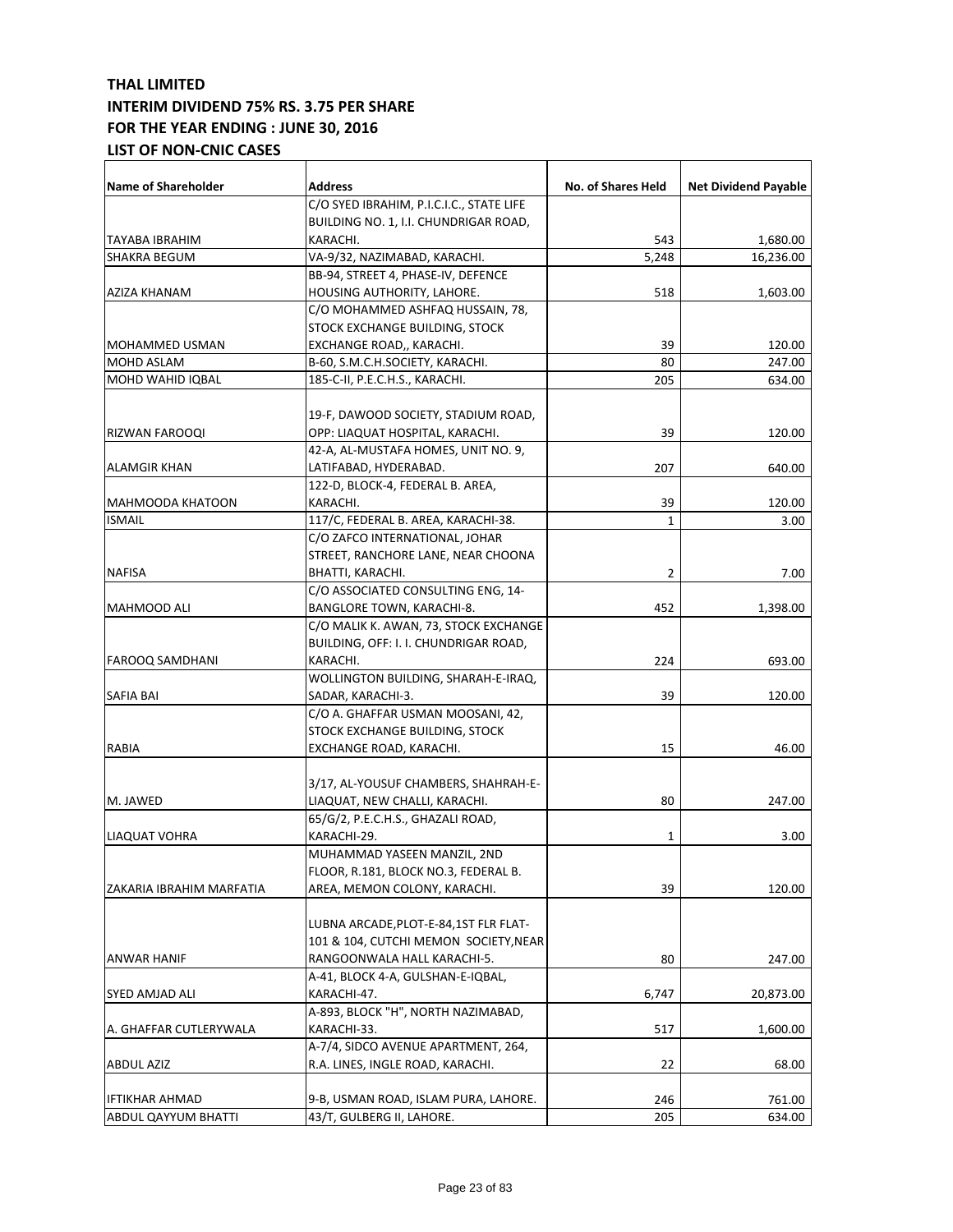# THAL LIMITED
## INTERIM DIVIDEND 75% RS. 3.75 PER SHARE
## FOR THE YEAR ENDING : JUNE 30, 2016
## LIST OF NON-CNIC CASES

| Name of Shareholder | Address | No. of Shares Held | Net Dividend Payable |
|---|---|---|---|
| TAYABA IBRAHIM | C/O SYED IBRAHIM, P.I.C.I.C., STATE LIFE BUILDING NO. 1, I.I. CHUNDRIGAR ROAD, KARACHI. | 543 | 1,680.00 |
| SHAKRA BEGUM | VA-9/32, NAZIMABAD, KARACHI. | 5,248 | 16,236.00 |
| AZIZA KHANAM | BB-94, STREET 4, PHASE-IV, DEFENCE HOUSING AUTHORITY, LAHORE. | 518 | 1,603.00 |
| MOHAMMED USMAN | C/O MOHAMMED ASHFAQ HUSSAIN, 78, STOCK EXCHANGE BUILDING, STOCK EXCHANGE ROAD,, KARACHI. | 39 | 120.00 |
| MOHD ASLAM | B-60, S.M.C.H.SOCIETY, KARACHI. | 80 | 247.00 |
| MOHD WAHID IQBAL | 185-C-II, P.E.C.H.S., KARACHI. | 205 | 634.00 |
| RIZWAN FAROOQI | 19-F, DAWOOD SOCIETY, STADIUM ROAD, OPP: LIAQUAT HOSPITAL, KARACHI. | 39 | 120.00 |
| ALAMGIR KHAN | 42-A, AL-MUSTAFA HOMES, UNIT NO. 9, LATIFABAD, HYDERABAD. | 207 | 640.00 |
| MAHMOODA KHATOON | 122-D, BLOCK-4, FEDERAL B. AREA, KARACHI. | 39 | 120.00 |
| ISMAIL | 117/C, FEDERAL B. AREA, KARACHI-38. | 1 | 3.00 |
| NAFISA | C/O ZAFCO INTERNATIONAL, JOHAR STREET, RANCHORE LANE, NEAR CHOONA BHATTI, KARACHI. | 2 | 7.00 |
| MAHMOOD ALI | C/O ASSOCIATED CONSULTING ENG, 14-BANGLORE TOWN, KARACHI-8. | 452 | 1,398.00 |
| FAROOQ SAMDHANI | C/O MALIK K. AWAN, 73, STOCK EXCHANGE BUILDING, OFF: I. I. CHUNDRIGAR ROAD, KARACHI. | 224 | 693.00 |
| SAFIA BAI | WOLLINGTON BUILDING, SHARAH-E-IRAQ, SADAR, KARACHI-3. | 39 | 120.00 |
| RABIA | C/O A. GHAFFAR USMAN MOOSANI, 42, STOCK EXCHANGE BUILDING, STOCK EXCHANGE ROAD, KARACHI. | 15 | 46.00 |
| M. JAWED | 3/17, AL-YOUSUF CHAMBERS, SHAHRAH-E-LIAQUAT, NEW CHALLI, KARACHI. | 80 | 247.00 |
| LIAQUAT VOHRA | 65/G/2, P.E.C.H.S., GHAZALI ROAD, KARACHI-29. | 1 | 3.00 |
| ZAKARIA IBRAHIM MARFATIA | MUHAMMAD YASEEN MANZIL, 2ND FLOOR, R.181, BLOCK NO.3, FEDERAL B. AREA, MEMON COLONY, KARACHI. | 39 | 120.00 |
| ANWAR HANIF | LUBNA ARCADE,PLOT-E-84,1ST FLR FLAT-101 & 104, CUTCHI MEMON SOCIETY,NEAR RANGOONWALA HALL KARACHI-5. | 80 | 247.00 |
| SYED AMJAD ALI | A-41, BLOCK 4-A, GULSHAN-E-IQBAL, KARACHI-47. | 6,747 | 20,873.00 |
| A. GHAFFAR CUTLERYWALA | A-893, BLOCK "H", NORTH NAZIMABAD, KARACHI-33. | 517 | 1,600.00 |
| ABDUL AZIZ | A-7/4, SIDCO AVENUE APARTMENT, 264, R.A. LINES, INGLE ROAD, KARACHI. | 22 | 68.00 |
| IFTIKHAR AHMAD | 9-B, USMAN ROAD, ISLAM PURA, LAHORE. | 246 | 761.00 |
| ABDUL QAYYUM BHATTI | 43/T, GULBERG II, LAHORE. | 205 | 634.00 |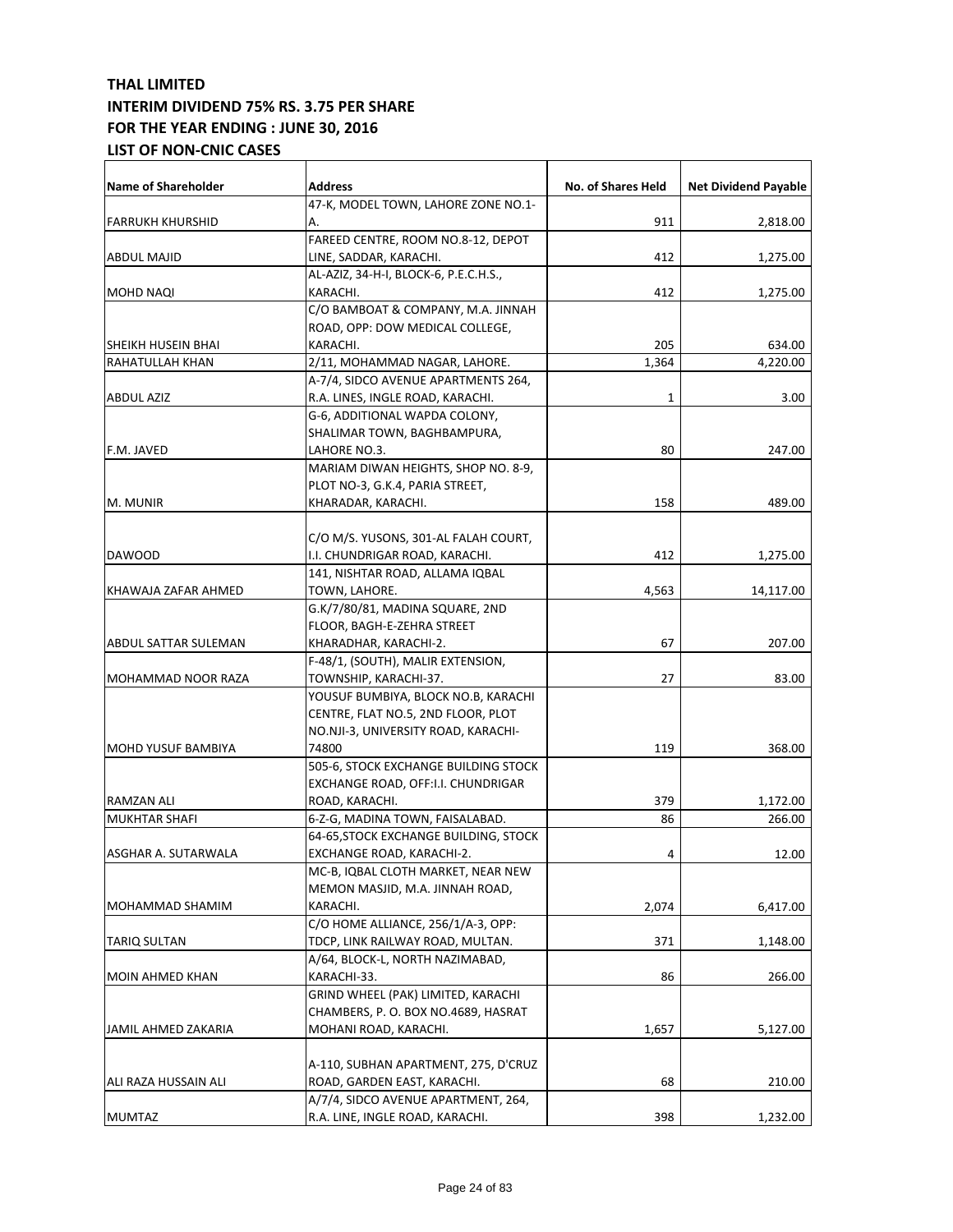**THAL LIMITED**
**INTERIM DIVIDEND 75% RS. 3.75 PER SHARE**
**FOR THE YEAR ENDING : JUNE 30, 2016**
**LIST OF NON-CNIC CASES**

| Name of Shareholder | Address | No. of Shares Held | Net Dividend Payable |
|---|---|---|---|
| FARRUKH KHURSHID | 47-K, MODEL TOWN, LAHORE ZONE NO.1-A. | 911 | 2,818.00 |
| ABDUL MAJID | FAREED CENTRE, ROOM NO.8-12, DEPOT LINE, SADDAR, KARACHI. | 412 | 1,275.00 |
| MOHD NAQI | AL-AZIZ, 34-H-I, BLOCK-6, P.E.C.H.S., KARACHI. | 412 | 1,275.00 |
| SHEIKH HUSEIN BHAI | C/O BAMBOAT & COMPANY, M.A. JINNAH ROAD, OPP: DOW MEDICAL COLLEGE, KARACHI. | 205 | 634.00 |
| RAHATULLAH KHAN | 2/11, MOHAMMAD NAGAR, LAHORE. | 1,364 | 4,220.00 |
| ABDUL AZIZ | A-7/4, SIDCO AVENUE APARTMENTS 264, R.A. LINES, INGLE ROAD, KARACHI. | 1 | 3.00 |
| F.M. JAVED | G-6, ADDITIONAL WAPDA COLONY, SHALIMAR TOWN, BAGHBAMPURA, LAHORE NO.3. | 80 | 247.00 |
| M. MUNIR | MARIAM DIWAN HEIGHTS, SHOP NO. 8-9, PLOT NO-3, G.K.4, PARIA STREET, KHARADAR, KARACHI. | 158 | 489.00 |
| DAWOOD | C/O M/S. YUSONS, 301-AL FALAH COURT, I.I. CHUNDRIGAR ROAD, KARACHI. | 412 | 1,275.00 |
| KHAWAJA ZAFAR AHMED | 141, NISHTAR ROAD, ALLAMA IQBAL TOWN, LAHORE. | 4,563 | 14,117.00 |
| ABDUL SATTAR SULEMAN | G.K/7/80/81, MADINA SQUARE, 2ND FLOOR, BAGH-E-ZEHRA STREET KHARADHAR, KARACHI-2. | 67 | 207.00 |
| MOHAMMAD NOOR RAZA | F-48/1, (SOUTH), MALIR EXTENSION, TOWNSHIP, KARACHI-37. | 27 | 83.00 |
| MOHD YUSUF BAMBIYA | YOUSUF BUMBIYA, BLOCK NO.B, KARACHI CENTRE, FLAT NO.5, 2ND FLOOR, PLOT NO.NJI-3, UNIVERSITY ROAD, KARACHI-74800 | 119 | 368.00 |
| RAMZAN ALI | 505-6, STOCK EXCHANGE BUILDING STOCK EXCHANGE ROAD, OFF:I.I. CHUNDRIGAR ROAD, KARACHI. | 379 | 1,172.00 |
| MUKHTAR SHAFI | 6-Z-G, MADINA TOWN, FAISALABAD. | 86 | 266.00 |
| ASGHAR A. SUTARWALA | 64-65,STOCK EXCHANGE BUILDING, STOCK EXCHANGE ROAD, KARACHI-2. | 4 | 12.00 |
| MOHAMMAD SHAMIM | MC-B, IQBAL CLOTH MARKET, NEAR NEW MEMON MASJID, M.A. JINNAH ROAD, KARACHI. | 2,074 | 6,417.00 |
| TARIQ SULTAN | C/O HOME ALLIANCE, 256/1/A-3, OPP: TDCP, LINK RAILWAY ROAD, MULTAN. | 371 | 1,148.00 |
| MOIN AHMED KHAN | A/64, BLOCK-L, NORTH NAZIMABAD, KARACHI-33. | 86 | 266.00 |
| JAMIL AHMED ZAKARIA | GRIND WHEEL (PAK) LIMITED, KARACHI CHAMBERS, P. O. BOX NO.4689, HASRAT MOHANI ROAD, KARACHI. | 1,657 | 5,127.00 |
| ALI RAZA HUSSAIN ALI | A-110, SUBHAN APARTMENT, 275, D'CRUZ ROAD, GARDEN EAST, KARACHI. | 68 | 210.00 |
| MUMTAZ | A/7/4, SIDCO AVENUE APARTMENT, 264, R.A. LINE, INGLE ROAD, KARACHI. | 398 | 1,232.00 |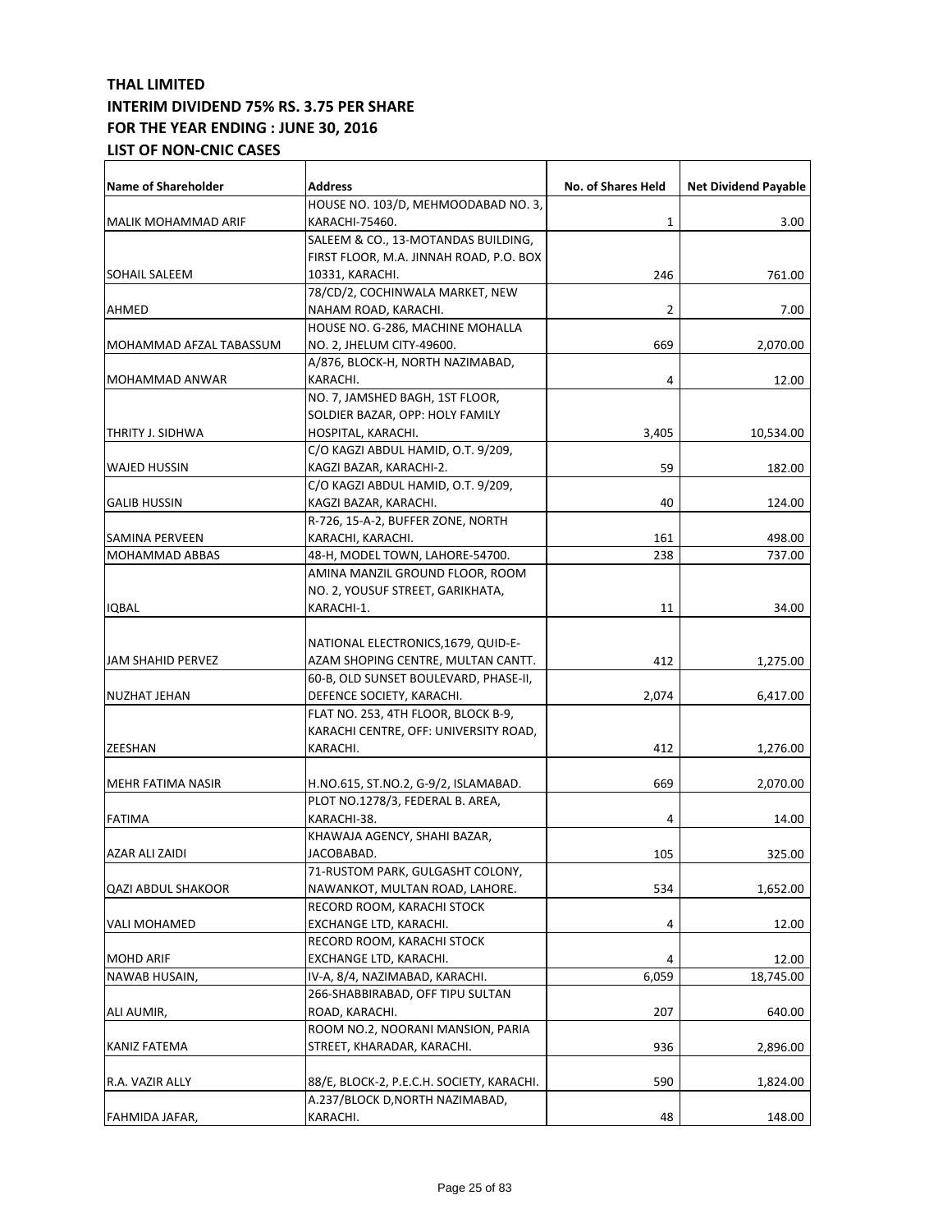**THAL LIMITED**
**INTERIM DIVIDEND 75% RS. 3.75 PER SHARE**
**FOR THE YEAR ENDING : JUNE 30, 2016**
**LIST OF NON-CNIC CASES**

| Name of Shareholder | Address | No. of Shares Held | Net Dividend Payable |
|---|---|---|---|
| MALIK MOHAMMAD ARIF | HOUSE NO. 103/D, MEHMOODABAD NO. 3, KARACHI-75460. | 1 | 3.00 |
| SOHAIL SALEEM | SALEEM & CO., 13-MOTANDAS BUILDING, FIRST FLOOR, M.A. JINNAH ROAD, P.O. BOX 10331, KARACHI. | 246 | 761.00 |
| AHMED | 78/CD/2, COCHINWALA MARKET, NEW NAHAM ROAD, KARACHI. | 2 | 7.00 |
| MOHAMMAD AFZAL TABASSUM | HOUSE NO. G-286, MACHINE MOHALLA NO. 2, JHELUM CITY-49600. | 669 | 2,070.00 |
| MOHAMMAD ANWAR | A/876, BLOCK-H, NORTH NAZIMABAD, KARACHI. | 4 | 12.00 |
| THRITY J. SIDHWA | NO. 7, JAMSHED BAGH, 1ST FLOOR, SOLDIER BAZAR, OPP: HOLY FAMILY HOSPITAL, KARACHI. | 3,405 | 10,534.00 |
| WAJED HUSSIN | C/O KAGZI ABDUL HAMID, O.T. 9/209, KAGZI BAZAR, KARACHI-2. | 59 | 182.00 |
| GALIB HUSSIN | C/O KAGZI ABDUL HAMID, O.T. 9/209, KAGZI BAZAR, KARACHI. | 40 | 124.00 |
| SAMINA PERVEEN | R-726, 15-A-2, BUFFER ZONE, NORTH KARACHI, KARACHI. | 161 | 498.00 |
| MOHAMMAD ABBAS | 48-H, MODEL TOWN, LAHORE-54700. | 238 | 737.00 |
| IQBAL | AMINA MANZIL GROUND FLOOR, ROOM NO. 2, YOUSUF STREET, GARIKHATA, KARACHI-1. | 11 | 34.00 |
| JAM SHAHID PERVEZ | NATIONAL ELECTRONICS,1679, QUID-E-AZAM SHOPING CENTRE, MULTAN CANTT. | 412 | 1,275.00 |
| NUZHAT JEHAN | 60-B, OLD SUNSET BOULEVARD, PHASE-II, DEFENCE SOCIETY, KARACHI. | 2,074 | 6,417.00 |
| ZEESHAN | FLAT NO. 253, 4TH FLOOR, BLOCK B-9, KARACHI CENTRE, OFF: UNIVERSITY ROAD, KARACHI. | 412 | 1,276.00 |
| MEHR FATIMA NASIR | H.NO.615, ST.NO.2, G-9/2, ISLAMABAD. | 669 | 2,070.00 |
| FATIMA | PLOT NO.1278/3, FEDERAL B. AREA, KARACHI-38. | 4 | 14.00 |
| AZAR ALI ZAIDI | KHAWAJA AGENCY, SHAHI BAZAR, JACOBABAD. | 105 | 325.00 |
| QAZI ABDUL SHAKOOR | 71-RUSTOM PARK, GULGASHT COLONY, NAWANKOT, MULTAN ROAD, LAHORE. | 534 | 1,652.00 |
| VALI MOHAMED | RECORD ROOM, KARACHI STOCK EXCHANGE LTD, KARACHI. | 4 | 12.00 |
| MOHD ARIF | RECORD ROOM, KARACHI STOCK EXCHANGE LTD, KARACHI. | 4 | 12.00 |
| NAWAB HUSAIN, | IV-A, 8/4, NAZIMABAD, KARACHI. | 6,059 | 18,745.00 |
| ALI AUMIR, | 266-SHABBIRABAD, OFF TIPU SULTAN ROAD, KARACHI. | 207 | 640.00 |
| KANIZ FATEMA | ROOM NO.2, NOORANI MANSION, PARIA STREET, KHARADAR, KARACHI. | 936 | 2,896.00 |
| R.A. VAZIR ALLY | 88/E, BLOCK-2, P.E.C.H. SOCIETY, KARACHI. | 590 | 1,824.00 |
| FAHMIDA JAFAR, | A.237/BLOCK D,NORTH NAZIMABAD, KARACHI. | 48 | 148.00 |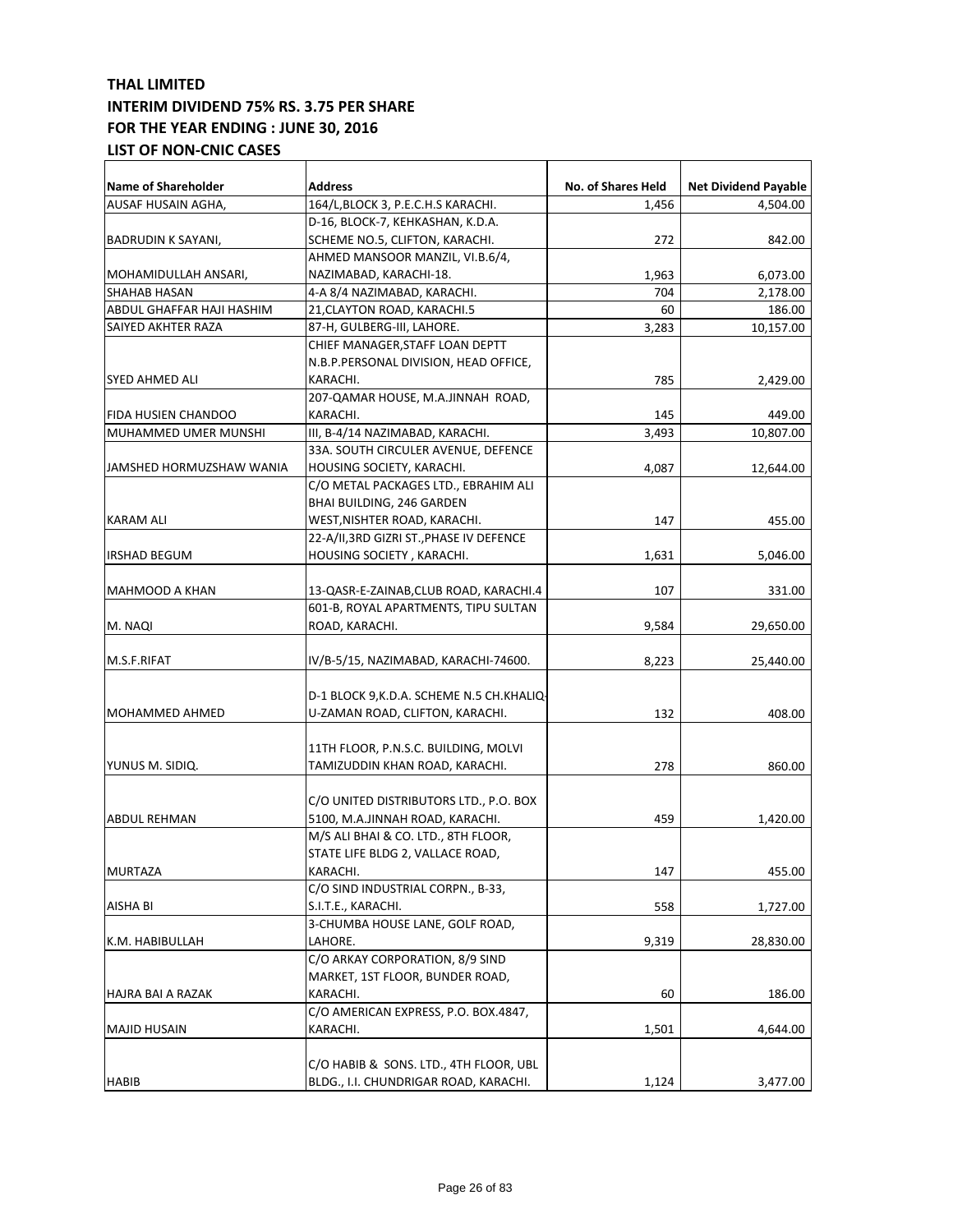**THAL LIMITED**
**INTERIM DIVIDEND 75% RS. 3.75 PER SHARE**
**FOR THE YEAR ENDING : JUNE 30, 2016**
**LIST OF NON-CNIC CASES**

| Name of Shareholder | Address | No. of Shares Held | Net Dividend Payable |
|---|---|---|---|
| AUSAF HUSAIN AGHA, | 164/L,BLOCK 3, P.E.C.H.S KARACHI. | 1,456 | 4,504.00 |
| BADRUDIN K SAYANI, | D-16, BLOCK-7, KEHKASHAN, K.D.A. SCHEME NO.5, CLIFTON, KARACHI. | 272 | 842.00 |
| MOHAMIDULLAH ANSARI, | AHMED MANSOOR MANZIL, VI.B.6/4, NAZIMABAD, KARACHI-18. | 1,963 | 6,073.00 |
| SHAHAB HASAN | 4-A 8/4 NAZIMABAD, KARACHI. | 704 | 2,178.00 |
| ABDUL GHAFFAR HAJI HASHIM | 21,CLAYTON ROAD, KARACHI.5 | 60 | 186.00 |
| SAIYED AKHTER RAZA | 87-H, GULBERG-III, LAHORE. | 3,283 | 10,157.00 |
| SYED AHMED ALI | CHIEF MANAGER,STAFF LOAN DEPTT N.B.P.PERSONAL DIVISION, HEAD OFFICE, KARACHI. | 785 | 2,429.00 |
| FIDA HUSIEN CHANDOO | 207-QAMAR HOUSE, M.A.JINNAH ROAD, KARACHI. | 145 | 449.00 |
| MUHAMMED UMER MUNSHI | III, B-4/14 NAZIMABAD, KARACHI. | 3,493 | 10,807.00 |
| JAMSHED HORMUZSHAW WANIA | 33A. SOUTH CIRCULER AVENUE, DEFENCE HOUSING SOCIETY, KARACHI. | 4,087 | 12,644.00 |
| KARAM ALI | C/O METAL PACKAGES LTD., EBRAHIM ALI BHAI BUILDING, 246 GARDEN WEST,NISHTER ROAD, KARACHI. | 147 | 455.00 |
| IRSHAD BEGUM | 22-A/II,3RD GIZRI ST.,PHASE IV DEFENCE HOUSING SOCIETY , KARACHI. | 1,631 | 5,046.00 |
| MAHMOOD A KHAN | 13-QASR-E-ZAINAB,CLUB ROAD, KARACHI.4 | 107 | 331.00 |
| M. NAQI | 601-B, ROYAL APARTMENTS, TIPU SULTAN ROAD, KARACHI. | 9,584 | 29,650.00 |
| M.S.F.RIFAT | IV/B-5/15, NAZIMABAD, KARACHI-74600. | 8,223 | 25,440.00 |
| MOHAMMED AHMED | D-1 BLOCK 9,K.D.A. SCHEME N.5 CH.KHALIQ-U-ZAMAN ROAD, CLIFTON, KARACHI. | 132 | 408.00 |
| YUNUS M. SIDIQ. | 11TH FLOOR, P.N.S.C. BUILDING, MOLVI TAMIZUDDIN KHAN ROAD, KARACHI. | 278 | 860.00 |
| ABDUL REHMAN | C/O UNITED DISTRIBUTORS LTD., P.O. BOX 5100, M.A.JINNAH ROAD, KARACHI. | 459 | 1,420.00 |
| MURTAZA | M/S ALI BHAI & CO. LTD., 8TH FLOOR, STATE LIFE BLDG 2, VALLACE ROAD, KARACHI. | 147 | 455.00 |
| AISHA BI | C/O SIND INDUSTRIAL CORPN., B-33, S.I.T.E., KARACHI. | 558 | 1,727.00 |
| K.M. HABIBULLAH | 3-CHUMBA HOUSE LANE, GOLF ROAD, LAHORE. | 9,319 | 28,830.00 |
| HAJRA BAI A RAZAK | C/O ARKAY CORPORATION, 8/9 SIND MARKET, 1ST FLOOR, BUNDER ROAD, KARACHI. | 60 | 186.00 |
| MAJID HUSAIN | C/O AMERICAN EXPRESS, P.O. BOX.4847, KARACHI. | 1,501 | 4,644.00 |
| HABIB | C/O HABIB & SONS. LTD., 4TH FLOOR, UBL BLDG., I.I. CHUNDRIGAR ROAD, KARACHI. | 1,124 | 3,477.00 |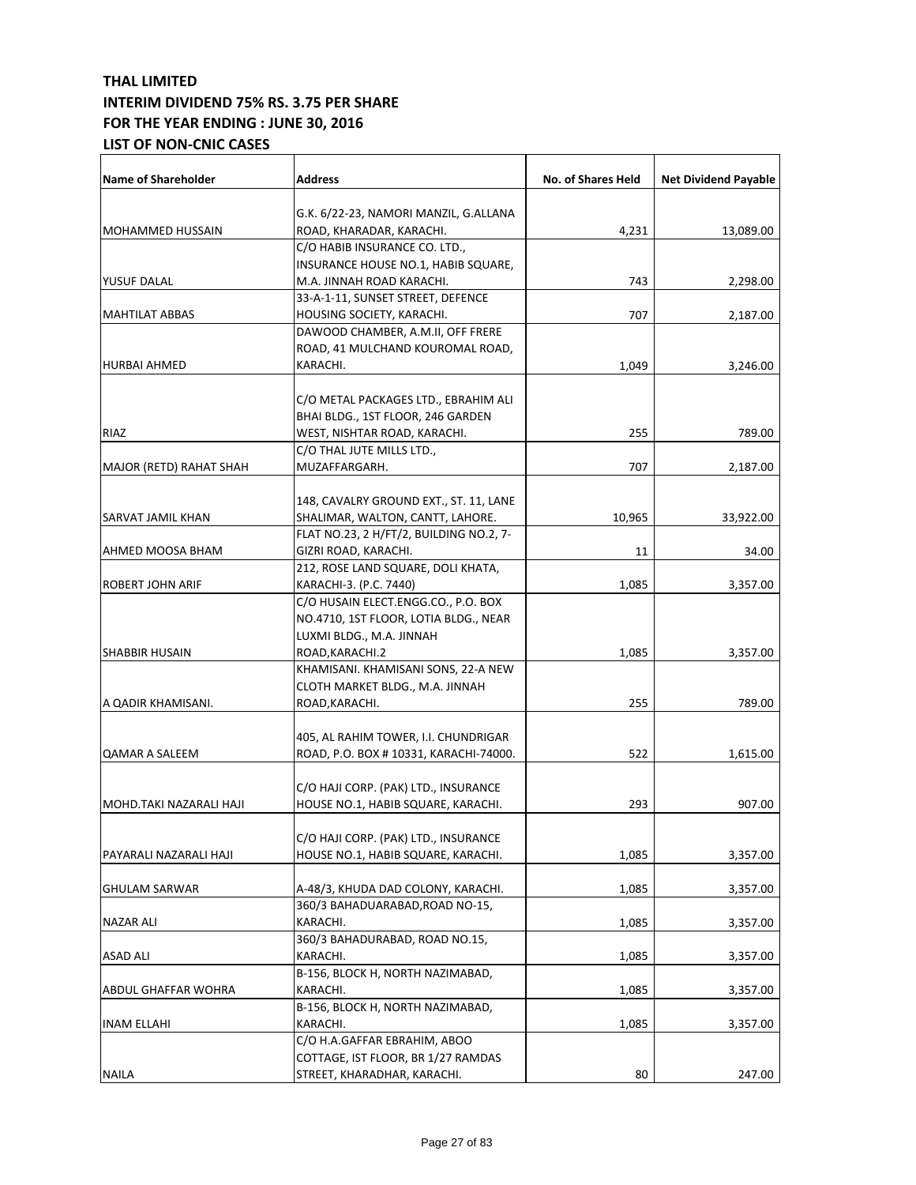**THAL LIMITED**
**INTERIM DIVIDEND 75% RS. 3.75 PER SHARE**
**FOR THE YEAR ENDING : JUNE 30, 2016**
**LIST OF NON-CNIC CASES**

| Name of Shareholder | Address | No. of Shares Held | Net Dividend Payable |
|---|---|---|---|
| MOHAMMED HUSSAIN | G.K. 6/22-23, NAMORI MANZIL, G.ALLANA ROAD, KHARADAR, KARACHI. | 4,231 | 13,089.00 |
| YUSUF DALAL | C/O HABIB INSURANCE CO. LTD., INSURANCE HOUSE NO.1, HABIB SQUARE, M.A. JINNAH ROAD KARACHI. | 743 | 2,298.00 |
| MAHTILAT ABBAS | 33-A-1-11, SUNSET STREET, DEFENCE HOUSING SOCIETY, KARACHI. | 707 | 2,187.00 |
| HURBAI AHMED | DAWOOD CHAMBER, A.M.II, OFF FRERE ROAD, 41 MULCHAND KOUROMAL ROAD, KARACHI. | 1,049 | 3,246.00 |
| RIAZ | C/O METAL PACKAGES LTD., EBRAHIM ALI BHAI BLDG., 1ST FLOOR, 246 GARDEN WEST, NISHTAR ROAD, KARACHI. | 255 | 789.00 |
| MAJOR (RETD) RAHAT SHAH | C/O THAL JUTE MILLS LTD., MUZAFFARGARH. | 707 | 2,187.00 |
| SARVAT JAMIL KHAN | 148, CAVALRY GROUND EXT., ST. 11, LANE SHALIMAR, WALTON, CANTT, LAHORE. | 10,965 | 33,922.00 |
| AHMED MOOSA BHAM | FLAT NO.23, 2 H/FT/2, BUILDING NO.2, 7-GIZRI ROAD, KARACHI. | 11 | 34.00 |
| ROBERT JOHN ARIF | 212, ROSE LAND SQUARE, DOLI KHATA, KARACHI-3. (P.C. 7440) | 1,085 | 3,357.00 |
| SHABBIR HUSAIN | C/O HUSAIN ELECT.ENGG.CO., P.O. BOX NO.4710, 1ST FLOOR, LOTIA BLDG., NEAR LUXMI BLDG., M.A. JINNAH ROAD,KARACHI.2 | 1,085 | 3,357.00 |
| A QADIR KHAMISANI. | KHAMISANI. KHAMISANI SONS, 22-A NEW CLOTH MARKET BLDG., M.A. JINNAH ROAD,KARACHI. | 255 | 789.00 |
| QAMAR A SALEEM | 405, AL RAHIM TOWER, I.I. CHUNDRIGAR ROAD, P.O. BOX # 10331, KARACHI-74000. | 522 | 1,615.00 |
| MOHD.TAKI NAZARALI HAJI | C/O HAJI CORP. (PAK) LTD., INSURANCE HOUSE NO.1, HABIB SQUARE, KARACHI. | 293 | 907.00 |
| PAYARALI NAZARALI HAJI | C/O HAJI CORP. (PAK) LTD., INSURANCE HOUSE NO.1, HABIB SQUARE, KARACHI. | 1,085 | 3,357.00 |
| GHULAM SARWAR | A-48/3, KHUDA DAD COLONY, KARACHI. | 1,085 | 3,357.00 |
| NAZAR ALI | 360/3 BAHADUARABAD,ROAD NO-15, KARACHI. | 1,085 | 3,357.00 |
| ASAD ALI | 360/3 BAHADURABAD, ROAD NO.15, KARACHI. | 1,085 | 3,357.00 |
| ABDUL GHAFFAR WOHRA | B-156, BLOCK H, NORTH NAZIMABAD, KARACHI. | 1,085 | 3,357.00 |
| INAM ELLAHI | B-156, BLOCK H, NORTH NAZIMABAD, KARACHI. | 1,085 | 3,357.00 |
| NAILA | C/O H.A.GAFFAR EBRAHIM, ABOO COTTAGE, IST FLOOR, BR 1/27 RAMDAS STREET, KHARADHAR, KARACHI. | 80 | 247.00 |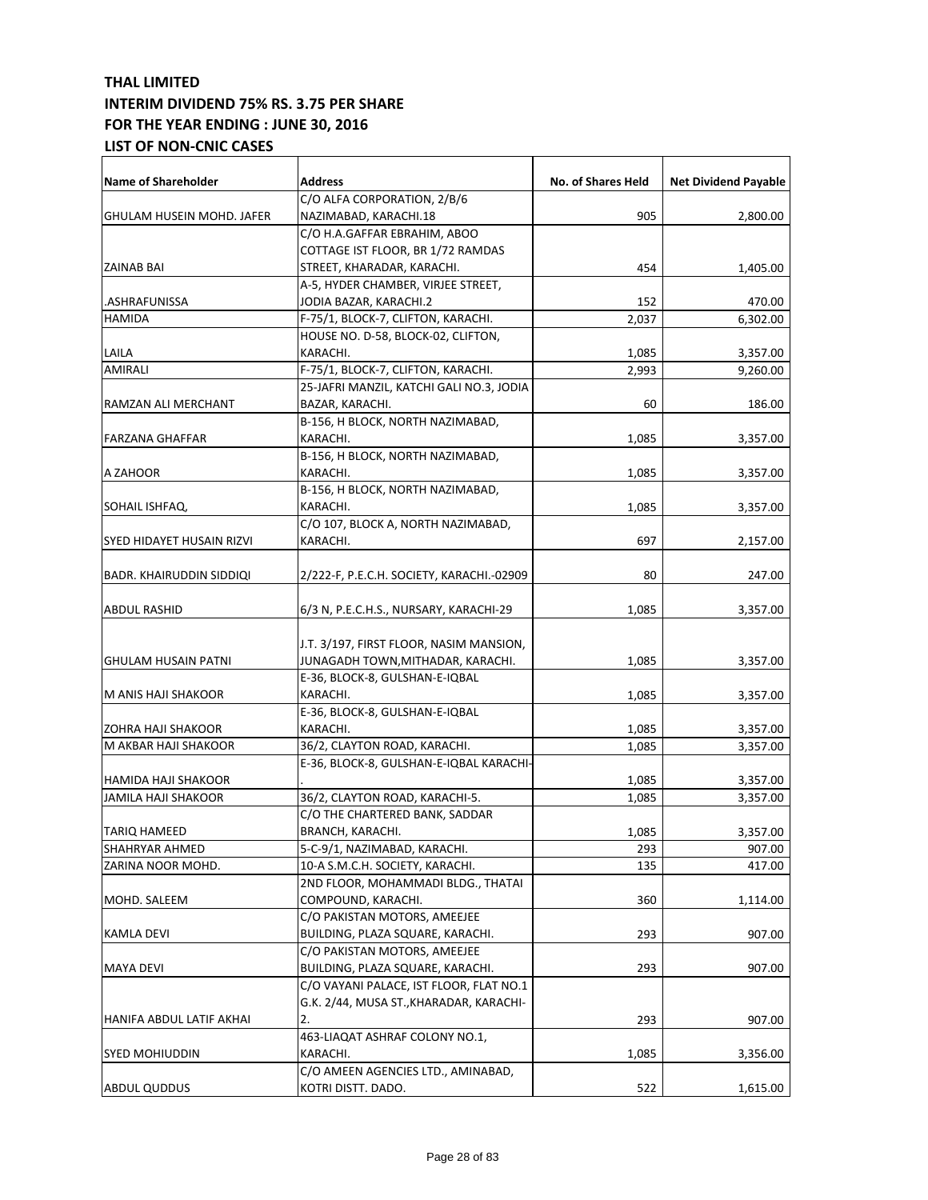**THAL LIMITED**
**INTERIM DIVIDEND 75% RS. 3.75 PER SHARE**
**FOR THE YEAR ENDING : JUNE 30, 2016**
**LIST OF NON-CNIC CASES**

| Name of Shareholder | Address | No. of Shares Held | Net Dividend Payable |
|---|---|---|---|
| GHULAM HUSEIN MOHD. JAFER | C/O ALFA CORPORATION, 2/B/6 NAZIMABAD, KARACHI.18 | 905 | 2,800.00 |
| ZAINAB BAI | C/O H.A.GAFFAR EBRAHIM, ABOO COTTAGE IST FLOOR, BR 1/72 RAMDAS STREET, KHARADAR, KARACHI. | 454 | 1,405.00 |
| .ASHRAFUNISSA | A-5, HYDER CHAMBER, VIRJEE STREET, JODIA BAZAR, KARACHI.2 | 152 | 470.00 |
| HAMIDA | F-75/1, BLOCK-7, CLIFTON, KARACHI. | 2,037 | 6,302.00 |
| LAILA | HOUSE NO. D-58, BLOCK-02, CLIFTON, KARACHI. | 1,085 | 3,357.00 |
| AMIRALI | F-75/1, BLOCK-7, CLIFTON, KARACHI. | 2,993 | 9,260.00 |
| RAMZAN ALI MERCHANT | 25-JAFRI MANZIL, KATCHI GALI NO.3, JODIA BAZAR, KARACHI. | 60 | 186.00 |
| FARZANA GHAFFAR | B-156, H BLOCK, NORTH NAZIMABAD, KARACHI. | 1,085 | 3,357.00 |
| A ZAHOOR | B-156, H BLOCK, NORTH NAZIMABAD, KARACHI. | 1,085 | 3,357.00 |
| SOHAIL ISHFAQ, | B-156, H BLOCK, NORTH NAZIMABAD, KARACHI. | 1,085 | 3,357.00 |
| SYED HIDAYET HUSAIN RIZVI | C/O 107, BLOCK A, NORTH NAZIMABAD, KARACHI. | 697 | 2,157.00 |
| BADR. KHAIRUDDIN SIDDIQI | 2/222-F, P.E.C.H. SOCIETY, KARACHI.-02909 | 80 | 247.00 |
| ABDUL RASHID | 6/3 N, P.E.C.H.S., NURSARY, KARACHI-29 | 1,085 | 3,357.00 |
| GHULAM HUSAIN PATNI | J.T. 3/197, FIRST FLOOR, NASIM MANSION, JUNAGADH TOWN,MITHADAR, KARACHI. | 1,085 | 3,357.00 |
| M ANIS HAJI SHAKOOR | E-36, BLOCK-8, GULSHAN-E-IQBAL KARACHI. | 1,085 | 3,357.00 |
| ZOHRA HAJI SHAKOOR | E-36, BLOCK-8, GULSHAN-E-IQBAL KARACHI. | 1,085 | 3,357.00 |
| M AKBAR HAJI SHAKOOR | 36/2, CLAYTON ROAD, KARACHI. | 1,085 | 3,357.00 |
| HAMIDA HAJI SHAKOOR | E-36, BLOCK-8, GULSHAN-E-IQBAL KARACHI-. | 1,085 | 3,357.00 |
| JAMILA HAJI SHAKOOR | 36/2, CLAYTON ROAD, KARACHI-5. | 1,085 | 3,357.00 |
| TARIQ HAMEED | C/O THE CHARTERED BANK, SADDAR BRANCH, KARACHI. | 1,085 | 3,357.00 |
| SHAHRYAR AHMED | 5-C-9/1, NAZIMABAD, KARACHI. | 293 | 907.00 |
| ZARINA NOOR MOHD. | 10-A S.M.C.H. SOCIETY, KARACHI. | 135 | 417.00 |
| MOHD. SALEEM | 2ND FLOOR, MOHAMMADI BLDG., THATAI COMPOUND, KARACHI. | 360 | 1,114.00 |
| KAMLA DEVI | C/O PAKISTAN MOTORS, AMEEJEE BUILDING, PLAZA SQUARE, KARACHI. | 293 | 907.00 |
| MAYA DEVI | C/O PAKISTAN MOTORS, AMEEJEE BUILDING, PLAZA SQUARE, KARACHI. | 293 | 907.00 |
| HANIFA ABDUL LATIF AKHAI | C/O VAYANI PALACE, IST FLOOR, FLAT NO.1 G.K. 2/44, MUSA ST.,KHARADAR, KARACHI-2. | 293 | 907.00 |
| SYED MOHIUDDIN | 463-LIAQAT ASHRAF COLONY NO.1, KARACHI. | 1,085 | 3,356.00 |
| ABDUL QUDDUS | C/O AMEEN AGENCIES LTD., AMINABAD, KOTRI DISTT. DADO. | 522 | 1,615.00 |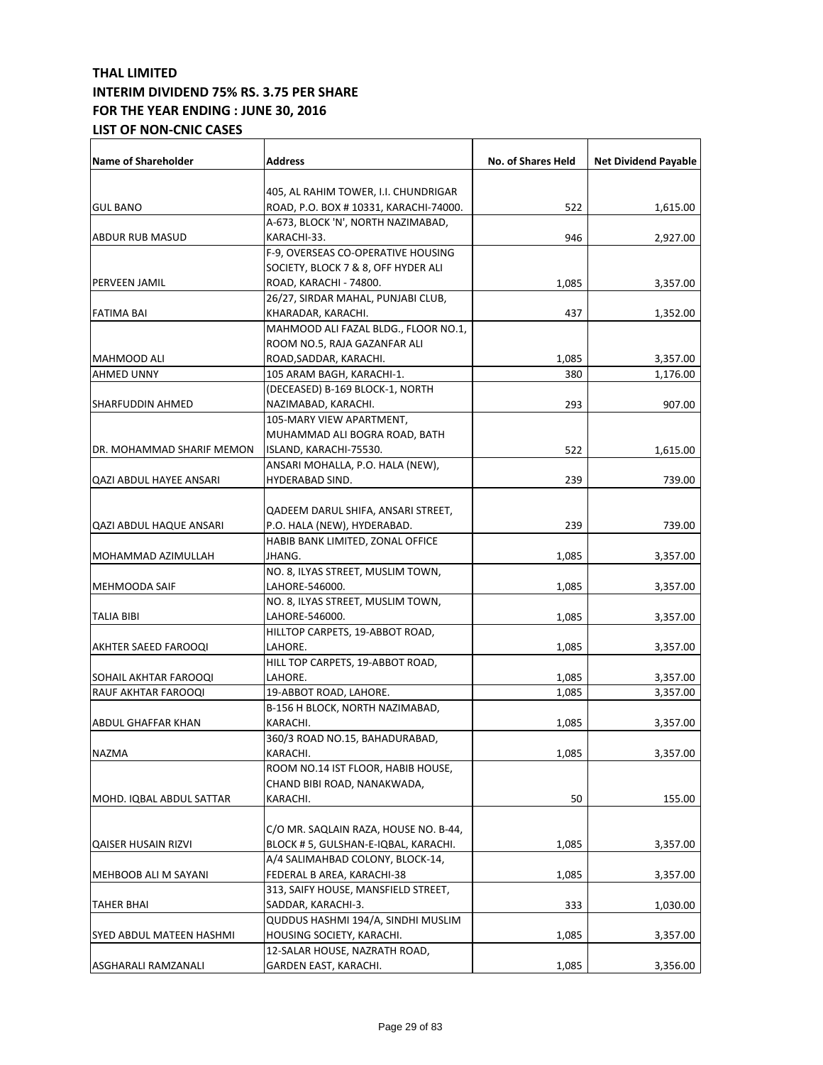**THAL LIMITED**
**INTERIM DIVIDEND 75% RS. 3.75 PER SHARE**
**FOR THE YEAR ENDING : JUNE 30, 2016**
**LIST OF NON-CNIC CASES**

| Name of Shareholder | Address | No. of Shares Held | Net Dividend Payable |
|---|---|---|---|
| GUL BANO | 405, AL RAHIM TOWER, I.I. CHUNDRIGAR ROAD, P.O. BOX # 10331, KARACHI-74000. | 522 | 1,615.00 |
| ABDUR RUB MASUD | A-673, BLOCK 'N', NORTH NAZIMABAD, KARACHI-33. | 946 | 2,927.00 |
| PERVEEN JAMIL | F-9, OVERSEAS CO-OPERATIVE HOUSING SOCIETY, BLOCK 7 & 8, OFF HYDER ALI ROAD, KARACHI - 74800. | 1,085 | 3,357.00 |
| FATIMA BAI | 26/27, SIRDAR MAHAL, PUNJABI CLUB, KHARADAR, KARACHI. | 437 | 1,352.00 |
| MAHMOOD ALI | MAHMOOD ALI FAZAL BLDG., FLOOR NO.1, ROOM NO.5, RAJA GAZANFAR ALI ROAD,SADDAR, KARACHI. | 1,085 | 3,357.00 |
| AHMED UNNY | 105 ARAM BAGH, KARACHI-1. | 380 | 1,176.00 |
| SHARFUDDIN AHMED | (DECEASED) B-169 BLOCK-1, NORTH NAZIMABAD, KARACHI. | 293 | 907.00 |
| DR. MOHAMMAD SHARIF MEMON | 105-MARY VIEW APARTMENT, MUHAMMAD ALI BOGRA ROAD, BATH ISLAND, KARACHI-75530. | 522 | 1,615.00 |
| QAZI ABDUL HAYEE ANSARI | ANSARI MOHALLA, P.O. HALA (NEW), HYDERABAD SIND. | 239 | 739.00 |
| QAZI ABDUL HAQUE ANSARI | QADEEM DARUL SHIFA, ANSARI STREET, P.O. HALA (NEW), HYDERABAD. | 239 | 739.00 |
| MOHAMMAD AZIMULLAH | HABIB BANK LIMITED, ZONAL OFFICE JHANG. | 1,085 | 3,357.00 |
| MEHMOODA SAIF | NO. 8, ILYAS STREET, MUSLIM TOWN, LAHORE-546000. | 1,085 | 3,357.00 |
| TALIA BIBI | NO. 8, ILYAS STREET, MUSLIM TOWN, LAHORE-546000. | 1,085 | 3,357.00 |
| AKHTER SAEED FAROOQI | HILLTOP CARPETS, 19-ABBOT ROAD, LAHORE. | 1,085 | 3,357.00 |
| SOHAIL AKHTAR FAROOQI | HILL TOP CARPETS, 19-ABBOT ROAD, LAHORE. | 1,085 | 3,357.00 |
| RAUF AKHTAR FAROOQI | 19-ABBOT ROAD, LAHORE. | 1,085 | 3,357.00 |
| ABDUL GHAFFAR KHAN | B-156 H BLOCK, NORTH NAZIMABAD, KARACHI. | 1,085 | 3,357.00 |
| NAZMA | 360/3 ROAD NO.15, BAHADURABAD, KARACHI. | 1,085 | 3,357.00 |
| MOHD. IQBAL ABDUL SATTAR | ROOM NO.14 IST FLOOR, HABIB HOUSE, CHAND BIBI ROAD, NANAKWADA, KARACHI. | 50 | 155.00 |
| QAISER HUSAIN RIZVI | C/O MR. SAQLAIN RAZA, HOUSE NO. B-44, BLOCK # 5, GULSHAN-E-IQBAL, KARACHI. | 1,085 | 3,357.00 |
| MEHBOOB ALI M SAYANI | A/4 SALIMAHBAD COLONY, BLOCK-14, FEDERAL B AREA, KARACHI-38 | 1,085 | 3,357.00 |
| TAHER BHAI | 313, SAIFY HOUSE, MANSFIELD STREET, SADDAR, KARACHI-3. | 333 | 1,030.00 |
| SYED ABDUL MATEEN HASHMI | QUDDUS HASHMI 194/A, SINDHI MUSLIM HOUSING SOCIETY, KARACHI. | 1,085 | 3,357.00 |
| ASGHARALI RAMZANALI | 12-SALAR HOUSE, NAZRATH ROAD, GARDEN EAST, KARACHI. | 1,085 | 3,356.00 |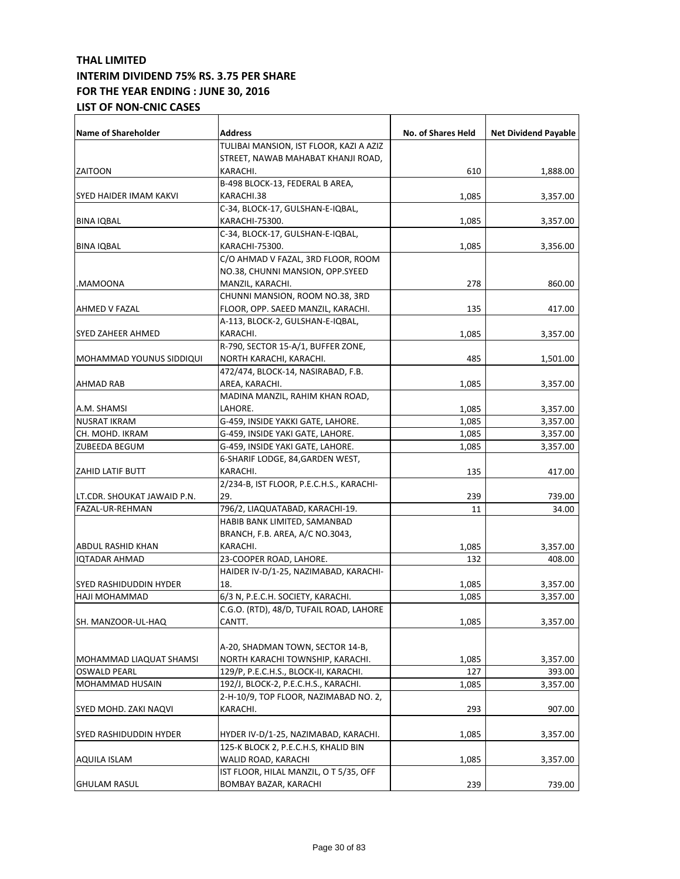**THAL LIMITED**
**INTERIM DIVIDEND 75% RS. 3.75 PER SHARE**
**FOR THE YEAR ENDING : JUNE 30, 2016**
**LIST OF NON-CNIC CASES**

| Name of Shareholder | Address | No. of Shares Held | Net Dividend Payable |
|---|---|---|---|
| ZAITOON | TULIBAI MANSION, IST FLOOR, KAZI A AZIZ STREET, NAWAB MAHABAT KHANJI ROAD, KARACHI. | 610 | 1,888.00 |
| SYED HAIDER IMAM KAKVI | B-498 BLOCK-13, FEDERAL B AREA, KARACHI.38 | 1,085 | 3,357.00 |
| BINA IQBAL | C-34, BLOCK-17, GULSHAN-E-IQBAL, KARACHI-75300. | 1,085 | 3,357.00 |
| BINA IQBAL | C-34, BLOCK-17, GULSHAN-E-IQBAL, KARACHI-75300. | 1,085 | 3,356.00 |
| .MAMOONA | C/O AHMAD V FAZAL, 3RD FLOOR, ROOM NO.38, CHUNNI MANSION, OPP.SYEED MANZIL, KARACHI. | 278 | 860.00 |
| AHMED V FAZAL | CHUNNI MANSION, ROOM NO.38, 3RD FLOOR, OPP. SAEED MANZIL, KARACHI. | 135 | 417.00 |
| SYED ZAHEER AHMED | A-113, BLOCK-2, GULSHAN-E-IQBAL, KARACHI. | 1,085 | 3,357.00 |
| MOHAMMAD YOUNUS SIDDIQUI | R-790, SECTOR 15-A/1, BUFFER ZONE, NORTH KARACHI, KARACHI. | 485 | 1,501.00 |
| AHMAD RAB | 472/474, BLOCK-14, NASIRABAD, F.B. AREA, KARACHI. | 1,085 | 3,357.00 |
| A.M. SHAMSI | MADINA MANZIL, RAHIM KHAN ROAD, LAHORE. | 1,085 | 3,357.00 |
| NUSRAT IKRAM | G-459, INSIDE YAKKI GATE, LAHORE. | 1,085 | 3,357.00 |
| CH. MOHD. IKRAM | G-459, INSIDE YAKI GATE, LAHORE. | 1,085 | 3,357.00 |
| ZUBEEDA BEGUM | G-459, INSIDE YAKI GATE, LAHORE. | 1,085 | 3,357.00 |
| ZAHID LATIF BUTT | 6-SHARIF LODGE, 84,GARDEN WEST, KARACHI. | 135 | 417.00 |
| LT.CDR. SHOUKAT JAWAID P.N. | 2/234-B, IST FLOOR, P.E.C.H.S., KARACHI-29. | 239 | 739.00 |
| FAZAL-UR-REHMAN | 796/2, LIAQUATABAD, KARACHI-19. | 11 | 34.00 |
| ABDUL RASHID KHAN | HABIB BANK LIMITED, SAMANBAD BRANCH, F.B. AREA, A/C NO.3043, KARACHI. | 1,085 | 3,357.00 |
| IQTADAR AHMAD | 23-COOPER ROAD, LAHORE. | 132 | 408.00 |
| SYED RASHIDUDDIN HYDER | HAIDER IV-D/1-25, NAZIMABAD, KARACHI-18. | 1,085 | 3,357.00 |
| HAJI MOHAMMAD | 6/3 N, P.E.C.H. SOCIETY, KARACHI. | 1,085 | 3,357.00 |
| SH. MANZOOR-UL-HAQ | C.G.O. (RTD), 48/D, TUFAIL ROAD, LAHORE CANTT. | 1,085 | 3,357.00 |
| MOHAMMAD LIAQUAT SHAMSI | A-20, SHADMAN TOWN, SECTOR 14-B, NORTH KARACHI TOWNSHIP, KARACHI. | 1,085 | 3,357.00 |
| OSWALD PEARL | 129/P, P.E.C.H.S., BLOCK-II, KARACHI. | 127 | 393.00 |
| MOHAMMAD HUSAIN | 192/J, BLOCK-2, P.E.C.H.S., KARACHI. | 1,085 | 3,357.00 |
| SYED MOHD. ZAKI NAQVI | 2-H-10/9, TOP FLOOR, NAZIMABAD NO. 2, KARACHI. | 293 | 907.00 |
| SYED RASHIDUDDIN HYDER | HYDER IV-D/1-25, NAZIMABAD, KARACHI. | 1,085 | 3,357.00 |
| AQUILA ISLAM | 125-K BLOCK 2, P.E.C.H.S, KHALID BIN WALID ROAD, KARACHI | 1,085 | 3,357.00 |
| GHULAM RASUL | IST FLOOR, HILAL MANZIL, O T 5/35, OFF BOMBAY BAZAR, KARACHI | 239 | 739.00 |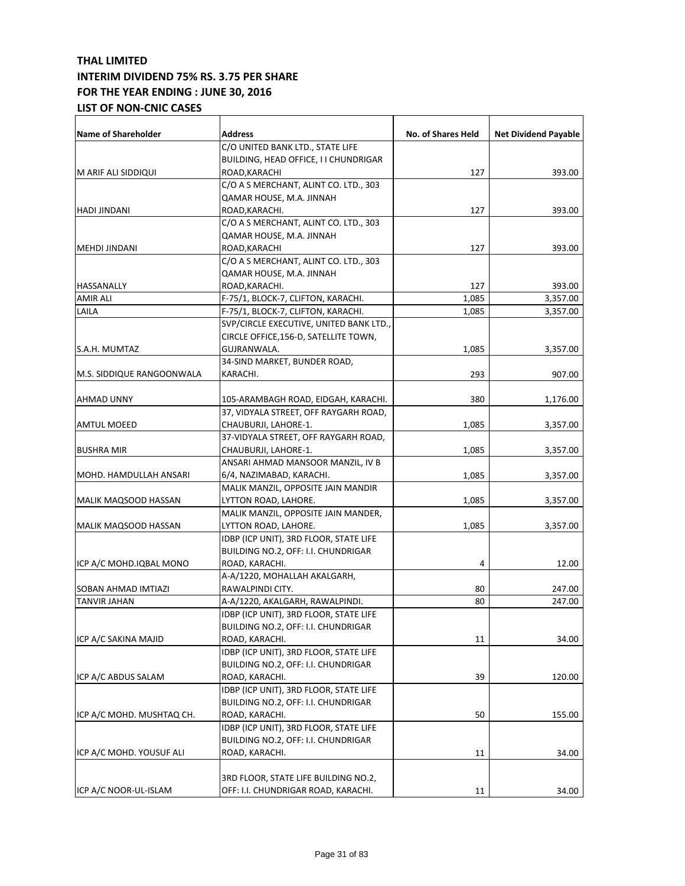**THAL LIMITED**
**INTERIM DIVIDEND 75% RS. 3.75 PER SHARE**
**FOR THE YEAR ENDING : JUNE 30, 2016**
**LIST OF NON-CNIC CASES**

| Name of Shareholder | Address | No. of Shares Held | Net Dividend Payable |
|---|---|---|---|
| M ARIF ALI SIDDIQUI | C/O UNITED BANK LTD., STATE LIFE BUILDING, HEAD OFFICE, I I CHUNDRIGAR ROAD,KARACHI | 127 | 393.00 |
| HADI JINDANI | C/O A S MERCHANT, ALINT CO. LTD., 303 QAMAR HOUSE, M.A. JINNAH ROAD,KARACHI. | 127 | 393.00 |
| MEHDI JINDANI | C/O A S MERCHANT, ALINT CO. LTD., 303 QAMAR HOUSE, M.A. JINNAH ROAD,KARACHI | 127 | 393.00 |
| HASSANALLY | C/O A S MERCHANT, ALINT CO. LTD., 303 QAMAR HOUSE, M.A. JINNAH ROAD,KARACHI. | 127 | 393.00 |
| AMIR ALI | F-75/1, BLOCK-7, CLIFTON, KARACHI. | 1,085 | 3,357.00 |
| LAILA | F-75/1, BLOCK-7, CLIFTON, KARACHI. | 1,085 | 3,357.00 |
| S.A.H. MUMTAZ | SVP/CIRCLE EXECUTIVE, UNITED BANK LTD., CIRCLE OFFICE,156-D, SATELLITE TOWN, GUJRANWALA. | 1,085 | 3,357.00 |
| M.S. SIDDIQUE RANGOONWALA | 34-SIND MARKET, BUNDER ROAD, KARACHI. | 293 | 907.00 |
| AHMAD UNNY | 105-ARAMBAGH ROAD, EIDGAH, KARACHI. | 380 | 1,176.00 |
| AMTUL MOEED | 37, VIDYALA STREET, OFF RAYGARH ROAD, CHAUBURJI, LAHORE-1. | 1,085 | 3,357.00 |
| BUSHRA MIR | 37-VIDYALA STREET, OFF RAYGARH ROAD, CHAUBURJI, LAHORE-1. | 1,085 | 3,357.00 |
| MOHD. HAMDULLAH ANSARI | ANSARI AHMAD MANSOOR MANZIL, IV B 6/4, NAZIMABAD, KARACHI. | 1,085 | 3,357.00 |
| MALIK MAQSOOD HASSAN | MALIK MANZIL, OPPOSITE JAIN MANDIR LYTTON ROAD, LAHORE. | 1,085 | 3,357.00 |
| MALIK MAQSOOD HASSAN | MALIK MANZIL, OPPOSITE JAIN MANDER, LYTTON ROAD, LAHORE. | 1,085 | 3,357.00 |
| ICP A/C MOHD.IQBAL MONO | IDBP (ICP UNIT), 3RD FLOOR, STATE LIFE BUILDING NO.2, OFF: I.I. CHUNDRIGAR ROAD, KARACHI. | 4 | 12.00 |
| SOBAN AHMAD IMTIAZI | A-A/1220, MOHALLAH AKALGARH, RAWALPINDI CITY. | 80 | 247.00 |
| TANVIR JAHAN | A-A/1220, AKALGARH, RAWALPINDI. | 80 | 247.00 |
| ICP A/C SAKINA MAJID | IDBP (ICP UNIT), 3RD FLOOR, STATE LIFE BUILDING NO.2, OFF: I.I. CHUNDRIGAR ROAD, KARACHI. | 11 | 34.00 |
| ICP A/C ABDUS SALAM | IDBP (ICP UNIT), 3RD FLOOR, STATE LIFE BUILDING NO.2, OFF: I.I. CHUNDRIGAR ROAD, KARACHI. | 39 | 120.00 |
| ICP A/C MOHD. MUSHTAQ CH. | IDBP (ICP UNIT), 3RD FLOOR, STATE LIFE BUILDING NO.2, OFF: I.I. CHUNDRIGAR ROAD, KARACHI. | 50 | 155.00 |
| ICP A/C MOHD. YOUSUF ALI | IDBP (ICP UNIT), 3RD FLOOR, STATE LIFE BUILDING NO.2, OFF: I.I. CHUNDRIGAR ROAD, KARACHI. | 11 | 34.00 |
| ICP A/C NOOR-UL-ISLAM | 3RD FLOOR, STATE LIFE BUILDING NO.2, OFF: I.I. CHUNDRIGAR ROAD, KARACHI. | 11 | 34.00 |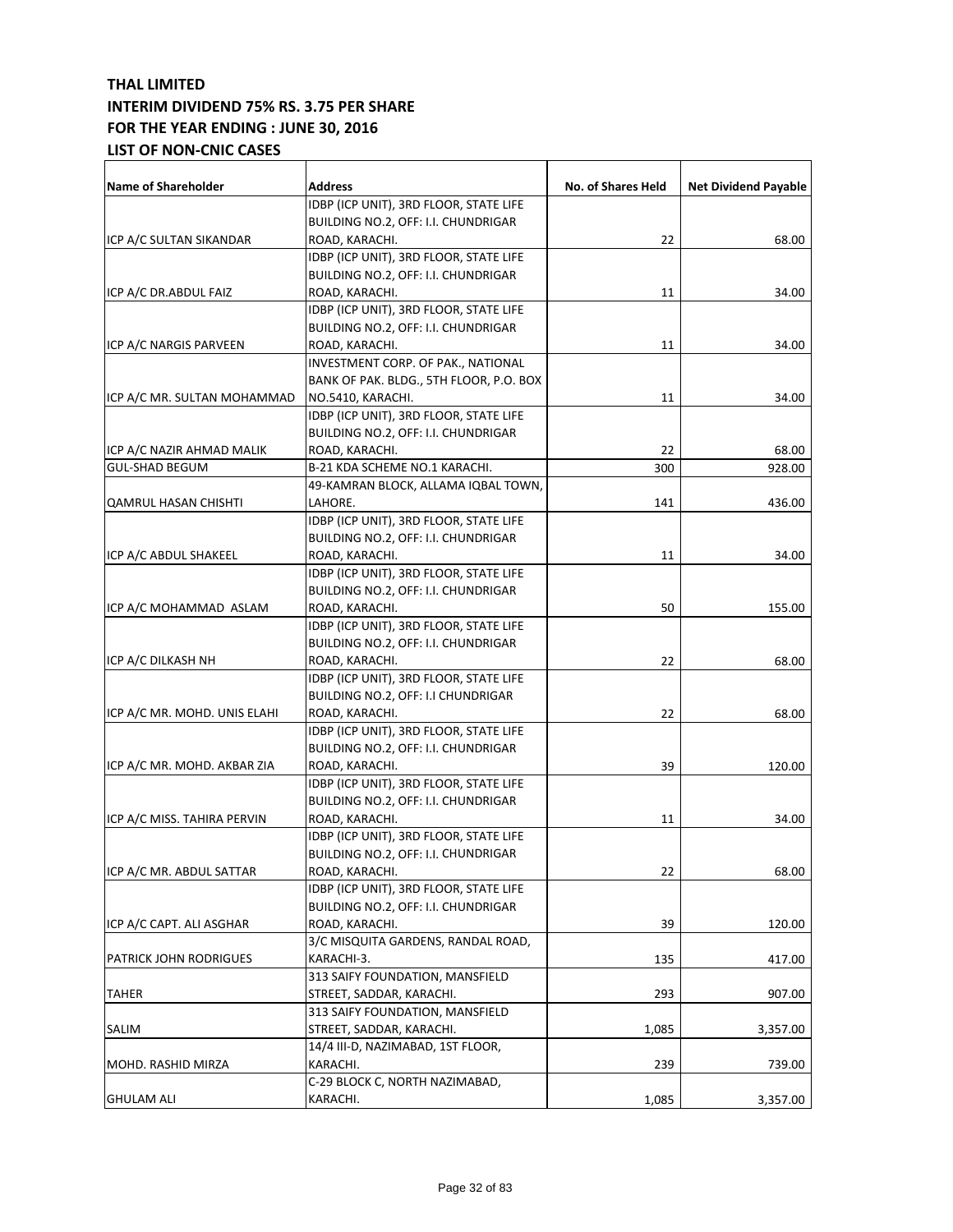# THAL LIMITED
## INTERIM DIVIDEND 75% RS. 3.75 PER SHARE
## FOR THE YEAR ENDING : JUNE 30, 2016
## LIST OF NON-CNIC CASES

| Name of Shareholder | Address | No. of Shares Held | Net Dividend Payable |
|---|---|---|---|
| ICP A/C SULTAN SIKANDAR | IDBP (ICP UNIT), 3RD FLOOR, STATE LIFE BUILDING NO.2, OFF: I.I. CHUNDRIGAR ROAD, KARACHI. | 22 | 68.00 |
| ICP A/C DR.ABDUL FAIZ | IDBP (ICP UNIT), 3RD FLOOR, STATE LIFE BUILDING NO.2, OFF: I.I. CHUNDRIGAR ROAD, KARACHI. | 11 | 34.00 |
| ICP A/C NARGIS PARVEEN | IDBP (ICP UNIT), 3RD FLOOR, STATE LIFE BUILDING NO.2, OFF: I.I. CHUNDRIGAR ROAD, KARACHI. | 11 | 34.00 |
| ICP A/C MR. SULTAN MOHAMMAD | INVESTMENT CORP. OF PAK., NATIONAL BANK OF PAK. BLDG., 5TH FLOOR, P.O. BOX NO.5410, KARACHI. | 11 | 34.00 |
| ICP A/C NAZIR AHMAD MALIK | IDBP (ICP UNIT), 3RD FLOOR, STATE LIFE BUILDING NO.2, OFF: I.I. CHUNDRIGAR ROAD, KARACHI. | 22 | 68.00 |
| GUL-SHAD BEGUM | B-21 KDA SCHEME NO.1 KARACHI. | 300 | 928.00 |
| QAMRUL HASAN CHISHTI | 49-KAMRAN BLOCK, ALLAMA IQBAL TOWN, LAHORE. | 141 | 436.00 |
| ICP A/C ABDUL SHAKEEL | IDBP (ICP UNIT), 3RD FLOOR, STATE LIFE BUILDING NO.2, OFF: I.I. CHUNDRIGAR ROAD, KARACHI. | 11 | 34.00 |
| ICP A/C MOHAMMAD ASLAM | IDBP (ICP UNIT), 3RD FLOOR, STATE LIFE BUILDING NO.2, OFF: I.I. CHUNDRIGAR ROAD, KARACHI. | 50 | 155.00 |
| ICP A/C DILKASH NH | IDBP (ICP UNIT), 3RD FLOOR, STATE LIFE BUILDING NO.2, OFF: I.I. CHUNDRIGAR ROAD, KARACHI. | 22 | 68.00 |
| ICP A/C MR. MOHD. UNIS ELAHI | IDBP (ICP UNIT), 3RD FLOOR, STATE LIFE BUILDING NO.2, OFF: I.I CHUNDRIGAR ROAD, KARACHI. | 22 | 68.00 |
| ICP A/C MR. MOHD. AKBAR ZIA | IDBP (ICP UNIT), 3RD FLOOR, STATE LIFE BUILDING NO.2, OFF: I.I. CHUNDRIGAR ROAD, KARACHI. | 39 | 120.00 |
| ICP A/C MISS. TAHIRA PERVIN | IDBP (ICP UNIT), 3RD FLOOR, STATE LIFE BUILDING NO.2, OFF: I.I. CHUNDRIGAR ROAD, KARACHI. | 11 | 34.00 |
| ICP A/C MR. ABDUL SATTAR | IDBP (ICP UNIT), 3RD FLOOR, STATE LIFE BUILDING NO.2, OFF: I.I. CHUNDRIGAR ROAD, KARACHI. | 22 | 68.00 |
| ICP A/C CAPT. ALI ASGHAR | IDBP (ICP UNIT), 3RD FLOOR, STATE LIFE BUILDING NO.2, OFF: I.I. CHUNDRIGAR ROAD, KARACHI. | 39 | 120.00 |
| PATRICK JOHN RODRIGUES | 3/C MISQUITA GARDENS, RANDAL ROAD, KARACHI-3. | 135 | 417.00 |
| TAHER | 313 SAIFY FOUNDATION, MANSFIELD STREET, SADDAR, KARACHI. | 293 | 907.00 |
| SALIM | 313 SAIFY FOUNDATION, MANSFIELD STREET, SADDAR, KARACHI. | 1,085 | 3,357.00 |
| MOHD. RASHID MIRZA | 14/4 III-D, NAZIMABAD, 1ST FLOOR, KARACHI. | 239 | 739.00 |
| GHULAM ALI | C-29 BLOCK C, NORTH NAZIMABAD, KARACHI. | 1,085 | 3,357.00 |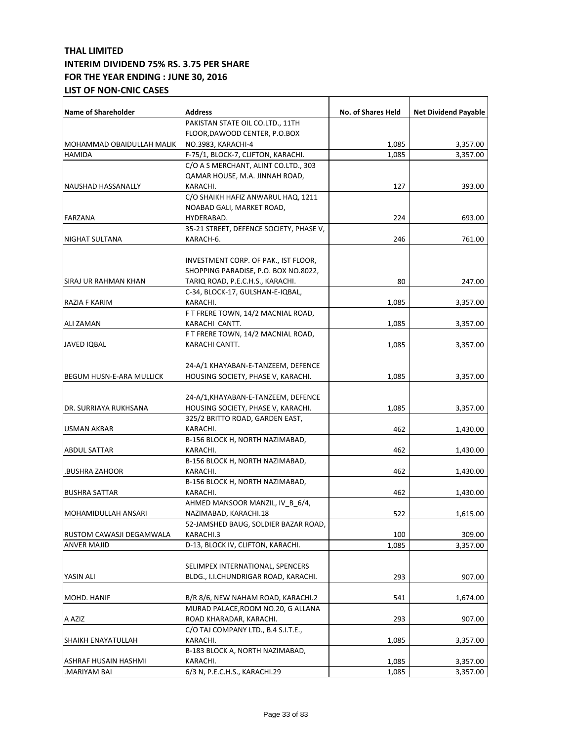**THAL LIMITED**
**INTERIM DIVIDEND 75% RS. 3.75 PER SHARE**
**FOR THE YEAR ENDING : JUNE 30, 2016**
**LIST OF NON-CNIC CASES**

| Name of Shareholder | Address | No. of Shares Held | Net Dividend Payable |
|---|---|---|---|
| MOHAMMAD OBAIDULLAH MALIK | PAKISTAN STATE OIL CO.LTD., 11TH FLOOR,DAWOOD CENTER, P.O.BOX NO.3983, KARACHI-4 | 1,085 | 3,357.00 |
| HAMIDA | F-75/1, BLOCK-7, CLIFTON, KARACHI. | 1,085 | 3,357.00 |
| NAUSHAD HASSANALLY | C/O A S MERCHANT, ALINT CO.LTD., 303 QAMAR HOUSE, M.A. JINNAH ROAD, KARACHI. | 127 | 393.00 |
| FARZANA | C/O SHAIKH HAFIZ ANWARUL HAQ, 1211 NOABAD GALI, MARKET ROAD, HYDERABAD. | 224 | 693.00 |
| NIGHAT SULTANA | 35-21 STREET, DEFENCE SOCIETY, PHASE V, KARACH-6. | 246 | 761.00 |
| SIRAJ UR RAHMAN KHAN | INVESTMENT CORP. OF PAK., IST FLOOR, SHOPPING PARADISE, P.O. BOX NO.8022, TARIQ ROAD, P.E.C.H.S., KARACHI. | 80 | 247.00 |
| RAZIA F KARIM | C-34, BLOCK-17, GULSHAN-E-IQBAL, KARACHI. | 1,085 | 3,357.00 |
| ALI ZAMAN | F T FRERE TOWN, 14/2 MACNIAL ROAD, KARACHI CANTT. | 1,085 | 3,357.00 |
| JAVED IQBAL | F T FRERE TOWN, 14/2 MACNIAL ROAD, KARACHI CANTT. | 1,085 | 3,357.00 |
| BEGUM HUSN-E-ARA MULLICK | 24-A/1 KHAYABAN-E-TANZEEM, DEFENCE HOUSING SOCIETY, PHASE V, KARACHI. | 1,085 | 3,357.00 |
| DR. SURRIAYA RUKHSANA | 24-A/1,KHAYABAN-E-TANZEEM, DEFENCE HOUSING SOCIETY, PHASE V, KARACHI. | 1,085 | 3,357.00 |
| USMAN AKBAR | 325/2 BRITTO ROAD, GARDEN EAST, KARACHI. | 462 | 1,430.00 |
| ABDUL SATTAR | B-156 BLOCK H, NORTH NAZIMABAD, KARACHI. | 462 | 1,430.00 |
| .BUSHRA ZAHOOR | B-156 BLOCK H, NORTH NAZIMABAD, KARACHI. | 462 | 1,430.00 |
| BUSHRA SATTAR | B-156 BLOCK H, NORTH NAZIMABAD, KARACHI. | 462 | 1,430.00 |
| MOHAMIDULLAH ANSARI | AHMED MANSOOR MANZIL, IV_B_6/4, NAZIMABAD, KARACHI.18 | 522 | 1,615.00 |
| RUSTOM CAWASJI DEGAMWALA | 52-JAMSHED BAUG, SOLDIER BAZAR ROAD, KARACHI.3 | 100 | 309.00 |
| ANVER MAJID | D-13, BLOCK IV, CLIFTON, KARACHI. | 1,085 | 3,357.00 |
| YASIN ALI | SELIMPEX INTERNATIONAL, SPENCERS BLDG., I.I.CHUNDRIGAR ROAD, KARACHI. | 293 | 907.00 |
| MOHD. HANIF | B/R 8/6, NEW NAHAM ROAD, KARACHI.2 | 541 | 1,674.00 |
| A AZIZ | MURAD PALACE,ROOM NO.20, G ALLANA ROAD KHARADAR, KARACHI. | 293 | 907.00 |
| SHAIKH ENAYATULLAH | C/O TAJ COMPANY LTD., B.4 S.I.T.E., KARACHI. | 1,085 | 3,357.00 |
| ASHRAF HUSAIN HASHMI | B-183 BLOCK A, NORTH NAZIMABAD, KARACHI. | 1,085 | 3,357.00 |
| .MARIYAM BAI | 6/3 N, P.E.C.H.S., KARACHI.29 | 1,085 | 3,357.00 |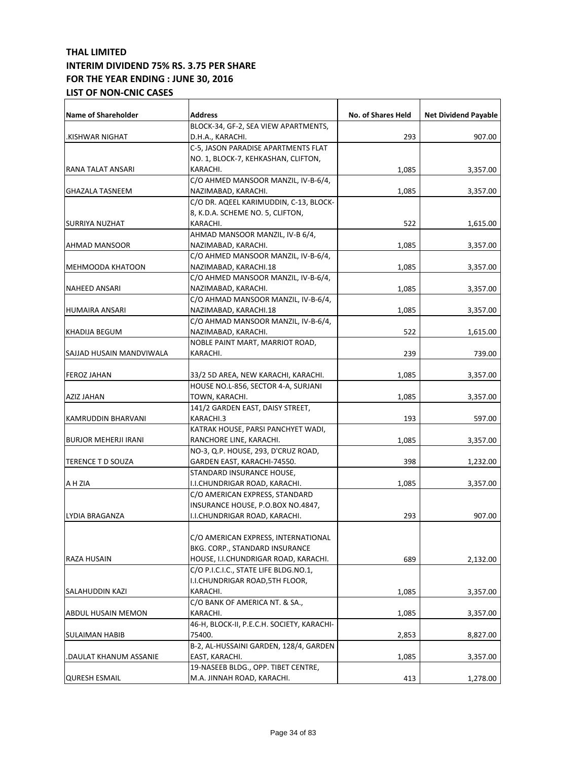**THAL LIMITED**
**INTERIM DIVIDEND 75% RS. 3.75 PER SHARE**
**FOR THE YEAR ENDING : JUNE 30, 2016**
**LIST OF NON-CNIC CASES**

| Name of Shareholder | Address | No. of Shares Held | Net Dividend Payable |
|---|---|---|---|
| .KISHWAR NIGHAT | BLOCK-34, GF-2, SEA VIEW APARTMENTS, D.H.A., KARACHI. | 293 | 907.00 |
| RANA TALAT ANSARI | C-5, JASON PARADISE APARTMENTS FLAT NO. 1, BLOCK-7, KEHKASHAN, CLIFTON, KARACHI. | 1,085 | 3,357.00 |
| GHAZALA TASNEEM | C/O AHMED MANSOOR MANZIL, IV-B-6/4, NAZIMABAD, KARACHI. | 1,085 | 3,357.00 |
| SURRIYA NUZHAT | C/O DR. AQEEL KARIMUDDIN, C-13, BLOCK-8, K.D.A. SCHEME NO. 5, CLIFTON, KARACHI. | 522 | 1,615.00 |
| AHMAD MANSOOR | AHMAD MANSOOR MANZIL, IV-B 6/4, NAZIMABAD, KARACHI. | 1,085 | 3,357.00 |
| MEHMOODA KHATOON | C/O AHMED MANSOOR MANZIL, IV-B-6/4, NAZIMABAD, KARACHI.18 | 1,085 | 3,357.00 |
| NAHEED ANSARI | C/O AHMED MANSOOR MANZIL, IV-B-6/4, NAZIMABAD, KARACHI. | 1,085 | 3,357.00 |
| HUMAIRA ANSARI | C/O AHMAD MANSOOR MANZIL, IV-B-6/4, NAZIMABAD, KARACHI.18 | 1,085 | 3,357.00 |
| KHADIJA BEGUM | C/O AHMAD MANSOOR MANZIL, IV-B-6/4, NAZIMABAD, KARACHI. | 522 | 1,615.00 |
| SAJJAD HUSAIN MANDVIWALA | NOBLE PAINT MART, MARRIOT ROAD, KARACHI. | 239 | 739.00 |
| FEROZ JAHAN | 33/2 5D AREA, NEW KARACHI, KARACHI. | 1,085 | 3,357.00 |
| AZIZ JAHAN | HOUSE NO.L-856, SECTOR 4-A, SURJANI TOWN, KARACHI. | 1,085 | 3,357.00 |
| KAMRUDDIN BHARVANI | 141/2 GARDEN EAST, DAISY STREET, KARACHI.3 | 193 | 597.00 |
| BURJOR MEHERJI IRANI | KATRAK HOUSE, PARSI PANCHYET WADI, RANCHORE LINE, KARACHI. | 1,085 | 3,357.00 |
| TERENCE T D SOUZA | NO-3, Q.P. HOUSE, 293, D'CRUZ ROAD, GARDEN EAST, KARACHI-74550. | 398 | 1,232.00 |
| A H ZIA | STANDARD INSURANCE HOUSE, I.I.CHUNDRIGAR ROAD, KARACHI. | 1,085 | 3,357.00 |
| LYDIA BRAGANZA | C/O AMERICAN EXPRESS, STANDARD INSURANCE HOUSE, P.O.BOX NO.4847, I.I.CHUNDRIGAR ROAD, KARACHI. | 293 | 907.00 |
| RAZA HUSAIN | C/O AMERICAN EXPRESS, INTERNATIONAL BKG. CORP., STANDARD INSURANCE HOUSE, I.I.CHUNDRIGAR ROAD, KARACHI. | 689 | 2,132.00 |
| SALAHUDDIN KAZI | C/O P.I.C.I.C., STATE LIFE BLDG.NO.1, I.I.CHUNDRIGAR ROAD,5TH FLOOR, KARACHI. | 1,085 | 3,357.00 |
| ABDUL HUSAIN MEMON | C/O BANK OF AMERICA NT. & SA., KARACHI. | 1,085 | 3,357.00 |
| SULAIMAN HABIB | 46-H, BLOCK-II, P.E.C.H. SOCIETY, KARACHI-75400. | 2,853 | 8,827.00 |
| .DAULAT KHANUM ASSANIE | B-2, AL-HUSSAINI GARDEN, 128/4, GARDEN EAST, KARACHI. | 1,085 | 3,357.00 |
| QURESH ESMAIL | 19-NASEEB BLDG., OPP. TIBET CENTRE, M.A. JINNAH ROAD, KARACHI. | 413 | 1,278.00 |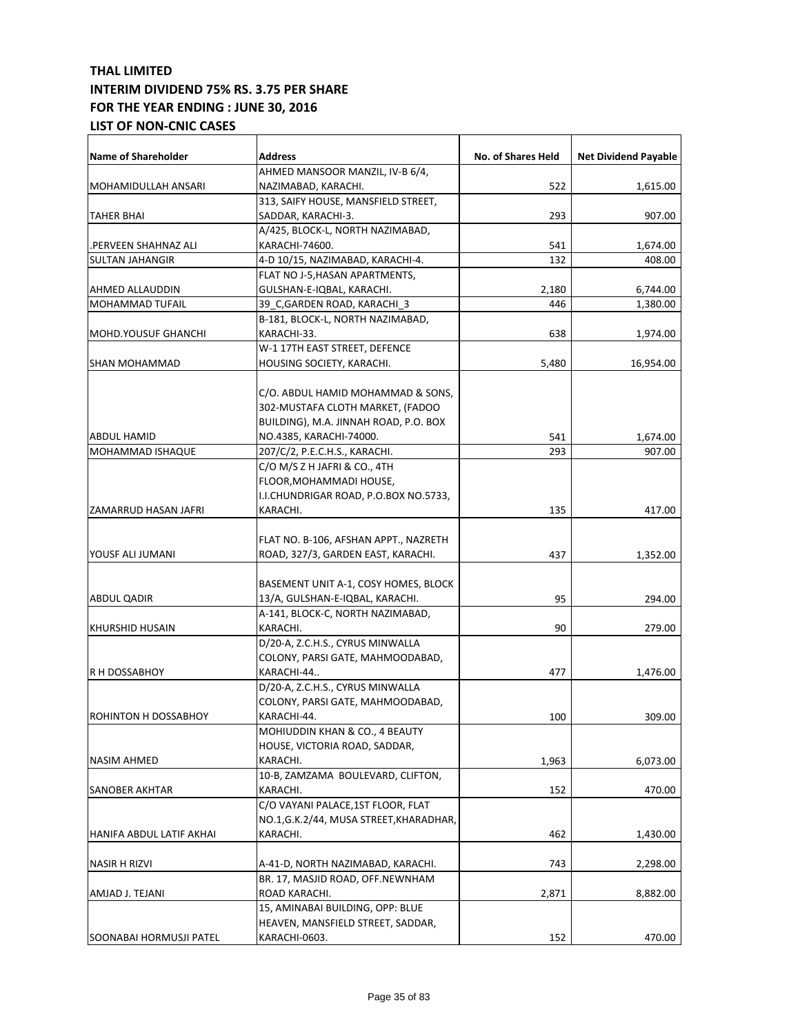**THAL LIMITED**
**INTERIM DIVIDEND 75% RS. 3.75 PER SHARE**
**FOR THE YEAR ENDING : JUNE 30, 2016**
**LIST OF NON-CNIC CASES**

| Name of Shareholder | Address | No. of Shares Held | Net Dividend Payable |
|---|---|---|---|
| MOHAMIDULLAH ANSARI | AHMED MANSOOR MANZIL, IV-B 6/4, NAZIMABAD, KARACHI. | 522 | 1,615.00 |
| TAHER BHAI | 313, SAIFY HOUSE, MANSFIELD STREET, SADDAR, KARACHI-3. | 293 | 907.00 |
| .PERVEEN SHAHNAZ ALI | A/425, BLOCK-L, NORTH NAZIMABAD, KARACHI-74600. | 541 | 1,674.00 |
| SULTAN JAHANGIR | 4-D 10/15, NAZIMABAD, KARACHI-4. | 132 | 408.00 |
| AHMED ALLAUDDIN | FLAT NO J-5,HASAN APARTMENTS, GULSHAN-E-IQBAL, KARACHI. | 2,180 | 6,744.00 |
| MOHAMMAD TUFAIL | 39_C,GARDEN ROAD, KARACHI_3 | 446 | 1,380.00 |
| MOHD.YOUSUF GHANCHI | B-181, BLOCK-L, NORTH NAZIMABAD, KARACHI-33. | 638 | 1,974.00 |
| SHAN MOHAMMAD | W-1 17TH EAST STREET, DEFENCE HOUSING SOCIETY, KARACHI. | 5,480 | 16,954.00 |
| ABDUL HAMID | C/O. ABDUL HAMID MOHAMMAD & SONS, 302-MUSTAFA CLOTH MARKET, (FADOO BUILDING), M.A. JINNAH ROAD, P.O. BOX NO.4385, KARACHI-74000. | 541 | 1,674.00 |
| MOHAMMAD ISHAQUE | 207/C/2, P.E.C.H.S., KARACHI. | 293 | 907.00 |
| ZAMARRUD HASAN JAFRI | C/O M/S Z H JAFRI & CO., 4TH FLOOR,MOHAMMADI HOUSE, I.I.CHUNDRIGAR ROAD, P.O.BOX NO.5733, KARACHI. | 135 | 417.00 |
| YOUSF ALI JUMANI | FLAT NO. B-106, AFSHAN APPT., NAZRETH ROAD, 327/3, GARDEN EAST, KARACHI. | 437 | 1,352.00 |
| ABDUL QADIR | BASEMENT UNIT A-1, COSY HOMES, BLOCK 13/A, GULSHAN-E-IQBAL, KARACHI. | 95 | 294.00 |
| KHURSHID HUSAIN | A-141, BLOCK-C, NORTH NAZIMABAD, KARACHI. | 90 | 279.00 |
| R H DOSSABHOY | D/20-A, Z.C.H.S., CYRUS MINWALLA COLONY, PARSI GATE, MAHMOODABAD, KARACHI-44.. | 477 | 1,476.00 |
| ROHINTON H DOSSABHOY | D/20-A, Z.C.H.S., CYRUS MINWALLA COLONY, PARSI GATE, MAHMOODABAD, KARACHI-44. | 100 | 309.00 |
| NASIM AHMED | MOHIUDDIN KHAN & CO., 4 BEAUTY HOUSE, VICTORIA ROAD, SADDAR, KARACHI. | 1,963 | 6,073.00 |
| SANOBER AKHTAR | 10-B, ZAMZAMA BOULEVARD, CLIFTON, KARACHI. | 152 | 470.00 |
| HANIFA ABDUL LATIF AKHAI | C/O VAYANI PALACE,1ST FLOOR, FLAT NO.1,G.K.2/44, MUSA STREET,KHARADHAR, KARACHI. | 462 | 1,430.00 |
| NASIR H RIZVI | A-41-D, NORTH NAZIMABAD, KARACHI. | 743 | 2,298.00 |
| AMJAD J. TEJANI | BR. 17, MASJID ROAD, OFF.NEWNHAM ROAD KARACHI. | 2,871 | 8,882.00 |
| SOONABAI HORMUSJI PATEL | 15, AMINABAI BUILDING, OPP: BLUE HEAVEN, MANSFIELD STREET, SADDAR, KARACHI-0603. | 152 | 470.00 |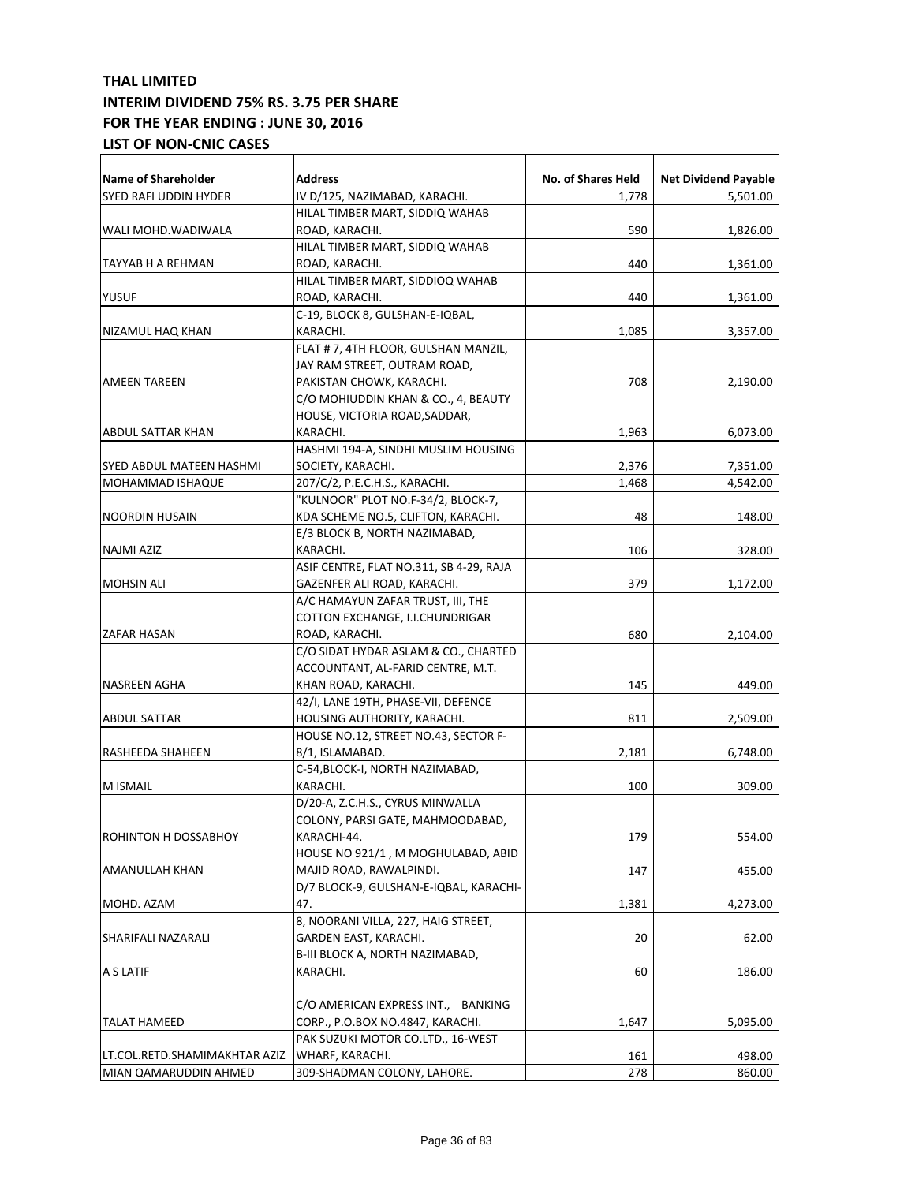**THAL LIMITED**
**INTERIM DIVIDEND 75% RS. 3.75 PER SHARE**
**FOR THE YEAR ENDING : JUNE 30, 2016**
**LIST OF NON-CNIC CASES**

| Name of Shareholder | Address | No. of Shares Held | Net Dividend Payable |
|---|---|---|---|
| SYED RAFI UDDIN HYDER | IV D/125, NAZIMABAD, KARACHI. | 1,778 | 5,501.00 |
| WALI MOHD.WADIWALA | HILAL TIMBER MART, SIDDIQ WAHAB ROAD, KARACHI. | 590 | 1,826.00 |
| TAYYAB H A REHMAN | HILAL TIMBER MART, SIDDIQ WAHAB ROAD, KARACHI. | 440 | 1,361.00 |
| YUSUF | HILAL TIMBER MART, SIDDIOQ WAHAB ROAD, KARACHI. | 440 | 1,361.00 |
| NIZAMUL HAQ KHAN | C-19, BLOCK 8, GULSHAN-E-IQBAL, KARACHI. | 1,085 | 3,357.00 |
| AMEEN TAREEN | FLAT # 7, 4TH FLOOR, GULSHAN MANZIL, JAY RAM STREET, OUTRAM ROAD, PAKISTAN CHOWK, KARACHI. | 708 | 2,190.00 |
| ABDUL SATTAR KHAN | C/O MOHIUDDIN KHAN & CO., 4, BEAUTY HOUSE, VICTORIA ROAD,SADDAR, KARACHI. | 1,963 | 6,073.00 |
| SYED ABDUL MATEEN HASHMI | HASHMI 194-A, SINDHI MUSLIM HOUSING SOCIETY, KARACHI. | 2,376 | 7,351.00 |
| MOHAMMAD ISHAQUE | 207/C/2, P.E.C.H.S., KARACHI. | 1,468 | 4,542.00 |
| NOORDIN HUSAIN | "KULNOOR" PLOT NO.F-34/2, BLOCK-7, KDA SCHEME NO.5, CLIFTON, KARACHI. | 48 | 148.00 |
| NAJMI AZIZ | E/3 BLOCK B, NORTH NAZIMABAD, KARACHI. | 106 | 328.00 |
| MOHSIN ALI | ASIF CENTRE, FLAT NO.311, SB 4-29, RAJA GAZENFER ALI ROAD, KARACHI. | 379 | 1,172.00 |
| ZAFAR HASAN | A/C HAMAYUN ZAFAR TRUST, III, THE COTTON EXCHANGE, I.I.CHUNDRIGAR ROAD, KARACHI. | 680 | 2,104.00 |
| NASREEN AGHA | C/O SIDAT HYDAR ASLAM & CO., CHARTED ACCOUNTANT, AL-FARID CENTRE, M.T. KHAN ROAD, KARACHI. | 145 | 449.00 |
| ABDUL SATTAR | 42/I, LANE 19TH, PHASE-VII, DEFENCE HOUSING AUTHORITY, KARACHI. | 811 | 2,509.00 |
| RASHEEDA SHAHEEN | HOUSE NO.12, STREET NO.43, SECTOR F-8/1, ISLAMABAD. | 2,181 | 6,748.00 |
| M ISMAIL | C-54,BLOCK-I, NORTH NAZIMABAD, KARACHI. | 100 | 309.00 |
| ROHINTON H DOSSABHOY | D/20-A, Z.C.H.S., CYRUS MINWALLA COLONY, PARSI GATE, MAHMOODABAD, KARACHI-44. | 179 | 554.00 |
| AMANULLAH KHAN | HOUSE NO 921/1 , M MOGHULABAD, ABID MAJID ROAD, RAWALPINDI. | 147 | 455.00 |
| MOHD. AZAM | D/7 BLOCK-9, GULSHAN-E-IQBAL, KARACHI-47. | 1,381 | 4,273.00 |
| SHARIFALI NAZARALI | 8, NOORANI VILLA, 227, HAIG STREET, GARDEN EAST, KARACHI. | 20 | 62.00 |
| A S LATIF | B-III BLOCK A, NORTH NAZIMABAD, KARACHI. | 60 | 186.00 |
| TALAT HAMEED | C/O AMERICAN EXPRESS INT., BANKING CORP., P.O.BOX NO.4847, KARACHI. | 1,647 | 5,095.00 |
| LT.COL.RETD.SHAMIMAKHTAR AZIZ | PAK SUZUKI MOTOR CO.LTD., 16-WEST WHARF, KARACHI. | 161 | 498.00 |
| MIAN QAMARUDDIN AHMED | 309-SHADMAN COLONY, LAHORE. | 278 | 860.00 |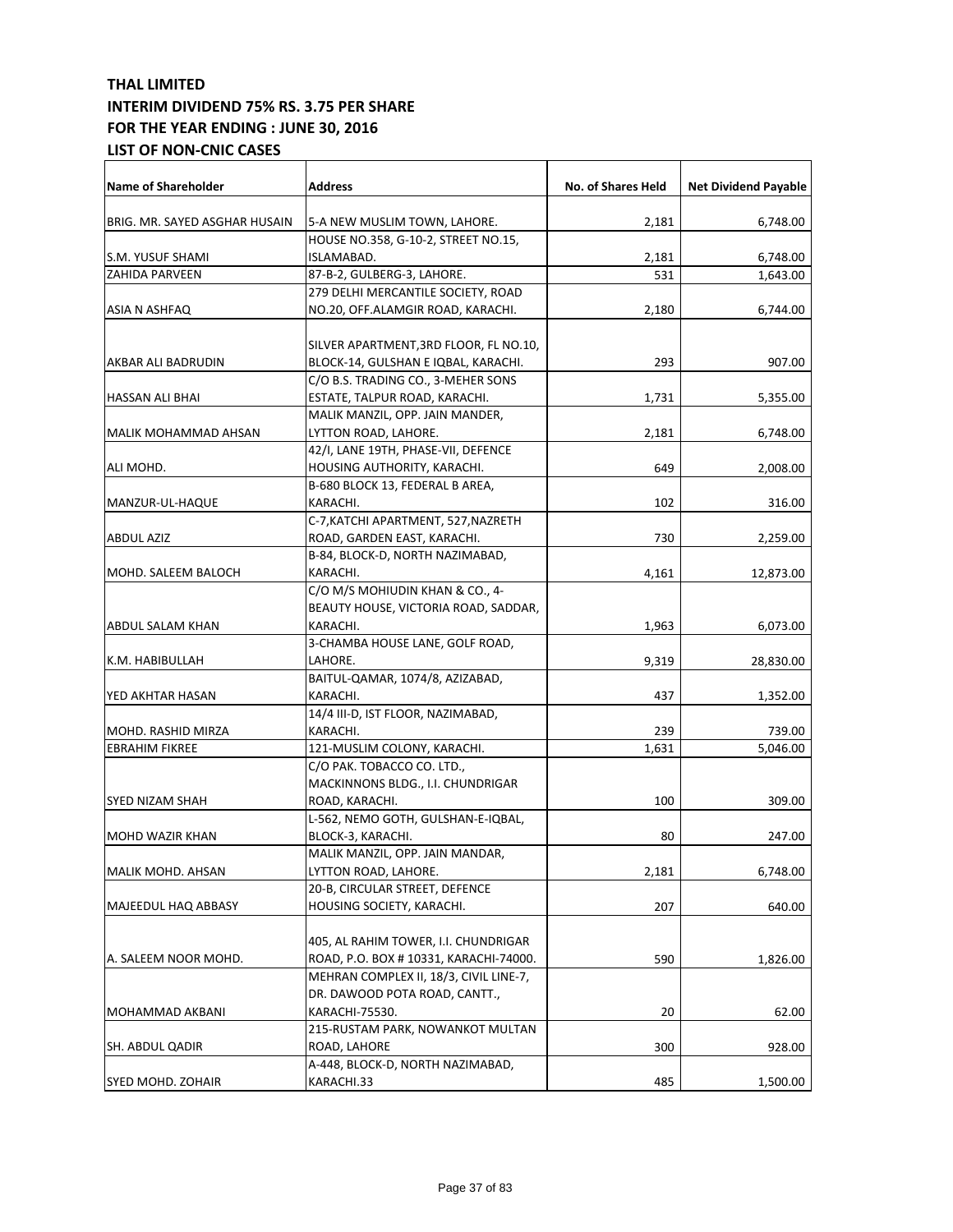**THAL LIMITED**
**INTERIM DIVIDEND 75% RS. 3.75 PER SHARE**
**FOR THE YEAR ENDING : JUNE 30, 2016**
**LIST OF NON-CNIC CASES**

| Name of Shareholder | Address | No. of Shares Held | Net Dividend Payable |
|---|---|---|---|
| BRIG. MR. SAYED ASGHAR HUSAIN | 5-A NEW MUSLIM TOWN, LAHORE. | 2,181 | 6,748.00 |
| S.M. YUSUF SHAMI | HOUSE NO.358, G-10-2, STREET NO.15, ISLAMABAD. | 2,181 | 6,748.00 |
| ZAHIDA PARVEEN | 87-B-2, GULBERG-3, LAHORE. | 531 | 1,643.00 |
| ASIA N ASHFAQ | 279 DELHI MERCANTILE SOCIETY, ROAD NO.20, OFF.ALAMGIR ROAD, KARACHI. | 2,180 | 6,744.00 |
| AKBAR ALI BADRUDIN | SILVER APARTMENT,3RD FLOOR, FL NO.10, BLOCK-14, GULSHAN E IQBAL, KARACHI. | 293 | 907.00 |
| HASSAN ALI BHAI | C/O B.S. TRADING CO., 3-MEHER SONS ESTATE, TALPUR ROAD, KARACHI. | 1,731 | 5,355.00 |
| MALIK MOHAMMAD AHSAN | MALIK MANZIL, OPP. JAIN MANDER, LYTTON ROAD, LAHORE. | 2,181 | 6,748.00 |
| ALI MOHD. | 42/I, LANE 19TH, PHASE-VII, DEFENCE HOUSING AUTHORITY, KARACHI. | 649 | 2,008.00 |
| MANZUR-UL-HAQUE | B-680 BLOCK 13, FEDERAL B AREA, KARACHI. | 102 | 316.00 |
| ABDUL AZIZ | C-7,KATCHI APARTMENT, 527,NAZRETH ROAD, GARDEN EAST, KARACHI. | 730 | 2,259.00 |
| MOHD. SALEEM BALOCH | B-84, BLOCK-D, NORTH NAZIMABAD, KARACHI. | 4,161 | 12,873.00 |
| ABDUL SALAM KHAN | C/O M/S MOHIUDIN KHAN & CO., 4-BEAUTY HOUSE, VICTORIA ROAD, SADDAR, KARACHI. | 1,963 | 6,073.00 |
| K.M. HABIBULLAH | 3-CHAMBA HOUSE LANE, GOLF ROAD, LAHORE. | 9,319 | 28,830.00 |
| YED AKHTAR HASAN | BAITUL-QAMAR, 1074/8, AZIZABAD, KARACHI. | 437 | 1,352.00 |
| MOHD. RASHID MIRZA | 14/4 III-D, IST FLOOR, NAZIMABAD, KARACHI. | 239 | 739.00 |
| EBRAHIM FIKREE | 121-MUSLIM COLONY, KARACHI. | 1,631 | 5,046.00 |
| SYED NIZAM SHAH | C/O PAK. TOBACCO CO. LTD., MACKINNONS BLDG., I.I. CHUNDRIGAR ROAD, KARACHI. | 100 | 309.00 |
| MOHD WAZIR KHAN | L-562, NEMO GOTH, GULSHAN-E-IQBAL, BLOCK-3, KARACHI. | 80 | 247.00 |
| MALIK MOHD. AHSAN | MALIK MANZIL, OPP. JAIN MANDAR, LYTTON ROAD, LAHORE. | 2,181 | 6,748.00 |
| MAJEEDUL HAQ ABBASY | 20-B, CIRCULAR STREET, DEFENCE HOUSING SOCIETY, KARACHI. | 207 | 640.00 |
| A. SALEEM NOOR MOHD. | 405, AL RAHIM TOWER, I.I. CHUNDRIGAR ROAD, P.O. BOX # 10331, KARACHI-74000. | 590 | 1,826.00 |
| MOHAMMAD AKBANI | MEHRAN COMPLEX II, 18/3, CIVIL LINE-7, DR. DAWOOD POTA ROAD, CANTT., KARACHI-75530. | 20 | 62.00 |
| SH. ABDUL QADIR | 215-RUSTAM PARK, NOWANKOT MULTAN ROAD, LAHORE | 300 | 928.00 |
| SYED MOHD. ZOHAIR | A-448, BLOCK-D, NORTH NAZIMABAD, KARACHI.33 | 485 | 1,500.00 |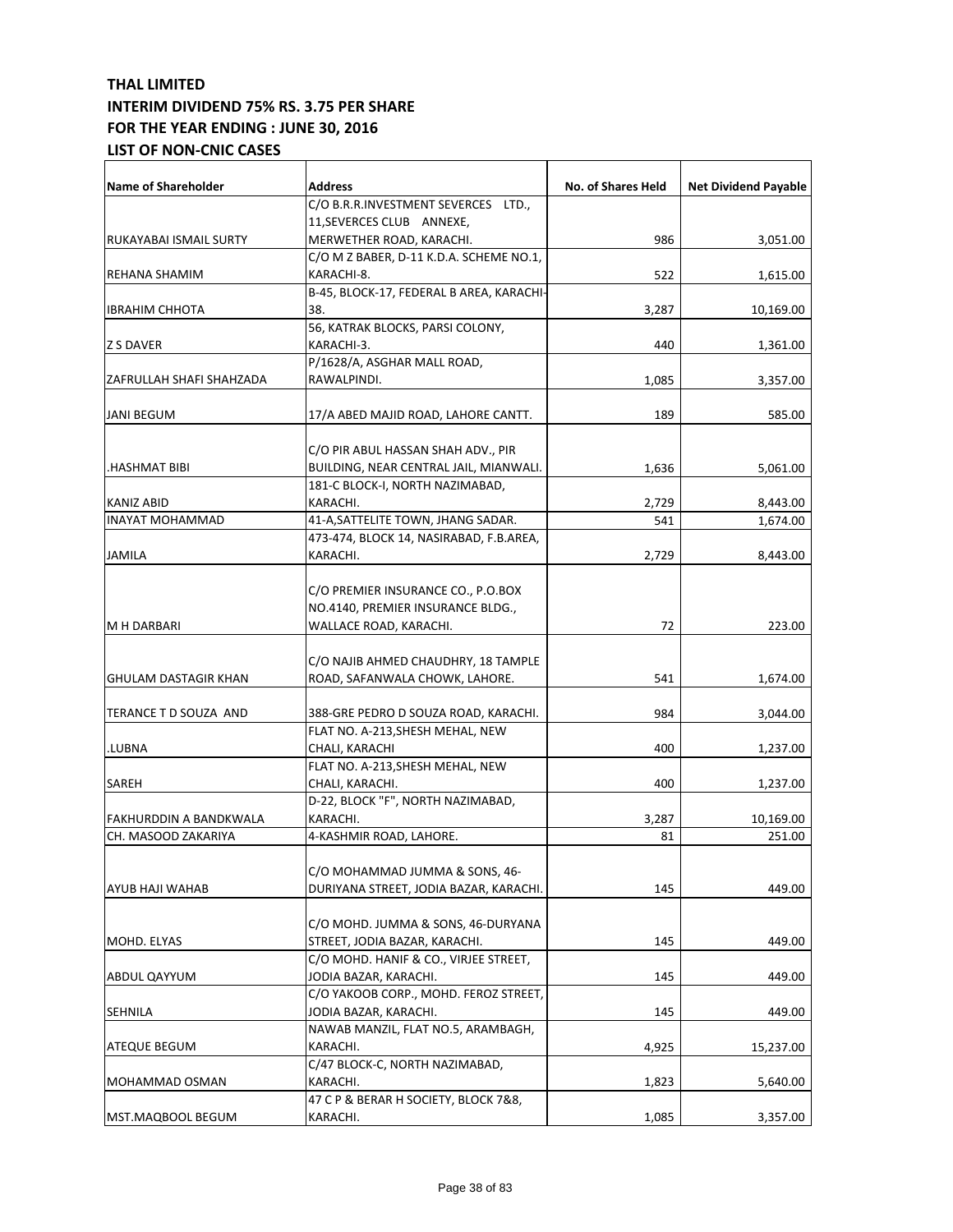**THAL LIMITED**
**INTERIM DIVIDEND 75% RS. 3.75 PER SHARE**
**FOR THE YEAR ENDING : JUNE 30, 2016**
**LIST OF NON-CNIC CASES**

| Name of Shareholder | Address | No. of Shares Held | Net Dividend Payable |
|---|---|---|---|
| RUKAYABAI ISMAIL SURTY | C/O B.R.R.INVESTMENT SEVERCES LTD., 11,SEVERCES CLUB ANNEXE, MERWETHER ROAD, KARACHI. | 986 | 3,051.00 |
| REHANA SHAMIM | C/O M Z BABER, D-11 K.D.A. SCHEME NO.1, KARACHI-8. | 522 | 1,615.00 |
| IBRAHIM CHHOTA | B-45, BLOCK-17, FEDERAL B AREA, KARACHI-38. | 3,287 | 10,169.00 |
| Z S DAVER | 56, KATRAK BLOCKS, PARSI COLONY, KARACHI-3. | 440 | 1,361.00 |
| ZAFRULLAH SHAFI SHAHZADA | P/1628/A, ASGHAR MALL ROAD, RAWALPINDI. | 1,085 | 3,357.00 |
| JANI BEGUM | 17/A ABED MAJID ROAD, LAHORE CANTT. | 189 | 585.00 |
| .HASHMAT BIBI | C/O PIR ABUL HASSAN SHAH ADV., PIR BUILDING, NEAR CENTRAL JAIL, MIANWALI. | 1,636 | 5,061.00 |
| KANIZ ABID | 181-C BLOCK-I, NORTH NAZIMABAD, KARACHI. | 2,729 | 8,443.00 |
| INAYAT MOHAMMAD | 41-A,SATTELITE TOWN, JHANG SADAR. | 541 | 1,674.00 |
| JAMILA | 473-474, BLOCK 14, NASIRABAD, F.B.AREA, KARACHI. | 2,729 | 8,443.00 |
| M H DARBARI | C/O PREMIER INSURANCE CO., P.O.BOX NO.4140, PREMIER INSURANCE BLDG., WALLACE ROAD, KARACHI. | 72 | 223.00 |
| GHULAM DASTAGIR KHAN | C/O NAJIB AHMED CHAUDHRY, 18 TAMPLE ROAD, SAFANWALA CHOWK, LAHORE. | 541 | 1,674.00 |
| TERANCE T D SOUZA AND | 388-GRE PEDRO D SOUZA ROAD, KARACHI. | 984 | 3,044.00 |
| .LUBNA | FLAT NO. A-213,SHESH MEHAL, NEW CHALI, KARACHI | 400 | 1,237.00 |
| SAREH | FLAT NO. A-213,SHESH MEHAL, NEW CHALI, KARACHI. | 400 | 1,237.00 |
| FAKHURDDIN A BANDKWALA | D-22, BLOCK "F", NORTH NAZIMABAD, KARACHI. | 3,287 | 10,169.00 |
| CH. MASOOD ZAKARIYA | 4-KASHMIR ROAD, LAHORE. | 81 | 251.00 |
| AYUB HAJI WAHAB | C/O MOHAMMAD JUMMA & SONS, 46-DURIYANA STREET, JODIA BAZAR, KARACHI. | 145 | 449.00 |
| MOHD. ELYAS | C/O MOHD. JUMMA & SONS, 46-DURYANA STREET, JODIA BAZAR, KARACHI. | 145 | 449.00 |
| ABDUL QAYYUM | C/O MOHD. HANIF & CO., VIRJEE STREET, JODIA BAZAR, KARACHI. | 145 | 449.00 |
| SEHNILA | C/O YAKOOB CORP., MOHD. FEROZ STREET, JODIA BAZAR, KARACHI. | 145 | 449.00 |
| ATEQUE BEGUM | NAWAB MANZIL, FLAT NO.5, ARAMBAGH, KARACHI. | 4,925 | 15,237.00 |
| MOHAMMAD OSMAN | C/47 BLOCK-C, NORTH NAZIMABAD, KARACHI. | 1,823 | 5,640.00 |
| MST.MAQBOOL BEGUM | 47 C P & BERAR H SOCIETY, BLOCK 7&8, KARACHI. | 1,085 | 3,357.00 |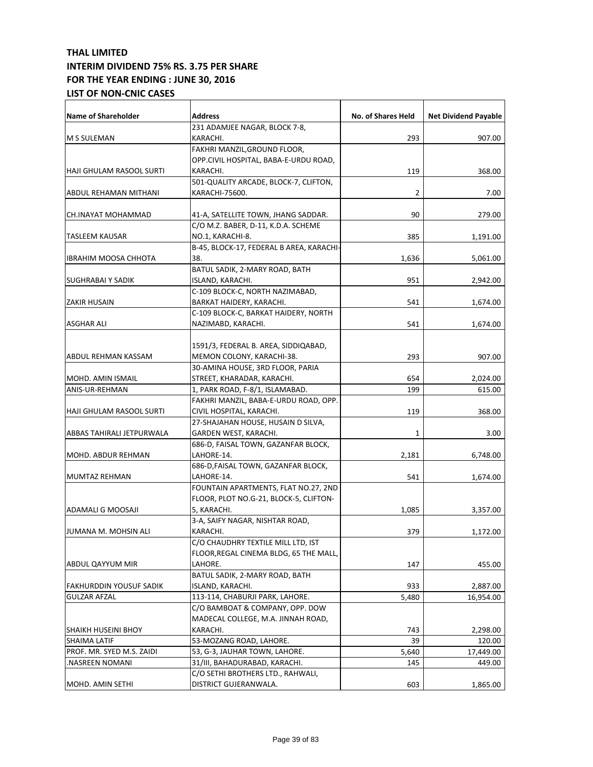**THAL LIMITED**
**INTERIM DIVIDEND 75% RS. 3.75 PER SHARE**
**FOR THE YEAR ENDING : JUNE 30, 2016**
**LIST OF NON-CNIC CASES**

| Name of Shareholder | Address | No. of Shares Held | Net Dividend Payable |
|---|---|---|---|
| M S SULEMAN | 231 ADAMJEE NAGAR, BLOCK 7-8, KARACHI. | 293 | 907.00 |
| HAJI GHULAM RASOOL SURTI | FAKHRI MANZIL,GROUND FLOOR, OPP.CIVIL HOSPITAL, BABA-E-URDU ROAD, KARACHI. | 119 | 368.00 |
| ABDUL REHAMAN MITHANI | 501-QUALITY ARCADE, BLOCK-7, CLIFTON, KARACHI-75600. | 2 | 7.00 |
| CH.INAYAT MOHAMMAD | 41-A, SATELLITE TOWN, JHANG SADDAR. | 90 | 279.00 |
| TASLEEM KAUSAR | C/O M.Z. BABER, D-11, K.D.A. SCHEME NO.1, KARACHI-8. | 385 | 1,191.00 |
| IBRAHIM MOOSA CHHOTA | B-45, BLOCK-17, FEDERAL B AREA, KARACHI-38. | 1,636 | 5,061.00 |
| SUGHRABAI Y SADIK | BATUL SADIK, 2-MARY ROAD, BATH ISLAND, KARACHI. | 951 | 2,942.00 |
| ZAKIR HUSAIN | C-109 BLOCK-C, NORTH NAZIMABAD, BARKAT HAIDERY, KARACHI. | 541 | 1,674.00 |
| ASGHAR ALI | C-109 BLOCK-C, BARKAT HAIDERY, NORTH NAZIMABD, KARACHI. | 541 | 1,674.00 |
| ABDUL REHMAN KASSAM | 1591/3, FEDERAL B. AREA, SIDDIQABAD, MEMON COLONY, KARACHI-38. | 293 | 907.00 |
| MOHD. AMIN ISMAIL | 30-AMINA HOUSE, 3RD FLOOR, PARIA STREET, KHARADAR, KARACHI. | 654 | 2,024.00 |
| ANIS-UR-REHMAN | 1, PARK ROAD, F-8/1, ISLAMABAD. | 199 | 615.00 |
| HAJI GHULAM RASOOL SURTI | FAKHRI MANZIL, BABA-E-URDU ROAD, OPP. CIVIL HOSPITAL, KARACHI. | 119 | 368.00 |
| ABBAS TAHIRALI JETPURWALA | 27-SHAJAHAN HOUSE, HUSAIN D SILVA, GARDEN WEST, KARACHI. | 1 | 3.00 |
| MOHD. ABDUR REHMAN | 686-D, FAISAL TOWN, GAZANFAR BLOCK, LAHORE-14. | 2,181 | 6,748.00 |
| MUMTAZ REHMAN | 686-D,FAISAL TOWN, GAZANFAR BLOCK, LAHORE-14. | 541 | 1,674.00 |
| ADAMALI G MOOSAJI | FOUNTAIN APARTMENTS, FLAT NO.27, 2ND FLOOR, PLOT NO.G-21, BLOCK-5, CLIFTON-5, KARACHI. | 1,085 | 3,357.00 |
| JUMANA M. MOHSIN ALI | 3-A, SAIFY NAGAR, NISHTAR ROAD, KARACHI. | 379 | 1,172.00 |
| ABDUL QAYYUM MIR | C/O CHAUDHRY TEXTILE MILL LTD, IST FLOOR,REGAL CINEMA BLDG, 65 THE MALL, LAHORE. | 147 | 455.00 |
| FAKHURDDIN YOUSUF SADIK | BATUL SADIK, 2-MARY ROAD, BATH ISLAND, KARACHI. | 933 | 2,887.00 |
| GULZAR AFZAL | 113-114, CHABURJI PARK, LAHORE. | 5,480 | 16,954.00 |
| SHAIKH HUSEINI BHOY | C/O BAMBOAT & COMPANY, OPP. DOW MADECAL COLLEGE, M.A. JINNAH ROAD, KARACHI. | 743 | 2,298.00 |
| SHAIMA LATIF | 53-MOZANG ROAD, LAHORE. | 39 | 120.00 |
| PROF. MR. SYED M.S. ZAIDI | 53, G-3, JAUHAR TOWN, LAHORE. | 5,640 | 17,449.00 |
| .NASREEN NOMANI | 31/III, BAHADURABAD, KARACHI. | 145 | 449.00 |
| MOHD. AMIN SETHI | C/O SETHI BROTHERS LTD., RAHWALI, DISTRICT GUJERANWALA. | 603 | 1,865.00 |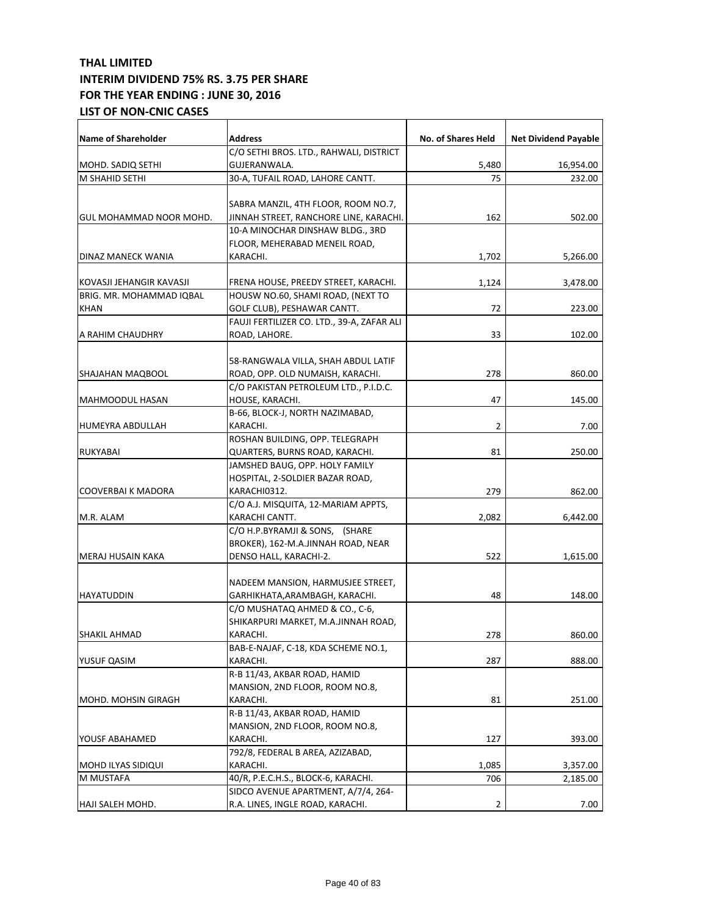**THAL LIMITED**
**INTERIM DIVIDEND 75% RS. 3.75 PER SHARE**
**FOR THE YEAR ENDING : JUNE 30, 2016**
**LIST OF NON-CNIC CASES**

| Name of Shareholder | Address | No. of Shares Held | Net Dividend Payable |
|---|---|---|---|
| MOHD. SADIQ SETHI | C/O SETHI BROS. LTD., RAHWALI, DISTRICT GUJERANWALA. | 5,480 | 16,954.00 |
| M SHAHID SETHI | 30-A, TUFAIL ROAD, LAHORE CANTT. | 75 | 232.00 |
| GUL MOHAMMAD NOOR MOHD. | SABRA MANZIL, 4TH FLOOR, ROOM NO.7, JINNAH STREET, RANCHORE LINE, KARACHI. | 162 | 502.00 |
| DINAZ MANECK WANIA | 10-A MINOCHAR DINSHAW BLDG., 3RD FLOOR, MEHERABAD MENEIL ROAD, KARACHI. | 1,702 | 5,266.00 |
| KOVASJI JEHANGIR KAVASJI | FRENA HOUSE, PREEDY STREET, KARACHI. | 1,124 | 3,478.00 |
| BRIG. MR. MOHAMMAD IQBAL KHAN | HOUSW NO.60, SHAMI ROAD, (NEXT TO GOLF CLUB), PESHAWAR CANTT. | 72 | 223.00 |
| A RAHIM CHAUDHRY | FAUJI FERTILIZER CO. LTD., 39-A, ZAFAR ALI ROAD, LAHORE. | 33 | 102.00 |
| SHAJAHAN MAQBOOL | 58-RANGWALA VILLA, SHAH ABDUL LATIF ROAD, OPP. OLD NUMAISH, KARACHI. | 278 | 860.00 |
| MAHMOODUL HASAN | C/O PAKISTAN PETROLEUM LTD., P.I.D.C. HOUSE, KARACHI. | 47 | 145.00 |
| HUMEYRA ABDULLAH | B-66, BLOCK-J, NORTH NAZIMABAD, KARACHI. | 2 | 7.00 |
| RUKYABAI | ROSHAN BUILDING, OPP. TELEGRAPH QUARTERS, BURNS ROAD, KARACHI. | 81 | 250.00 |
| COOVERBAI K MADORA | JAMSHED BAUG, OPP. HOLY FAMILY HOSPITAL, 2-SOLDIER BAZAR ROAD, KARACHI0312. | 279 | 862.00 |
| M.R. ALAM | C/O A.J. MISQUITA, 12-MARIAM APPTS, KARACHI CANTT. | 2,082 | 6,442.00 |
| MERAJ HUSAIN KAKA | C/O H.P.BYRAMJI & SONS, (SHARE BROKER), 162-M.A.JINNAH ROAD, NEAR DENSO HALL, KARACHI-2. | 522 | 1,615.00 |
| HAYATUDDIN | NADEEM MANSION, HARMUSJEE STREET, GARHIKHATA,ARAMBAGH, KARACHI. | 48 | 148.00 |
| SHAKIL AHMAD | C/O MUSHATAQ AHMED & CO., C-6, SHIKARPURI MARKET, M.A.JINNAH ROAD, KARACHI. | 278 | 860.00 |
| YUSUF QASIM | BAB-E-NAJAF, C-18, KDA SCHEME NO.1, KARACHI. | 287 | 888.00 |
| MOHD. MOHSIN GIRAGH | R-B 11/43, AKBAR ROAD, HAMID MANSION, 2ND FLOOR, ROOM NO.8, KARACHI. | 81 | 251.00 |
| YOUSF ABAHAMED | R-B 11/43, AKBAR ROAD, HAMID MANSION, 2ND FLOOR, ROOM NO.8, KARACHI. | 127 | 393.00 |
| MOHD ILYAS SIDIQUI | 792/8, FEDERAL B AREA, AZIZABAD, KARACHI. | 1,085 | 3,357.00 |
| M MUSTAFA | 40/R, P.E.C.H.S., BLOCK-6, KARACHI. | 706 | 2,185.00 |
| HAJI SALEH MOHD. | SIDCO AVENUE APARTMENT, A/7/4, 264-R.A. LINES, INGLE ROAD, KARACHI. | 2 | 7.00 |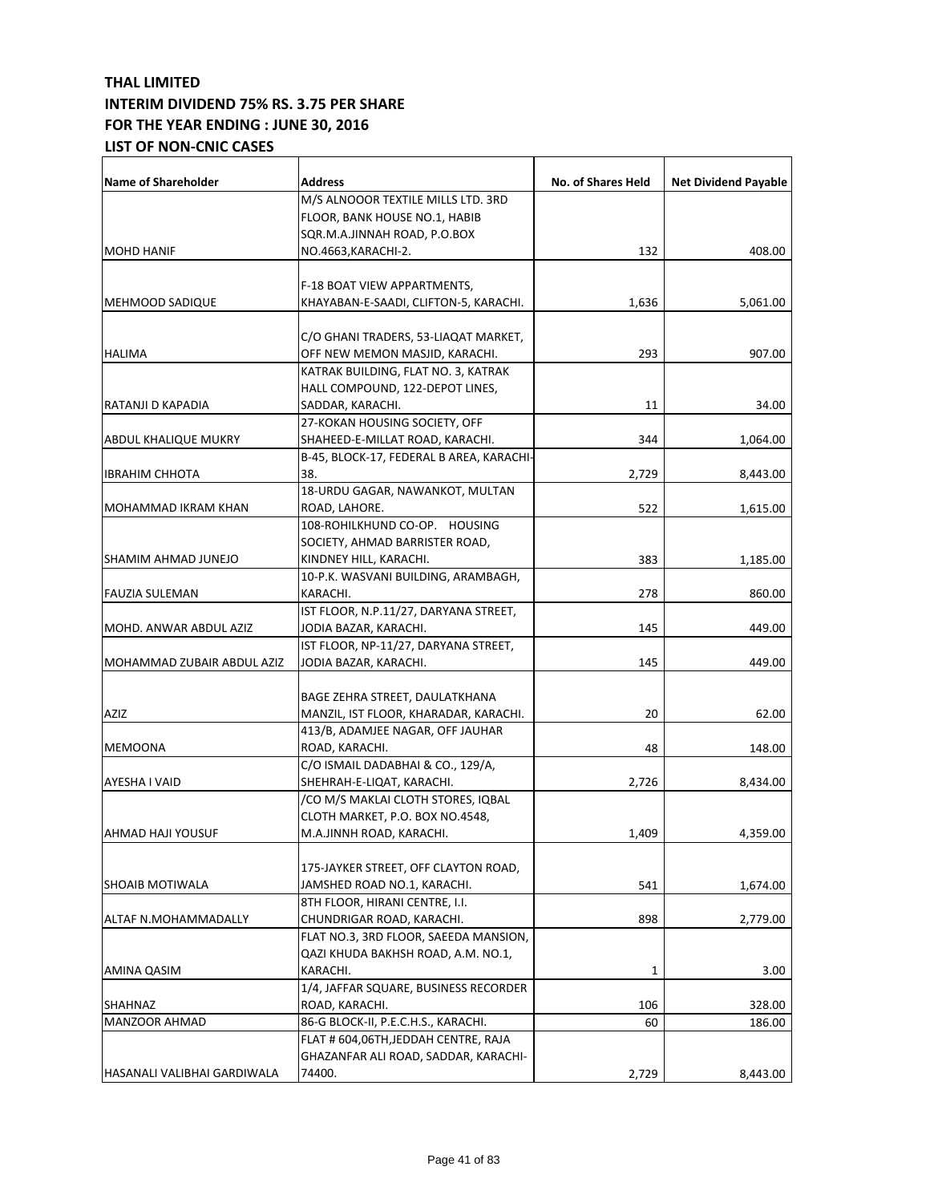**THAL LIMITED**
**INTERIM DIVIDEND 75% RS. 3.75 PER SHARE**
**FOR THE YEAR ENDING : JUNE 30, 2016**
**LIST OF NON-CNIC CASES**

| Name of Shareholder | Address | No. of Shares Held | Net Dividend Payable |
|---|---|---|---|
| MOHD HANIF | M/S ALNOOOR TEXTILE MILLS LTD. 3RD FLOOR, BANK HOUSE NO.1, HABIB SQR.M.A.JINNAH ROAD, P.O.BOX NO.4663,KARACHI-2. | 132 | 408.00 |
| MEHMOOD SADIQUE | F-18 BOAT VIEW APPARTMENTS, KHAYABAN-E-SAADI, CLIFTON-5, KARACHI. | 1,636 | 5,061.00 |
| HALIMA | C/O GHANI TRADERS, 53-LIAQAT MARKET, OFF NEW MEMON MASJID, KARACHI. | 293 | 907.00 |
| RATANJI D KAPADIA | KATRAK BUILDING, FLAT NO. 3, KATRAK HALL COMPOUND, 122-DEPOT LINES, SADDAR, KARACHI. | 11 | 34.00 |
| ABDUL KHALIQUE MUKRY | 27-KOKAN HOUSING SOCIETY, OFF SHAHEED-E-MILLAT ROAD, KARACHI. | 344 | 1,064.00 |
| IBRAHIM CHHOTA | B-45, BLOCK-17, FEDERAL B AREA, KARACHI-38. | 2,729 | 8,443.00 |
| MOHAMMAD IKRAM KHAN | 18-URDU GAGAR, NAWANKOT, MULTAN ROAD, LAHORE. | 522 | 1,615.00 |
| SHAMIM AHMAD JUNEJO | 108-ROHILKHUND CO-OP. HOUSING SOCIETY, AHMAD BARRISTER ROAD, KINDNEY HILL, KARACHI. | 383 | 1,185.00 |
| FAUZIA SULEMAN | 10-P.K. WASVANI BUILDING, ARAMBAGH, KARACHI. | 278 | 860.00 |
| MOHD. ANWAR ABDUL AZIZ | IST FLOOR, N.P.11/27, DARYANA STREET, JODIA BAZAR, KARACHI. | 145 | 449.00 |
| MOHAMMAD ZUBAIR ABDUL AZIZ | IST FLOOR, NP-11/27, DARYANA STREET, JODIA BAZAR, KARACHI. | 145 | 449.00 |
| AZIZ | BAGE ZEHRA STREET, DAULATKHANA MANZIL, IST FLOOR, KHARADAR, KARACHI. | 20 | 62.00 |
| MEMOONA | 413/B, ADAMJEE NAGAR, OFF JAUHAR ROAD, KARACHI. | 48 | 148.00 |
| AYESHA I VAID | C/O ISMAIL DADABHAI & CO., 129/A, SHEHRAH-E-LIQAT, KARACHI. | 2,726 | 8,434.00 |
| AHMAD HAJI YOUSUF | /CO M/S MAKLAI CLOTH STORES, IQBAL CLOTH MARKET, P.O. BOX NO.4548, M.A.JINNH ROAD, KARACHI. | 1,409 | 4,359.00 |
| SHOAIB MOTIWALA | 175-JAYKER STREET, OFF CLAYTON ROAD, JAMSHED ROAD NO.1, KARACHI. | 541 | 1,674.00 |
| ALTAF N.MOHAMMADALLY | 8TH FLOOR, HIRANI CENTRE, I.I. CHUNDRIGAR ROAD, KARACHI. | 898 | 2,779.00 |
| AMINA QASIM | FLAT NO.3, 3RD FLOOR, SAEEDA MANSION, QAZI KHUDA BAKHSH ROAD, A.M. NO.1, KARACHI. | 1 | 3.00 |
| SHAHNAZ | 1/4, JAFFAR SQUARE, BUSINESS RECORDER ROAD, KARACHI. | 106 | 328.00 |
| MANZOOR AHMAD | 86-G BLOCK-II, P.E.C.H.S., KARACHI. | 60 | 186.00 |
| HASANALI VALIBHAI GARDIWALA | FLAT # 604,06TH,JEDDAH CENTRE, RAJA GHAZANFAR ALI ROAD, SADDAR, KARACHI-74400. | 2,729 | 8,443.00 |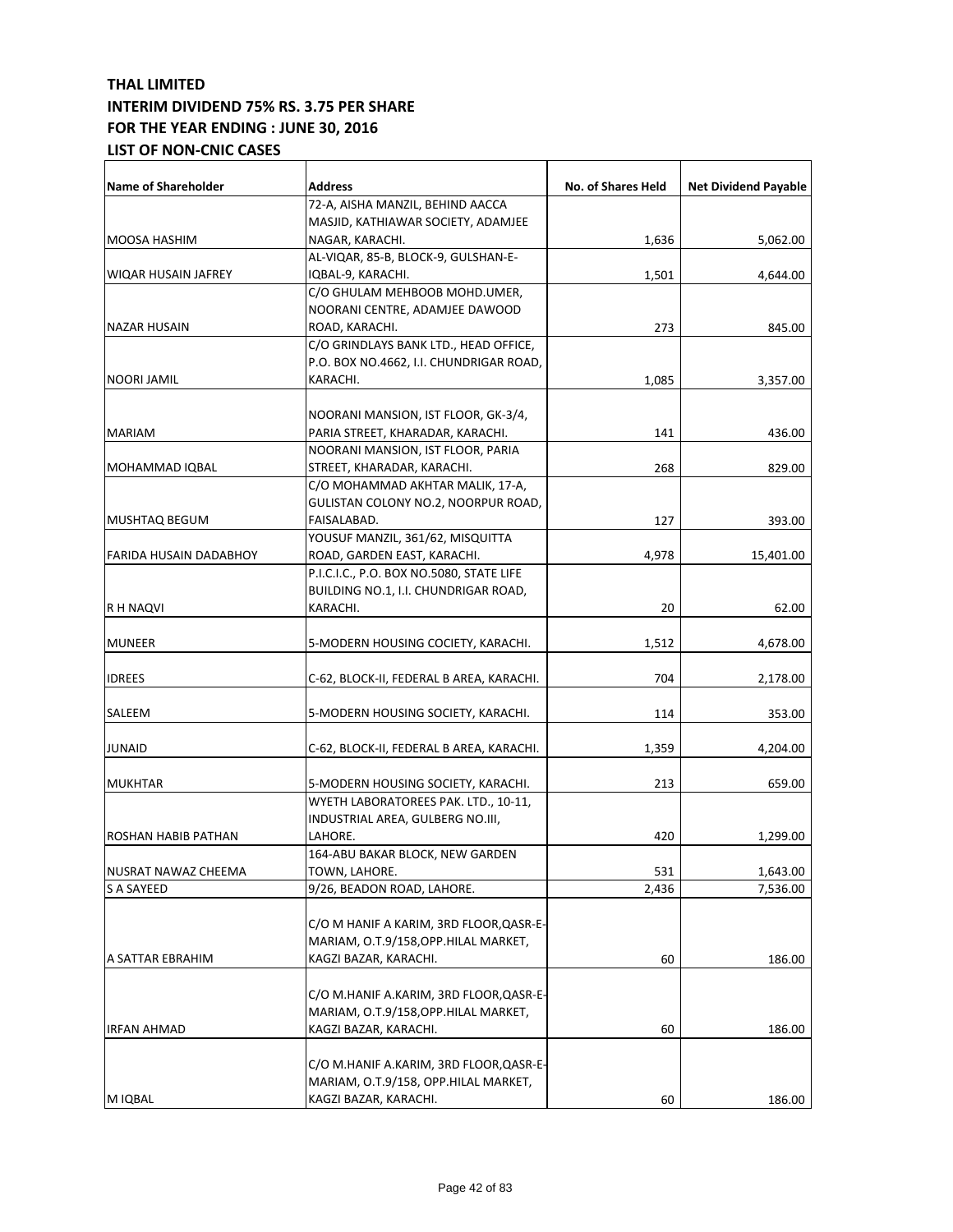**THAL LIMITED**
**INTERIM DIVIDEND 75% RS. 3.75 PER SHARE**
**FOR THE YEAR ENDING : JUNE 30, 2016**
**LIST OF NON-CNIC CASES**

| Name of Shareholder | Address | No. of Shares Held | Net Dividend Payable |
|---|---|---|---|
| MOOSA HASHIM | 72-A, AISHA MANZIL, BEHIND AACCA MASJID, KATHIAWAR SOCIETY, ADAMJEE NAGAR, KARACHI. | 1,636 | 5,062.00 |
| WIQAR HUSAIN JAFREY | AL-VIQAR, 85-B, BLOCK-9, GULSHAN-E-IQBAL-9, KARACHI. | 1,501 | 4,644.00 |
| NAZAR HUSAIN | C/O GHULAM MEHBOOB MOHD.UMER, NOORANI CENTRE, ADAMJEE DAWOOD ROAD, KARACHI. | 273 | 845.00 |
| NOORI JAMIL | C/O GRINDLAYS BANK LTD., HEAD OFFICE, P.O. BOX NO.4662, I.I. CHUNDRIGAR ROAD, KARACHI. | 1,085 | 3,357.00 |
| MARIAM | NOORANI MANSION, IST FLOOR, GK-3/4, PARIA STREET, KHARADAR, KARACHI. | 141 | 436.00 |
| MOHAMMAD IQBAL | NOORANI MANSION, IST FLOOR, PARIA STREET, KHARADAR, KARACHI. | 268 | 829.00 |
| MUSHTAQ BEGUM | C/O MOHAMMAD AKHTAR MALIK, 17-A, GULISTAN COLONY NO.2, NOORPUR ROAD, FAISALABAD. | 127 | 393.00 |
| FARIDA HUSAIN DADABHOY | YOUSUF MANZIL, 361/62, MISQUITTA ROAD, GARDEN EAST, KARACHI. | 4,978 | 15,401.00 |
| R H NAQVI | P.I.C.I.C., P.O. BOX NO.5080, STATE LIFE BUILDING NO.1, I.I. CHUNDRIGAR ROAD, KARACHI. | 20 | 62.00 |
| MUNEER | 5-MODERN HOUSING COCIETY, KARACHI. | 1,512 | 4,678.00 |
| IDREES | C-62, BLOCK-II, FEDERAL B AREA, KARACHI. | 704 | 2,178.00 |
| SALEEM | 5-MODERN HOUSING SOCIETY, KARACHI. | 114 | 353.00 |
| JUNAID | C-62, BLOCK-II, FEDERAL B AREA, KARACHI. | 1,359 | 4,204.00 |
| MUKHTAR | 5-MODERN HOUSING SOCIETY, KARACHI. | 213 | 659.00 |
| ROSHAN HABIB PATHAN | WYETH LABORATOREES PAK. LTD., 10-11, INDUSTRIAL AREA, GULBERG NO.III, LAHORE. | 420 | 1,299.00 |
| NUSRAT NAWAZ CHEEMA | 164-ABU BAKAR BLOCK, NEW GARDEN TOWN, LAHORE. | 531 | 1,643.00 |
| S A SAYEED | 9/26, BEADON ROAD, LAHORE. | 2,436 | 7,536.00 |
| A SATTAR EBRAHIM | C/O M HANIF A KARIM, 3RD FLOOR,QASR-E-MARIAM, O.T.9/158,OPP.HILAL MARKET, KAGZI BAZAR, KARACHI. | 60 | 186.00 |
| IRFAN AHMAD | C/O M.HANIF A.KARIM, 3RD FLOOR,QASR-E-MARIAM, O.T.9/158,OPP.HILAL MARKET, KAGZI BAZAR, KARACHI. | 60 | 186.00 |
| M IQBAL | C/O M.HANIF A.KARIM, 3RD FLOOR,QASR-E-MARIAM, O.T.9/158, OPP.HILAL MARKET, KAGZI BAZAR, KARACHI. | 60 | 186.00 |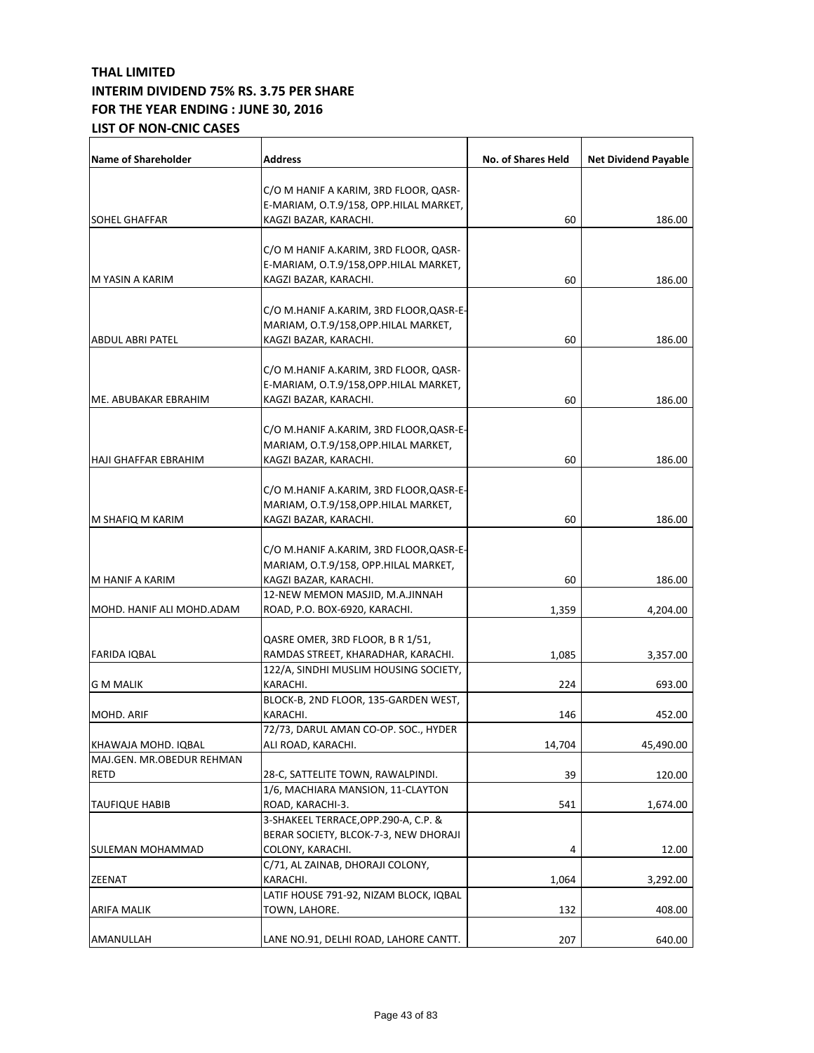**THAL LIMITED**
**INTERIM DIVIDEND 75% RS. 3.75 PER SHARE**
**FOR THE YEAR ENDING : JUNE 30, 2016**
**LIST OF NON-CNIC CASES**

| Name of Shareholder | Address | No. of Shares Held | Net Dividend Payable |
|---|---|---|---|
| SOHEL GHAFFAR | C/O M HANIF A KARIM, 3RD FLOOR, QASR-E-MARIAM, O.T.9/158, OPP.HILAL MARKET, KAGZI BAZAR, KARACHI. | 60 | 186.00 |
| M YASIN A KARIM | C/O M HANIF A.KARIM, 3RD FLOOR, QASR-E-MARIAM, O.T.9/158,OPP.HILAL MARKET, KAGZI BAZAR, KARACHI. | 60 | 186.00 |
| ABDUL ABRI PATEL | C/O M.HANIF A.KARIM, 3RD FLOOR,QASR-E-MARIAM, O.T.9/158,OPP.HILAL MARKET, KAGZI BAZAR, KARACHI. | 60 | 186.00 |
| ME. ABUBAKAR EBRAHIM | C/O M.HANIF A.KARIM, 3RD FLOOR, QASR-E-MARIAM, O.T.9/158,OPP.HILAL MARKET, KAGZI BAZAR, KARACHI. | 60 | 186.00 |
| HAJI GHAFFAR EBRAHIM | C/O M.HANIF A.KARIM, 3RD FLOOR,QASR-E-MARIAM, O.T.9/158,OPP.HILAL MARKET, KAGZI BAZAR, KARACHI. | 60 | 186.00 |
| M SHAFIQ M KARIM | C/O M.HANIF A.KARIM, 3RD FLOOR,QASR-E-MARIAM, O.T.9/158,OPP.HILAL MARKET, KAGZI BAZAR, KARACHI. | 60 | 186.00 |
| M HANIF A KARIM | C/O M.HANIF A.KARIM, 3RD FLOOR,QASR-E-MARIAM, O.T.9/158, OPP.HILAL MARKET, KAGZI BAZAR, KARACHI. | 60 | 186.00 |
| MOHD. HANIF ALI MOHD.ADAM | 12-NEW MEMON MASJID, M.A.JINNAH ROAD, P.O. BOX-6920, KARACHI. | 1,359 | 4,204.00 |
| FARIDA IQBAL | QASRE OMER, 3RD FLOOR, B R 1/51, RAMDAS STREET, KHARADHAR, KARACHI. | 1,085 | 3,357.00 |
| G M MALIK | 122/A, SINDHI MUSLIM HOUSING SOCIETY, KARACHI. | 224 | 693.00 |
| MOHD. ARIF | BLOCK-B, 2ND FLOOR, 135-GARDEN WEST, KARACHI. | 146 | 452.00 |
| KHAWAJA MOHD. IQBAL | 72/73, DARUL AMAN CO-OP. SOC., HYDER ALI ROAD, KARACHI. | 14,704 | 45,490.00 |
| MAJ.GEN. MR.OBEDUR REHMAN RETD | 28-C, SATTELITE TOWN, RAWALPINDI. | 39 | 120.00 |
| TAUFIQUE HABIB | 1/6, MACHIARA MANSION, 11-CLAYTON ROAD, KARACHI-3. | 541 | 1,674.00 |
| SULEMAN MOHAMMAD | 3-SHAKEEL TERRACE,OPP.290-A, C.P. & BERAR SOCIETY, BLCOK-7-3, NEW DHORAJI COLONY, KARACHI. | 4 | 12.00 |
| ZEENAT | C/71, AL ZAINAB, DHORAJI COLONY, KARACHI. | 1,064 | 3,292.00 |
| ARIFA MALIK | LATIF HOUSE 791-92, NIZAM BLOCK, IQBAL TOWN, LAHORE. | 132 | 408.00 |
| AMANULLAH | LANE NO.91, DELHI ROAD, LAHORE CANTT. | 207 | 640.00 |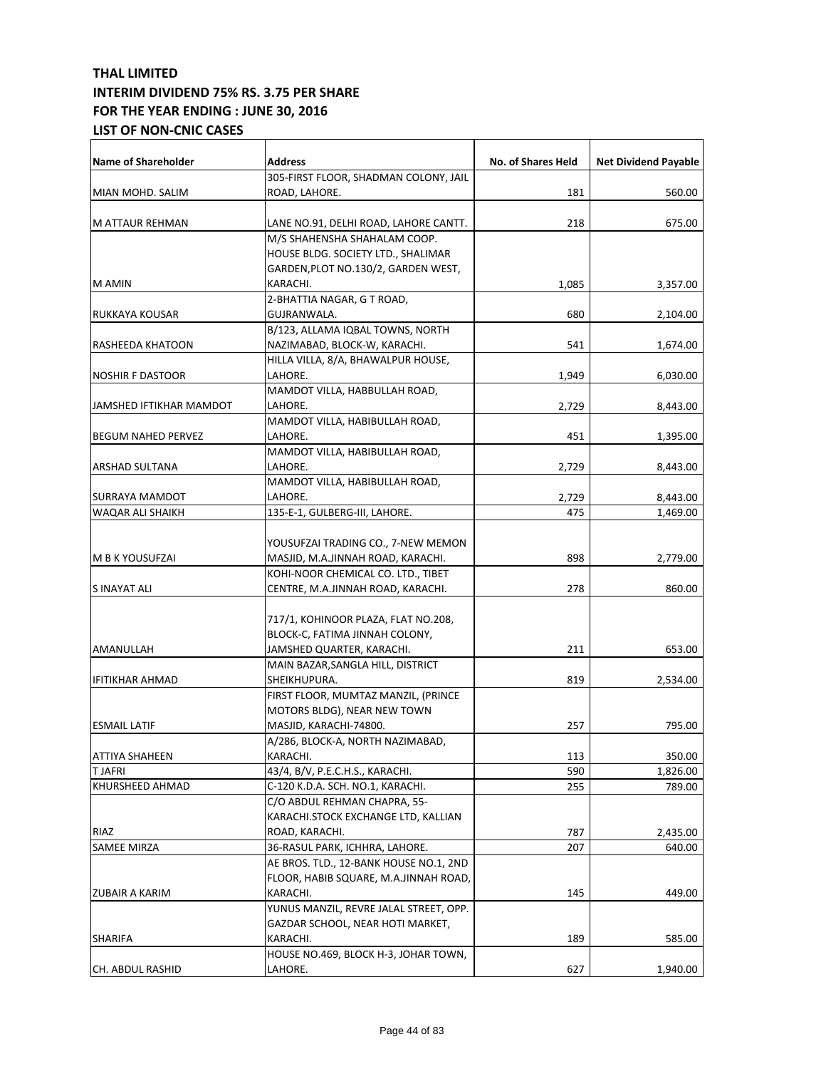**THAL LIMITED**
**INTERIM DIVIDEND 75% RS. 3.75 PER SHARE**
**FOR THE YEAR ENDING : JUNE 30, 2016**
**LIST OF NON-CNIC CASES**

| Name of Shareholder | Address | No. of Shares Held | Net Dividend Payable |
|---|---|---|---|
| MIAN MOHD. SALIM | 305-FIRST FLOOR, SHADMAN COLONY, JAIL ROAD, LAHORE. | 181 | 560.00 |
| M ATTAUR REHMAN | LANE NO.91, DELHI ROAD, LAHORE CANTT. | 218 | 675.00 |
| M AMIN | M/S SHAHENSHA SHAHALAM COOP. HOUSE BLDG. SOCIETY LTD., SHALIMAR GARDEN,PLOT NO.130/2, GARDEN WEST, KARACHI. | 1,085 | 3,357.00 |
| RUKKAYA KOUSAR | 2-BHATTIA NAGAR, G T ROAD, GUJRANWALA. | 680 | 2,104.00 |
| RASHEEDA KHATOON | B/123, ALLAMA IQBAL TOWNS, NORTH NAZIMABAD, BLOCK-W, KARACHI. | 541 | 1,674.00 |
| NOSHIR F DASTOOR | HILLA VILLA, 8/A, BHAWALPUR HOUSE, LAHORE. | 1,949 | 6,030.00 |
| JAMSHED IFTIKHAR MAMDOT | MAMDOT VILLA, HABBULLAH ROAD, LAHORE. | 2,729 | 8,443.00 |
| BEGUM NAHED PERVEZ | MAMDOT VILLA, HABIBULLAH ROAD, LAHORE. | 451 | 1,395.00 |
| ARSHAD SULTANA | MAMDOT VILLA, HABIBULLAH ROAD, LAHORE. | 2,729 | 8,443.00 |
| SURRAYA MAMDOT | MAMDOT VILLA, HABIBULLAH ROAD, LAHORE. | 2,729 | 8,443.00 |
| WAQAR ALI SHAIKH | 135-E-1, GULBERG-III, LAHORE. | 475 | 1,469.00 |
| M B K YOUSUFZAI | YOUSUFZAI TRADING CO., 7-NEW MEMON MASJID, M.A.JINNAH ROAD, KARACHI. | 898 | 2,779.00 |
| S INAYAT ALI | KOHI-NOOR CHEMICAL CO. LTD., TIBET CENTRE, M.A.JINNAH ROAD, KARACHI. | 278 | 860.00 |
| AMANULLAH | 717/1, KOHINOOR PLAZA, FLAT NO.208, BLOCK-C, FATIMA JINNAH COLONY, JAMSHED QUARTER, KARACHI. | 211 | 653.00 |
| IFITIKHAR AHMAD | MAIN BAZAR,SANGLA HILL, DISTRICT SHEIKHUPURA. | 819 | 2,534.00 |
| ESMAIL LATIF | FIRST FLOOR, MUMTAZ MANZIL, (PRINCE MOTORS BLDG), NEAR NEW TOWN MASJID, KARACHI-74800. | 257 | 795.00 |
| ATTIYA SHAHEEN | A/286, BLOCK-A, NORTH NAZIMABAD, KARACHI. | 113 | 350.00 |
| T JAFRI | 43/4, B/V, P.E.C.H.S., KARACHI. | 590 | 1,826.00 |
| KHURSHEED AHMAD | C-120 K.D.A. SCH. NO.1, KARACHI. | 255 | 789.00 |
| RIAZ | C/O ABDUL REHMAN CHAPRA, 55-KARACHI.STOCK EXCHANGE LTD, KALLIAN ROAD, KARACHI. | 787 | 2,435.00 |
| SAMEE MIRZA | 36-RASUL PARK, ICHHRA, LAHORE. | 207 | 640.00 |
| ZUBAIR A KARIM | AE BROS. TLD., 12-BANK HOUSE NO.1, 2ND FLOOR, HABIB SQUARE, M.A.JINNAH ROAD, KARACHI. | 145 | 449.00 |
| SHARIFA | YUNUS MANZIL, REVRE JALAL STREET, OPP. GAZDAR SCHOOL, NEAR HOTI MARKET, KARACHI. | 189 | 585.00 |
| CH. ABDUL RASHID | HOUSE NO.469, BLOCK H-3, JOHAR TOWN, LAHORE. | 627 | 1,940.00 |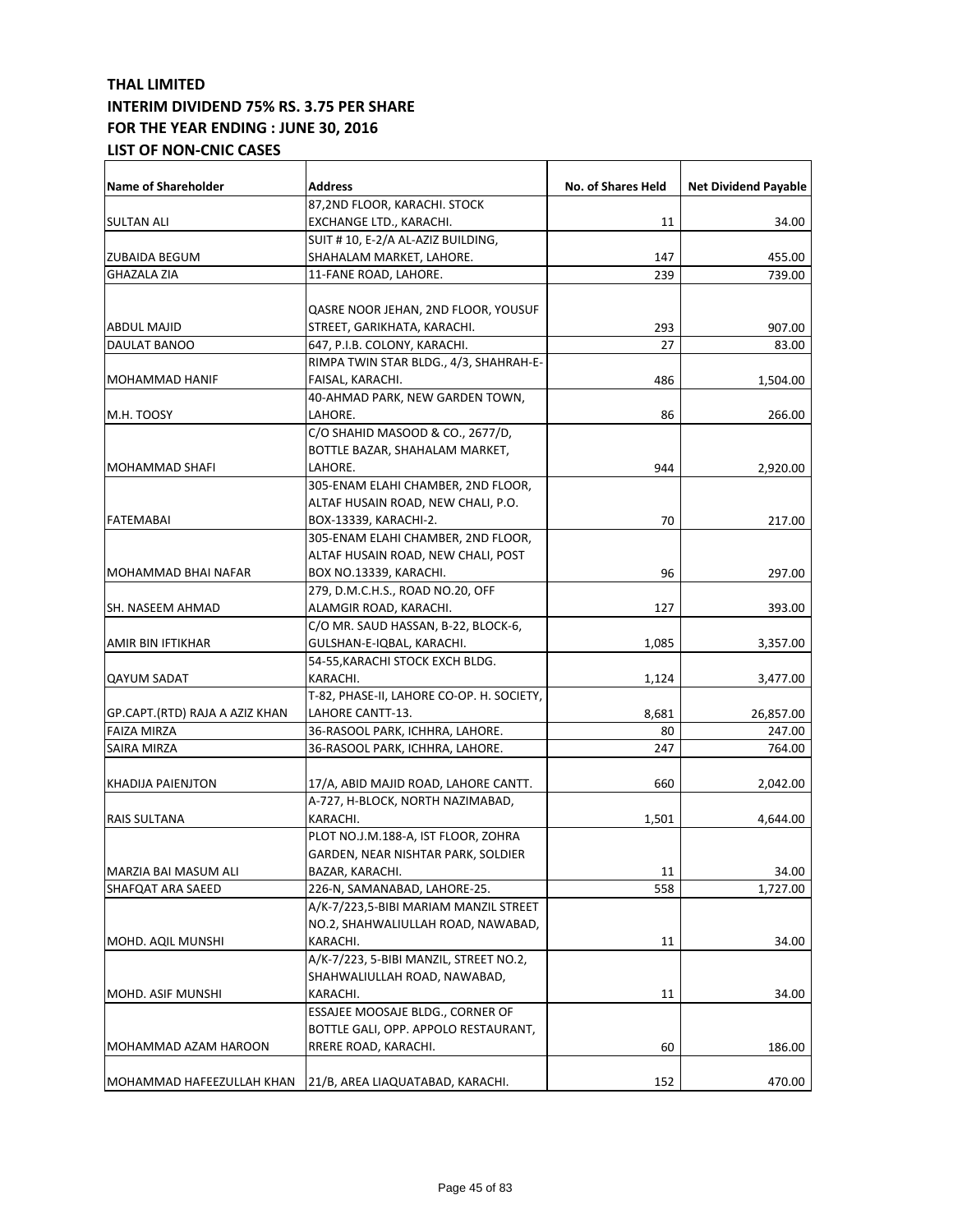**THAL LIMITED**
**INTERIM DIVIDEND 75% RS. 3.75 PER SHARE**
**FOR THE YEAR ENDING : JUNE 30, 2016**
**LIST OF NON-CNIC CASES**

| Name of Shareholder | Address | No. of Shares Held | Net Dividend Payable |
|---|---|---|---|
| SULTAN ALI | 87,2ND FLOOR, KARACHI. STOCK EXCHANGE LTD., KARACHI. | 11 | 34.00 |
| ZUBAIDA BEGUM | SUIT # 10, E-2/A AL-AZIZ BUILDING, SHAHALAM MARKET, LAHORE. | 147 | 455.00 |
| GHAZALA ZIA | 11-FANE ROAD, LAHORE. | 239 | 739.00 |
| ABDUL MAJID | QASRE NOOR JEHAN, 2ND FLOOR, YOUSUF STREET, GARIKHATA, KARACHI. | 293 | 907.00 |
| DAULAT BANOO | 647, P.I.B. COLONY, KARACHI. | 27 | 83.00 |
| MOHAMMAD HANIF | RIMPA TWIN STAR BLDG., 4/3, SHAHRAH-E-FAISAL, KARACHI. | 486 | 1,504.00 |
| M.H. TOOSY | 40-AHMAD PARK, NEW GARDEN TOWN, LAHORE. | 86 | 266.00 |
| MOHAMMAD SHAFI | C/O SHAHID MASOOD & CO., 2677/D, BOTTLE BAZAR, SHAHALAM MARKET, LAHORE. | 944 | 2,920.00 |
| FATEMABAI | 305-ENAM ELAHI CHAMBER, 2ND FLOOR, ALTAF HUSAIN ROAD, NEW CHALI, P.O. BOX-13339, KARACHI-2. | 70 | 217.00 |
| MOHAMMAD BHAI NAFAR | 305-ENAM ELAHI CHAMBER, 2ND FLOOR, ALTAF HUSAIN ROAD, NEW CHALI, POST BOX NO.13339, KARACHI. | 96 | 297.00 |
| SH. NASEEM AHMAD | 279, D.M.C.H.S., ROAD NO.20, OFF ALAMGIR ROAD, KARACHI. | 127 | 393.00 |
| AMIR BIN IFTIKHAR | C/O MR. SAUD HASSAN, B-22, BLOCK-6, GULSHAN-E-IQBAL, KARACHI. | 1,085 | 3,357.00 |
| QAYUM SADAT | 54-55,KARACHI STOCK EXCH BLDG. KARACHI. | 1,124 | 3,477.00 |
| GP.CAPT.(RTD) RAJA A AZIZ KHAN | T-82, PHASE-II, LAHORE CO-OP. H. SOCIETY, LAHORE CANTT-13. | 8,681 | 26,857.00 |
| FAIZA MIRZA | 36-RASOOL PARK, ICHHRA, LAHORE. | 80 | 247.00 |
| SAIRA MIRZA | 36-RASOOL PARK, ICHHRA, LAHORE. | 247 | 764.00 |
| KHADIJA PAIENJTON | 17/A, ABID MAJID ROAD, LAHORE CANTT. | 660 | 2,042.00 |
| RAIS SULTANA | A-727, H-BLOCK, NORTH NAZIMABAD, KARACHI. | 1,501 | 4,644.00 |
| MARZIA BAI MASUM ALI | PLOT NO.J.M.188-A, IST FLOOR, ZOHRA GARDEN, NEAR NISHTAR PARK, SOLDIER BAZAR, KARACHI. | 11 | 34.00 |
| SHAFQAT ARA SAEED | 226-N, SAMANABAD, LAHORE-25. | 558 | 1,727.00 |
| MOHD. AQIL MUNSHI | A/K-7/223,5-BIBI MARIAM MANZIL STREET NO.2, SHAHWALIULLAH ROAD, NAWABAD, KARACHI. | 11 | 34.00 |
| MOHD. ASIF MUNSHI | A/K-7/223, 5-BIBI MANZIL, STREET NO.2, SHAHWALIULLAH ROAD, NAWABAD, KARACHI. | 11 | 34.00 |
| MOHAMMAD AZAM HAROON | ESSAJEE MOOSAJE BLDG., CORNER OF BOTTLE GALI, OPP. APPOLO RESTAURANT, RRERE ROAD, KARACHI. | 60 | 186.00 |
| MOHAMMAD HAFEEZULLAH KHAN | 21/B, AREA LIAQUATABAD, KARACHI. | 152 | 470.00 |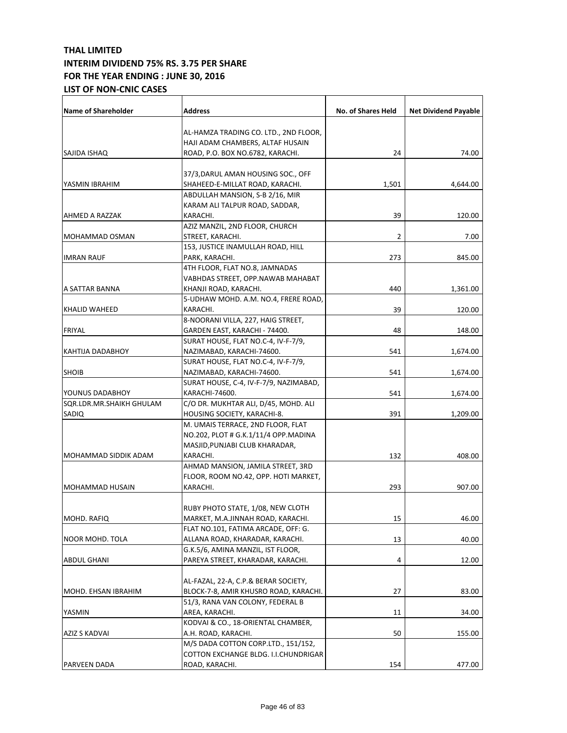**THAL LIMITED**
**INTERIM DIVIDEND 75% RS. 3.75 PER SHARE**
**FOR THE YEAR ENDING : JUNE 30, 2016**
**LIST OF NON-CNIC CASES**

| Name of Shareholder | Address | No. of Shares Held | Net Dividend Payable |
|---|---|---|---|
| SAJIDA ISHAQ | AL-HAMZA TRADING CO. LTD., 2ND FLOOR, HAJI ADAM CHAMBERS, ALTAF HUSAIN ROAD, P.O. BOX NO.6782, KARACHI. | 24 | 74.00 |
| YASMIN IBRAHIM | 37/3,DARUL AMAN HOUSING SOC., OFF SHAHEED-E-MILLAT ROAD, KARACHI. | 1,501 | 4,644.00 |
| AHMED A RAZZAK | ABDULLAH MANSION, S-B 2/16, MIR KARAM ALI TALPUR ROAD, SADDAR, KARACHI. | 39 | 120.00 |
| MOHAMMAD OSMAN | AZIZ MANZIL, 2ND FLOOR, CHURCH STREET, KARACHI. | 2 | 7.00 |
| IMRAN RAUF | 153, JUSTICE INAMULLAH ROAD, HILL PARK, KARACHI. | 273 | 845.00 |
| A SATTAR BANNA | 4TH FLOOR, FLAT NO.8, JAMNADAS VABHDAS STREET, OPP.NAWAB MAHABAT KHANJI ROAD, KARACHI. | 440 | 1,361.00 |
| KHALID WAHEED | 5-UDHAW MOHD. A.M. NO.4, FRERE ROAD, KARACHI. | 39 | 120.00 |
| FRIYAL | 8-NOORANI VILLA, 227, HAIG STREET, GARDEN EAST, KARACHI - 74400. | 48 | 148.00 |
| KAHTIJA DADABHOY | SURAT HOUSE, FLAT NO.C-4, IV-F-7/9, NAZIMABAD, KARACHI-74600. | 541 | 1,674.00 |
| SHOIB | SURAT HOUSE, FLAT NO.C-4, IV-F-7/9, NAZIMABAD, KARACHI-74600. | 541 | 1,674.00 |
| YOUNUS DADABHOY | SURAT HOUSE, C-4, IV-F-7/9, NAZIMABAD, KARACHI-74600. | 541 | 1,674.00 |
| SQR.LDR.MR.SHAIKH GHULAM SADIQ | C/O DR. MUKHTAR ALI, D/45, MOHD. ALI HOUSING SOCIETY, KARACHI-8. | 391 | 1,209.00 |
| MOHAMMAD SIDDIK ADAM | M. UMAIS TERRACE, 2ND FLOOR, FLAT NO.202, PLOT # G.K.1/11/4 OPP.MADINA MASJID,PUNJABI CLUB KHARADAR, KARACHI. | 132 | 408.00 |
| MOHAMMAD HUSAIN | AHMAD MANSION, JAMILA STREET, 3RD FLOOR, ROOM NO.42, OPP. HOTI MARKET, KARACHI. | 293 | 907.00 |
| MOHD. RAFIQ | RUBY PHOTO STATE, 1/08, NEW CLOTH MARKET, M.A.JINNAH ROAD, KARACHI. | 15 | 46.00 |
| NOOR MOHD. TOLA | FLAT NO.101, FATIMA ARCADE, OFF: G. ALLANA ROAD, KHARADAR, KARACHI. | 13 | 40.00 |
| ABDUL GHANI | G.K.5/6, AMINA MANZIL, IST FLOOR, PAREYA STREET, KHARADAR, KARACHI. | 4 | 12.00 |
| MOHD. EHSAN IBRAHIM | AL-FAZAL, 22-A, C.P.& BERAR SOCIETY, BLOCK-7-8, AMIR KHUSRO ROAD, KARACHI. | 27 | 83.00 |
| YASMIN | 51/3, RANA VAN COLONY, FEDERAL B AREA, KARACHI. | 11 | 34.00 |
| AZIZ S KADVAI | KODVAI & CO., 18-ORIENTAL CHAMBER, A.H. ROAD, KARACHI. | 50 | 155.00 |
| PARVEEN DADA | M/S DADA COTTON CORP.LTD., 151/152, COTTON EXCHANGE BLDG. I.I.CHUNDRIGAR ROAD, KARACHI. | 154 | 477.00 |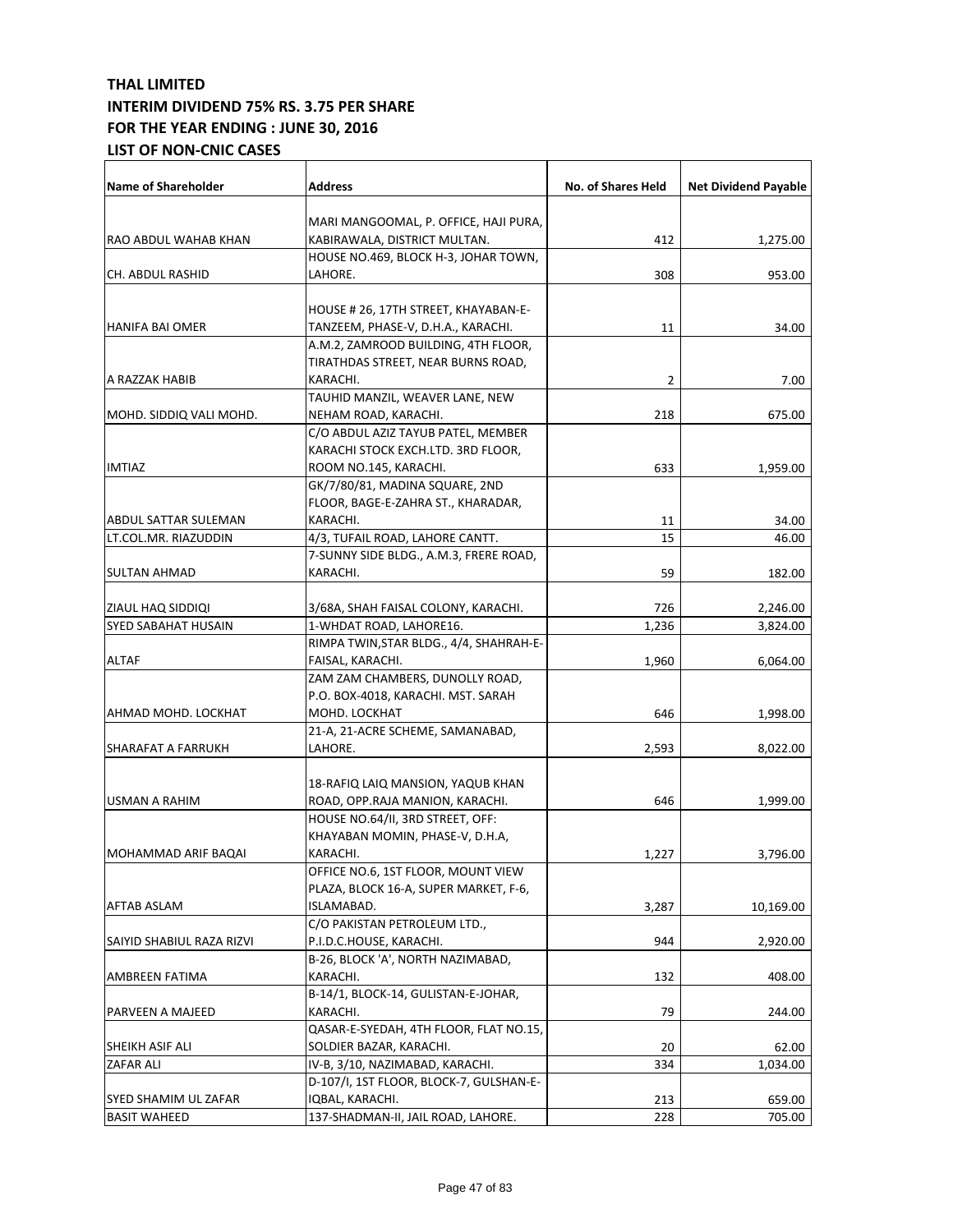**THAL LIMITED**
**INTERIM DIVIDEND 75% RS. 3.75 PER SHARE**
**FOR THE YEAR ENDING : JUNE 30, 2016**
**LIST OF NON-CNIC CASES**

| Name of Shareholder | Address | No. of Shares Held | Net Dividend Payable |
|---|---|---|---|
| RAO ABDUL WAHAB KHAN | MARI MANGOOMAL, P. OFFICE, HAJI PURA, KABIRAWALA, DISTRICT MULTAN. | 412 | 1,275.00 |
| CH. ABDUL RASHID | HOUSE NO.469, BLOCK H-3, JOHAR TOWN, LAHORE. | 308 | 953.00 |
| HANIFA BAI OMER | HOUSE # 26, 17TH STREET, KHAYABAN-E-TANZEEM, PHASE-V, D.H.A., KARACHI. | 11 | 34.00 |
| A RAZZAK HABIB | A.M.2, ZAMROOD BUILDING, 4TH FLOOR, TIRATHDAS STREET, NEAR BURNS ROAD, KARACHI. | 2 | 7.00 |
| MOHD. SIDDIQ VALI MOHD. | TAUHID MANZIL, WEAVER LANE, NEW NEHAM ROAD, KARACHI. | 218 | 675.00 |
| IMTIAZ | C/O ABDUL AZIZ TAYUB PATEL, MEMBER KARACHI STOCK EXCH.LTD. 3RD FLOOR, ROOM NO.145, KARACHI. | 633 | 1,959.00 |
| ABDUL SATTAR SULEMAN | GK/7/80/81, MADINA SQUARE, 2ND FLOOR, BAGE-E-ZAHRA ST., KHARADAR, KARACHI. | 11 | 34.00 |
| LT.COL.MR. RIAZUDDIN | 4/3, TUFAIL ROAD, LAHORE CANTT. | 15 | 46.00 |
| SULTAN AHMAD | 7-SUNNY SIDE BLDG., A.M.3, FRERE ROAD, KARACHI. | 59 | 182.00 |
| ZIAUL HAQ SIDDIQI | 3/68A, SHAH FAISAL COLONY, KARACHI. | 726 | 2,246.00 |
| SYED SABAHAT HUSAIN | 1-WHDAT ROAD, LAHORE16. | 1,236 | 3,824.00 |
| ALTAF | RIMPA TWIN,STAR BLDG., 4/4, SHAHRAH-E-FAISAL, KARACHI. | 1,960 | 6,064.00 |
| AHMAD MOHD. LOCKHAT | ZAM ZAM CHAMBERS, DUNOLLY ROAD, P.O. BOX-4018, KARACHI. MST. SARAH MOHD. LOCKHAT | 646 | 1,998.00 |
| SHARAFAT A FARRUKH | 21-A, 21-ACRE SCHEME, SAMANABAD, LAHORE. | 2,593 | 8,022.00 |
| USMAN A RAHIM | 18-RAFIQ LAIQ MANSION, YAQUB KHAN ROAD, OPP.RAJA MANION, KARACHI. | 646 | 1,999.00 |
| MOHAMMAD ARIF BAQAI | HOUSE NO.64/II, 3RD STREET, OFF: KHAYABAN MOMIN, PHASE-V, D.H.A, KARACHI. | 1,227 | 3,796.00 |
| AFTAB ASLAM | OFFICE NO.6, 1ST FLOOR, MOUNT VIEW PLAZA, BLOCK 16-A, SUPER MARKET, F-6, ISLAMABAD. | 3,287 | 10,169.00 |
| SAIYID SHABIUL RAZA RIZVI | C/O PAKISTAN PETROLEUM LTD., P.I.D.C.HOUSE, KARACHI. | 944 | 2,920.00 |
| AMBREEN FATIMA | B-26, BLOCK 'A', NORTH NAZIMABAD, KARACHI. | 132 | 408.00 |
| PARVEEN A MAJEED | B-14/1, BLOCK-14, GULISTAN-E-JOHAR, KARACHI. | 79 | 244.00 |
| SHEIKH ASIF ALI | QASAR-E-SYEDAH, 4TH FLOOR, FLAT NO.15, SOLDIER BAZAR, KARACHI. | 20 | 62.00 |
| ZAFAR ALI | IV-B, 3/10, NAZIMABAD, KARACHI. | 334 | 1,034.00 |
| SYED SHAMIM UL ZAFAR | D-107/I, 1ST FLOOR, BLOCK-7, GULSHAN-E-IQBAL, KARACHI. | 213 | 659.00 |
| BASIT WAHEED | 137-SHADMAN-II, JAIL ROAD, LAHORE. | 228 | 705.00 |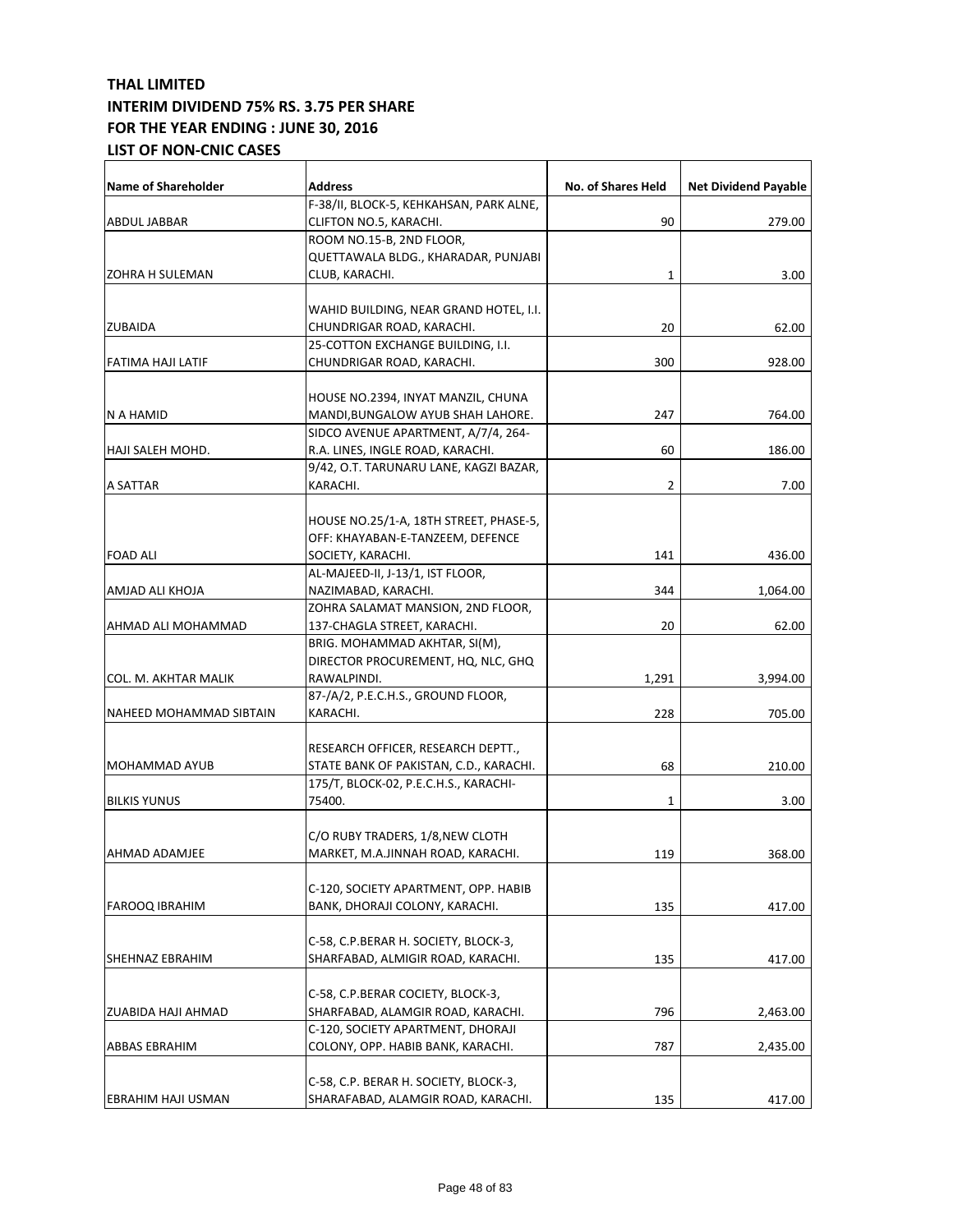**THAL LIMITED**
**INTERIM DIVIDEND 75% RS. 3.75 PER SHARE**
**FOR THE YEAR ENDING : JUNE 30, 2016**
**LIST OF NON-CNIC CASES**

| Name of Shareholder | Address | No. of Shares Held | Net Dividend Payable |
|---|---|---|---|
| ABDUL JABBAR | F-38/II, BLOCK-5, KEHKAHSAN, PARK ALNE, CLIFTON NO.5, KARACHI. | 90 | 279.00 |
| ZOHRA H SULEMAN | ROOM NO.15-B, 2ND FLOOR, QUETTAWALA BLDG., KHARADAR, PUNJABI CLUB, KARACHI. | 1 | 3.00 |
| ZUBAIDA | WAHID BUILDING, NEAR GRAND HOTEL, I.I. CHUNDRIGAR ROAD, KARACHI. | 20 | 62.00 |
| FATIMA HAJI LATIF | 25-COTTON EXCHANGE BUILDING, I.I. CHUNDRIGAR ROAD, KARACHI. | 300 | 928.00 |
| N A HAMID | HOUSE NO.2394, INYAT MANZIL, CHUNA MANDI,BUNGALOW AYUB SHAH LAHORE. | 247 | 764.00 |
| HAJI SALEH MOHD. | SIDCO AVENUE APARTMENT, A/7/4, 264-R.A. LINES, INGLE ROAD, KARACHI. | 60 | 186.00 |
| A SATTAR | 9/42, O.T. TARUNARU LANE, KAGZI BAZAR, KARACHI. | 2 | 7.00 |
| FOAD ALI | HOUSE NO.25/1-A, 18TH STREET, PHASE-5, OFF: KHAYABAN-E-TANZEEM, DEFENCE SOCIETY, KARACHI. | 141 | 436.00 |
| AMJAD ALI KHOJA | AL-MAJEED-II, J-13/1, IST FLOOR, NAZIMABAD, KARACHI. | 344 | 1,064.00 |
| AHMAD ALI MOHAMMAD | ZOHRA SALAMAT MANSION, 2ND FLOOR, 137-CHAGLA STREET, KARACHI. | 20 | 62.00 |
| COL. M. AKHTAR MALIK | BRIG. MOHAMMAD AKHTAR, SI(M), DIRECTOR PROCUREMENT, HQ, NLC, GHQ RAWALPINDI. | 1,291 | 3,994.00 |
| NAHEED MOHAMMAD SIBTAIN | 87-/A/2, P.E.C.H.S., GROUND FLOOR, KARACHI. | 228 | 705.00 |
| MOHAMMAD AYUB | RESEARCH OFFICER, RESEARCH DEPTT., STATE BANK OF PAKISTAN, C.D., KARACHI. | 68 | 210.00 |
| BILKIS YUNUS | 175/T, BLOCK-02, P.E.C.H.S., KARACHI-75400. | 1 | 3.00 |
| AHMAD ADAMJEE | C/O RUBY TRADERS, 1/8,NEW CLOTH MARKET, M.A.JINNAH ROAD, KARACHI. | 119 | 368.00 |
| FAROOQ IBRAHIM | C-120, SOCIETY APARTMENT, OPP. HABIB BANK, DHORAJI COLONY, KARACHI. | 135 | 417.00 |
| SHEHNAZ EBRAHIM | C-58, C.P.BERAR H. SOCIETY, BLOCK-3, SHARFABAD, ALMIGIR ROAD, KARACHI. | 135 | 417.00 |
| ZUABIDA HAJI AHMAD | C-58, C.P.BERAR COCIETY, BLOCK-3, SHARFABAD, ALAMGIR ROAD, KARACHI. | 796 | 2,463.00 |
| ABBAS EBRAHIM | C-120, SOCIETY APARTMENT, DHORAJI COLONY, OPP. HABIB BANK, KARACHI. | 787 | 2,435.00 |
| EBRAHIM HAJI USMAN | C-58, C.P. BERAR H. SOCIETY, BLOCK-3, SHARAFABAD, ALAMGIR ROAD, KARACHI. | 135 | 417.00 |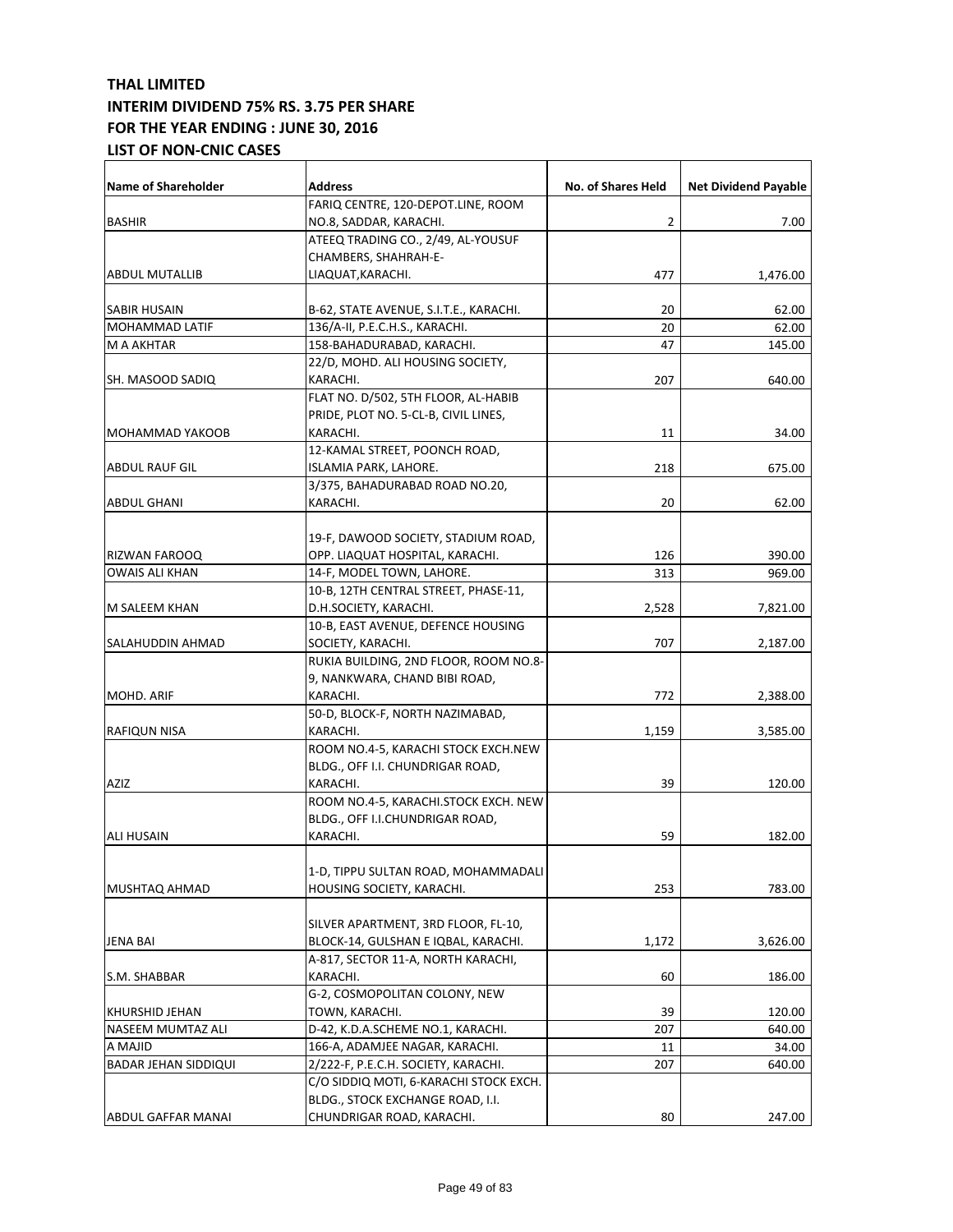**THAL LIMITED**
**INTERIM DIVIDEND 75% RS. 3.75 PER SHARE**
**FOR THE YEAR ENDING : JUNE 30, 2016**
**LIST OF NON-CNIC CASES**

| Name of Shareholder | Address | No. of Shares Held | Net Dividend Payable |
|---|---|---|---|
| BASHIR | FARIQ CENTRE, 120-DEPOT.LINE, ROOM NO.8, SADDAR, KARACHI. | 2 | 7.00 |
| ABDUL MUTALLIB | ATEEQ TRADING CO., 2/49, AL-YOUSUF CHAMBERS, SHAHRAH-E-LIAQUAT,KARACHI. | 477 | 1,476.00 |
| SABIR HUSAIN | B-62, STATE AVENUE, S.I.T.E., KARACHI. | 20 | 62.00 |
| MOHAMMAD LATIF | 136/A-II, P.E.C.H.S., KARACHI. | 20 | 62.00 |
| M A AKHTAR | 158-BAHADURABAD, KARACHI. | 47 | 145.00 |
| SH. MASOOD SADIQ | 22/D, MOHD. ALI HOUSING SOCIETY, KARACHI. | 207 | 640.00 |
| MOHAMMAD YAKOOB | FLAT NO. D/502, 5TH FLOOR, AL-HABIB PRIDE, PLOT NO. 5-CL-B, CIVIL LINES, KARACHI. | 11 | 34.00 |
| ABDUL RAUF GIL | 12-KAMAL STREET, POONCH ROAD, ISLAMIA PARK, LAHORE. | 218 | 675.00 |
| ABDUL GHANI | 3/375, BAHADURABAD ROAD NO.20, KARACHI. | 20 | 62.00 |
| RIZWAN FAROOQ | 19-F, DAWOOD SOCIETY, STADIUM ROAD, OPP. LIAQUAT HOSPITAL, KARACHI. | 126 | 390.00 |
| OWAIS ALI KHAN | 14-F, MODEL TOWN, LAHORE. | 313 | 969.00 |
| M SALEEM KHAN | 10-B, 12TH CENTRAL STREET, PHASE-11, D.H.SOCIETY, KARACHI. | 2,528 | 7,821.00 |
| SALAHUDDIN AHMAD | 10-B, EAST AVENUE, DEFENCE HOUSING SOCIETY, KARACHI. | 707 | 2,187.00 |
| MOHD. ARIF | RUKIA BUILDING, 2ND FLOOR, ROOM NO.8-9, NANKWARA, CHAND BIBI ROAD, KARACHI. | 772 | 2,388.00 |
| RAFIQUN NISA | 50-D, BLOCK-F, NORTH NAZIMABAD, KARACHI. | 1,159 | 3,585.00 |
| AZIZ | ROOM NO.4-5, KARACHI STOCK EXCH.NEW BLDG., OFF I.I. CHUNDRIGAR ROAD, KARACHI. | 39 | 120.00 |
| ALI HUSAIN | ROOM NO.4-5, KARACHI.STOCK EXCH. NEW BLDG., OFF I.I.CHUNDRIGAR ROAD, KARACHI. | 59 | 182.00 |
| MUSHTAQ AHMAD | 1-D, TIPPU SULTAN ROAD, MOHAMMADALI HOUSING SOCIETY, KARACHI. | 253 | 783.00 |
| JENA BAI | SILVER APARTMENT, 3RD FLOOR, FL-10, BLOCK-14, GULSHAN E IQBAL, KARACHI. | 1,172 | 3,626.00 |
| S.M. SHABBAR | A-817, SECTOR 11-A, NORTH KARACHI, KARACHI. | 60 | 186.00 |
| KHURSHID JEHAN | G-2, COSMOPOLITAN COLONY, NEW TOWN, KARACHI. | 39 | 120.00 |
| NASEEM MUMTAZ ALI | D-42, K.D.A.SCHEME NO.1, KARACHI. | 207 | 640.00 |
| A MAJID | 166-A, ADAMJEE NAGAR, KARACHI. | 11 | 34.00 |
| BADAR JEHAN SIDDIQUI | 2/222-F, P.E.C.H. SOCIETY, KARACHI. | 207 | 640.00 |
| ABDUL GAFFAR MANAI | C/O SIDDIQ MOTI, 6-KARACHI STOCK EXCH. BLDG., STOCK EXCHANGE ROAD, I.I. CHUNDRIGAR ROAD, KARACHI. | 80 | 247.00 |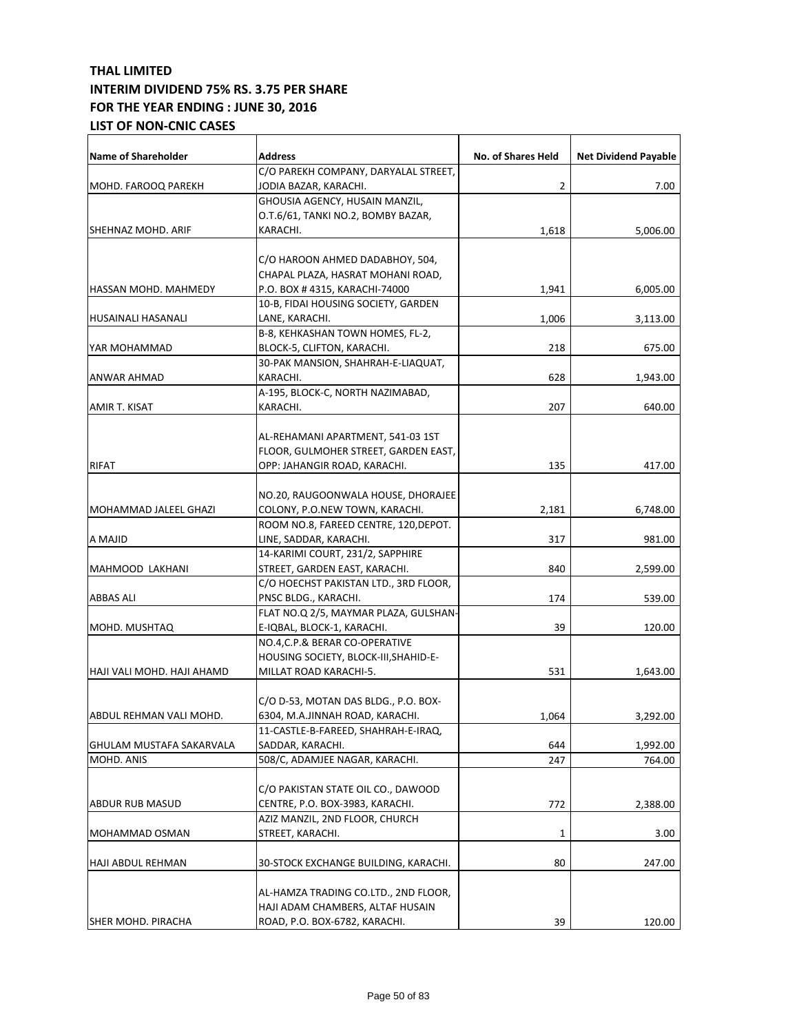**THAL LIMITED**
**INTERIM DIVIDEND 75% RS. 3.75 PER SHARE**
**FOR THE YEAR ENDING : JUNE 30, 2016**
**LIST OF NON-CNIC CASES**

| Name of Shareholder | Address | No. of Shares Held | Net Dividend Payable |
|---|---|---|---|
| MOHD. FAROOQ PAREKH | C/O PAREKH COMPANY, DARYALAL STREET, JODIA BAZAR, KARACHI. | 2 | 7.00 |
| SHEHNAZ MOHD. ARIF | GHOUSIA AGENCY, HUSAIN MANZIL, O.T.6/61, TANKI NO.2, BOMBY BAZAR, KARACHI. | 1,618 | 5,006.00 |
| HASSAN MOHD. MAHMEDY | C/O HAROON AHMED DADABHOY, 504, CHAPAL PLAZA, HASRAT MOHANI ROAD, P.O. BOX # 4315, KARACHI-74000 | 1,941 | 6,005.00 |
| HUSAINALI HASANALI | 10-B, FIDAI HOUSING SOCIETY, GARDEN LANE, KARACHI. | 1,006 | 3,113.00 |
| YAR MOHAMMAD | B-8, KEHKASHAN TOWN HOMES, FL-2, BLOCK-5, CLIFTON, KARACHI. | 218 | 675.00 |
| ANWAR AHMAD | 30-PAK MANSION, SHAHRAH-E-LIAQUAT, KARACHI. | 628 | 1,943.00 |
| AMIR T. KISAT | A-195, BLOCK-C, NORTH NAZIMABAD, KARACHI. | 207 | 640.00 |
| RIFAT | AL-REHAMANI APARTMENT, 541-03 1ST FLOOR, GULMOHER STREET, GARDEN EAST, OPP: JAHANGIR ROAD, KARACHI. | 135 | 417.00 |
| MOHAMMAD JALEEL GHAZI | NO.20, RAUGOONWALA HOUSE, DHORAJEE COLONY, P.O.NEW TOWN, KARACHI. | 2,181 | 6,748.00 |
| A MAJID | ROOM NO.8, FAREED CENTRE, 120,DEPOT. LINE, SADDAR, KARACHI. | 317 | 981.00 |
| MAHMOOD LAKHANI | 14-KARIMI COURT, 231/2, SAPPHIRE STREET, GARDEN EAST, KARACHI. | 840 | 2,599.00 |
| ABBAS ALI | C/O HOECHST PAKISTAN LTD., 3RD FLOOR, PNSC BLDG., KARACHI. | 174 | 539.00 |
| MOHD. MUSHTAQ | FLAT NO.Q 2/5, MAYMAR PLAZA, GULSHAN-E-IQBAL, BLOCK-1, KARACHI. | 39 | 120.00 |
| HAJI VALI MOHD. HAJI AHAMD | NO.4,C.P.& BERAR CO-OPERATIVE HOUSING SOCIETY, BLOCK-III,SHAHID-E-MILLAT ROAD KARACHI-5. | 531 | 1,643.00 |
| ABDUL REHMAN VALI MOHD. | C/O D-53, MOTAN DAS BLDG., P.O. BOX-6304, M.A.JINNAH ROAD, KARACHI. | 1,064 | 3,292.00 |
| GHULAM MUSTAFA SAKARVALA | 11-CASTLE-B-FAREED, SHAHRAH-E-IRAQ, SADDAR, KARACHI. | 644 | 1,992.00 |
| MOHD. ANIS | 508/C, ADAMJEE NAGAR, KARACHI. | 247 | 764.00 |
| ABDUR RUB MASUD | C/O PAKISTAN STATE OIL CO., DAWOOD CENTRE, P.O. BOX-3983, KARACHI. | 772 | 2,388.00 |
| MOHAMMAD OSMAN | AZIZ MANZIL, 2ND FLOOR, CHURCH STREET, KARACHI. | 1 | 3.00 |
| HAJI ABDUL REHMAN | 30-STOCK EXCHANGE BUILDING, KARACHI. | 80 | 247.00 |
| SHER MOHD. PIRACHA | AL-HAMZA TRADING CO.LTD., 2ND FLOOR, HAJI ADAM CHAMBERS, ALTAF HUSAIN ROAD, P.O. BOX-6782, KARACHI. | 39 | 120.00 |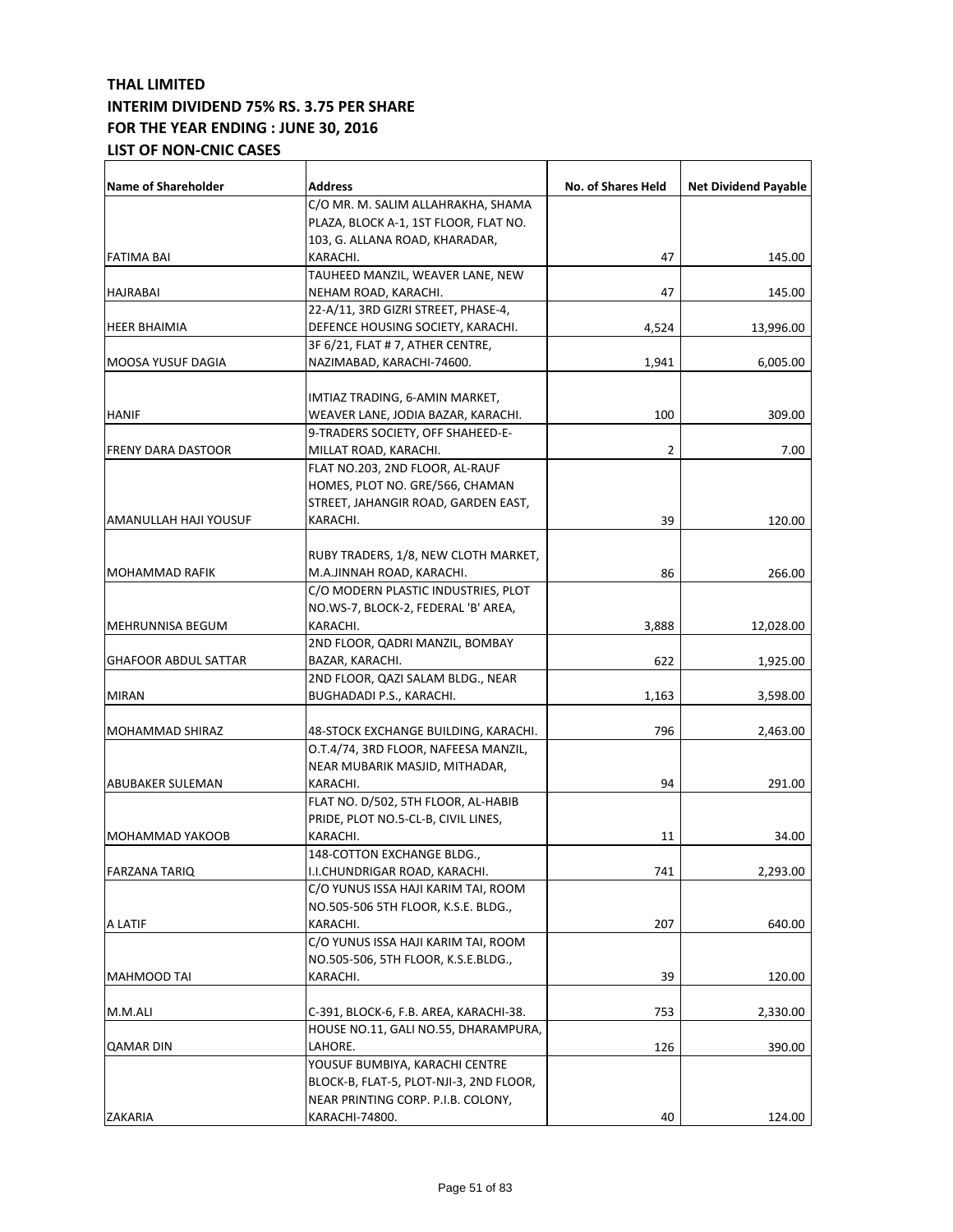**THAL LIMITED**
**INTERIM DIVIDEND 75% RS. 3.75 PER SHARE**
**FOR THE YEAR ENDING : JUNE 30, 2016**
**LIST OF NON-CNIC CASES**

| Name of Shareholder | Address | No. of Shares Held | Net Dividend Payable |
|---|---|---|---|
| FATIMA BAI | C/O MR. M. SALIM ALLAHRAKHA, SHAMA PLAZA, BLOCK A-1, 1ST FLOOR, FLAT NO. 103, G. ALLANA ROAD, KHARADAR, KARACHI. | 47 | 145.00 |
| HAJRABAI | TAUHEED MANZIL, WEAVER LANE, NEW NEHAM ROAD, KARACHI. | 47 | 145.00 |
| HEER BHAIMIA | 22-A/11, 3RD GIZRI STREET, PHASE-4, DEFENCE HOUSING SOCIETY, KARACHI. | 4,524 | 13,996.00 |
| MOOSA YUSUF DAGIA | 3F 6/21, FLAT # 7, ATHER CENTRE, NAZIMABAD, KARACHI-74600. | 1,941 | 6,005.00 |
| HANIF | IMTIAZ TRADING, 6-AMIN MARKET, WEAVER LANE, JODIA BAZAR, KARACHI. | 100 | 309.00 |
| FRENY DARA DASTOOR | 9-TRADERS SOCIETY, OFF SHAHEED-E-MILLAT ROAD, KARACHI. | 2 | 7.00 |
| AMANULLAH HAJI YOUSUF | FLAT NO.203, 2ND FLOOR, AL-RAUF HOMES, PLOT NO. GRE/566, CHAMAN STREET, JAHANGIR ROAD, GARDEN EAST, KARACHI. | 39 | 120.00 |
| MOHAMMAD RAFIK | RUBY TRADERS, 1/8, NEW CLOTH MARKET, M.A.JINNAH ROAD, KARACHI. | 86 | 266.00 |
| MEHRUNNISA BEGUM | C/O MODERN PLASTIC INDUSTRIES, PLOT NO.WS-7, BLOCK-2, FEDERAL 'B' AREA, KARACHI. | 3,888 | 12,028.00 |
| GHAFOOR ABDUL SATTAR | 2ND FLOOR, QADRI MANZIL, BOMBAY BAZAR, KARACHI. | 622 | 1,925.00 |
| MIRAN | 2ND FLOOR, QAZI SALAM BLDG., NEAR BUGHADADI P.S., KARACHI. | 1,163 | 3,598.00 |
| MOHAMMAD SHIRAZ | 48-STOCK EXCHANGE BUILDING, KARACHI. | 796 | 2,463.00 |
| ABUBAKER SULEMAN | O.T.4/74, 3RD FLOOR, NAFEESA MANZIL, NEAR MUBARIK MASJID, MITHADAR, KARACHI. | 94 | 291.00 |
| MOHAMMAD YAKOOB | FLAT NO. D/502, 5TH FLOOR, AL-HABIB PRIDE, PLOT NO.5-CL-B, CIVIL LINES, KARACHI. | 11 | 34.00 |
| FARZANA TARIQ | 148-COTTON EXCHANGE BLDG., I.I.CHUNDRIGAR ROAD, KARACHI. | 741 | 2,293.00 |
| A LATIF | C/O YUNUS ISSA HAJI KARIM TAI, ROOM NO.505-506 5TH FLOOR, K.S.E. BLDG., KARACHI. | 207 | 640.00 |
| MAHMOOD TAI | C/O YUNUS ISSA HAJI KARIM TAI, ROOM NO.505-506, 5TH FLOOR, K.S.E.BLDG., KARACHI. | 39 | 120.00 |
| M.M.ALI | C-391, BLOCK-6, F.B. AREA, KARACHI-38. | 753 | 2,330.00 |
| QAMAR DIN | HOUSE NO.11, GALI NO.55, DHARAMPURA, LAHORE. | 126 | 390.00 |
| ZAKARIA | YOUSUF BUMBIYA, KARACHI CENTRE BLOCK-B, FLAT-5, PLOT-NJI-3, 2ND FLOOR, NEAR PRINTING CORP. P.I.B. COLONY, KARACHI-74800. | 40 | 124.00 |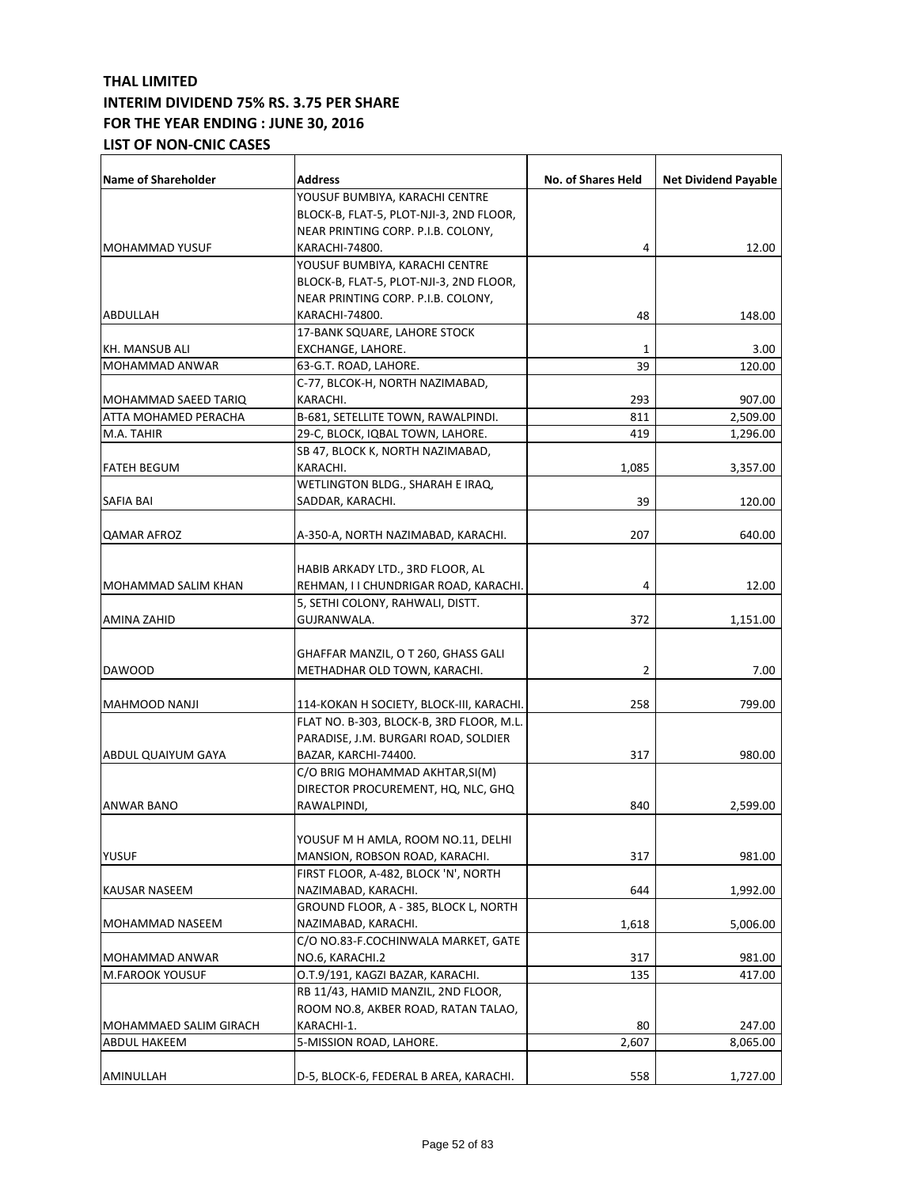**THAL LIMITED**
**INTERIM DIVIDEND 75% RS. 3.75 PER SHARE**
**FOR THE YEAR ENDING : JUNE 30, 2016**
**LIST OF NON-CNIC CASES**

| Name of Shareholder | Address | No. of Shares Held | Net Dividend Payable |
|---|---|---|---|
| MOHAMMAD YUSUF | YOUSUF BUMBIYA, KARACHI CENTRE BLOCK-B, FLAT-5, PLOT-NJI-3, 2ND FLOOR, NEAR PRINTING CORP. P.I.B. COLONY, KARACHI-74800. | 4 | 12.00 |
| ABDULLAH | YOUSUF BUMBIYA, KARACHI CENTRE BLOCK-B, FLAT-5, PLOT-NJI-3, 2ND FLOOR, NEAR PRINTING CORP. P.I.B. COLONY, KARACHI-74800. | 48 | 148.00 |
| KH. MANSUB ALI | 17-BANK SQUARE, LAHORE STOCK EXCHANGE, LAHORE. | 1 | 3.00 |
| MOHAMMAD ANWAR | 63-G.T. ROAD, LAHORE. | 39 | 120.00 |
| MOHAMMAD SAEED TARIQ | C-77, BLCOK-H, NORTH NAZIMABAD, KARACHI. | 293 | 907.00 |
| ATTA MOHAMED PERACHA | B-681, SETELLITE TOWN, RAWALPINDI. | 811 | 2,509.00 |
| M.A. TAHIR | 29-C, BLOCK, IQBAL TOWN, LAHORE. | 419 | 1,296.00 |
| FATEH BEGUM | SB 47, BLOCK K, NORTH NAZIMABAD, KARACHI. | 1,085 | 3,357.00 |
| SAFIA BAI | WETLINGTON BLDG., SHARAH E IRAQ, SADDAR, KARACHI. | 39 | 120.00 |
| QAMAR AFROZ | A-350-A, NORTH NAZIMABAD, KARACHI. | 207 | 640.00 |
| MOHAMMAD SALIM KHAN | HABIB ARKADY LTD., 3RD FLOOR, AL REHMAN, I I CHUNDRIGAR ROAD, KARACHI. | 4 | 12.00 |
| AMINA ZAHID | 5, SETHI COLONY, RAHWALI, DISTT. GUJRANWALA. | 372 | 1,151.00 |
| DAWOOD | GHAFFAR MANZIL, O T 260, GHASS GALI METHADHAR OLD TOWN, KARACHI. | 2 | 7.00 |
| MAHMOOD NANJI | 114-KOKAN H SOCIETY, BLOCK-III, KARACHI. | 258 | 799.00 |
| ABDUL QUAIYUM GAYA | FLAT NO. B-303, BLOCK-B, 3RD FLOOR, M.L. PARADISE, J.M. BURGARI ROAD, SOLDIER BAZAR, KARCHI-74400. | 317 | 980.00 |
| ANWAR BANO | C/O BRIG MOHAMMAD AKHTAR,SI(M) DIRECTOR PROCUREMENT, HQ, NLC, GHQ RAWALPINDI, | 840 | 2,599.00 |
| YUSUF | YOUSUF M H AMLA, ROOM NO.11, DELHI MANSION, ROBSON ROAD, KARACHI. | 317 | 981.00 |
| KAUSAR NASEEM | FIRST FLOOR, A-482, BLOCK 'N', NORTH NAZIMABAD, KARACHI. | 644 | 1,992.00 |
| MOHAMMAD NASEEM | GROUND FLOOR, A - 385, BLOCK L, NORTH NAZIMABAD, KARACHI. | 1,618 | 5,006.00 |
| MOHAMMAD ANWAR | C/O NO.83-F.COCHINWALA MARKET, GATE NO.6, KARACHI.2 | 317 | 981.00 |
| M.FAROOK YOUSUF | O.T.9/191, KAGZI BAZAR, KARACHI. | 135 | 417.00 |
| MOHAMMAED SALIM GIRACH | RB 11/43, HAMID MANZIL, 2ND FLOOR, ROOM NO.8, AKBER ROAD, RATAN TALAO, KARACHI-1. | 80 | 247.00 |
| ABDUL HAKEEM | 5-MISSION ROAD, LAHORE. | 2,607 | 8,065.00 |
| AMINULLAH | D-5, BLOCK-6, FEDERAL B AREA, KARACHI. | 558 | 1,727.00 |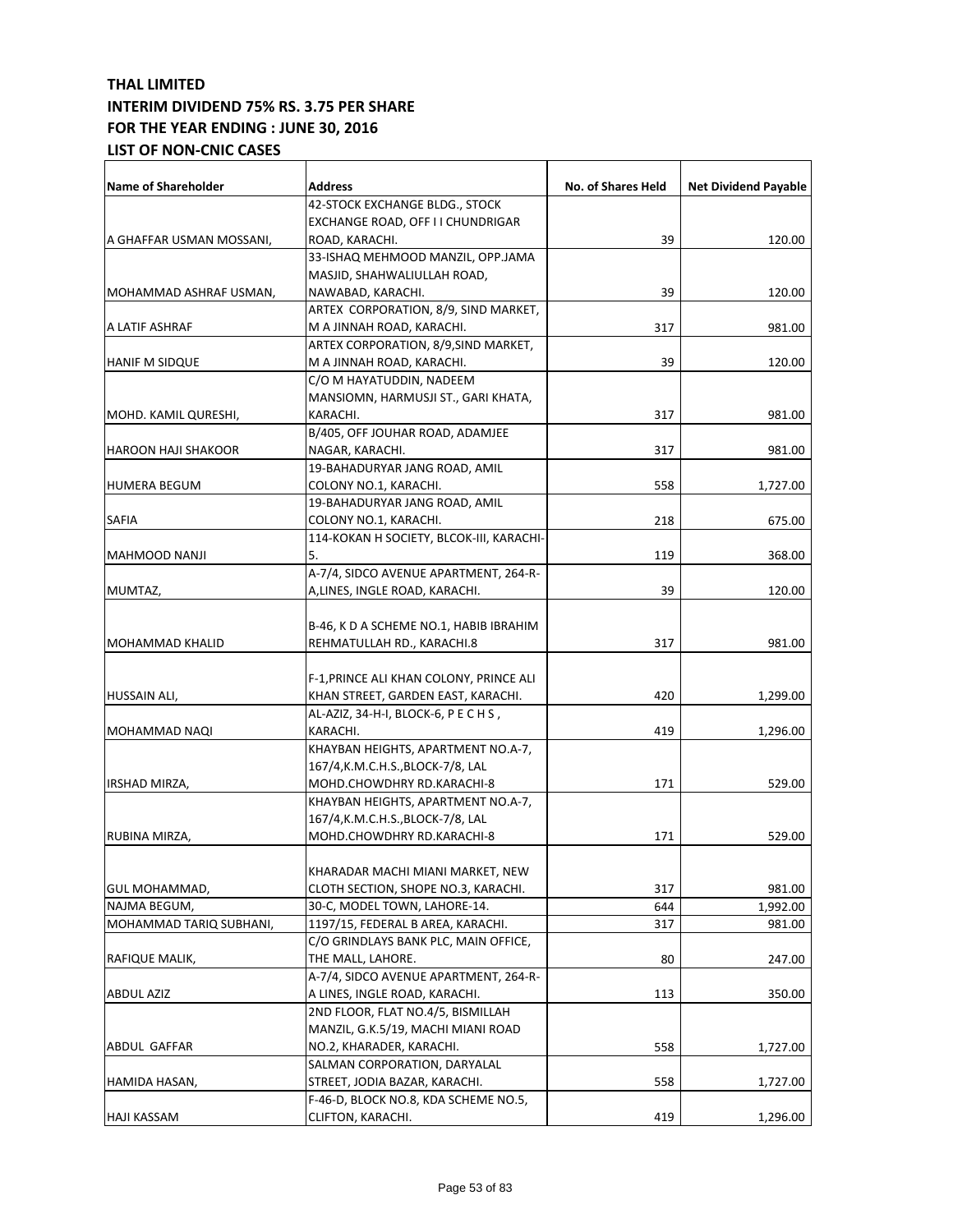**THAL LIMITED**
**INTERIM DIVIDEND 75% RS. 3.75 PER SHARE**
**FOR THE YEAR ENDING : JUNE 30, 2016**
**LIST OF NON-CNIC CASES**

| Name of Shareholder | Address | No. of Shares Held | Net Dividend Payable |
|---|---|---|---|
| A GHAFFAR USMAN MOSSANI, | 42-STOCK EXCHANGE BLDG., STOCK EXCHANGE ROAD, OFF I I CHUNDRIGAR ROAD, KARACHI. | 39 | 120.00 |
| MOHAMMAD ASHRAF USMAN, | 33-ISHAQ MEHMOOD MANZIL, OPP.JAMA MASJID, SHAHWALIULLAH ROAD, NAWABAD, KARACHI. | 39 | 120.00 |
| A LATIF ASHRAF | ARTEX CORPORATION, 8/9, SIND MARKET, M A JINNAH ROAD, KARACHI. | 317 | 981.00 |
| HANIF M SIDQUE | ARTEX CORPORATION, 8/9,SIND MARKET, M A JINNAH ROAD, KARACHI. | 39 | 120.00 |
| MOHD. KAMIL QURESHI, | C/O M HAYATUDDIN, NADEEM MANSIOMN, HARMUSJI ST., GARI KHATA, KARACHI. | 317 | 981.00 |
| HAROON HAJI SHAKOOR | B/405, OFF JOUHAR ROAD, ADAMJEE NAGAR, KARACHI. | 317 | 981.00 |
| HUMERA BEGUM | 19-BAHADURYAR JANG ROAD, AMIL COLONY NO.1, KARACHI. | 558 | 1,727.00 |
| SAFIA | 19-BAHADURYAR JANG ROAD, AMIL COLONY NO.1, KARACHI. | 218 | 675.00 |
| MAHMOOD NANJI | 114-KOKAN H SOCIETY, BLCOK-III, KARACHI-5. | 119 | 368.00 |
| MUMTAZ, | A-7/4, SIDCO AVENUE APARTMENT, 264-R-A,LINES, INGLE ROAD, KARACHI. | 39 | 120.00 |
| MOHAMMAD KHALID | B-46, K D A SCHEME NO.1, HABIB IBRAHIM REHMATULLAH RD., KARACHI.8 | 317 | 981.00 |
| HUSSAIN ALI, | F-1,PRINCE ALI KHAN COLONY, PRINCE ALI KHAN STREET, GARDEN EAST, KARACHI. | 420 | 1,299.00 |
| MOHAMMAD NAQI | AL-AZIZ, 34-H-I, BLOCK-6, P E C H S , KARACHI. | 419 | 1,296.00 |
| IRSHAD MIRZA, | KHAYBAN HEIGHTS, APARTMENT NO.A-7, 167/4,K.M.C.H.S.,BLOCK-7/8, LAL MOHD.CHOWDHRY RD.KARACHI-8 | 171 | 529.00 |
| RUBINA MIRZA, | KHAYBAN HEIGHTS, APARTMENT NO.A-7, 167/4,K.M.C.H.S.,BLOCK-7/8, LAL MOHD.CHOWDHRY RD.KARACHI-8 | 171 | 529.00 |
| GUL MOHAMMAD, | KHARADAR MACHI MIANI MARKET, NEW CLOTH SECTION, SHOPE NO.3, KARACHI. | 317 | 981.00 |
| NAJMA BEGUM, | 30-C, MODEL TOWN, LAHORE-14. | 644 | 1,992.00 |
| MOHAMMAD TARIQ SUBHANI, | 1197/15, FEDERAL B AREA, KARACHI. | 317 | 981.00 |
| RAFIQUE MALIK, | C/O GRINDLAYS BANK PLC, MAIN OFFICE, THE MALL, LAHORE. | 80 | 247.00 |
| ABDUL AZIZ | A-7/4, SIDCO AVENUE APARTMENT, 264-R-A LINES, INGLE ROAD, KARACHI. | 113 | 350.00 |
| ABDUL GAFFAR | 2ND FLOOR, FLAT NO.4/5, BISMILLAH MANZIL, G.K.5/19, MACHI MIANI ROAD NO.2, KHARADER, KARACHI. | 558 | 1,727.00 |
| HAMIDA HASAN, | SALMAN CORPORATION, DARYALAL STREET, JODIA BAZAR, KARACHI. | 558 | 1,727.00 |
| HAJI KASSAM | F-46-D, BLOCK NO.8, KDA SCHEME NO.5, CLIFTON, KARACHI. | 419 | 1,296.00 |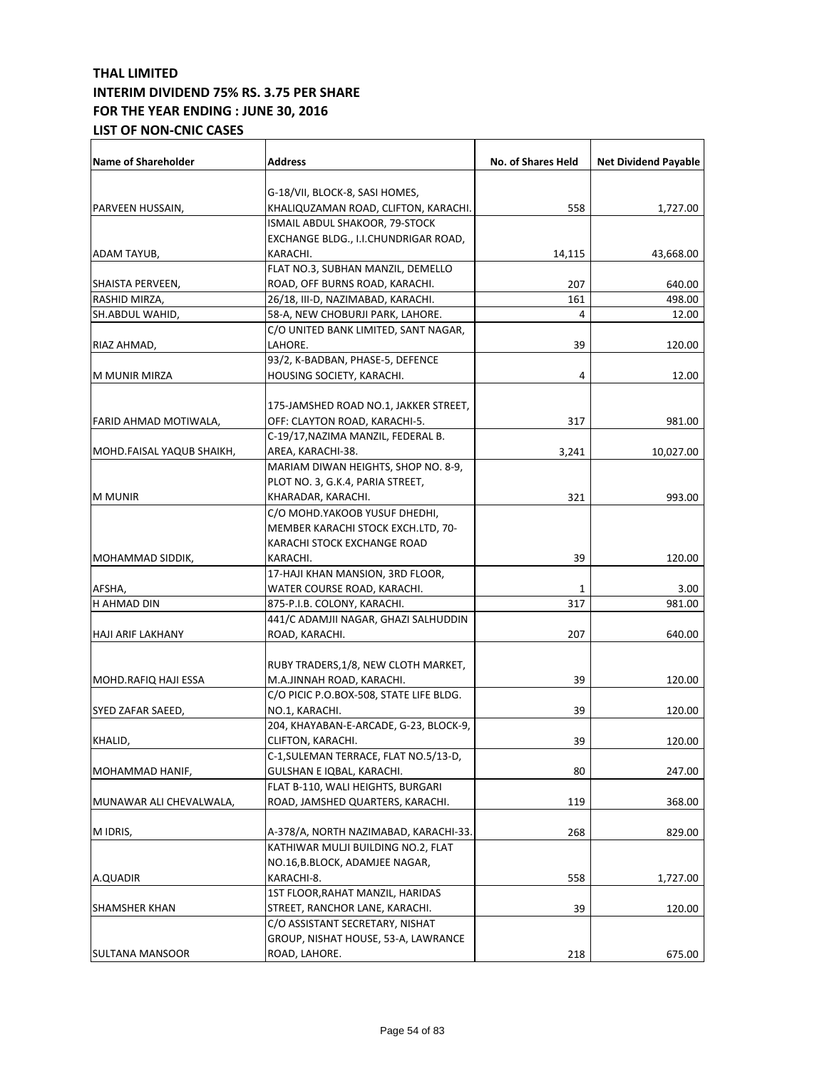**THAL LIMITED**
**INTERIM DIVIDEND 75% RS. 3.75 PER SHARE**
**FOR THE YEAR ENDING : JUNE 30, 2016**
**LIST OF NON-CNIC CASES**

| Name of Shareholder | Address | No. of Shares Held | Net Dividend Payable |
|---|---|---|---|
| PARVEEN HUSSAIN, | G-18/VII, BLOCK-8, SASI HOMES, KHALIQUZAMAN ROAD, CLIFTON, KARACHI. | 558 | 1,727.00 |
| ADAM TAYUB, | ISMAIL ABDUL SHAKOOR, 79-STOCK EXCHANGE BLDG., I.I.CHUNDRIGAR ROAD, KARACHI. | 14,115 | 43,668.00 |
| SHAISTA PERVEEN, | FLAT NO.3, SUBHAN MANZIL, DEMELLO ROAD, OFF BURNS ROAD, KARACHI. | 207 | 640.00 |
| RASHID MIRZA, | 26/18, III-D, NAZIMABAD, KARACHI. | 161 | 498.00 |
| SH.ABDUL WAHID, | 58-A, NEW CHOBURJI PARK, LAHORE. | 4 | 12.00 |
| RIAZ AHMAD, | C/O UNITED BANK LIMITED, SANT NAGAR, LAHORE. | 39 | 120.00 |
| M MUNIR MIRZA | 93/2, K-BADBAN, PHASE-5, DEFENCE HOUSING SOCIETY, KARACHI. | 4 | 12.00 |
| FARID AHMAD MOTIWALA, | 175-JAMSHED ROAD NO.1, JAKKER STREET, OFF: CLAYTON ROAD, KARACHI-5. | 317 | 981.00 |
| MOHD.FAISAL YAQUB SHAIKH, | C-19/17,NAZIMA MANZIL, FEDERAL B. AREA, KARACHI-38. | 3,241 | 10,027.00 |
| M MUNIR | MARIAM DIWAN HEIGHTS, SHOP NO. 8-9, PLOT NO. 3, G.K.4, PARIA STREET, KHARADAR, KARACHI. | 321 | 993.00 |
| MOHAMMAD SIDDIK, | C/O MOHD.YAKOOB YUSUF DHEDHI, MEMBER KARACHI STOCK EXCH.LTD, 70-KARACHI STOCK EXCHANGE ROAD KARACHI. | 39 | 120.00 |
| AFSHA, | 17-HAJI KHAN MANSION, 3RD FLOOR, WATER COURSE ROAD, KARACHI. | 1 | 3.00 |
| H AHMAD DIN | 875-P.I.B. COLONY, KARACHI. | 317 | 981.00 |
| HAJI ARIF LAKHANY | 441/C ADAMJII NAGAR, GHAZI SALHUDDIN ROAD, KARACHI. | 207 | 640.00 |
| MOHD.RAFIQ HAJI ESSA | RUBY TRADERS,1/8, NEW CLOTH MARKET, M.A.JINNAH ROAD, KARACHI. | 39 | 120.00 |
| SYED ZAFAR SAEED, | C/O PICIC P.O.BOX-508, STATE LIFE BLDG. NO.1, KARACHI. | 39 | 120.00 |
| KHALID, | 204, KHAYABAN-E-ARCADE, G-23, BLOCK-9, CLIFTON, KARACHI. | 39 | 120.00 |
| MOHAMMAD HANIF, | C-1,SULEMAN TERRACE, FLAT NO.5/13-D, GULSHAN E IQBAL, KARACHI. | 80 | 247.00 |
| MUNAWAR ALI CHEVALWALA, | FLAT B-110, WALI HEIGHTS, BURGARI ROAD, JAMSHED QUARTERS, KARACHI. | 119 | 368.00 |
| M IDRIS, | A-378/A, NORTH NAZIMABAD, KARACHI-33. | 268 | 829.00 |
| A.QUADIR | KATHIWAR MULJI BUILDING NO.2, FLAT NO.16,B.BLOCK, ADAMJEE NAGAR, KARACHI-8. | 558 | 1,727.00 |
| SHAMSHER KHAN | 1ST FLOOR,RAHAT MANZIL, HARIDAS STREET, RANCHOR LANE, KARACHI. | 39 | 120.00 |
| SULTANA MANSOOR | C/O ASSISTANT SECRETARY, NISHAT GROUP, NISHAT HOUSE, 53-A, LAWRANCE ROAD, LAHORE. | 218 | 675.00 |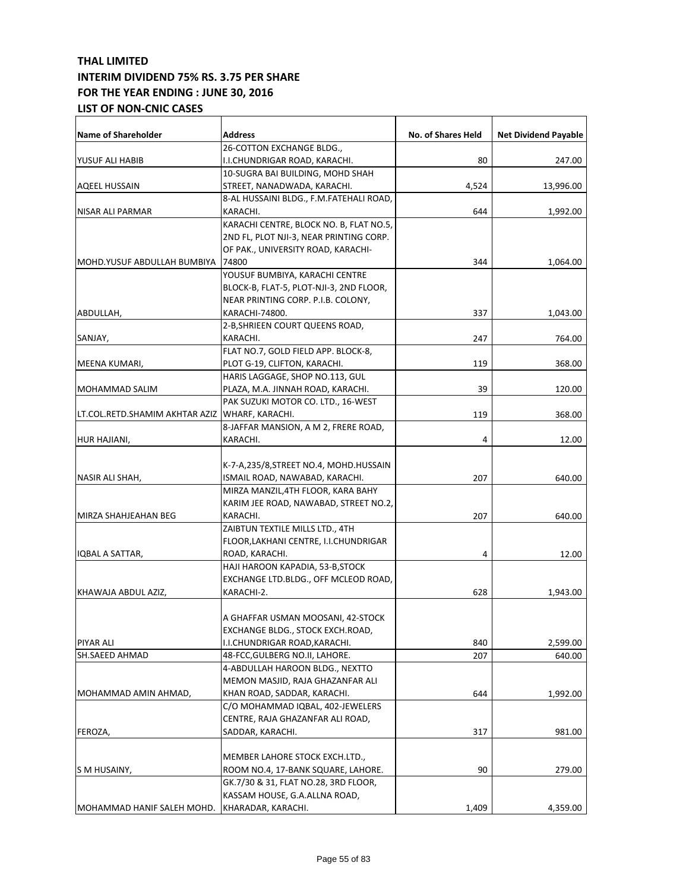**THAL LIMITED**
**INTERIM DIVIDEND 75% RS. 3.75 PER SHARE**
**FOR THE YEAR ENDING : JUNE 30, 2016**
**LIST OF NON-CNIC CASES**

| Name of Shareholder | Address | No. of Shares Held | Net Dividend Payable |
|---|---|---|---|
| YUSUF ALI HABIB | 26-COTTON EXCHANGE BLDG., I.I.CHUNDRIGAR ROAD, KARACHI. | 80 | 247.00 |
| AQEEL HUSSAIN | 10-SUGRA BAI BUILDING, MOHD SHAH STREET, NANADWADA, KARACHI. | 4,524 | 13,996.00 |
| NISAR ALI PARMAR | 8-AL HUSSAINI BLDG., F.M.FATEHALI ROAD, KARACHI. | 644 | 1,992.00 |
| MOHD.YUSUF ABDULLAH BUMBIYA | KARACHI CENTRE, BLOCK NO. B, FLAT NO.5, 2ND FL, PLOT NJI-3, NEAR PRINTING CORP. OF PAK., UNIVERSITY ROAD, KARACHI-74800 | 344 | 1,064.00 |
| ABDULLAH, | YOUSUF BUMBIYA, KARACHI CENTRE BLOCK-B, FLAT-5, PLOT-NJI-3, 2ND FLOOR, NEAR PRINTING CORP. P.I.B. COLONY, KARACHI-74800. | 337 | 1,043.00 |
| SANJAY, | 2-B,SHRIEEN COURT QUEENS ROAD, KARACHI. | 247 | 764.00 |
| MEENA KUMARI, | FLAT NO.7, GOLD FIELD APP. BLOCK-8, PLOT G-19, CLIFTON, KARACHI. | 119 | 368.00 |
| MOHAMMAD SALIM | HARIS LAGGAGE, SHOP NO.113, GUL PLAZA, M.A. JINNAH ROAD, KARACHI. | 39 | 120.00 |
| LT.COL.RETD.SHAMIM AKHTAR AZIZ | PAK SUZUKI MOTOR CO. LTD., 16-WEST WHARF, KARACHI. | 119 | 368.00 |
| HUR HAJIANI, | 8-JAFFAR MANSION, A M 2, FRERE ROAD, KARACHI. | 4 | 12.00 |
| NASIR ALI SHAH, | K-7-A,235/8,STREET NO.4, MOHD.HUSSAIN ISMAIL ROAD, NAWABAD, KARACHI. | 207 | 640.00 |
| MIRZA SHAHJEAHAN BEG | MIRZA MANZIL,4TH FLOOR, KARA BAHY KARIM JEE ROAD, NAWABAD, STREET NO.2, KARACHI. | 207 | 640.00 |
| IQBAL A SATTAR, | ZAIBTUN TEXTILE MILLS LTD., 4TH FLOOR,LAKHANI CENTRE, I.I.CHUNDRIGAR ROAD, KARACHI. | 4 | 12.00 |
| KHAWAJA ABDUL AZIZ, | HAJI HAROON KAPADIA, 53-B,STOCK EXCHANGE LTD.BLDG., OFF MCLEOD ROAD, KARACHI-2. | 628 | 1,943.00 |
| PIYAR ALI | A GHAFFAR USMAN MOOSANI, 42-STOCK EXCHANGE BLDG., STOCK EXCH.ROAD, I.I.CHUNDRIGAR ROAD,KARACHI. | 840 | 2,599.00 |
| SH.SAEED AHMAD | 48-FCC,GULBERG NO.II, LAHORE. | 207 | 640.00 |
| MOHAMMAD AMIN AHMAD, | 4-ABDULLAH HAROON BLDG., NEXTTO MEMON MASJID, RAJA GHAZANFAR ALI KHAN ROAD, SADDAR, KARACHI. | 644 | 1,992.00 |
| FEROZA, | C/O MOHAMMAD IQBAL, 402-JEWELERS CENTRE, RAJA GHAZANFAR ALI ROAD, SADDAR, KARACHI. | 317 | 981.00 |
| S M HUSAINY, | MEMBER LAHORE STOCK EXCH.LTD., ROOM NO.4, 17-BANK SQUARE, LAHORE. | 90 | 279.00 |
| MOHAMMAD HANIF SALEH MOHD. | GK.7/30 & 31, FLAT NO.28, 3RD FLOOR, KASSAM HOUSE, G.A.ALLNA ROAD, KHARADAR, KARACHI. | 1,409 | 4,359.00 |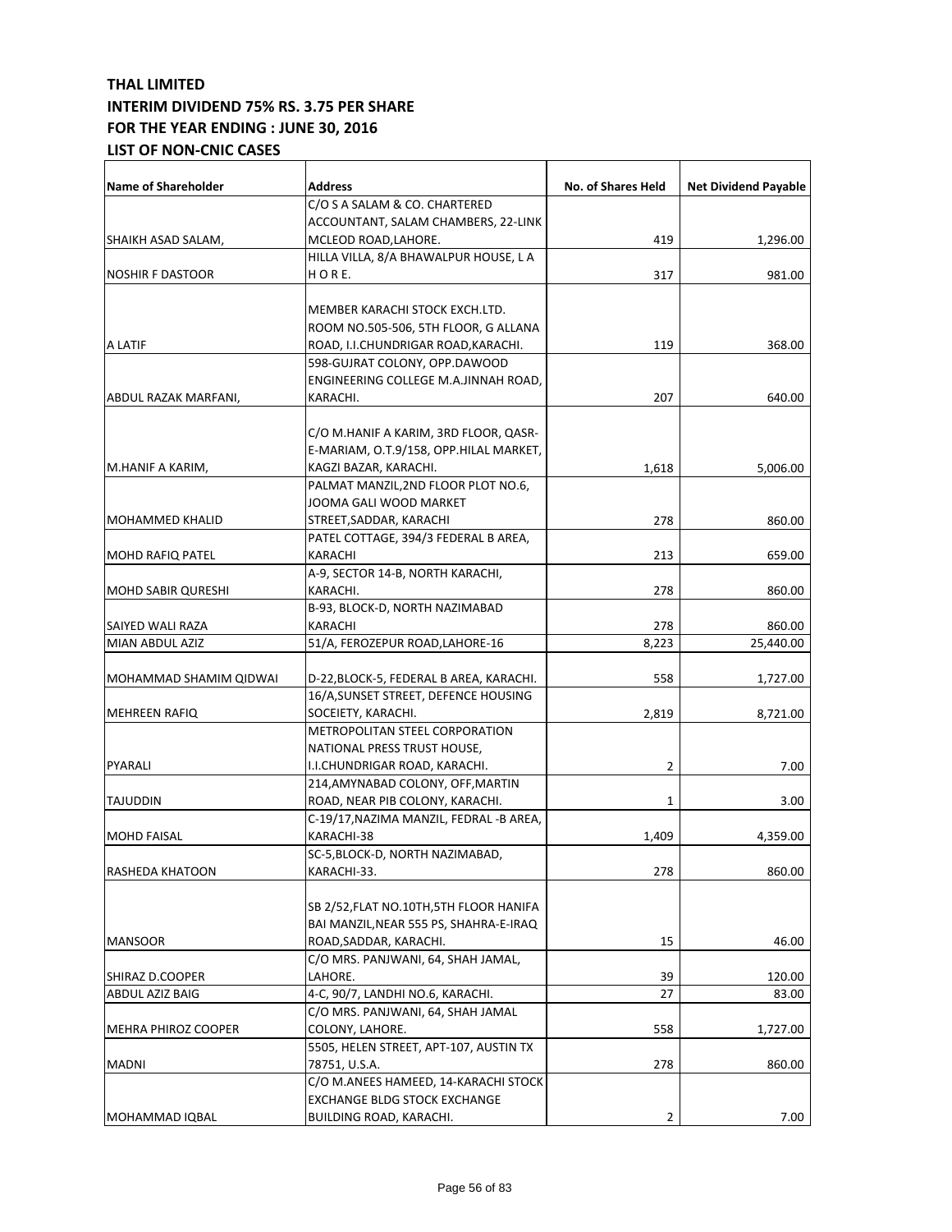**THAL LIMITED**
**INTERIM DIVIDEND 75% RS. 3.75 PER SHARE**
**FOR THE YEAR ENDING : JUNE 30, 2016**
**LIST OF NON-CNIC CASES**

| Name of Shareholder | Address | No. of Shares Held | Net Dividend Payable |
|---|---|---|---|
| SHAIKH ASAD SALAM, | C/O S A SALAM & CO. CHARTERED ACCOUNTANT, SALAM CHAMBERS, 22-LINK MCLEOD ROAD,LAHORE. | 419 | 1,296.00 |
| NOSHIR F DASTOOR | HILLA VILLA, 8/A BHAWALPUR HOUSE, L A H O R E. | 317 | 981.00 |
| A LATIF | MEMBER KARACHI STOCK EXCH.LTD. ROOM NO.505-506, 5TH FLOOR, G ALLANA ROAD, I.I.CHUNDRIGAR ROAD,KARACHI. | 119 | 368.00 |
| ABDUL RAZAK MARFANI, | 598-GUJRAT COLONY, OPP.DAWOOD ENGINEERING COLLEGE M.A.JINNAH ROAD, KARACHI. | 207 | 640.00 |
| M.HANIF A KARIM, | C/O M.HANIF A KARIM, 3RD FLOOR, QASR-E-MARIAM, O.T.9/158, OPP.HILAL MARKET, KAGZI BAZAR, KARACHI. | 1,618 | 5,006.00 |
| MOHAMMED KHALID | PALMAT MANZIL,2ND FLOOR PLOT NO.6, JOOMA GALI WOOD MARKET STREET,SADDAR, KARACHI | 278 | 860.00 |
| MOHD RAFIQ PATEL | PATEL COTTAGE, 394/3 FEDERAL B AREA, KARACHI | 213 | 659.00 |
| MOHD SABIR QURESHI | A-9, SECTOR 14-B, NORTH KARACHI, KARACHI. | 278 | 860.00 |
| SAIYED WALI RAZA | B-93, BLOCK-D, NORTH NAZIMABAD KARACHI | 278 | 860.00 |
| MIAN ABDUL AZIZ | 51/A, FEROZEPUR ROAD,LAHORE-16 | 8,223 | 25,440.00 |
| MOHAMMAD SHAMIM QIDWAI | D-22,BLOCK-5, FEDERAL B AREA, KARACHI. | 558 | 1,727.00 |
| MEHREEN RAFIQ | 16/A,SUNSET STREET, DEFENCE HOUSING SOCEIETY, KARACHI. | 2,819 | 8,721.00 |
| PYARALI | METROPOLITAN STEEL CORPORATION NATIONAL PRESS TRUST HOUSE, I.I.CHUNDRIGAR ROAD, KARACHI. | 2 | 7.00 |
| TAJUDDIN | 214,AMYNABAD COLONY, OFF,MARTIN ROAD, NEAR PIB COLONY, KARACHI. | 1 | 3.00 |
| MOHD FAISAL | C-19/17,NAZIMA MANZIL, FEDRAL -B AREA, KARACHI-38 | 1,409 | 4,359.00 |
| RASHEDA KHATOON | SC-5,BLOCK-D, NORTH NAZIMABAD, KARACHI-33. | 278 | 860.00 |
| MANSOOR | SB 2/52,FLAT NO.10TH,5TH FLOOR HANIFA BAI MANZIL,NEAR 555 PS, SHAHRA-E-IRAQ ROAD,SADDAR, KARACHI. | 15 | 46.00 |
| SHIRAZ D.COOPER | C/O MRS. PANJWANI, 64, SHAH JAMAL, LAHORE. | 39 | 120.00 |
| ABDUL AZIZ BAIG | 4-C, 90/7, LANDHI NO.6, KARACHI. | 27 | 83.00 |
| MEHRA PHIROZ COOPER | C/O MRS. PANJWANI, 64, SHAH JAMAL COLONY, LAHORE. | 558 | 1,727.00 |
| MADNI | 5505, HELEN STREET, APT-107, AUSTIN TX 78751, U.S.A. | 278 | 860.00 |
| MOHAMMAD IQBAL | C/O M.ANEES HAMEED, 14-KARACHI STOCK EXCHANGE BLDG STOCK EXCHANGE BUILDING ROAD, KARACHI. | 2 | 7.00 |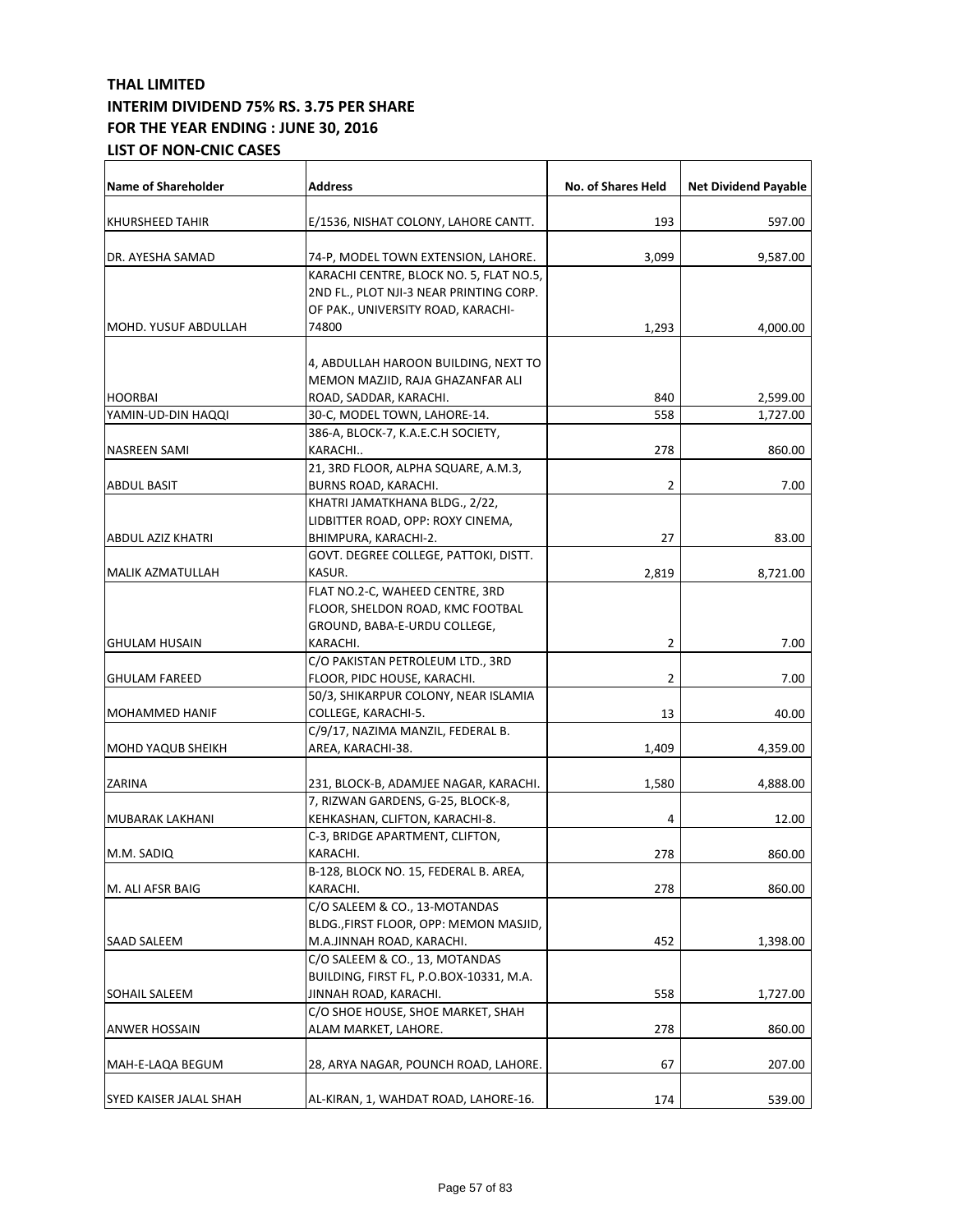# THAL LIMITED
## INTERIM DIVIDEND 75% RS. 3.75 PER SHARE
## FOR THE YEAR ENDING : JUNE 30, 2016
## LIST OF NON-CNIC CASES

| Name of Shareholder | Address | No. of Shares Held | Net Dividend Payable |
|---|---|---|---|
| KHURSHEED TAHIR | E/1536, NISHAT COLONY, LAHORE CANTT. | 193 | 597.00 |
| DR. AYESHA SAMAD | 74-P, MODEL TOWN EXTENSION, LAHORE. | 3,099 | 9,587.00 |
| MOHD. YUSUF ABDULLAH | KARACHI CENTRE, BLOCK NO. 5, FLAT NO.5, 2ND FL., PLOT NJI-3 NEAR PRINTING CORP. OF PAK., UNIVERSITY ROAD, KARACHI-74800 | 1,293 | 4,000.00 |
| HOORBAI | 4, ABDULLAH HAROON BUILDING, NEXT TO MEMON MAZJID, RAJA GHAZANFAR ALI ROAD, SADDAR, KARACHI. | 840 | 2,599.00 |
| YAMIN-UD-DIN HAQQI | 30-C, MODEL TOWN, LAHORE-14. | 558 | 1,727.00 |
| NASREEN SAMI | 386-A, BLOCK-7, K.A.E.C.H SOCIETY, KARACHI.. | 278 | 860.00 |
| ABDUL BASIT | 21, 3RD FLOOR, ALPHA SQUARE, A.M.3, BURNS ROAD, KARACHI. | 2 | 7.00 |
| ABDUL AZIZ KHATRI | KHATRI JAMATKHANA BLDG., 2/22, LIDBITTER ROAD, OPP: ROXY CINEMA, BHIMPURA, KARACHI-2. | 27 | 83.00 |
| MALIK AZMATULLAH | GOVT. DEGREE COLLEGE, PATTOKI, DISTT. KASUR. | 2,819 | 8,721.00 |
| GHULAM HUSAIN | FLAT NO.2-C, WAHEED CENTRE, 3RD FLOOR, SHELDON ROAD, KMC FOOTBAL GROUND, BABA-E-URDU COLLEGE, KARACHI. | 2 | 7.00 |
| GHULAM FAREED | C/O PAKISTAN PETROLEUM LTD., 3RD FLOOR, PIDC HOUSE, KARACHI. | 2 | 7.00 |
| MOHAMMED HANIF | 50/3, SHIKARPUR COLONY, NEAR ISLAMIA COLLEGE, KARACHI-5. | 13 | 40.00 |
| MOHD YAQUB SHEIKH | C/9/17, NAZIMA MANZIL, FEDERAL B. AREA, KARACHI-38. | 1,409 | 4,359.00 |
| ZARINA | 231, BLOCK-B, ADAMJEE NAGAR, KARACHI. | 1,580 | 4,888.00 |
| MUBARAK LAKHANI | 7, RIZWAN GARDENS, G-25, BLOCK-8, KEHKASHAN, CLIFTON, KARACHI-8. | 4 | 12.00 |
| M.M. SADIQ | C-3, BRIDGE APARTMENT, CLIFTON, KARACHI. | 278 | 860.00 |
| M. ALI AFSR BAIG | B-128, BLOCK NO. 15, FEDERAL B. AREA, KARACHI. | 278 | 860.00 |
| SAAD SALEEM | C/O SALEEM & CO., 13-MOTANDAS BLDG.,FIRST FLOOR, OPP: MEMON MASJID, M.A.JINNAH ROAD, KARACHI. | 452 | 1,398.00 |
| SOHAIL SALEEM | C/O SALEEM & CO., 13, MOTANDAS BUILDING, FIRST FL, P.O.BOX-10331, M.A. JINNAH ROAD, KARACHI. | 558 | 1,727.00 |
| ANWER HOSSAIN | C/O SHOE HOUSE, SHOE MARKET, SHAH ALAM MARKET, LAHORE. | 278 | 860.00 |
| MAH-E-LAQA BEGUM | 28, ARYA NAGAR, POUNCH ROAD, LAHORE. | 67 | 207.00 |
| SYED KAISER JALAL SHAH | AL-KIRAN, 1, WAHDAT ROAD, LAHORE-16. | 174 | 539.00 |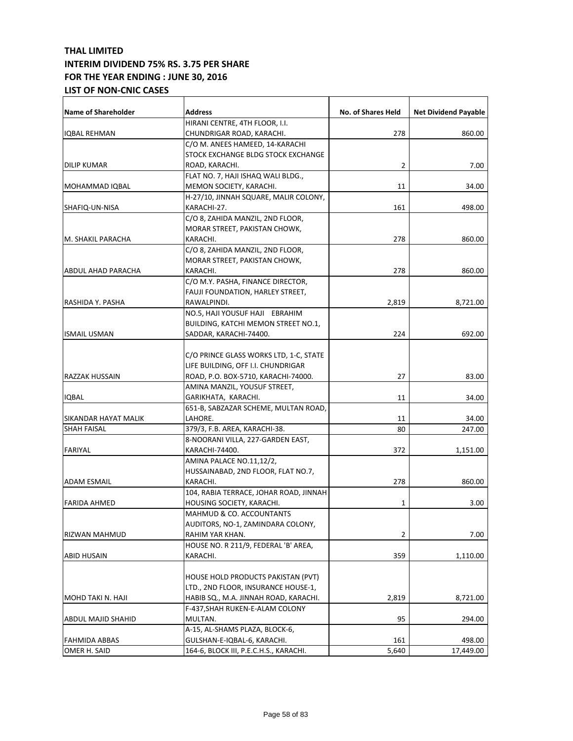**THAL LIMITED**
**INTERIM DIVIDEND 75% RS. 3.75 PER SHARE**
**FOR THE YEAR ENDING : JUNE 30, 2016**
**LIST OF NON-CNIC CASES**

| Name of Shareholder | Address | No. of Shares Held | Net Dividend Payable |
|---|---|---|---|
| IQBAL REHMAN | HIRANI CENTRE, 4TH FLOOR, I.I. CHUNDRIGAR ROAD, KARACHI. | 278 | 860.00 |
| DILIP KUMAR | C/O M. ANEES HAMEED, 14-KARACHI STOCK EXCHANGE BLDG STOCK EXCHANGE ROAD, KARACHI. | 2 | 7.00 |
| MOHAMMAD IQBAL | FLAT NO. 7, HAJI ISHAQ WALI BLDG., MEMON SOCIETY, KARACHI. | 11 | 34.00 |
| SHAFIQ-UN-NISA | H-27/10, JINNAH SQUARE, MALIR COLONY, KARACHI-27. | 161 | 498.00 |
| M. SHAKIL PARACHA | C/O 8, ZAHIDA MANZIL, 2ND FLOOR, MORAR STREET, PAKISTAN CHOWK, KARACHI. | 278 | 860.00 |
| ABDUL AHAD PARACHA | C/O 8, ZAHIDA MANZIL, 2ND FLOOR, MORAR STREET, PAKISTAN CHOWK, KARACHI. | 278 | 860.00 |
| RASHIDA Y. PASHA | C/O M.Y. PASHA, FINANCE DIRECTOR, FAUJI FOUNDATION, HARLEY STREET, RAWALPINDI. | 2,819 | 8,721.00 |
| ISMAIL USMAN | NO.5, HAJI YOUSUF HAJI EBRAHIM BUILDING, KATCHI MEMON STREET NO.1, SADDAR, KARACHI-74400. | 224 | 692.00 |
| RAZZAK HUSSAIN | C/O PRINCE GLASS WORKS LTD, 1-C, STATE LIFE BUILDING, OFF I.I. CHUNDRIGAR ROAD, P.O. BOX-5710, KARACHI-74000. | 27 | 83.00 |
| IQBAL | AMINA MANZIL, YOUSUF STREET, GARIKHATA, KARACHI. | 11 | 34.00 |
| SIKANDAR HAYAT MALIK | 651-B, SABZAZAR SCHEME, MULTAN ROAD, LAHORE. | 11 | 34.00 |
| SHAH FAISAL | 379/3, F.B. AREA, KARACHI-38. | 80 | 247.00 |
| FARIYAL | 8-NOORANI VILLA, 227-GARDEN EAST, KARACHI-74400. | 372 | 1,151.00 |
| ADAM ESMAIL | AMINA PALACE NO.11,12/2, HUSSAINABAD, 2ND FLOOR, FLAT NO.7, KARACHI. | 278 | 860.00 |
| FARIDA AHMED | 104, RABIA TERRACE, JOHAR ROAD, JINNAH HOUSING SOCIETY, KARACHI. | 1 | 3.00 |
| RIZWAN MAHMUD | MAHMUD & CO. ACCOUNTANTS AUDITORS, NO-1, ZAMINDARA COLONY, RAHIM YAR KHAN. | 2 | 7.00 |
| ABID HUSAIN | HOUSE NO. R 211/9, FEDERAL 'B' AREA, KARACHI. | 359 | 1,110.00 |
| MOHD TAKI N. HAJI | HOUSE HOLD PRODUCTS PAKISTAN (PVT) LTD., 2ND FLOOR, INSURANCE HOUSE-1, HABIB SQ., M.A. JINNAH ROAD, KARACHI. | 2,819 | 8,721.00 |
| ABDUL MAJID SHAHID | F-437,SHAH RUKEN-E-ALAM COLONY MULTAN. | 95 | 294.00 |
| FAHMIDA ABBAS | A-15, AL-SHAMS PLAZA, BLOCK-6, GULSHAN-E-IQBAL-6, KARACHI. | 161 | 498.00 |
| OMER H. SAID | 164-6, BLOCK III, P.E.C.H.S., KARACHI. | 5,640 | 17,449.00 |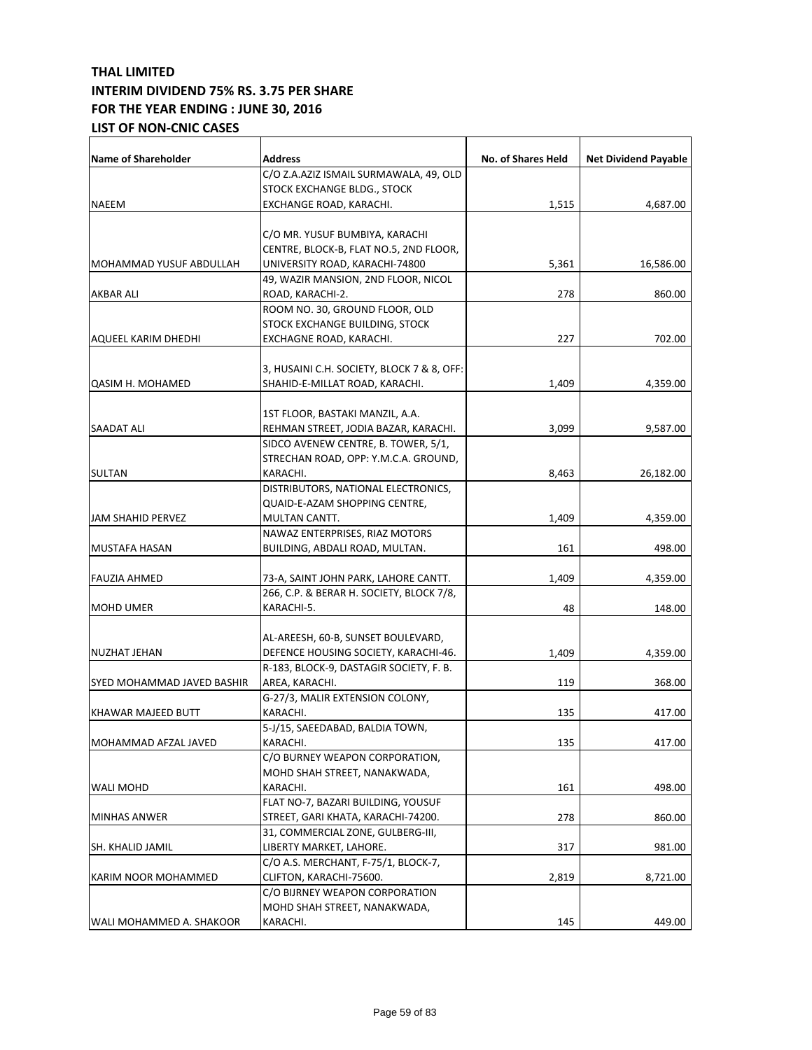**THAL LIMITED**
**INTERIM DIVIDEND 75% RS. 3.75 PER SHARE**
**FOR THE YEAR ENDING : JUNE 30, 2016**
**LIST OF NON-CNIC CASES**

| Name of Shareholder | Address | No. of Shares Held | Net Dividend Payable |
|---|---|---|---|
| NAEEM | C/O Z.A.AZIZ ISMAIL SURMAWALA, 49, OLD STOCK EXCHANGE BLDG., STOCK EXCHANGE ROAD, KARACHI. | 1,515 | 4,687.00 |
| MOHAMMAD YUSUF ABDULLAH | C/O MR. YUSUF BUMBIYA, KARACHI CENTRE, BLOCK-B, FLAT NO.5, 2ND FLOOR, UNIVERSITY ROAD, KARACHI-74800 | 5,361 | 16,586.00 |
| AKBAR ALI | 49, WAZIR MANSION, 2ND FLOOR, NICOL ROAD, KARACHI-2. | 278 | 860.00 |
| AQUEEL KARIM DHEDHI | ROOM NO. 30, GROUND FLOOR, OLD STOCK EXCHANGE BUILDING, STOCK EXCHAGNE ROAD, KARACHI. | 227 | 702.00 |
| QASIM H. MOHAMED | 3, HUSAINI C.H. SOCIETY, BLOCK 7 & 8, OFF: SHAHID-E-MILLAT ROAD, KARACHI. | 1,409 | 4,359.00 |
| SAADAT ALI | 1ST FLOOR, BASTAKI MANZIL, A.A. REHMAN STREET, JODIA BAZAR, KARACHI. | 3,099 | 9,587.00 |
| SULTAN | SIDCO AVENEW CENTRE, B. TOWER, 5/1, STRECHAN ROAD, OPP: Y.M.C.A. GROUND, KARACHI. | 8,463 | 26,182.00 |
| JAM SHAHID PERVEZ | DISTRIBUTORS, NATIONAL ELECTRONICS, QUAID-E-AZAM SHOPPING CENTRE, MULTAN CANTT. | 1,409 | 4,359.00 |
| MUSTAFA HASAN | NAWAZ ENTERPRISES, RIAZ MOTORS BUILDING, ABDALI ROAD, MULTAN. | 161 | 498.00 |
| FAUZIA AHMED | 73-A, SAINT JOHN PARK, LAHORE CANTT. | 1,409 | 4,359.00 |
| MOHD UMER | 266, C.P. & BERAR H. SOCIETY, BLOCK 7/8, KARACHI-5. | 48 | 148.00 |
| NUZHAT JEHAN | AL-AREESH, 60-B, SUNSET BOULEVARD, DEFENCE HOUSING SOCIETY, KARACHI-46. | 1,409 | 4,359.00 |
| SYED MOHAMMAD JAVED BASHIR | R-183, BLOCK-9, DASTAGIR SOCIETY, F. B. AREA, KARACHI. | 119 | 368.00 |
| KHAWAR MAJEED BUTT | G-27/3, MALIR EXTENSION COLONY, KARACHI. | 135 | 417.00 |
| MOHAMMAD AFZAL JAVED | 5-J/15, SAEEDABAD, BALDIA TOWN, KARACHI. | 135 | 417.00 |
| WALI MOHD | C/O BURNEY WEAPON CORPORATION, MOHD SHAH STREET, NANAKWADA, KARACHI. | 161 | 498.00 |
| MINHAS ANWER | FLAT NO-7, BAZARI BUILDING, YOUSUF STREET, GARI KHATA, KARACHI-74200. | 278 | 860.00 |
| SH. KHALID JAMIL | 31, COMMERCIAL ZONE, GULBERG-III, LIBERTY MARKET, LAHORE. | 317 | 981.00 |
| KARIM NOOR MOHAMMED | C/O A.S. MERCHANT, F-75/1, BLOCK-7, CLIFTON, KARACHI-75600. | 2,819 | 8,721.00 |
| WALI MOHAMMED A. SHAKOOR | C/O BIJRNEY WEAPON CORPORATION MOHD SHAH STREET, NANAKWADA, KARACHI. | 145 | 449.00 |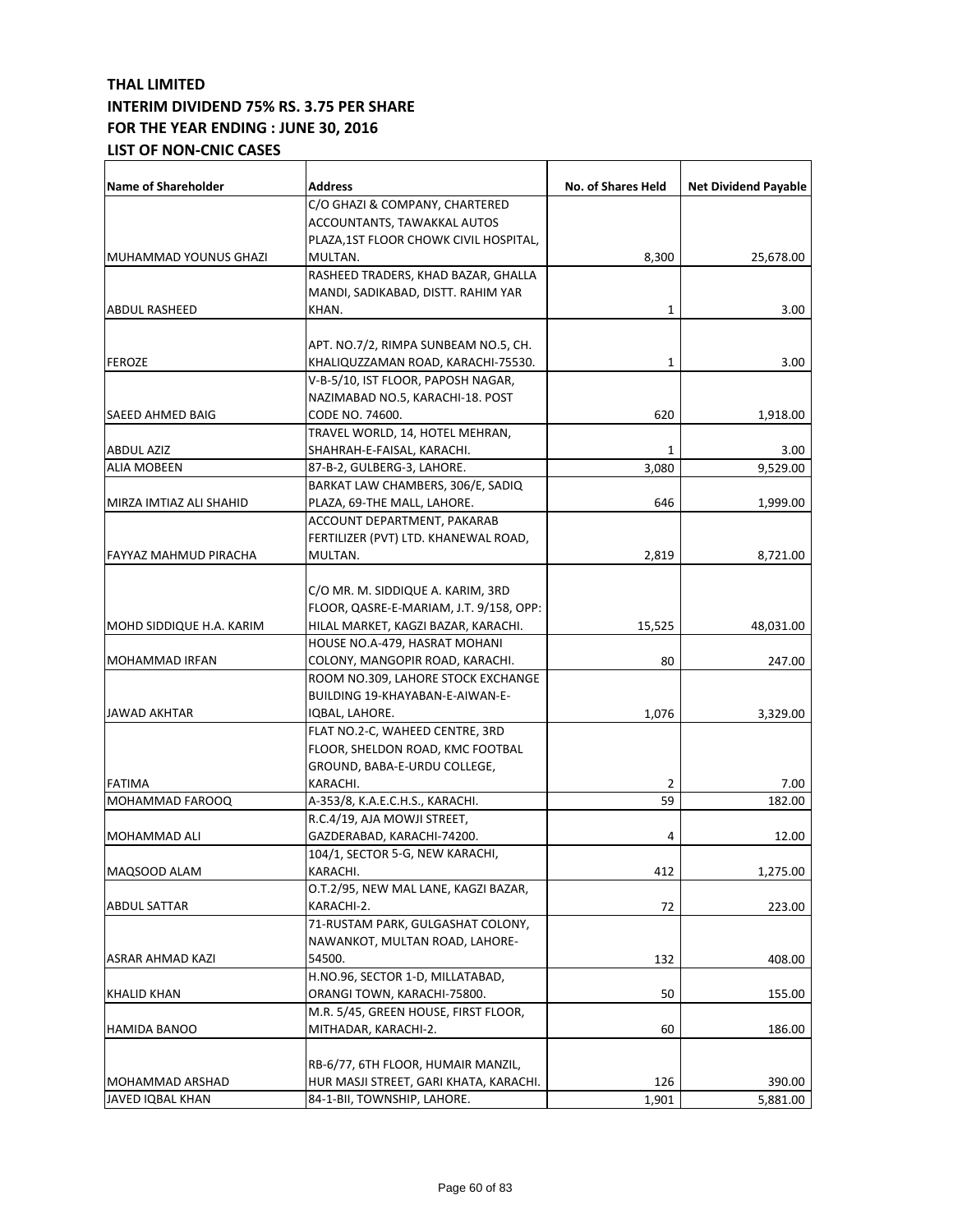**THAL LIMITED**
**INTERIM DIVIDEND 75% RS. 3.75 PER SHARE**
**FOR THE YEAR ENDING : JUNE 30, 2016**
**LIST OF NON-CNIC CASES**

| Name of Shareholder | Address | No. of Shares Held | Net Dividend Payable |
|---|---|---|---|
| MUHAMMAD YOUNUS GHAZI | C/O GHAZI & COMPANY, CHARTERED ACCOUNTANTS, TAWAKKAL AUTOS PLAZA,1ST FLOOR CHOWK CIVIL HOSPITAL, MULTAN. | 8,300 | 25,678.00 |
| ABDUL RASHEED | RASHEED TRADERS, KHAD BAZAR, GHALLA MANDI, SADIKABAD, DISTT. RAHIM YAR KHAN. | 1 | 3.00 |
| FEROZE | APT. NO.7/2, RIMPA SUNBEAM NO.5, CH. KHALIQUZZAMAN ROAD, KARACHI-75530. | 1 | 3.00 |
| SAEED AHMED BAIG | V-B-5/10, IST FLOOR, PAPOSH NAGAR, NAZIMABAD NO.5, KARACHI-18. POST CODE NO. 74600. | 620 | 1,918.00 |
| ABDUL AZIZ | TRAVEL WORLD, 14, HOTEL MEHRAN, SHAHRAH-E-FAISAL, KARACHI. | 1 | 3.00 |
| ALIA MOBEEN | 87-B-2, GULBERG-3, LAHORE. | 3,080 | 9,529.00 |
| MIRZA IMTIAZ ALI SHAHID | BARKAT LAW CHAMBERS, 306/E, SADIQ PLAZA, 69-THE MALL, LAHORE. | 646 | 1,999.00 |
| FAYYAZ MAHMUD PIRACHA | ACCOUNT DEPARTMENT, PAKARAB FERTILIZER (PVT) LTD. KHANEWAL ROAD, MULTAN. | 2,819 | 8,721.00 |
| MOHD SIDDIQUE H.A. KARIM | C/O MR. M. SIDDIQUE A. KARIM, 3RD FLOOR, QASRE-E-MARIAM, J.T. 9/158, OPP: HILAL MARKET, KAGZI BAZAR, KARACHI. | 15,525 | 48,031.00 |
| MOHAMMAD IRFAN | HOUSE NO.A-479, HASRAT MOHANI COLONY, MANGOPIR ROAD, KARACHI. | 80 | 247.00 |
| JAWAD AKHTAR | ROOM NO.309, LAHORE STOCK EXCHANGE BUILDING 19-KHAYABAN-E-AIWAN-E-IQBAL, LAHORE. | 1,076 | 3,329.00 |
| FATIMA | FLAT NO.2-C, WAHEED CENTRE, 3RD FLOOR, SHELDON ROAD, KMC FOOTBAL GROUND, BABA-E-URDU COLLEGE, KARACHI. | 2 | 7.00 |
| MOHAMMAD FAROOQ | A-353/8, K.A.E.C.H.S., KARACHI. | 59 | 182.00 |
| MOHAMMAD ALI | R.C.4/19, AJA MOWJI STREET, GAZDERABAD, KARACHI-74200. | 4 | 12.00 |
| MAQSOOD ALAM | 104/1, SECTOR 5-G, NEW KARACHI, KARACHI. | 412 | 1,275.00 |
| ABDUL SATTAR | O.T.2/95, NEW MAL LANE, KAGZI BAZAR, KARACHI-2. | 72 | 223.00 |
| ASRAR AHMAD KAZI | 71-RUSTAM PARK, GULGASHAT COLONY, NAWANKOT, MULTAN ROAD, LAHORE-54500. | 132 | 408.00 |
| KHALID KHAN | H.NO.96, SECTOR 1-D, MILLATABAD, ORANGI TOWN, KARACHI-75800. | 50 | 155.00 |
| HAMIDA BANOO | M.R. 5/45, GREEN HOUSE, FIRST FLOOR, MITHADAR, KARACHI-2. | 60 | 186.00 |
| MOHAMMAD ARSHAD | RB-6/77, 6TH FLOOR, HUMAIR MANZIL, HUR MASJI STREET, GARI KHATA, KARACHI. | 126 | 390.00 |
| JAVED IQBAL KHAN | 84-1-BII, TOWNSHIP, LAHORE. | 1,901 | 5,881.00 |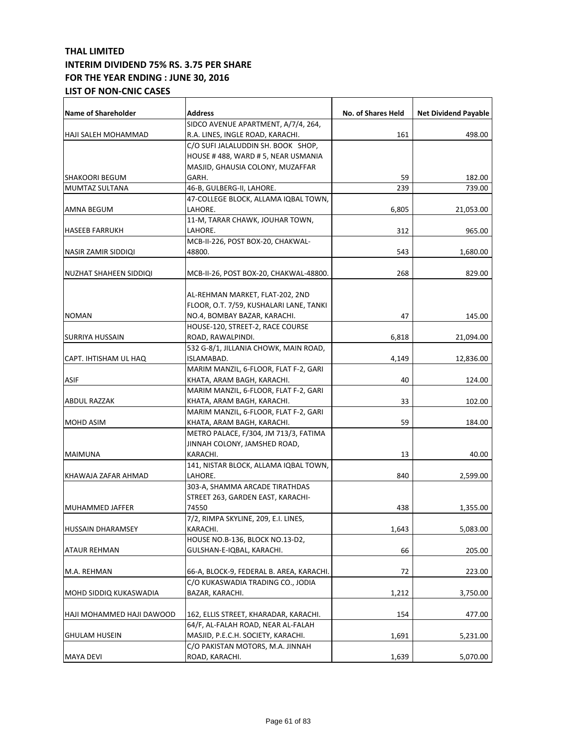**THAL LIMITED**
**INTERIM DIVIDEND 75% RS. 3.75 PER SHARE**
**FOR THE YEAR ENDING : JUNE 30, 2016**
**LIST OF NON-CNIC CASES**

| Name of Shareholder | Address | No. of Shares Held | Net Dividend Payable |
|---|---|---|---|
| HAJI SALEH MOHAMMAD | SIDCO AVENUE APARTMENT, A/7/4, 264, R.A. LINES, INGLE ROAD, KARACHI. | 161 | 498.00 |
| SHAKOORI BEGUM | C/O SUFI JALALUDDIN SH. BOOK SHOP, HOUSE # 488, WARD # 5, NEAR USMANIA MASJID, GHAUSIA COLONY, MUZAFFAR GARH. | 59 | 182.00 |
| MUMTAZ SULTANA | 46-B, GULBERG-II, LAHORE. | 239 | 739.00 |
| AMNA BEGUM | 47-COLLEGE BLOCK, ALLAMA IQBAL TOWN, LAHORE. | 6,805 | 21,053.00 |
| HASEEB FARRUKH | 11-M, TARAR CHAWK, JOUHAR TOWN, LAHORE. | 312 | 965.00 |
| NASIR ZAMIR SIDDIQI | MCB-II-226, POST BOX-20, CHAKWAL-48800. | 543 | 1,680.00 |
| NUZHAT SHAHEEN SIDDIQI | MCB-II-26, POST BOX-20, CHAKWAL-48800. | 268 | 829.00 |
| NOMAN | AL-REHMAN MARKET, FLAT-202, 2ND FLOOR, O.T. 7/59, KUSHALARI LANE, TANKI NO.4, BOMBAY BAZAR, KARACHI. | 47 | 145.00 |
| SURRIYA HUSSAIN | HOUSE-120, STREET-2, RACE COURSE ROAD, RAWALPINDI. | 6,818 | 21,094.00 |
| CAPT. IHTISHAM UL HAQ | 532 G-8/1, JILLANIA CHOWK, MAIN ROAD, ISLAMABAD. | 4,149 | 12,836.00 |
| ASIF | MARIM MANZIL, 6-FLOOR, FLAT F-2, GARI KHATA, ARAM BAGH, KARACHI. | 40 | 124.00 |
| ABDUL RAZZAK | MARIM MANZIL, 6-FLOOR, FLAT F-2, GARI KHATA, ARAM BAGH, KARACHI. | 33 | 102.00 |
| MOHD ASIM | MARIM MANZIL, 6-FLOOR, FLAT F-2, GARI KHATA, ARAM BAGH, KARACHI. | 59 | 184.00 |
| MAIMUNA | METRO PALACE, F/304, JM 713/3, FATIMA JINNAH COLONY, JAMSHED ROAD, KARACHI. | 13 | 40.00 |
| KHAWAJA ZAFAR AHMAD | 141, NISTAR BLOCK, ALLAMA IQBAL TOWN, LAHORE. | 840 | 2,599.00 |
| MUHAMMED JAFFER | 303-A, SHAMMA ARCADE TIRATHDAS STREET 263, GARDEN EAST, KARACHI-74550 | 438 | 1,355.00 |
| HUSSAIN DHARAMSEY | 7/2, RIMPA SKYLINE, 209, E.I. LINES, KARACHI. | 1,643 | 5,083.00 |
| ATAUR REHMAN | HOUSE NO.B-136, BLOCK NO.13-D2, GULSHAN-E-IQBAL, KARACHI. | 66 | 205.00 |
| M.A. REHMAN | 66-A, BLOCK-9, FEDERAL B. AREA, KARACHI. | 72 | 223.00 |
| MOHD SIDDIQ KUKASWADIA | C/O KUKASWADIA TRADING CO., JODIA BAZAR, KARACHI. | 1,212 | 3,750.00 |
| HAJI MOHAMMED HAJI DAWOOD | 162, ELLIS STREET, KHARADAR, KARACHI. | 154 | 477.00 |
| GHULAM HUSEIN | 64/F, AL-FALAH ROAD, NEAR AL-FALAH MASJID, P.E.C.H. SOCIETY, KARACHI. | 1,691 | 5,231.00 |
| MAYA DEVI | C/O PAKISTAN MOTORS, M.A. JINNAH ROAD, KARACHI. | 1,639 | 5,070.00 |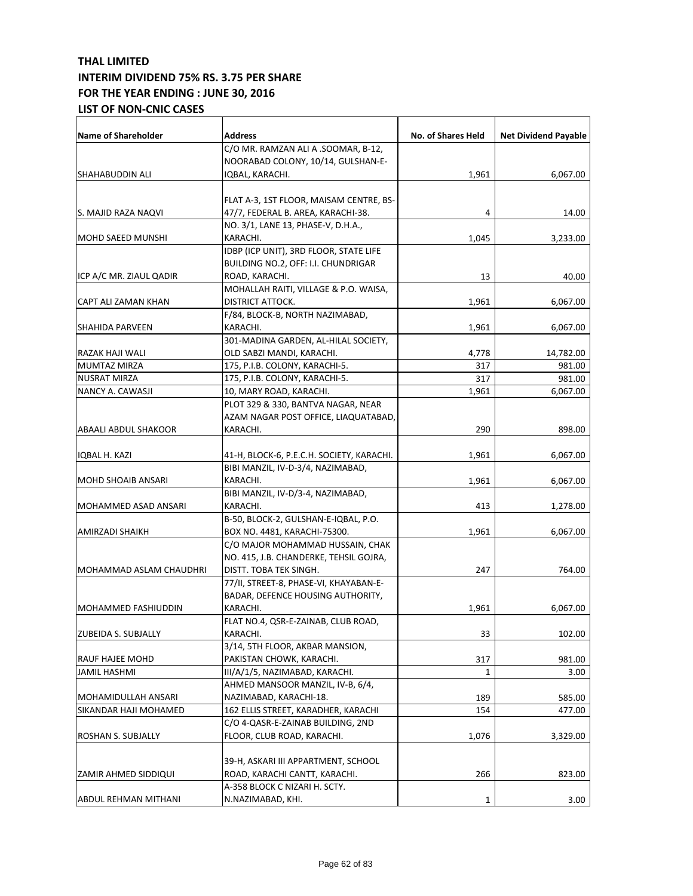**THAL LIMITED**
**INTERIM DIVIDEND 75% RS. 3.75 PER SHARE**
**FOR THE YEAR ENDING : JUNE 30, 2016**
**LIST OF NON-CNIC CASES**

| Name of Shareholder | Address | No. of Shares Held | Net Dividend Payable |
|---|---|---|---|
| SHAHABUDDIN ALI | C/O MR. RAMZAN ALI A .SOOMAR, B-12, NOORABAD COLONY, 10/14, GULSHAN-E-IQBAL, KARACHI. | 1,961 | 6,067.00 |
| S. MAJID RAZA NAQVI | FLAT A-3, 1ST FLOOR, MAISAM CENTRE, BS-47/7, FEDERAL B. AREA, KARACHI-38. | 4 | 14.00 |
| MOHD SAEED MUNSHI | NO. 3/1, LANE 13, PHASE-V, D.H.A., KARACHI. | 1,045 | 3,233.00 |
| ICP A/C MR. ZIAUL QADIR | IDBP (ICP UNIT), 3RD FLOOR, STATE LIFE BUILDING NO.2, OFF: I.I. CHUNDRIGAR ROAD, KARACHI. | 13 | 40.00 |
| CAPT ALI ZAMAN KHAN | MOHALLAH RAITI, VILLAGE & P.O. WAISA, DISTRICT ATTOCK. | 1,961 | 6,067.00 |
| SHAHIDA PARVEEN | F/84, BLOCK-B, NORTH NAZIMABAD, KARACHI. | 1,961 | 6,067.00 |
| RAZAK HAJI WALI | 301-MADINA GARDEN, AL-HILAL SOCIETY, OLD SABZI MANDI, KARACHI. | 4,778 | 14,782.00 |
| MUMTAZ MIRZA | 175, P.I.B. COLONY, KARACHI-5. | 317 | 981.00 |
| NUSRAT MIRZA | 175, P.I.B. COLONY, KARACHI-5. | 317 | 981.00 |
| NANCY A. CAWASJI | 10, MARY ROAD, KARACHI. | 1,961 | 6,067.00 |
| ABAALI ABDUL SHAKOOR | PLOT 329 & 330, BANTVA NAGAR, NEAR AZAM NAGAR POST OFFICE, LIAQUATABAD, KARACHI. | 290 | 898.00 |
| IQBAL H. KAZI | 41-H, BLOCK-6, P.E.C.H. SOCIETY, KARACHI. | 1,961 | 6,067.00 |
| MOHD SHOAIB ANSARI | BIBI MANZIL, IV-D-3/4, NAZIMABAD, KARACHI. | 1,961 | 6,067.00 |
| MOHAMMED ASAD ANSARI | BIBI MANZIL, IV-D/3-4, NAZIMABAD, KARACHI. | 413 | 1,278.00 |
| AMIRZADI SHAIKH | B-50, BLOCK-2, GULSHAN-E-IQBAL, P.O. BOX NO. 4481, KARACHI-75300. | 1,961 | 6,067.00 |
| MOHAMMAD ASLAM CHAUDHRI | C/O MAJOR MOHAMMAD HUSSAIN, CHAK NO. 415, J.B. CHANDERKE, TEHSIL GOJRA, DISTT. TOBA TEK SINGH. | 247 | 764.00 |
| MOHAMMED FASHIUDDIN | 77/II, STREET-8, PHASE-VI, KHAYABAN-E-BADAR, DEFENCE HOUSING AUTHORITY, KARACHI. | 1,961 | 6,067.00 |
| ZUBEIDA S. SUBJALLY | FLAT NO.4, QSR-E-ZAINAB, CLUB ROAD, KARACHI. | 33 | 102.00 |
| RAUF HAJEE MOHD | 3/14, 5TH FLOOR, AKBAR MANSION, PAKISTAN CHOWK, KARACHI. | 317 | 981.00 |
| JAMIL HASHMI | III/A/1/5, NAZIMABAD, KARACHI. | 1 | 3.00 |
| MOHAMIDULLAH ANSARI | AHMED MANSOOR MANZIL, IV-B, 6/4, NAZIMABAD, KARACHI-18. | 189 | 585.00 |
| SIKANDAR HAJI MOHAMED | 162 ELLIS STREET, KARADHER, KARACHI | 154 | 477.00 |
| ROSHAN S. SUBJALLY | C/O 4-QASR-E-ZAINAB BUILDING, 2ND FLOOR, CLUB ROAD, KARACHI. | 1,076 | 3,329.00 |
| ZAMIR AHMED SIDDIQUI | 39-H, ASKARI III APPARTMENT, SCHOOL ROAD, KARACHI CANTT, KARACHI. | 266 | 823.00 |
| ABDUL REHMAN MITHANI | A-358 BLOCK C NIZARI H. SCTY. N.NAZIMABAD, KHI. | 1 | 3.00 |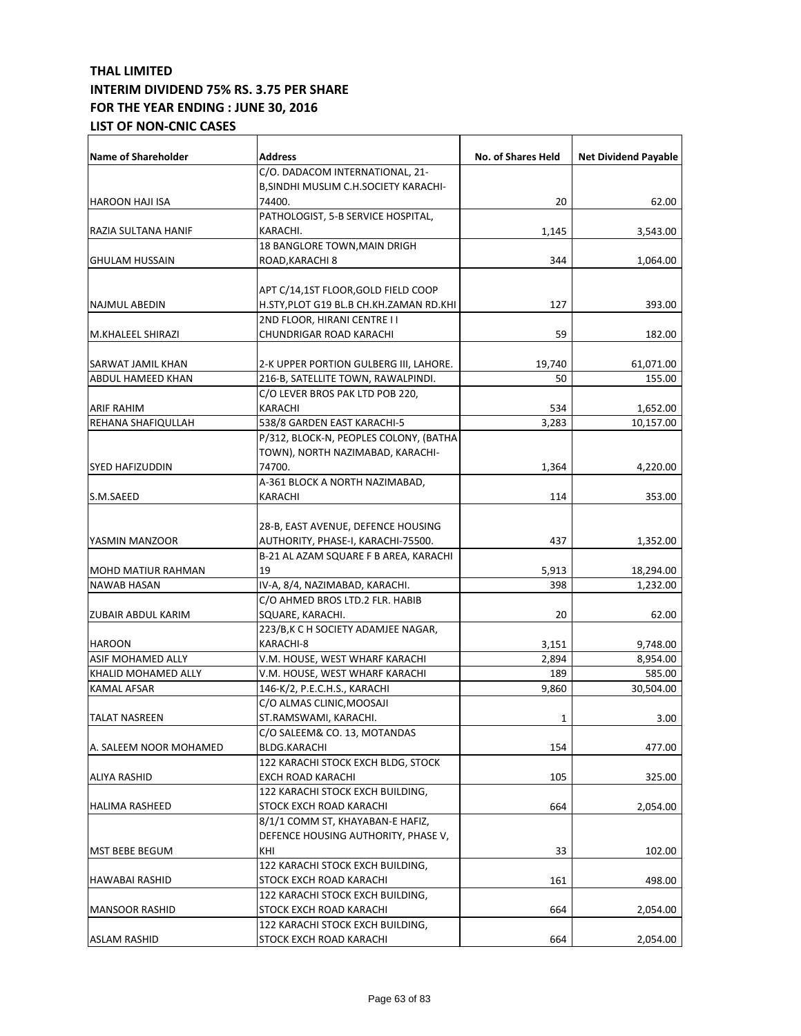**THAL LIMITED**
**INTERIM DIVIDEND 75% RS. 3.75 PER SHARE**
**FOR THE YEAR ENDING : JUNE 30, 2016**
**LIST OF NON-CNIC CASES**

| Name of Shareholder | Address | No. of Shares Held | Net Dividend Payable |
|---|---|---|---|
| HAROON HAJI ISA | C/O. DADACOM INTERNATIONAL, 21-B,SINDHI MUSLIM C.H.SOCIETY KARACHI-74400. | 20 | 62.00 |
| RAZIA SULTANA HANIF | PATHOLOGIST, 5-B SERVICE HOSPITAL, KARACHI. | 1,145 | 3,543.00 |
| GHULAM HUSSAIN | 18 BANGLORE TOWN,MAIN DRIGH ROAD,KARACHI 8 | 344 | 1,064.00 |
| NAJMUL ABEDIN | APT C/14,1ST FLOOR,GOLD FIELD COOP H.STY,PLOT G19 BL.B CH.KH.ZAMAN RD.KHI | 127 | 393.00 |
| M.KHALEEL SHIRAZI | 2ND FLOOR, HIRANI CENTRE I I CHUNDRIGAR ROAD KARACHI | 59 | 182.00 |
| SARWAT JAMIL KHAN | 2-K UPPER PORTION GULBERG III, LAHORE. | 19,740 | 61,071.00 |
| ABDUL HAMEED KHAN | 216-B, SATELLITE TOWN, RAWALPINDI. | 50 | 155.00 |
| ARIF RAHIM | C/O LEVER BROS PAK LTD POB 220, KARACHI | 534 | 1,652.00 |
| REHANA SHAFIQULLAH | 538/8 GARDEN EAST KARACHI-5 | 3,283 | 10,157.00 |
| SYED HAFIZUDDIN | P/312, BLOCK-N, PEOPLES COLONY, (BATHA TOWN), NORTH NAZIMABAD, KARACHI-74700. | 1,364 | 4,220.00 |
| S.M.SAEED | A-361 BLOCK A NORTH NAZIMABAD, KARACHI | 114 | 353.00 |
| YASMIN MANZOOR | 28-B, EAST AVENUE, DEFENCE HOUSING AUTHORITY, PHASE-I, KARACHI-75500. | 437 | 1,352.00 |
| MOHD MATIUR RAHMAN | B-21 AL AZAM SQUARE F B AREA, KARACHI 19 | 5,913 | 18,294.00 |
| NAWAB HASAN | IV-A, 8/4, NAZIMABAD, KARACHI. | 398 | 1,232.00 |
| ZUBAIR ABDUL KARIM | C/O AHMED BROS LTD.2 FLR. HABIB SQUARE, KARACHI. | 20 | 62.00 |
| HAROON | 223/B,K C H SOCIETY ADAMJEE NAGAR, KARACHI-8 | 3,151 | 9,748.00 |
| ASIF MOHAMED ALLY | V.M. HOUSE, WEST WHARF KARACHI | 2,894 | 8,954.00 |
| KHALID MOHAMED ALLY | V.M. HOUSE, WEST WHARF KARACHI | 189 | 585.00 |
| KAMAL AFSAR | 146-K/2, P.E.C.H.S., KARACHI | 9,860 | 30,504.00 |
| TALAT NASREEN | C/O ALMAS CLINIC,MOOSAJI ST.RAMSWAMI, KARACHI. | 1 | 3.00 |
| A. SALEEM NOOR MOHAMED | C/O SALEEM& CO. 13, MOTANDAS BLDG.KARACHI | 154 | 477.00 |
| ALIYA RASHID | 122 KARACHI STOCK EXCH BLDG, STOCK EXCH ROAD KARACHI | 105 | 325.00 |
| HALIMA RASHEED | 122 KARACHI STOCK EXCH BUILDING, STOCK EXCH ROAD KARACHI | 664 | 2,054.00 |
| MST BEBE BEGUM | 8/1/1 COMM ST, KHAYABAN-E HAFIZ, DEFENCE HOUSING AUTHORITY, PHASE V, KHI | 33 | 102.00 |
| HAWABAI RASHID | 122 KARACHI STOCK EXCH BUILDING, STOCK EXCH ROAD KARACHI | 161 | 498.00 |
| MANSOOR RASHID | 122 KARACHI STOCK EXCH BUILDING, STOCK EXCH ROAD KARACHI | 664 | 2,054.00 |
| ASLAM RASHID | 122 KARACHI STOCK EXCH BUILDING, STOCK EXCH ROAD KARACHI | 664 | 2,054.00 |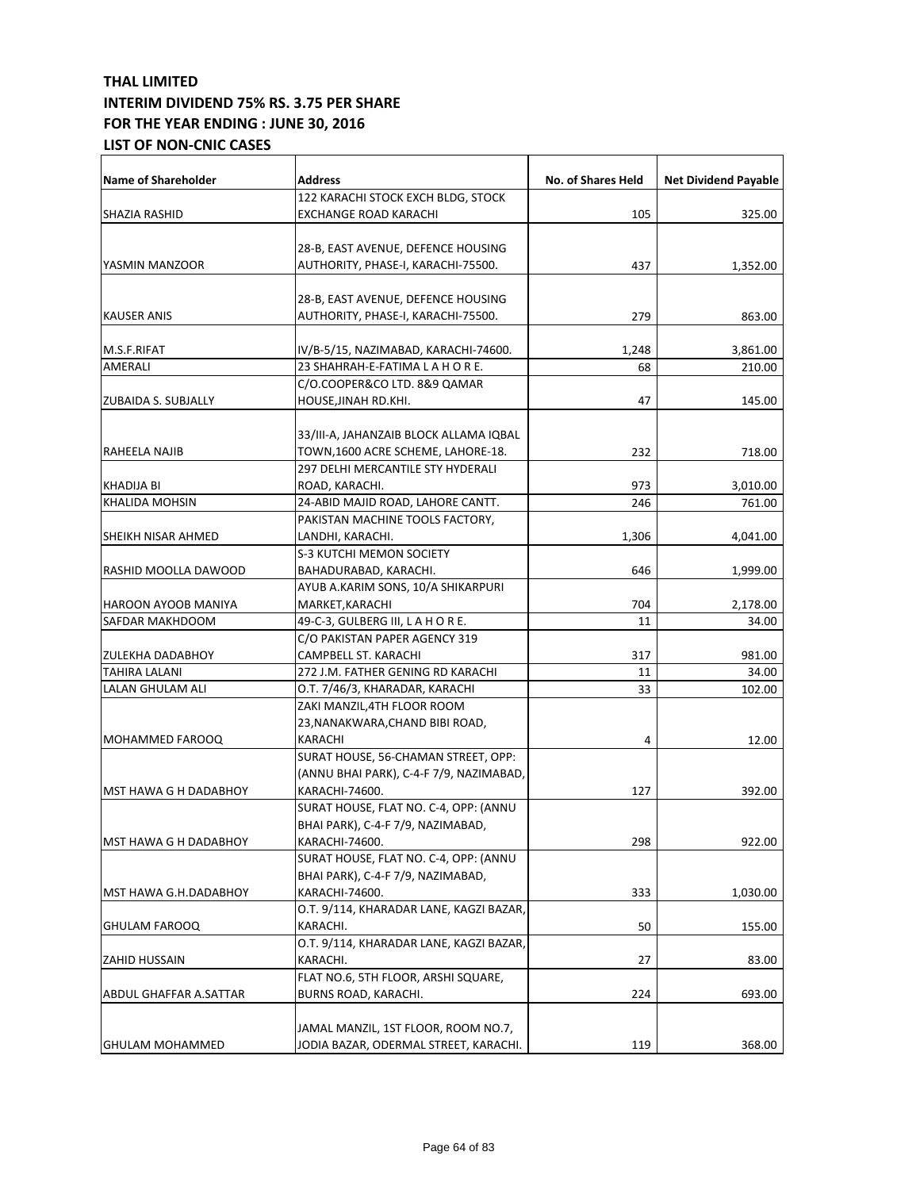**THAL LIMITED**
**INTERIM DIVIDEND 75% RS. 3.75 PER SHARE**
**FOR THE YEAR ENDING : JUNE 30, 2016**
**LIST OF NON-CNIC CASES**

| Name of Shareholder | Address | No. of Shares Held | Net Dividend Payable |
|---|---|---|---|
| SHAZIA RASHID | 122 KARACHI STOCK EXCH BLDG, STOCK EXCHANGE ROAD KARACHI | 105 | 325.00 |
| YASMIN MANZOOR | 28-B, EAST AVENUE, DEFENCE HOUSING AUTHORITY, PHASE-I, KARACHI-75500. | 437 | 1,352.00 |
| KAUSER ANIS | 28-B, EAST AVENUE, DEFENCE HOUSING AUTHORITY, PHASE-I, KARACHI-75500. | 279 | 863.00 |
| M.S.F.RIFAT | IV/B-5/15, NAZIMABAD, KARACHI-74600. | 1,248 | 3,861.00 |
| AMERALI | 23 SHAHRAH-E-FATIMA L A H O R E. | 68 | 210.00 |
| ZUBAIDA S. SUBJALLY | C/O.COOPER&CO LTD. 8&9 QAMAR HOUSE,JINAH RD.KHI. | 47 | 145.00 |
| RAHEELA NAJIB | 33/III-A, JAHANZAIB BLOCK ALLAMA IQBAL TOWN,1600 ACRE SCHEME, LAHORE-18. | 232 | 718.00 |
| KHADIJA BI | 297 DELHI MERCANTILE STY HYDERALI ROAD, KARACHI. | 973 | 3,010.00 |
| KHALIDA MOHSIN | 24-ABID MAJID ROAD, LAHORE CANTT. | 246 | 761.00 |
| SHEIKH NISAR AHMED | PAKISTAN MACHINE TOOLS FACTORY, LANDHI, KARACHI. | 1,306 | 4,041.00 |
| RASHID MOOLLA DAWOOD | S-3 KUTCHI MEMON SOCIETY BAHADURABAD, KARACHI. | 646 | 1,999.00 |
| HAROON AYOOB MANIYA | AYUB A.KARIM SONS, 10/A SHIKARPURI MARKET,KARACHI | 704 | 2,178.00 |
| SAFDAR MAKHDOOM | 49-C-3, GULBERG III, L A H O R E. | 11 | 34.00 |
| ZULEKHA DADABHOY | C/O PAKISTAN PAPER AGENCY 319 CAMPBELL ST. KARACHI | 317 | 981.00 |
| TAHIRA LALANI | 272 J.M. FATHER GENING RD KARACHI | 11 | 34.00 |
| LALAN GHULAM ALI | O.T. 7/46/3, KHARADAR, KARACHI | 33 | 102.00 |
| MOHAMMED FAROOQ | ZAKI MANZIL,4TH FLOOR ROOM 23,NANAKWARA,CHAND BIBI ROAD, KARACHI | 4 | 12.00 |
| MST HAWA G H DADABHOY | SURAT HOUSE, 56-CHAMAN STREET, OPP: (ANNU BHAI PARK), C-4-F 7/9, NAZIMABAD, KARACHI-74600. | 127 | 392.00 |
| MST HAWA G H DADABHOY | SURAT HOUSE, FLAT NO. C-4, OPP: (ANNU BHAI PARK), C-4-F 7/9, NAZIMABAD, KARACHI-74600. | 298 | 922.00 |
| MST HAWA G.H.DADABHOY | SURAT HOUSE, FLAT NO. C-4, OPP: (ANNU BHAI PARK), C-4-F 7/9, NAZIMABAD, KARACHI-74600. | 333 | 1,030.00 |
| GHULAM FAROOQ | O.T. 9/114, KHARADAR LANE, KAGZI BAZAR, KARACHI. | 50 | 155.00 |
| ZAHID HUSSAIN | O.T. 9/114, KHARADAR LANE, KAGZI BAZAR, KARACHI. | 27 | 83.00 |
| ABDUL GHAFFAR A.SATTAR | FLAT NO.6, 5TH FLOOR, ARSHI SQUARE, BURNS ROAD, KARACHI. | 224 | 693.00 |
| GHULAM MOHAMMED | JAMAL MANZIL, 1ST FLOOR, ROOM NO.7, JODIA BAZAR, ODERMAL STREET, KARACHI. | 119 | 368.00 |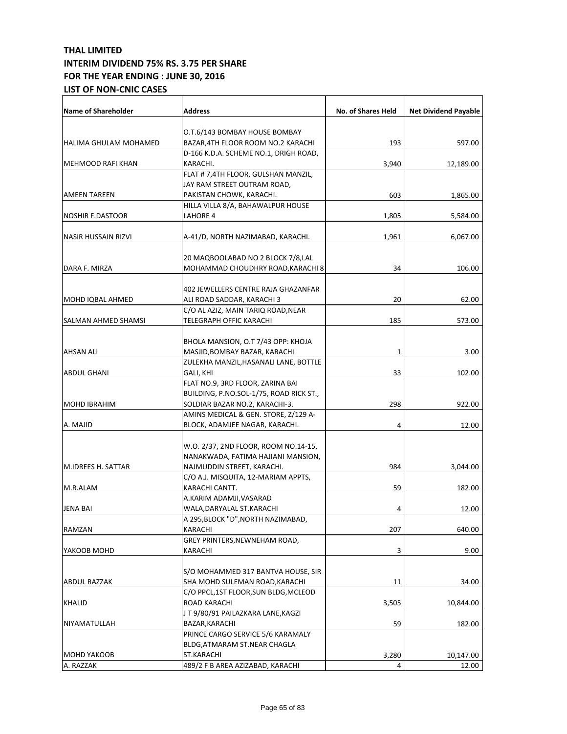**THAL LIMITED**
**INTERIM DIVIDEND 75% RS. 3.75 PER SHARE**
**FOR THE YEAR ENDING : JUNE 30, 2016**
**LIST OF NON-CNIC CASES**

| Name of Shareholder | Address | No. of Shares Held | Net Dividend Payable |
|---|---|---|---|
| HALIMA GHULAM MOHAMED | O.T.6/143 BOMBAY HOUSE BOMBAY BAZAR,4TH FLOOR ROOM NO.2 KARACHI | 193 | 597.00 |
| MEHMOOD RAFI KHAN | D-166 K.D.A. SCHEME NO.1, DRIGH ROAD, KARACHI. | 3,940 | 12,189.00 |
| AMEEN TAREEN | FLAT # 7,4TH FLOOR, GULSHAN MANZIL, JAY RAM STREET OUTRAM ROAD, PAKISTAN CHOWK, KARACHI. | 603 | 1,865.00 |
| NOSHIR F.DASTOOR | HILLA VILLA 8/A, BAHAWALPUR HOUSE LAHORE 4 | 1,805 | 5,584.00 |
| NASIR HUSSAIN RIZVI | A-41/D, NORTH NAZIMABAD, KARACHI. | 1,961 | 6,067.00 |
| DARA F. MIRZA | 20 MAQBOOLABAD NO 2 BLOCK 7/8,LAL MOHAMMAD CHOUDHRY ROAD,KARACHI 8 | 34 | 106.00 |
| MOHD IQBAL AHMED | 402 JEWELLERS CENTRE RAJA GHAZANFAR ALI ROAD SADDAR, KARACHI 3 | 20 | 62.00 |
| SALMAN AHMED SHAMSI | C/O AL AZIZ, MAIN TARIQ ROAD,NEAR TELEGRAPH OFFIC KARACHI | 185 | 573.00 |
| AHSAN ALI | BHOLA MANSION, O.T 7/43 OPP: KHOJA MASJID,BOMBAY BAZAR, KARACHI | 1 | 3.00 |
| ABDUL GHANI | ZULEKHA MANZIL,HASANALI LANE, BOTTLE GALI, KHI | 33 | 102.00 |
| MOHD IBRAHIM | FLAT NO.9, 3RD FLOOR, ZARINA BAI BUILDING, P.NO.SOL-1/75, ROAD RICK ST., SOLDIAR BAZAR NO.2, KARACHI-3. | 298 | 922.00 |
| A. MAJID | AMINS MEDICAL & GEN. STORE, Z/129 A-BLOCK, ADAMJEE NAGAR, KARACHI. | 4 | 12.00 |
| M.IDREES H. SATTAR | W.O. 2/37, 2ND FLOOR, ROOM NO.14-15, NANAKWADA, FATIMA HAJIANI MANSION, NAJMUDDIN STREET, KARACHI. | 984 | 3,044.00 |
| M.R.ALAM | C/O A.J. MISQUITA, 12-MARIAM APPTS, KARACHI CANTT. | 59 | 182.00 |
| JENA BAI | A.KARIM ADAMJI,VASARAD WALA,DARYALAL ST.KARACHI | 4 | 12.00 |
| RAMZAN | A 295,BLOCK "D",NORTH NAZIMABAD, KARACHI | 207 | 640.00 |
| YAKOOB MOHD | GREY PRINTERS,NEWNEHAM ROAD, KARACHI | 3 | 9.00 |
| ABDUL RAZZAK | S/O MOHAMMED 317 BANTVA HOUSE, SIR SHA MOHD SULEMAN ROAD,KARACHI | 11 | 34.00 |
| KHALID | C/O PPCL,1ST FLOOR,SUN BLDG,MCLEOD ROAD KARACHI | 3,505 | 10,844.00 |
| NIYAMATULLAH | J T 9/80/91 PAILAZKARA LANE,KAGZI BAZAR,KARACHI | 59 | 182.00 |
| MOHD YAKOOB | PRINCE CARGO SERVICE 5/6 KARAMALY BLDG,ATMARAM ST.NEAR CHAGLA ST.KARACHI | 3,280 | 10,147.00 |
| A. RAZZAK | 489/2 F B AREA AZIZABAD, KARACHI | 4 | 12.00 |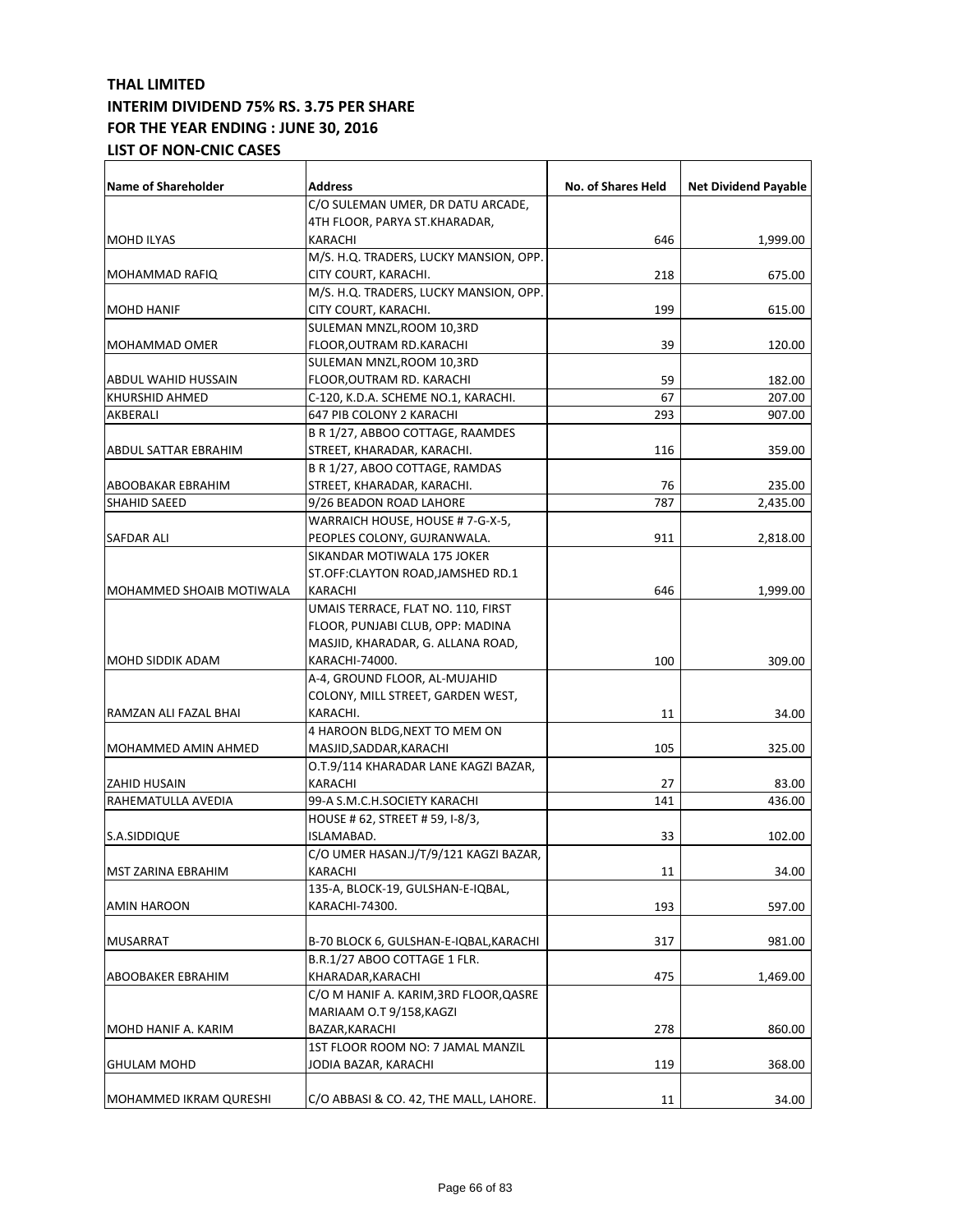# THAL LIMITED

## INTERIM DIVIDEND 75% RS. 3.75 PER SHARE

## FOR THE YEAR ENDING : JUNE 30, 2016

## LIST OF NON-CNIC CASES

| Name of Shareholder | Address | No. of Shares Held | Net Dividend Payable |
|---|---|---|---|
| MOHD ILYAS | C/O SULEMAN UMER, DR DATU ARCADE, 4TH FLOOR, PARYA ST.KHARADAR, KARACHI | 646 | 1,999.00 |
| MOHAMMAD RAFIQ | M/S. H.Q. TRADERS, LUCKY MANSION, OPP. CITY COURT, KARACHI. | 218 | 675.00 |
| MOHD HANIF | M/S. H.Q. TRADERS, LUCKY MANSION, OPP. CITY COURT, KARACHI. | 199 | 615.00 |
| MOHAMMAD OMER | SULEMAN MNZL,ROOM 10,3RD FLOOR,OUTRAM RD.KARACHI | 39 | 120.00 |
| ABDUL WAHID HUSSAIN | SULEMAN MNZL,ROOM 10,3RD FLOOR,OUTRAM RD. KARACHI | 59 | 182.00 |
| KHURSHID AHMED | C-120, K.D.A. SCHEME NO.1, KARACHI. | 67 | 207.00 |
| AKBERALI | 647 PIB COLONY 2 KARACHI | 293 | 907.00 |
| ABDUL SATTAR EBRAHIM | B R 1/27, ABBOO COTTAGE, RAAMDES STREET, KHARADAR, KARACHI. | 116 | 359.00 |
| ABOOBAKAR EBRAHIM | B R 1/27, ABOO COTTAGE, RAMDAS STREET, KHARADAR, KARACHI. | 76 | 235.00 |
| SHAHID SAEED | 9/26 BEADON ROAD LAHORE | 787 | 2,435.00 |
| SAFDAR ALI | WARRAICH HOUSE, HOUSE # 7-G-X-5, PEOPLES COLONY, GUJRANWALA. | 911 | 2,818.00 |
| MOHAMMED SHOAIB MOTIWALA | SIKANDAR MOTIWALA 175 JOKER ST.OFF:CLAYTON ROAD,JAMSHED RD.1 KARACHI | 646 | 1,999.00 |
| MOHD SIDDIK ADAM | UMAIS TERRACE, FLAT NO. 110, FIRST FLOOR, PUNJABI CLUB, OPP: MADINA MASJID, KHARADAR, G. ALLANA ROAD, KARACHI-74000. | 100 | 309.00 |
| RAMZAN ALI FAZAL BHAI | A-4, GROUND FLOOR, AL-MUJAHID COLONY, MILL STREET, GARDEN WEST, KARACHI. | 11 | 34.00 |
| MOHAMMED AMIN AHMED | 4 HAROON BLDG,NEXT TO MEM ON MASJID,SADDAR,KARACHI | 105 | 325.00 |
| ZAHID HUSAIN | O.T.9/114 KHARADAR LANE KAGZI BAZAR, KARACHI | 27 | 83.00 |
| RAHEMATULLA AVEDIA | 99-A S.M.C.H.SOCIETY KARACHI | 141 | 436.00 |
| S.A.SIDDIQUE | HOUSE # 62, STREET # 59, I-8/3, ISLAMABAD. | 33 | 102.00 |
| MST ZARINA EBRAHIM | C/O UMER HASAN.J/T/9/121 KAGZI BAZAR, KARACHI | 11 | 34.00 |
| AMIN HAROON | 135-A, BLOCK-19, GULSHAN-E-IQBAL, KARACHI-74300. | 193 | 597.00 |
| MUSARRAT | B-70 BLOCK 6, GULSHAN-E-IQBAL,KARACHI | 317 | 981.00 |
| ABOOBAKER EBRAHIM | B.R.1/27 ABOO COTTAGE 1 FLR. KHARADAR,KARACHI | 475 | 1,469.00 |
| MOHD HANIF A. KARIM | C/O M HANIF A. KARIM,3RD FLOOR,QASRE MARIAAM O.T 9/158,KAGZI BAZAR,KARACHI | 278 | 860.00 |
| GHULAM MOHD | 1ST FLOOR ROOM NO: 7 JAMAL MANZIL JODIA BAZAR, KARACHI | 119 | 368.00 |
| MOHAMMED IKRAM QURESHI | C/O ABBASI & CO. 42, THE MALL, LAHORE. | 11 | 34.00 |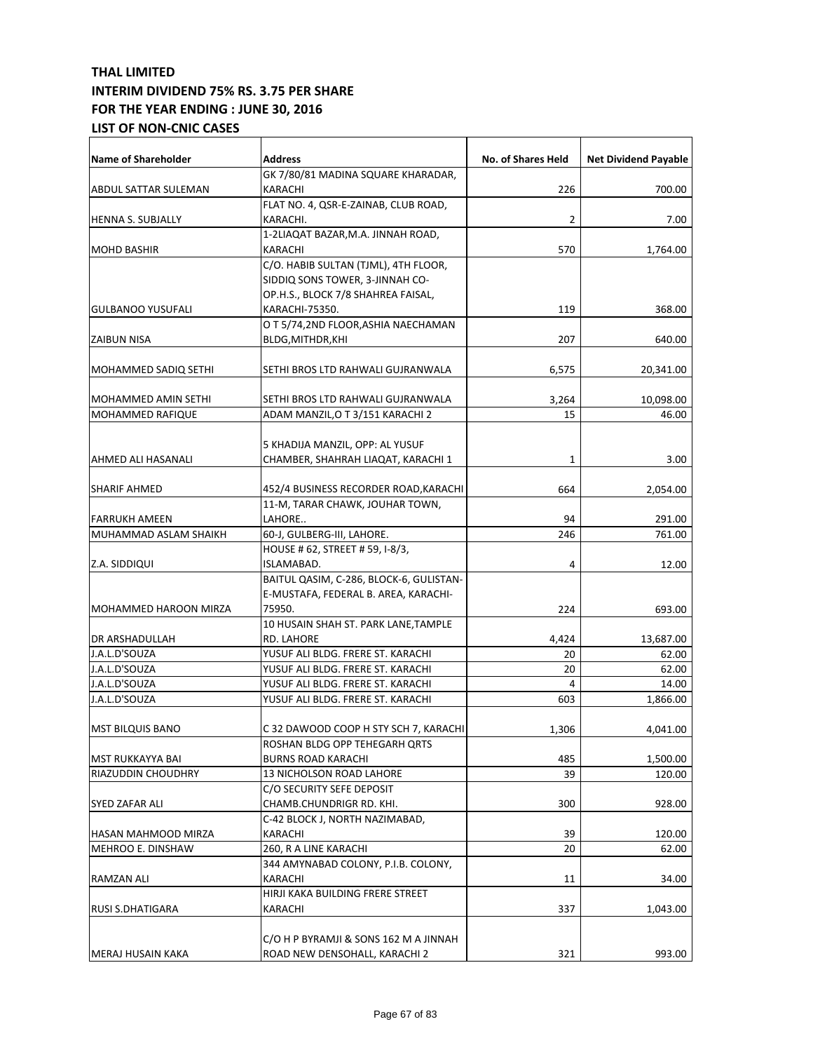**THAL LIMITED**
**INTERIM DIVIDEND 75% RS. 3.75 PER SHARE**
**FOR THE YEAR ENDING : JUNE 30, 2016**
**LIST OF NON-CNIC CASES**

| Name of Shareholder | Address | No. of Shares Held | Net Dividend Payable |
|---|---|---|---|
| ABDUL SATTAR SULEMAN | GK 7/80/81 MADINA SQUARE KHARADAR, KARACHI | 226 | 700.00 |
| HENNA S. SUBJALLY | FLAT NO. 4, QSR-E-ZAINAB, CLUB ROAD, KARACHI. | 2 | 7.00 |
| MOHD BASHIR | 1-2LIAQAT BAZAR,M.A. JINNAH ROAD, KARACHI | 570 | 1,764.00 |
| GULBANOO YUSUFALI | C/O. HABIB SULTAN (TJML), 4TH FLOOR, SIDDIQ SONS TOWER, 3-JINNAH CO-OP.H.S., BLOCK 7/8 SHAHREA FAISAL, KARACHI-75350. | 119 | 368.00 |
| ZAIBUN NISA | O T 5/74,2ND FLOOR,ASHIA NAECHAMAN BLDG,MITHDR,KHI | 207 | 640.00 |
| MOHAMMED SADIQ SETHI | SETHI BROS LTD RAHWALI GUJRANWALA | 6,575 | 20,341.00 |
| MOHAMMED AMIN SETHI | SETHI BROS LTD RAHWALI GUJRANWALA | 3,264 | 10,098.00 |
| MOHAMMED RAFIQUE | ADAM MANZIL,O T 3/151 KARACHI 2 | 15 | 46.00 |
| AHMED ALI HASANALI | 5 KHADIJA MANZIL, OPP: AL YUSUF CHAMBER, SHAHRAH LIAQAT, KARACHI 1 | 1 | 3.00 |
| SHARIF AHMED | 452/4 BUSINESS RECORDER ROAD,KARACHI | 664 | 2,054.00 |
| FARRUKH AMEEN | 11-M, TARAR CHAWK, JOUHAR TOWN, LAHORE.. | 94 | 291.00 |
| MUHAMMAD ASLAM SHAIKH | 60-J, GULBERG-III, LAHORE. | 246 | 761.00 |
| Z.A. SIDDIQUI | HOUSE # 62, STREET # 59, I-8/3, ISLAMABAD. | 4 | 12.00 |
| MOHAMMED HAROON MIRZA | BAITUL QASIM, C-286, BLOCK-6, GULISTAN-E-MUSTAFA, FEDERAL B. AREA, KARACHI-75950. | 224 | 693.00 |
| DR ARSHADULLAH | 10 HUSAIN SHAH ST. PARK LANE,TAMPLE RD. LAHORE | 4,424 | 13,687.00 |
| J.A.L.D'SOUZA | YUSUF ALI BLDG. FRERE ST. KARACHI | 20 | 62.00 |
| J.A.L.D'SOUZA | YUSUF ALI BLDG. FRERE ST. KARACHI | 20 | 62.00 |
| J.A.L.D'SOUZA | YUSUF ALI BLDG. FRERE ST. KARACHI | 4 | 14.00 |
| J.A.L.D'SOUZA | YUSUF ALI BLDG. FRERE ST. KARACHI | 603 | 1,866.00 |
| MST BILQUIS BANO | C 32 DAWOOD COOP H STY SCH 7, KARACHI | 1,306 | 4,041.00 |
| MST RUKKAYYA BAI | ROSHAN BLDG OPP TEHEGARH QRTS BURNS ROAD KARACHI | 485 | 1,500.00 |
| RIAZUDDIN CHOUDHRY | 13 NICHOLSON ROAD LAHORE | 39 | 120.00 |
| SYED ZAFAR ALI | C/O SECURITY SEFE DEPOSIT CHAMB.CHUNDRIGR RD. KHI. | 300 | 928.00 |
| HASAN MAHMOOD MIRZA | C-42 BLOCK J, NORTH NAZIMABAD, KARACHI | 39 | 120.00 |
| MEHROO E. DINSHAW | 260, R A LINE KARACHI | 20 | 62.00 |
| RAMZAN ALI | 344 AMYNABAD COLONY, P.I.B. COLONY, KARACHI | 11 | 34.00 |
| RUSI S.DHATIGARA | HIRJI KAKA BUILDING FRERE STREET KARACHI | 337 | 1,043.00 |
| MERAJ HUSAIN KAKA | C/O H P BYRAMJI & SONS 162 M A JINNAH ROAD NEW DENSOHALL, KARACHI 2 | 321 | 993.00 |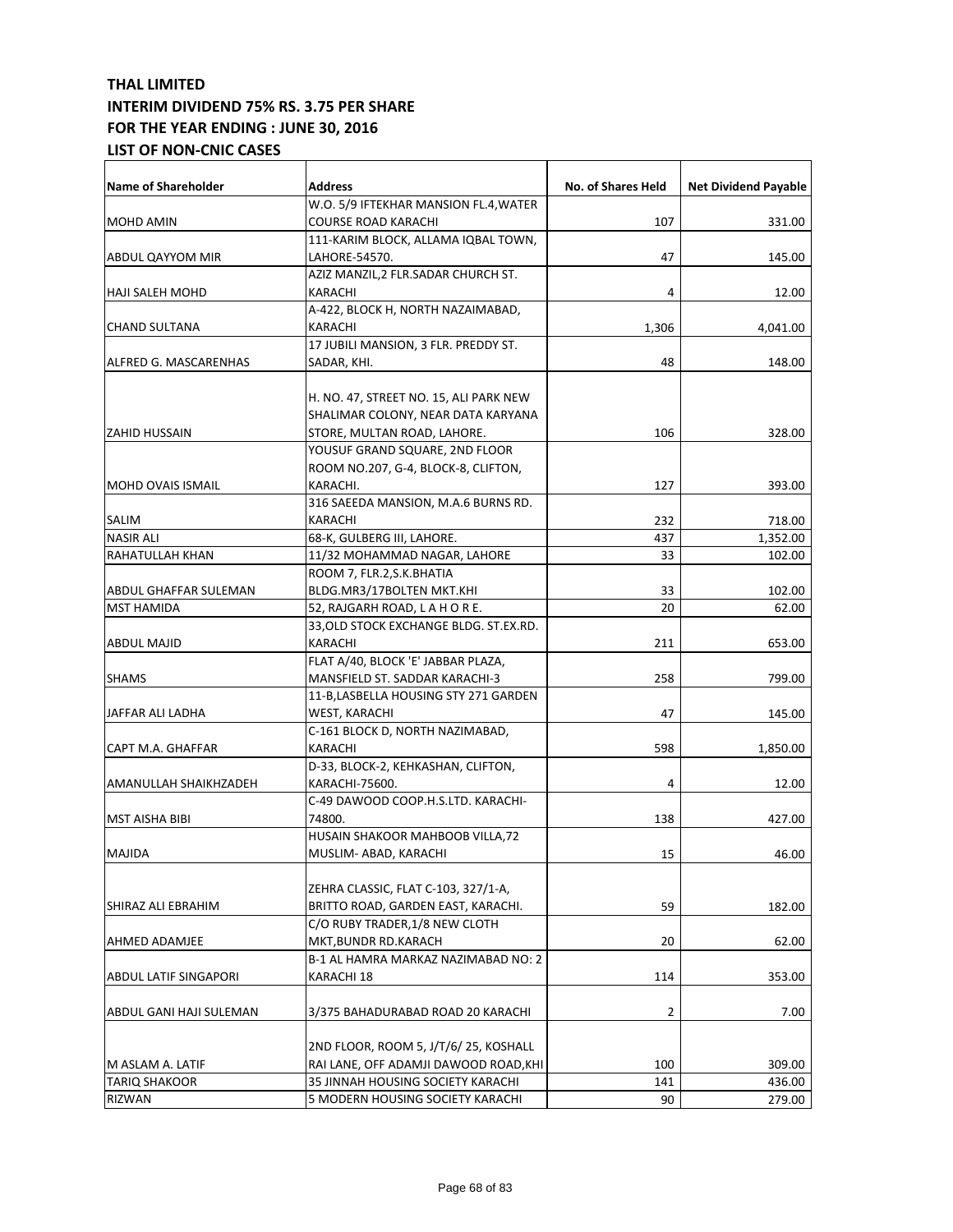**THAL LIMITED**
**INTERIM DIVIDEND 75% RS. 3.75 PER SHARE**
**FOR THE YEAR ENDING : JUNE 30, 2016**
**LIST OF NON-CNIC CASES**

| Name of Shareholder | Address | No. of Shares Held | Net Dividend Payable |
|---|---|---|---|
| MOHD AMIN | W.O. 5/9 IFTEKHAR MANSION FL.4,WATER COURSE ROAD KARACHI | 107 | 331.00 |
| ABDUL QAYYOM MIR | 111-KARIM BLOCK, ALLAMA IQBAL TOWN, LAHORE-54570. | 47 | 145.00 |
| HAJI SALEH MOHD | AZIZ MANZIL,2 FLR.SADAR CHURCH ST. KARACHI | 4 | 12.00 |
| CHAND SULTANA | A-422, BLOCK H, NORTH NAZAIMABAD, KARACHI | 1,306 | 4,041.00 |
| ALFRED G. MASCARENHAS | 17 JUBILI MANSION, 3 FLR. PREDDY ST. SADAR, KHI. | 48 | 148.00 |
| ZAHID HUSSAIN | H. NO. 47, STREET NO. 15, ALI PARK NEW SHALIMAR COLONY, NEAR DATA KARYANA STORE, MULTAN ROAD, LAHORE. | 106 | 328.00 |
| MOHD OVAIS ISMAIL | YOUSUF GRAND SQUARE, 2ND FLOOR ROOM NO.207, G-4, BLOCK-8, CLIFTON, KARACHI. | 127 | 393.00 |
| SALIM | 316 SAEEDA MANSION, M.A.6 BURNS RD. KARACHI | 232 | 718.00 |
| NASIR ALI | 68-K, GULBERG III, LAHORE. | 437 | 1,352.00 |
| RAHATULLAH KHAN | 11/32 MOHAMMAD NAGAR, LAHORE | 33 | 102.00 |
| ABDUL GHAFFAR SULEMAN | ROOM 7, FLR.2,S.K.BHATIA BLDG.MR3/17BOLTEN MKT.KHI | 33 | 102.00 |
| MST HAMIDA | 52, RAJGARH ROAD, L A H O R E. | 20 | 62.00 |
| ABDUL MAJID | 33,OLD STOCK EXCHANGE BLDG. ST.EX.RD. KARACHI | 211 | 653.00 |
| SHAMS | FLAT A/40, BLOCK 'E' JABBAR PLAZA, MANSFIELD ST. SADDAR KARACHI-3 | 258 | 799.00 |
| JAFFAR ALI LADHA | 11-B,LASBELLA HOUSING STY 271 GARDEN WEST, KARACHI | 47 | 145.00 |
| CAPT M.A. GHAFFAR | C-161 BLOCK D, NORTH NAZIMABAD, KARACHI | 598 | 1,850.00 |
| AMANULLAH SHAIKHZADEH | D-33, BLOCK-2, KEHKASHAN, CLIFTON, KARACHI-75600. | 4 | 12.00 |
| MST AISHA BIBI | C-49 DAWOOD COOP.H.S.LTD. KARACHI-74800. | 138 | 427.00 |
| MAJIDA | HUSAIN SHAKOOR MAHBOOB VILLA,72 MUSLIM- ABAD, KARACHI | 15 | 46.00 |
| SHIRAZ ALI EBRAHIM | ZEHRA CLASSIC, FLAT C-103, 327/1-A, BRITTO ROAD, GARDEN EAST, KARACHI. | 59 | 182.00 |
| AHMED ADAMJEE | C/O RUBY TRADER,1/8 NEW CLOTH MKT,BUNDR RD.KARACH | 20 | 62.00 |
| ABDUL LATIF SINGAPORI | B-1 AL HAMRA MARKAZ NAZIMABAD NO: 2 KARACHI 18 | 114 | 353.00 |
| ABDUL GANI HAJI SULEMAN | 3/375 BAHADURABAD ROAD 20 KARACHI | 2 | 7.00 |
| M ASLAM A. LATIF | 2ND FLOOR, ROOM 5, J/T/6/ 25, KOSHALL RAI LANE, OFF ADAMJI DAWOOD ROAD,KHI | 100 | 309.00 |
| TARIQ SHAKOOR | 35 JINNAH HOUSING SOCIETY KARACHI | 141 | 436.00 |
| RIZWAN | 5 MODERN HOUSING SOCIETY KARACHI | 90 | 279.00 |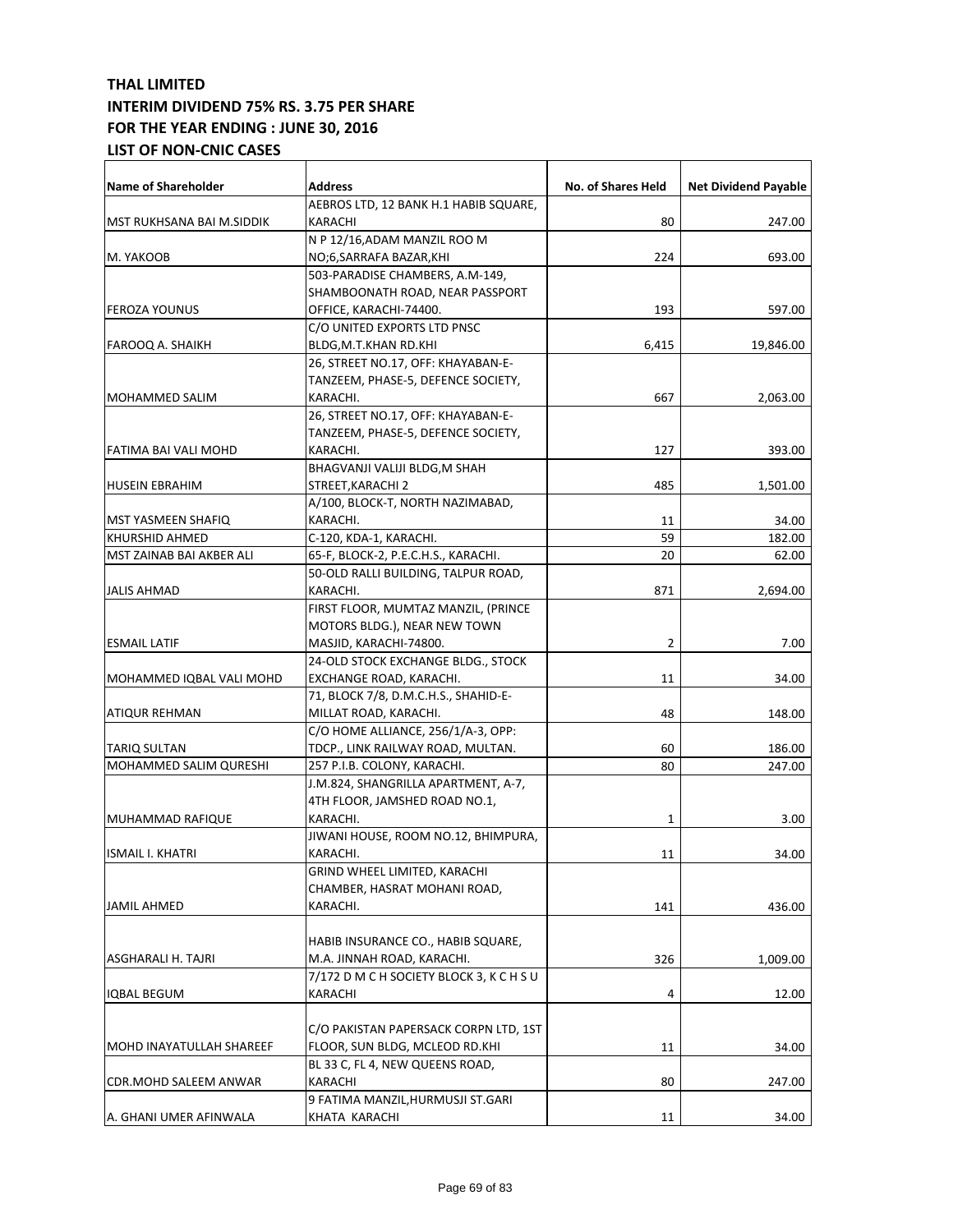**THAL LIMITED**
**INTERIM DIVIDEND 75% RS. 3.75 PER SHARE**
**FOR THE YEAR ENDING : JUNE 30, 2016**
**LIST OF NON-CNIC CASES**

| Name of Shareholder | Address | No. of Shares Held | Net Dividend Payable |
|---|---|---|---|
| MST RUKHSANA BAI M.SIDDIK | AEBROS LTD, 12 BANK H.1 HABIB SQUARE, KARACHI | 80 | 247.00 |
| M. YAKOOB | N P 12/16,ADAM MANZIL ROO M NO;6,SARRAFA BAZAR,KHI | 224 | 693.00 |
| FEROZA YOUNUS | 503-PARADISE CHAMBERS, A.M-149, SHAMBOONATH ROAD, NEAR PASSPORT OFFICE, KARACHI-74400. | 193 | 597.00 |
| FAROOQ A. SHAIKH | C/O UNITED EXPORTS LTD PNSC BLDG,M.T.KHAN RD.KHI | 6,415 | 19,846.00 |
| MOHAMMED SALIM | 26, STREET NO.17, OFF: KHAYABAN-E-TANZEEM, PHASE-5, DEFENCE SOCIETY, KARACHI. | 667 | 2,063.00 |
| FATIMA BAI VALI MOHD | 26, STREET NO.17, OFF: KHAYABAN-E-TANZEEM, PHASE-5, DEFENCE SOCIETY, KARACHI. | 127 | 393.00 |
| HUSEIN EBRAHIM | BHAGVANJI VALIJI BLDG,M SHAH STREET,KARACHI 2 | 485 | 1,501.00 |
| MST YASMEEN SHAFIQ | A/100, BLOCK-T, NORTH NAZIMABAD, KARACHI. | 11 | 34.00 |
| KHURSHID AHMED | C-120, KDA-1, KARACHI. | 59 | 182.00 |
| MST ZAINAB BAI AKBER ALI | 65-F, BLOCK-2, P.E.C.H.S., KARACHI. | 20 | 62.00 |
| JALIS AHMAD | 50-OLD RALLI BUILDING, TALPUR ROAD, KARACHI. | 871 | 2,694.00 |
| ESMAIL LATIF | FIRST FLOOR, MUMTAZ MANZIL, (PRINCE MOTORS BLDG.), NEAR NEW TOWN MASJID, KARACHI-74800. | 2 | 7.00 |
| MOHAMMED IQBAL VALI MOHD | 24-OLD STOCK EXCHANGE BLDG., STOCK EXCHANGE ROAD, KARACHI. | 11 | 34.00 |
| ATIQUR REHMAN | 71, BLOCK 7/8, D.M.C.H.S., SHAHID-E-MILLAT ROAD, KARACHI. | 48 | 148.00 |
| TARIQ SULTAN | C/O HOME ALLIANCE, 256/1/A-3, OPP: TDCP., LINK RAILWAY ROAD, MULTAN. | 60 | 186.00 |
| MOHAMMED SALIM QURESHI | 257 P.I.B. COLONY, KARACHI. | 80 | 247.00 |
| MUHAMMAD RAFIQUE | J.M.824, SHANGRILLA APARTMENT, A-7, 4TH FLOOR, JAMSHED ROAD NO.1, KARACHI. | 1 | 3.00 |
| ISMAIL I. KHATRI | JIWANI HOUSE, ROOM NO.12, BHIMPURA, KARACHI. | 11 | 34.00 |
| JAMIL AHMED | GRIND WHEEL LIMITED, KARACHI CHAMBER, HASRAT MOHANI ROAD, KARACHI. | 141 | 436.00 |
| ASGHARALI H. TAJRI | HABIB INSURANCE CO., HABIB SQUARE, M.A. JINNAH ROAD, KARACHI. | 326 | 1,009.00 |
| IQBAL BEGUM | 7/172 D M C H SOCIETY BLOCK 3, K C H S U KARACHI | 4 | 12.00 |
| MOHD INAYATULLAH SHAREEF | C/O PAKISTAN PAPERSACK CORPN LTD, 1ST FLOOR, SUN BLDG, MCLEOD RD.KHI | 11 | 34.00 |
| CDR.MOHD SALEEM ANWAR | BL 33 C, FL 4, NEW QUEENS ROAD, KARACHI | 80 | 247.00 |
| A. GHANI UMER AFINWALA | 9 FATIMA MANZIL,HURMUSJI ST.GARI KHATA KARACHI | 11 | 34.00 |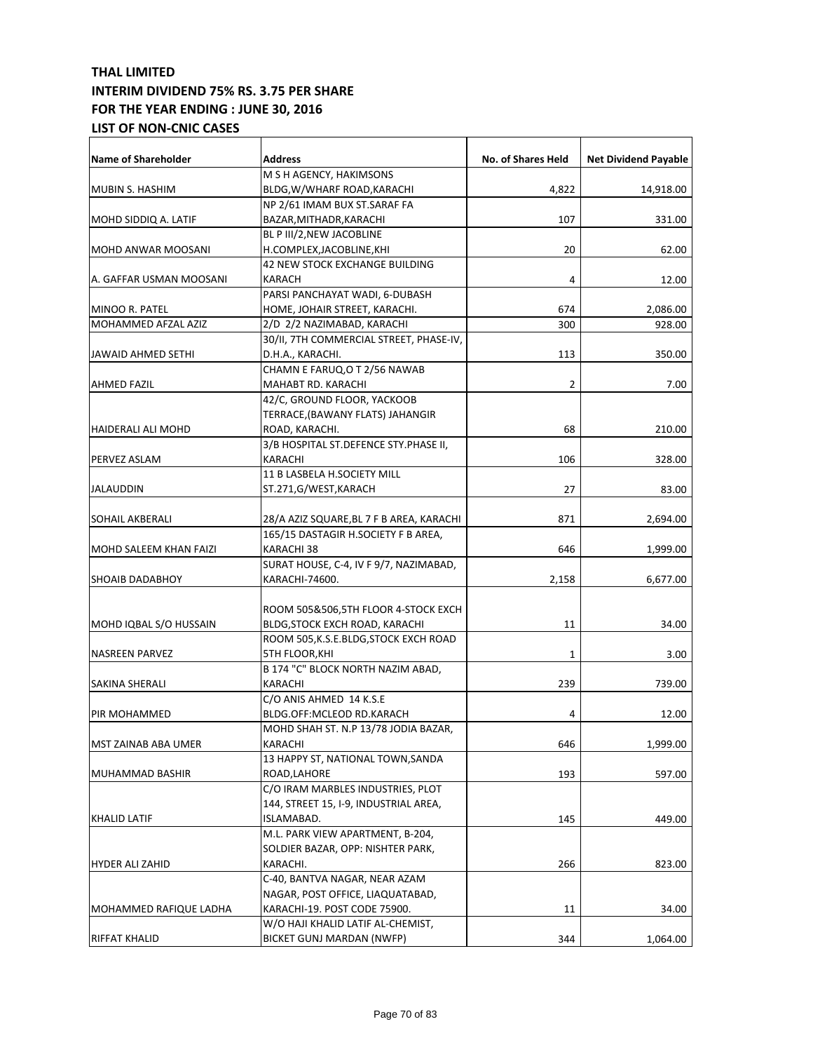**THAL LIMITED**
**INTERIM DIVIDEND 75% RS. 3.75 PER SHARE**
**FOR THE YEAR ENDING : JUNE 30, 2016**
**LIST OF NON-CNIC CASES**

| Name of Shareholder | Address | No. of Shares Held | Net Dividend Payable |
|---|---|---|---|
| MUBIN S. HASHIM | M S H AGENCY, HAKIMSONS BLDG,W/WHARF ROAD,KARACHI | 4,822 | 14,918.00 |
| MOHD SIDDIQ A. LATIF | NP 2/61 IMAM BUX ST.SARAF FA BAZAR,MITHADR,KARACHI | 107 | 331.00 |
| MOHD ANWAR MOOSANI | BL P III/2,NEW JACOBLINE H.COMPLEX,JACOBLINE,KHI | 20 | 62.00 |
| A. GAFFAR USMAN MOOSANI | 42 NEW STOCK EXCHANGE BUILDING KARACH | 4 | 12.00 |
| MINOO R. PATEL | PARSI PANCHAYAT WADI, 6-DUBASH HOME, JOHAIR STREET, KARACHI. | 674 | 2,086.00 |
| MOHAMMED AFZAL AZIZ | 2/D 2/2 NAZIMABAD, KARACHI | 300 | 928.00 |
| JAWAID AHMED SETHI | 30/II, 7TH COMMERCIAL STREET, PHASE-IV, D.H.A., KARACHI. | 113 | 350.00 |
| AHMED FAZIL | CHAMN E FARUQ,O T 2/56 NAWAB MAHABT RD. KARACHI | 2 | 7.00 |
| HAIDERALI ALI MOHD | 42/C, GROUND FLOOR, YACKOOB TERRACE,(BAWANY FLATS) JAHANGIR ROAD, KARACHI. | 68 | 210.00 |
| PERVEZ ASLAM | 3/B HOSPITAL ST.DEFENCE STY.PHASE II, KARACHI | 106 | 328.00 |
| JALAUDDIN | 11 B LASBELA H.SOCIETY MILL ST.271,G/WEST,KARACH | 27 | 83.00 |
| SOHAIL AKBERALI | 28/A AZIZ SQUARE,BL 7 F B AREA, KARACHI | 871 | 2,694.00 |
| MOHD SALEEM KHAN FAIZI | 165/15 DASTAGIR H.SOCIETY F B AREA, KARACHI 38 | 646 | 1,999.00 |
| SHOAIB DADABHOY | SURAT HOUSE, C-4, IV F 9/7, NAZIMABAD, KARACHI-74600. | 2,158 | 6,677.00 |
| MOHD IQBAL S/O HUSSAIN | ROOM 505&506,5TH FLOOR 4-STOCK EXCH BLDG,STOCK EXCH ROAD, KARACHI | 11 | 34.00 |
| NASREEN PARVEZ | ROOM 505,K.S.E.BLDG,STOCK EXCH ROAD 5TH FLOOR,KHI | 1 | 3.00 |
| SAKINA SHERALI | B 174 "C" BLOCK NORTH NAZIM ABAD, KARACHI | 239 | 739.00 |
| PIR MOHAMMED | C/O ANIS AHMED 14 K.S.E BLDG.OFF:MCLEOD RD.KARACH | 4 | 12.00 |
| MST ZAINAB ABA UMER | MOHD SHAH ST. N.P 13/78 JODIA BAZAR, KARACHI | 646 | 1,999.00 |
| MUHAMMAD BASHIR | 13 HAPPY ST, NATIONAL TOWN,SANDA ROAD,LAHORE | 193 | 597.00 |
| KHALID LATIF | C/O IRAM MARBLES INDUSTRIES, PLOT 144, STREET 15, I-9, INDUSTRIAL AREA, ISLAMABAD. | 145 | 449.00 |
| HYDER ALI ZAHID | M.L. PARK VIEW APARTMENT, B-204, SOLDIER BAZAR, OPP: NISHTER PARK, KARACHI. | 266 | 823.00 |
| MOHAMMED RAFIQUE LADHA | C-40, BANTVA NAGAR, NEAR AZAM NAGAR, POST OFFICE, LIAQUATABAD, KARACHI-19. POST CODE 75900. | 11 | 34.00 |
| RIFFAT KHALID | W/O HAJI KHALID LATIF AL-CHEMIST, BICKET GUNJ MARDAN (NWFP) | 344 | 1,064.00 |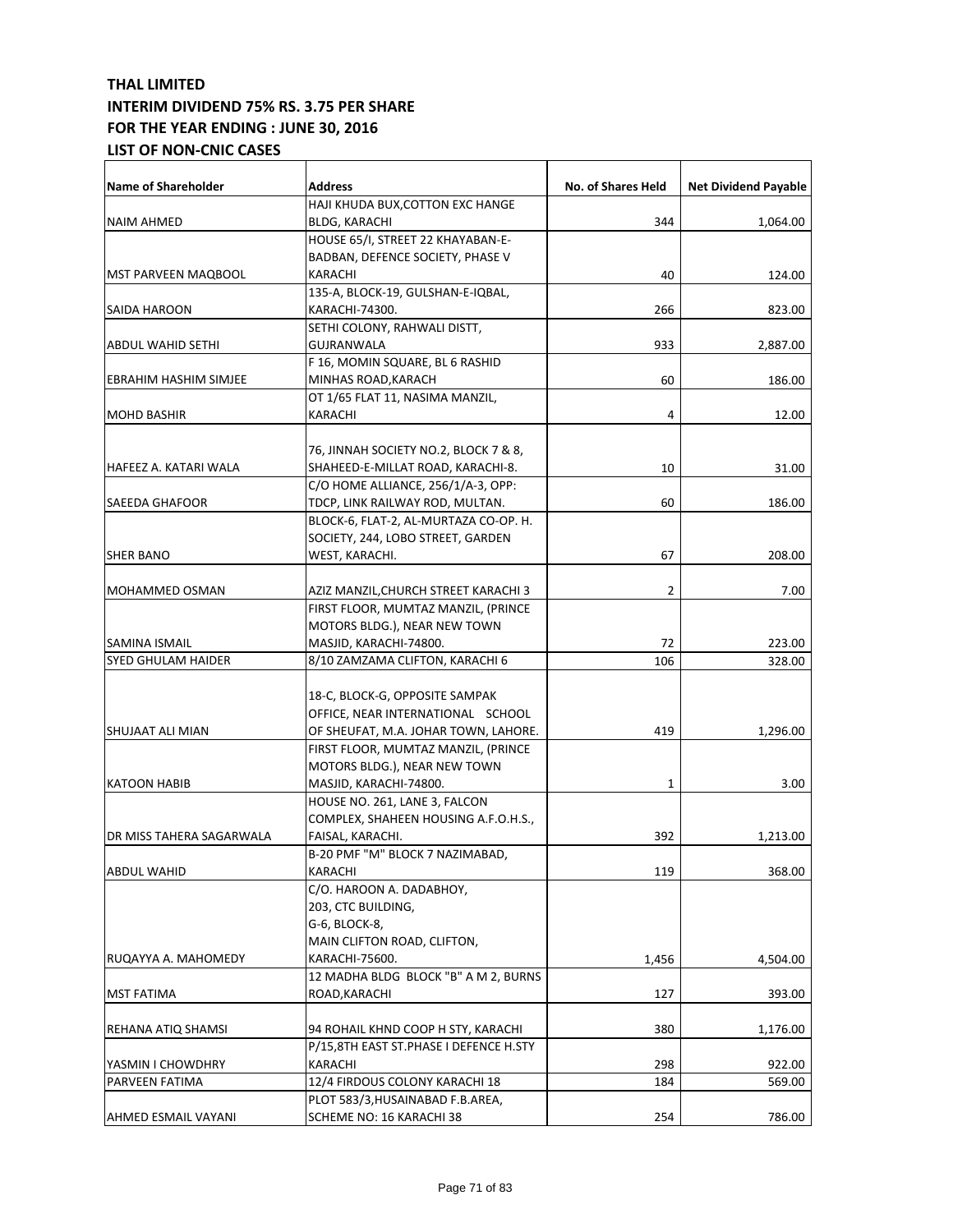**THAL LIMITED**
**INTERIM DIVIDEND 75% RS. 3.75 PER SHARE**
**FOR THE YEAR ENDING : JUNE 30, 2016**
**LIST OF NON-CNIC CASES**

| Name of Shareholder | Address | No. of Shares Held | Net Dividend Payable |
|---|---|---|---|
| NAIM AHMED | HAJI KHUDA BUX,COTTON EXC HANGE BLDG, KARACHI | 344 | 1,064.00 |
| MST PARVEEN MAQBOOL | HOUSE 65/I, STREET 22 KHAYABAN-E-BADBAN, DEFENCE SOCIETY, PHASE V KARACHI | 40 | 124.00 |
| SAIDA HAROON | 135-A, BLOCK-19, GULSHAN-E-IQBAL, KARACHI-74300. | 266 | 823.00 |
| ABDUL WAHID SETHI | SETHI COLONY, RAHWALI DISTT, GUJRANWALA | 933 | 2,887.00 |
| EBRAHIM HASHIM SIMJEE | F 16, MOMIN SQUARE, BL 6 RASHID MINHAS ROAD,KARACH | 60 | 186.00 |
| MOHD BASHIR | OT 1/65 FLAT 11, NASIMA MANZIL, KARACHI | 4 | 12.00 |
| HAFEEZ A. KATARI WALA | 76, JINNAH SOCIETY NO.2, BLOCK 7 & 8, SHAHEED-E-MILLAT ROAD, KARACHI-8. | 10 | 31.00 |
| SAEEDA GHAFOOR | C/O HOME ALLIANCE, 256/1/A-3, OPP: TDCP, LINK RAILWAY ROD, MULTAN. | 60 | 186.00 |
| SHER BANO | BLOCK-6, FLAT-2, AL-MURTAZA CO-OP. H. SOCIETY, 244, LOBO STREET, GARDEN WEST, KARACHI. | 67 | 208.00 |
| MOHAMMED OSMAN | AZIZ MANZIL,CHURCH STREET KARACHI 3 | 2 | 7.00 |
| SAMINA ISMAIL | FIRST FLOOR, MUMTAZ MANZIL, (PRINCE MOTORS BLDG.), NEAR NEW TOWN MASJID, KARACHI-74800. | 72 | 223.00 |
| SYED GHULAM HAIDER | 8/10 ZAMZAMA CLIFTON, KARACHI 6 | 106 | 328.00 |
| SHUJAAT ALI MIAN | 18-C, BLOCK-G, OPPOSITE SAMPAK OFFICE, NEAR INTERNATIONAL SCHOOL OF SHEUFAT, M.A. JOHAR TOWN, LAHORE. | 419 | 1,296.00 |
| KATOON HABIB | FIRST FLOOR, MUMTAZ MANZIL, (PRINCE MOTORS BLDG.), NEAR NEW TOWN MASJID, KARACHI-74800. | 1 | 3.00 |
| DR MISS TAHERA SAGARWALA | HOUSE NO. 261, LANE 3, FALCON COMPLEX, SHAHEEN HOUSING A.F.O.H.S., FAISAL, KARACHI. | 392 | 1,213.00 |
| ABDUL WAHID | B-20 PMF "M" BLOCK 7 NAZIMABAD, KARACHI | 119 | 368.00 |
| RUQAYYA A. MAHOMEDY | C/O. HAROON A. DADABHOY, 203, CTC BUILDING, G-6, BLOCK-8, MAIN CLIFTON ROAD, CLIFTON, KARACHI-75600. | 1,456 | 4,504.00 |
| MST FATIMA | 12 MADHA BLDG BLOCK "B" A M 2, BURNS ROAD,KARACHI | 127 | 393.00 |
| REHANA ATIQ SHAMSI | 94 ROHAIL KHND COOP H STY, KARACHI | 380 | 1,176.00 |
| YASMIN I CHOWDHRY | P/15,8TH EAST ST.PHASE I DEFENCE H.STY KARACHI | 298 | 922.00 |
| PARVEEN FATIMA | 12/4 FIRDOUS COLONY KARACHI 18 | 184 | 569.00 |
| AHMED ESMAIL VAYANI | PLOT 583/3,HUSAINABAD F.B.AREA, SCHEME NO: 16 KARACHI 38 | 254 | 786.00 |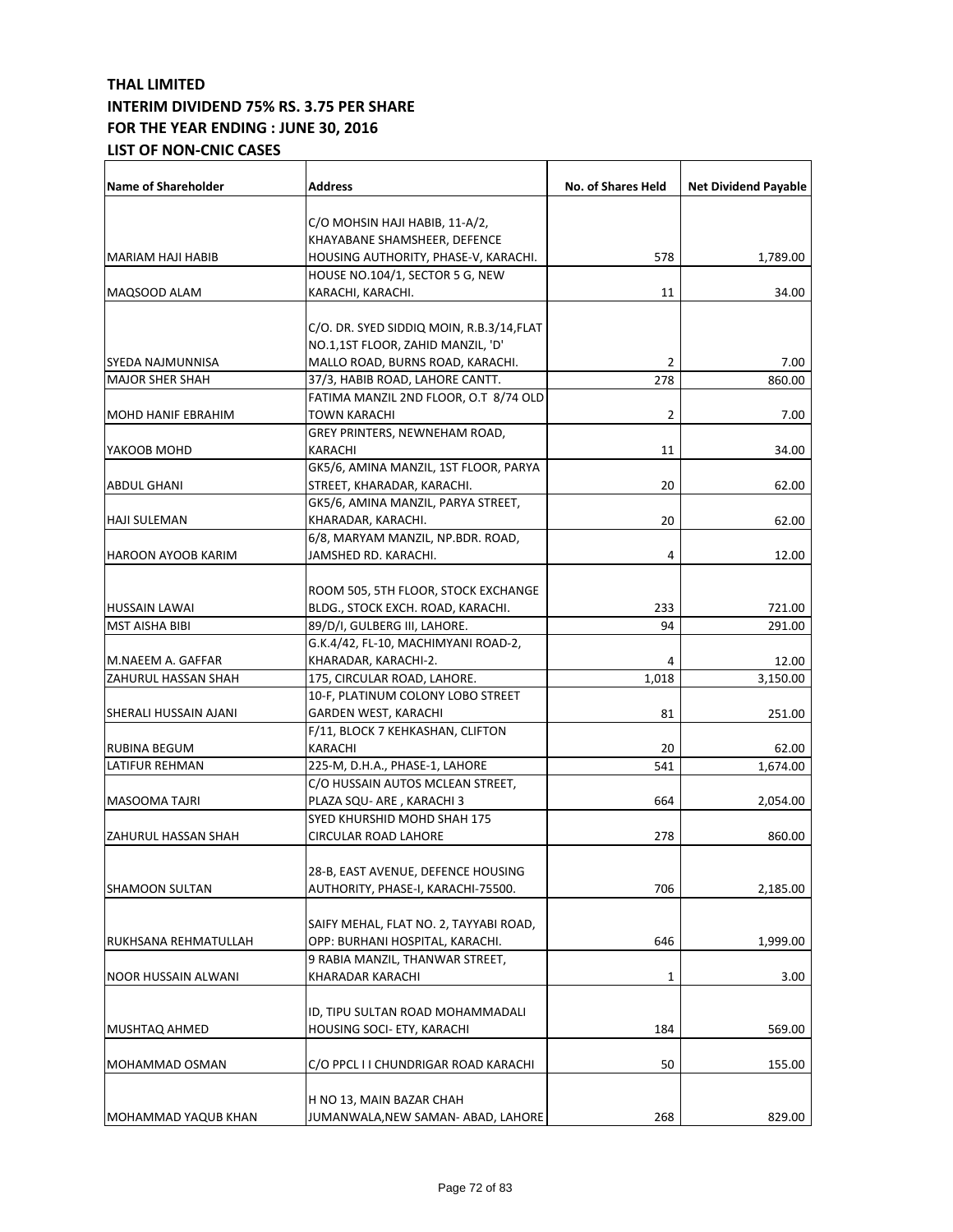**THAL LIMITED**
**INTERIM DIVIDEND 75% RS. 3.75 PER SHARE**
**FOR THE YEAR ENDING : JUNE 30, 2016**
**LIST OF NON-CNIC CASES**

| Name of Shareholder | Address | No. of Shares Held | Net Dividend Payable |
|---|---|---|---|
| MARIAM HAJI HABIB | C/O MOHSIN HAJI HABIB, 11-A/2, KHAYABANE SHAMSHEER, DEFENCE HOUSING AUTHORITY, PHASE-V, KARACHI. | 578 | 1,789.00 |
| MAQSOOD ALAM | HOUSE NO.104/1, SECTOR 5 G, NEW KARACHI, KARACHI. | 11 | 34.00 |
| SYEDA NAJMUNNISA | C/O. DR. SYED SIDDIQ MOIN, R.B.3/14,FLAT NO.1,1ST FLOOR, ZAHID MANZIL, 'D' MALLO ROAD, BURNS ROAD, KARACHI. | 2 | 7.00 |
| MAJOR SHER SHAH | 37/3, HABIB ROAD, LAHORE CANTT. | 278 | 860.00 |
| MOHD HANIF EBRAHIM | FATIMA MANZIL 2ND FLOOR, O.T 8/74 OLD TOWN KARACHI | 2 | 7.00 |
| YAKOOB MOHD | GREY PRINTERS, NEWNEHAM ROAD, KARACHI | 11 | 34.00 |
| ABDUL GHANI | GK5/6, AMINA MANZIL, 1ST FLOOR, PARYA STREET, KHARADAR, KARACHI. | 20 | 62.00 |
| HAJI SULEMAN | GK5/6, AMINA MANZIL, PARYA STREET, KHARADAR, KARACHI. | 20 | 62.00 |
| HAROON AYOOB KARIM | 6/8, MARYAM MANZIL, NP.BDR. ROAD, JAMSHED RD. KARACHI. | 4 | 12.00 |
| HUSSAIN LAWAI | ROOM 505, 5TH FLOOR, STOCK EXCHANGE BLDG., STOCK EXCH. ROAD, KARACHI. | 233 | 721.00 |
| MST AISHA BIBI | 89/D/I, GULBERG III, LAHORE. | 94 | 291.00 |
| M.NAEEM A. GAFFAR | G.K.4/42, FL-10, MACHIMYANI ROAD-2, KHARADAR, KARACHI-2. | 4 | 12.00 |
| ZAHURUL HASSAN SHAH | 175, CIRCULAR ROAD, LAHORE. | 1,018 | 3,150.00 |
| SHERALI HUSSAIN AJANI | 10-F, PLATINUM COLONY LOBO STREET GARDEN WEST, KARACHI | 81 | 251.00 |
| RUBINA BEGUM | F/11, BLOCK 7 KEHKASHAN, CLIFTON KARACHI | 20 | 62.00 |
| LATIFUR REHMAN | 225-M, D.H.A., PHASE-1, LAHORE | 541 | 1,674.00 |
| MASOOMA TAJRI | C/O HUSSAIN AUTOS MCLEAN STREET, PLAZA SQU- ARE , KARACHI 3 | 664 | 2,054.00 |
| ZAHURUL HASSAN SHAH | SYED KHURSHID MOHD SHAH 175 CIRCULAR ROAD LAHORE | 278 | 860.00 |
| SHAMOON SULTAN | 28-B, EAST AVENUE, DEFENCE HOUSING AUTHORITY, PHASE-I, KARACHI-75500. | 706 | 2,185.00 |
| RUKHSANA REHMATULLAH | SAIFY MEHAL, FLAT NO. 2, TAYYABI ROAD, OPP: BURHANI HOSPITAL, KARACHI. | 646 | 1,999.00 |
| NOOR HUSSAIN ALWANI | 9 RABIA MANZIL, THANWAR STREET, KHARADAR KARACHI | 1 | 3.00 |
| MUSHTAQ AHMED | ID, TIPU SULTAN ROAD MOHAMMADALI HOUSING SOCI- ETY, KARACHI | 184 | 569.00 |
| MOHAMMAD OSMAN | C/O PPCL I I CHUNDRIGAR ROAD KARACHI | 50 | 155.00 |
| MOHAMMAD YAQUB KHAN | H NO 13, MAIN BAZAR CHAH JUMANWALA,NEW SAMAN- ABAD, LAHORE | 268 | 829.00 |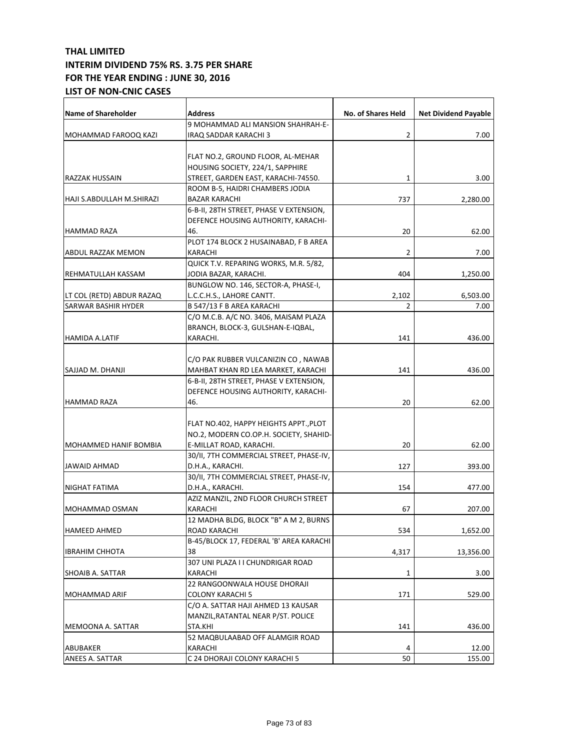**THAL LIMITED**
**INTERIM DIVIDEND 75% RS. 3.75 PER SHARE**
**FOR THE YEAR ENDING : JUNE 30, 2016**
**LIST OF NON-CNIC CASES**

| Name of Shareholder | Address | No. of Shares Held | Net Dividend Payable |
|---|---|---|---|
| MOHAMMAD FAROOQ KAZI | 9 MOHAMMAD ALI MANSION SHAHRAH-E-IRAQ SADDAR KARACHI 3 | 2 | 7.00 |
| RAZZAK HUSSAIN | FLAT NO.2, GROUND FLOOR, AL-MEHAR HOUSING SOCIETY, 224/1, SAPPHIRE STREET, GARDEN EAST, KARACHI-74550. | 1 | 3.00 |
| HAJI S.ABDULLAH M.SHIRAZI | ROOM B-5, HAIDRI CHAMBERS JODIA BAZAR KARACHI | 737 | 2,280.00 |
| HAMMAD RAZA | 6-B-II, 28TH STREET, PHASE V EXTENSION, DEFENCE HOUSING AUTHORITY, KARACHI-46. | 20 | 62.00 |
| ABDUL RAZZAK MEMON | PLOT 174 BLOCK 2 HUSAINABAD, F B AREA KARACHI | 2 | 7.00 |
| REHMATULLAH KASSAM | QUICK T.V. REPARING WORKS, M.R. 5/82, JODIA BAZAR, KARACHI. | 404 | 1,250.00 |
| LT COL (RETD) ABDUR RAZAQ | BUNGLOW NO. 146, SECTOR-A, PHASE-I, L.C.C.H.S., LAHORE CANTT. | 2,102 | 6,503.00 |
| SARWAR BASHIR HYDER | B 547/13 F B AREA KARACHI | 2 | 7.00 |
| HAMIDA A.LATIF | C/O M.C.B. A/C NO. 3406, MAISAM PLAZA BRANCH, BLOCK-3, GULSHAN-E-IQBAL, KARACHI. | 141 | 436.00 |
| SAJJAD M. DHANJI | C/O PAK RUBBER VULCANIZIN CO , NAWAB MAHBAT KHAN RD LEA MARKET, KARACHI | 141 | 436.00 |
| HAMMAD RAZA | 6-B-II, 28TH STREET, PHASE V EXTENSION, DEFENCE HOUSING AUTHORITY, KARACHI-46. | 20 | 62.00 |
| MOHAMMED HANIF BOMBIA | FLAT NO.402, HAPPY HEIGHTS APPT.,PLOT NO.2, MODERN CO.OP.H. SOCIETY, SHAHID-E-MILLAT ROAD, KARACHI. | 20 | 62.00 |
| JAWAID AHMAD | 30/II, 7TH COMMERCIAL STREET, PHASE-IV, D.H.A., KARACHI. | 127 | 393.00 |
| NIGHAT FATIMA | 30/II, 7TH COMMERCIAL STREET, PHASE-IV, D.H.A., KARACHI. | 154 | 477.00 |
| MOHAMMAD OSMAN | AZIZ MANZIL, 2ND FLOOR CHURCH STREET KARACHI | 67 | 207.00 |
| HAMEED AHMED | 12 MADHA BLDG, BLOCK "B" A M 2, BURNS ROAD KARACHI | 534 | 1,652.00 |
| IBRAHIM CHHOTA | B-45/BLOCK 17, FEDERAL 'B' AREA KARACHI 38 | 4,317 | 13,356.00 |
| SHOAIB A. SATTAR | 307 UNI PLAZA I I CHUNDRIGAR ROAD KARACHI | 1 | 3.00 |
| MOHAMMAD ARIF | 22 RANGOONWALA HOUSE DHORAJI COLONY KARACHI 5 | 171 | 529.00 |
| MEMOONA A. SATTAR | C/O A. SATTAR HAJI AHMED 13 KAUSAR MANZIL,RATANTAL NEAR P/ST. POLICE STA.KHI | 141 | 436.00 |
| ABUBAKER | 52 MAQBULAABAD OFF ALAMGIR ROAD KARACHI | 4 | 12.00 |
| ANEES A. SATTAR | C 24 DHORAJI COLONY KARACHI 5 | 50 | 155.00 |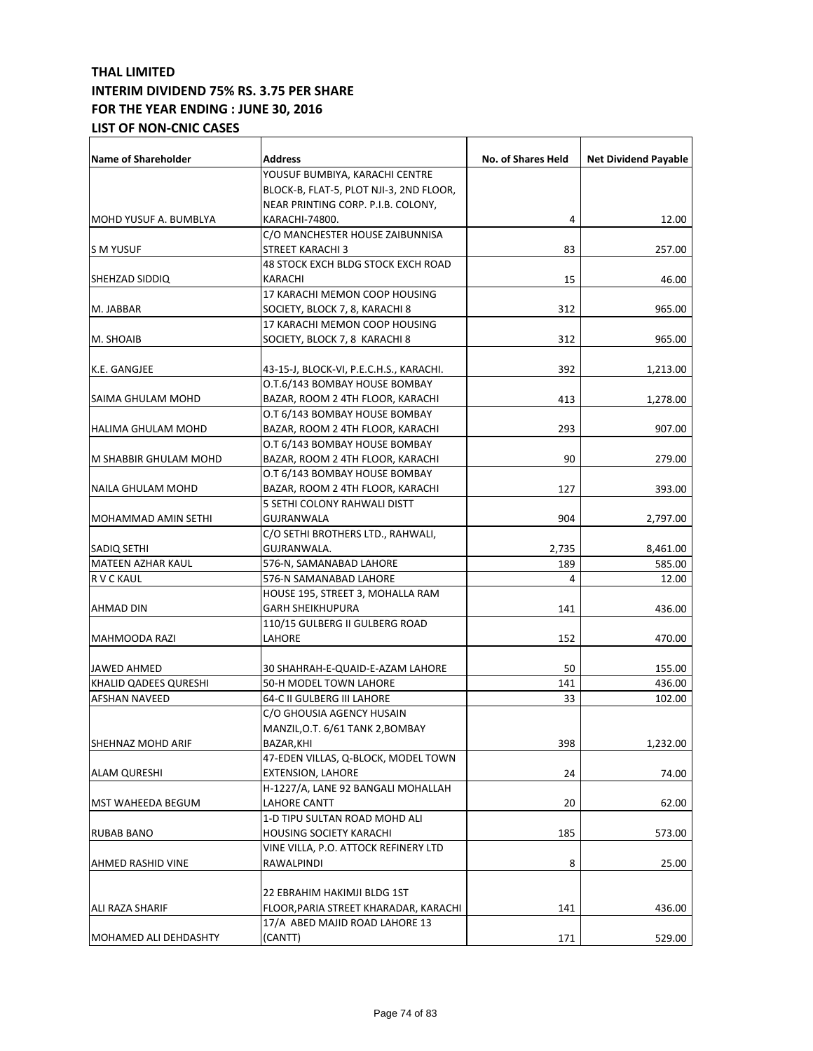**THAL LIMITED**
**INTERIM DIVIDEND 75% RS. 3.75 PER SHARE**
**FOR THE YEAR ENDING : JUNE 30, 2016**
**LIST OF NON-CNIC CASES**

| Name of Shareholder | Address | No. of Shares Held | Net Dividend Payable |
|---|---|---|---|
| MOHD YUSUF A. BUMBLYA | YOUSUF BUMBIYA, KARACHI CENTRE BLOCK-B, FLAT-5, PLOT NJI-3, 2ND FLOOR, NEAR PRINTING CORP. P.I.B. COLONY, KARACHI-74800. | 4 | 12.00 |
| S M YUSUF | C/O MANCHESTER HOUSE ZAIBUNNISA STREET KARACHI 3 | 83 | 257.00 |
| SHEHZAD SIDDIQ | 48 STOCK EXCH BLDG STOCK EXCH ROAD KARACHI | 15 | 46.00 |
| M. JABBAR | 17 KARACHI MEMON COOP HOUSING SOCIETY, BLOCK 7, 8, KARACHI 8 | 312 | 965.00 |
| M. SHOAIB | 17 KARACHI MEMON COOP HOUSING SOCIETY, BLOCK 7, 8 KARACHI 8 | 312 | 965.00 |
| K.E. GANGJEE | 43-15-J, BLOCK-VI, P.E.C.H.S., KARACHI. | 392 | 1,213.00 |
| SAIMA GHULAM MOHD | O.T.6/143 BOMBAY HOUSE BOMBAY BAZAR, ROOM 2 4TH FLOOR, KARACHI | 413 | 1,278.00 |
| HALIMA GHULAM MOHD | O.T 6/143 BOMBAY HOUSE BOMBAY BAZAR, ROOM 2 4TH FLOOR, KARACHI | 293 | 907.00 |
| M SHABBIR GHULAM MOHD | O.T 6/143 BOMBAY HOUSE BOMBAY BAZAR, ROOM 2 4TH FLOOR, KARACHI | 90 | 279.00 |
| NAILA GHULAM MOHD | O.T 6/143 BOMBAY HOUSE BOMBAY BAZAR, ROOM 2 4TH FLOOR, KARACHI | 127 | 393.00 |
| MOHAMMAD AMIN SETHI | 5 SETHI COLONY RAHWALI DISTT GUJRANWALA | 904 | 2,797.00 |
| SADIQ SETHI | C/O SETHI BROTHERS LTD., RAHWALI, GUJRANWALA. | 2,735 | 8,461.00 |
| MATEEN AZHAR KAUL | 576-N, SAMANABAD LAHORE | 189 | 585.00 |
| R V C KAUL | 576-N SAMANABAD LAHORE | 4 | 12.00 |
| AHMAD DIN | HOUSE 195, STREET 3, MOHALLA RAM GARH SHEIKHUPURA | 141 | 436.00 |
| MAHMOODA RAZI | 110/15 GULBERG II GULBERG ROAD LAHORE | 152 | 470.00 |
| JAWED AHMED | 30 SHAHRAH-E-QUAID-E-AZAM LAHORE | 50 | 155.00 |
| KHALID QADEES QURESHI | 50-H MODEL TOWN LAHORE | 141 | 436.00 |
| AFSHAN NAVEED | 64-C II GULBERG III LAHORE | 33 | 102.00 |
| SHEHNAZ MOHD ARIF | C/O GHOUSIA AGENCY HUSAIN MANZIL,O.T. 6/61 TANK 2,BOMBAY BAZAR,KHI | 398 | 1,232.00 |
| ALAM QURESHI | 47-EDEN VILLAS, Q-BLOCK, MODEL TOWN EXTENSION, LAHORE | 24 | 74.00 |
| MST WAHEEDA BEGUM | H-1227/A, LANE 92 BANGALI MOHALLAH LAHORE CANTT | 20 | 62.00 |
| RUBAB BANO | 1-D TIPU SULTAN ROAD MOHD ALI HOUSING SOCIETY KARACHI | 185 | 573.00 |
| AHMED RASHID VINE | VINE VILLA, P.O. ATTOCK REFINERY LTD RAWALPINDI | 8 | 25.00 |
| ALI RAZA SHARIF | 22 EBRAHIM HAKIMJI BLDG 1ST FLOOR,PARIA STREET KHARADAR, KARACHI | 141 | 436.00 |
| MOHAMED ALI DEHDASHTY | 17/A ABED MAJID ROAD LAHORE 13 (CANTT) | 171 | 529.00 |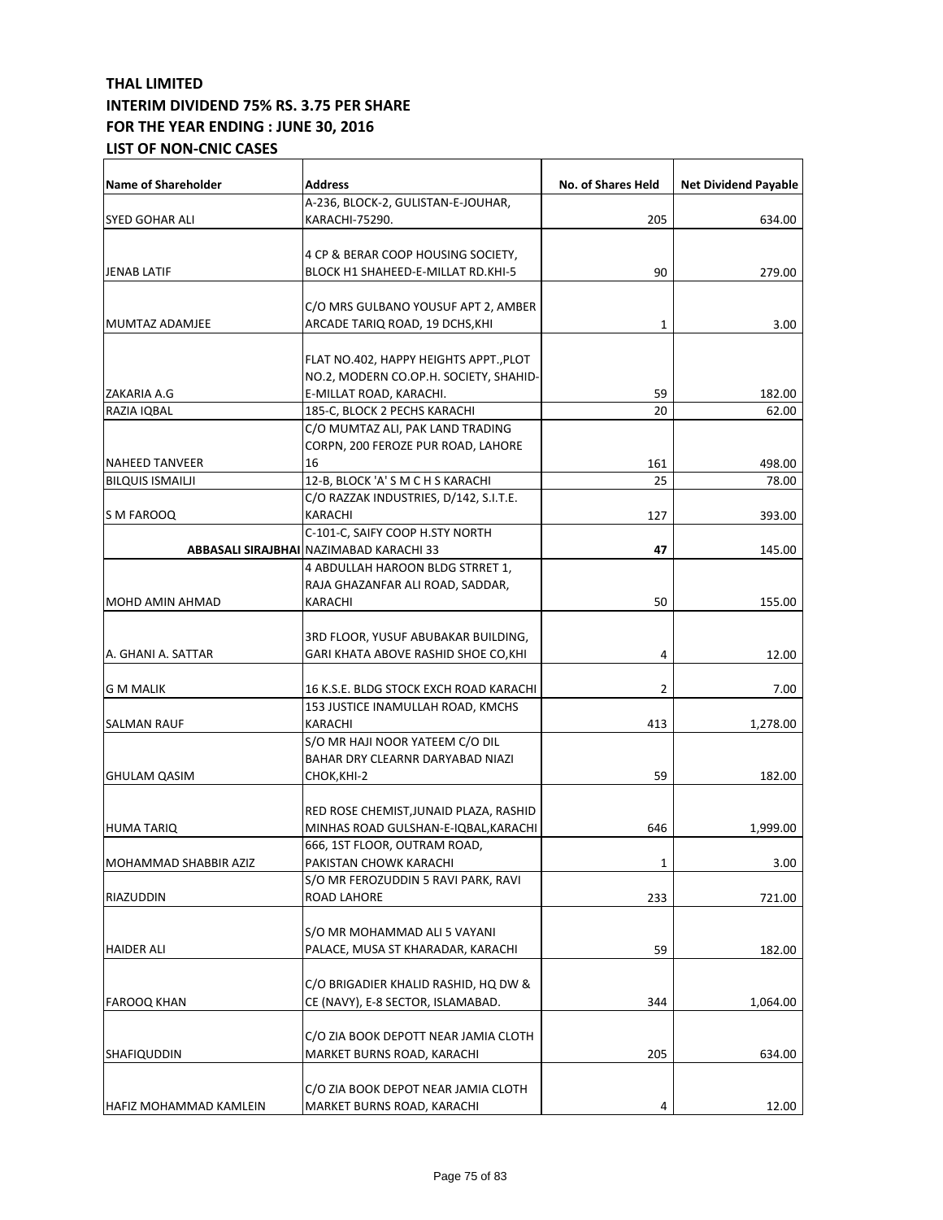**THAL LIMITED**
**INTERIM DIVIDEND 75% RS. 3.75 PER SHARE**
**FOR THE YEAR ENDING : JUNE 30, 2016**
**LIST OF NON-CNIC CASES**

| Name of Shareholder | Address | No. of Shares Held | Net Dividend Payable |
|---|---|---|---|
| SYED GOHAR ALI | A-236, BLOCK-2, GULISTAN-E-JOUHAR, KARACHI-75290. | 205 | 634.00 |
| JENAB LATIF | 4 CP & BERAR COOP HOUSING SOCIETY, BLOCK H1 SHAHEED-E-MILLAT RD.KHI-5 | 90 | 279.00 |
| MUMTAZ ADAMJEE | C/O MRS GULBANO YOUSUF APT 2, AMBER ARCADE TARIQ ROAD, 19 DCHS,KHI | 1 | 3.00 |
| ZAKARIA A.G | FLAT NO.402, HAPPY HEIGHTS APPT.,PLOT NO.2, MODERN CO.OP.H. SOCIETY, SHAHID-E-MILLAT ROAD, KARACHI. | 59 | 182.00 |
| RAZIA IQBAL | 185-C, BLOCK 2 PECHS KARACHI | 20 | 62.00 |
| NAHEED TANVEER | C/O MUMTAZ ALI, PAK LAND TRADING CORPN, 200 FEROZE PUR ROAD, LAHORE 16 | 161 | 498.00 |
| BILQUIS ISMAILJI | 12-B, BLOCK 'A' S M C H S KARACHI | 25 | 78.00 |
| S M FAROOQ | C/O RAZZAK INDUSTRIES, D/142, S.I.T.E. KARACHI | 127 | 393.00 |
| **ABBASALI SIRAJBHAI** | C-101-C, SAIFY COOP H.STY NORTH NAZIMABAD KARACHI 33 | **47** | 145.00 |
| MOHD AMIN AHMAD | 4 ABDULLAH HAROON BLDG STRRET 1, RAJA GHAZANFAR ALI ROAD, SADDAR, KARACHI | 50 | 155.00 |
| A. GHANI A. SATTAR | 3RD FLOOR, YUSUF ABUBAKAR BUILDING, GARI KHATA ABOVE RASHID SHOE CO,KHI | 4 | 12.00 |
| G M MALIK | 16 K.S.E. BLDG STOCK EXCH ROAD KARACHI | 2 | 7.00 |
| SALMAN RAUF | 153 JUSTICE INAMULLAH ROAD, KMCHS KARACHI | 413 | 1,278.00 |
| GHULAM QASIM | S/O MR HAJI NOOR YATEEM C/O DIL BAHAR DRY CLEARNR DARYABAD NIAZI CHOK,KHI-2 | 59 | 182.00 |
| HUMA TARIQ | RED ROSE CHEMIST,JUNAID PLAZA, RASHID MINHAS ROAD GULSHAN-E-IQBAL,KARACHI | 646 | 1,999.00 |
| MOHAMMAD SHABBIR AZIZ | 666, 1ST FLOOR, OUTRAM ROAD, PAKISTAN CHOWK KARACHI | 1 | 3.00 |
| RIAZUDDIN | S/O MR FEROZUDDIN 5 RAVI PARK, RAVI ROAD LAHORE | 233 | 721.00 |
| HAIDER ALI | S/O MR MOHAMMAD ALI 5 VAYANI PALACE, MUSA ST KHARADAR, KARACHI | 59 | 182.00 |
| FAROOQ KHAN | C/O BRIGADIER KHALID RASHID, HQ DW & CE (NAVY), E-8 SECTOR, ISLAMABAD. | 344 | 1,064.00 |
| SHAFIQUDDIN | C/O ZIA BOOK DEPOTT NEAR JAMIA CLOTH MARKET BURNS ROAD, KARACHI | 205 | 634.00 |
| HAFIZ MOHAMMAD KAMLEIN | C/O ZIA BOOK DEPOT NEAR JAMIA CLOTH MARKET BURNS ROAD, KARACHI | 4 | 12.00 |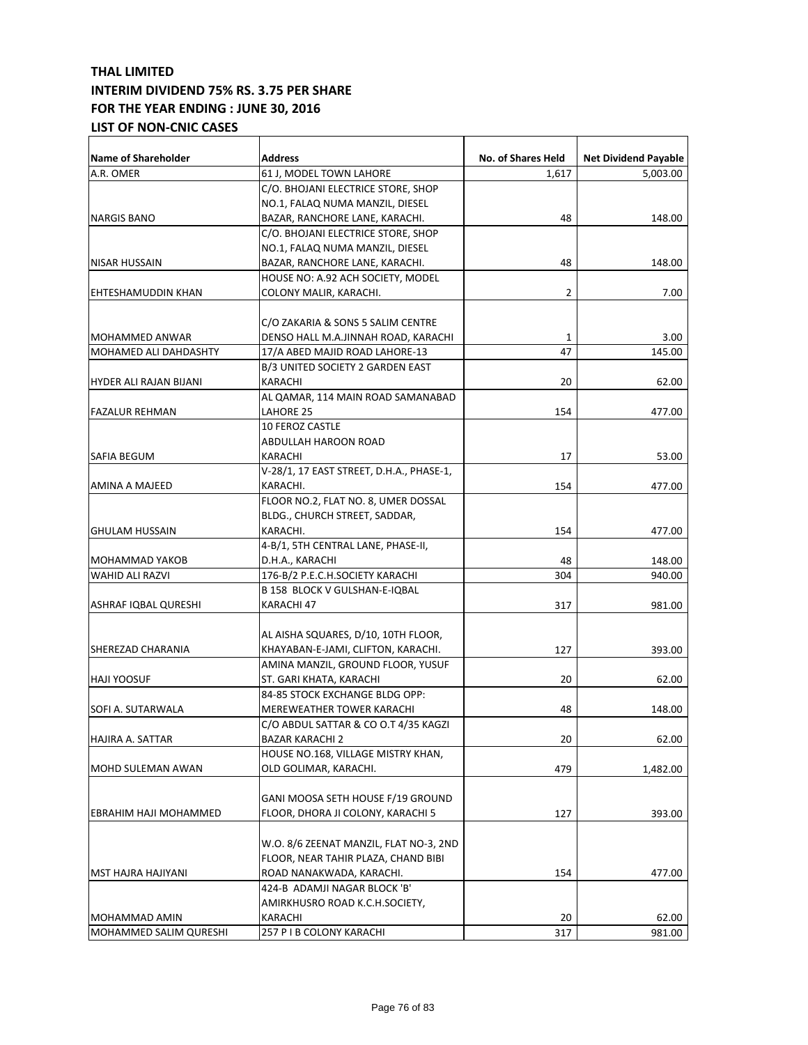**THAL LIMITED**
**INTERIM DIVIDEND 75% RS. 3.75 PER SHARE**
**FOR THE YEAR ENDING : JUNE 30, 2016**
**LIST OF NON-CNIC CASES**

| Name of Shareholder | Address | No. of Shares Held | Net Dividend Payable |
|---|---|---|---|
| A.R. OMER | 61 J, MODEL TOWN LAHORE | 1,617 | 5,003.00 |
| NARGIS BANO | C/O. BHOJANI ELECTRICE STORE, SHOP NO.1, FALAQ NUMA MANZIL, DIESEL BAZAR, RANCHORE LANE, KARACHI. | 48 | 148.00 |
| NISAR HUSSAIN | C/O. BHOJANI ELECTRICE STORE, SHOP NO.1, FALAQ NUMA MANZIL, DIESEL BAZAR, RANCHORE LANE, KARACHI. | 48 | 148.00 |
| EHTESHAMUDDIN KHAN | HOUSE NO: A.92 ACH SOCIETY, MODEL COLONY MALIR, KARACHI. | 2 | 7.00 |
| MOHAMMED ANWAR | C/O ZAKARIA & SONS 5 SALIM CENTRE DENSO HALL M.A.JINNAH ROAD, KARACHI | 1 | 3.00 |
| MOHAMED ALI DAHDASHTY | 17/A ABED MAJID ROAD LAHORE-13 | 47 | 145.00 |
| HYDER ALI RAJAN BIJANI | B/3 UNITED SOCIETY 2 GARDEN EAST KARACHI | 20 | 62.00 |
| FAZALUR REHMAN | AL QAMAR, 114 MAIN ROAD SAMANABAD LAHORE 25 | 154 | 477.00 |
| SAFIA BEGUM | 10 FEROZ CASTLE ABDULLAH HAROON ROAD KARACHI | 17 | 53.00 |
| AMINA A MAJEED | V-28/1, 17 EAST STREET, D.H.A., PHASE-1, KARACHI. | 154 | 477.00 |
| GHULAM HUSSAIN | FLOOR NO.2, FLAT NO. 8, UMER DOSSAL BLDG., CHURCH STREET, SADDAR, KARACHI. | 154 | 477.00 |
| MOHAMMAD YAKOB | 4-B/1, 5TH CENTRAL LANE, PHASE-II, D.H.A., KARACHI | 48 | 148.00 |
| WAHID ALI RAZVI | 176-B/2 P.E.C.H.SOCIETY KARACHI | 304 | 940.00 |
| ASHRAF IQBAL QURESHI | B 158 BLOCK V GULSHAN-E-IQBAL KARACHI 47 | 317 | 981.00 |
| SHEREZAD CHARANIA | AL AISHA SQUARES, D/10, 10TH FLOOR, KHAYABAN-E-JAMI, CLIFTON, KARACHI. | 127 | 393.00 |
| HAJI YOOSUF | AMINA MANZIL, GROUND FLOOR, YUSUF ST. GARI KHATA, KARACHI | 20 | 62.00 |
| SOFI A. SUTARWALA | 84-85 STOCK EXCHANGE BLDG OPP: MEREWEATHER TOWER KARACHI | 48 | 148.00 |
| HAJIRA A. SATTAR | C/O ABDUL SATTAR & CO O.T 4/35 KAGZI BAZAR KARACHI 2 | 20 | 62.00 |
| MOHD SULEMAN AWAN | HOUSE NO.168, VILLAGE MISTRY KHAN, OLD GOLIMAR, KARACHI. | 479 | 1,482.00 |
| EBRAHIM HAJI MOHAMMED | GANI MOOSA SETH HOUSE F/19 GROUND FLOOR, DHORA JI COLONY, KARACHI 5 | 127 | 393.00 |
| MST HAJRA HAJIYANI | W.O. 8/6 ZEENAT MANZIL, FLAT NO-3, 2ND FLOOR, NEAR TAHIR PLAZA, CHAND BIBI ROAD NANAKWADA, KARACHI. | 154 | 477.00 |
| MOHAMMAD AMIN | 424-B ADAMJI NAGAR BLOCK 'B' AMIRKHUSRO ROAD K.C.H.SOCIETY, KARACHI | 20 | 62.00 |
| MOHAMMED SALIM QURESHI | 257 P I B COLONY KARACHI | 317 | 981.00 |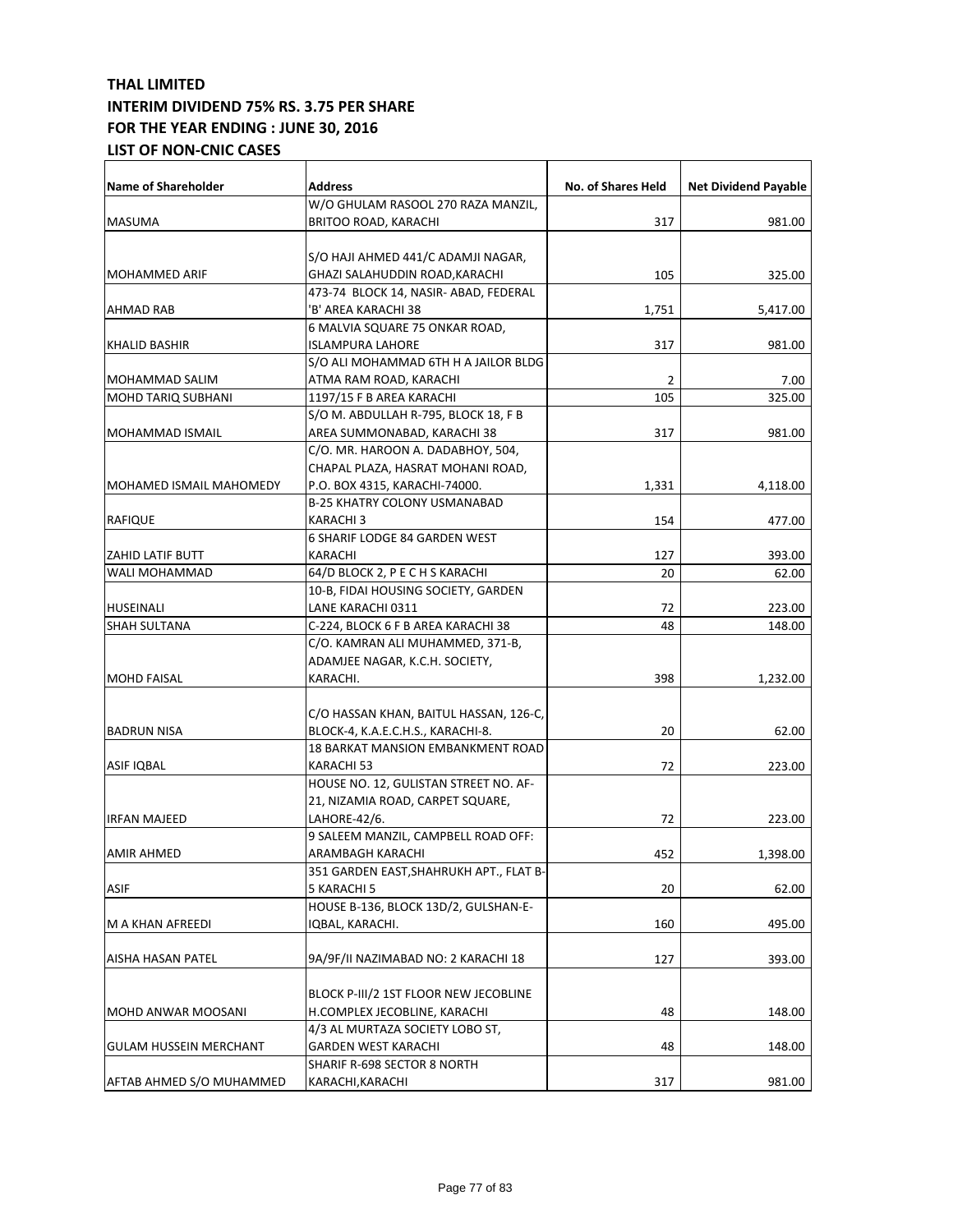**THAL LIMITED**
**INTERIM DIVIDEND 75% RS. 3.75 PER SHARE**
**FOR THE YEAR ENDING : JUNE 30, 2016**
**LIST OF NON-CNIC CASES**

| Name of Shareholder | Address | No. of Shares Held | Net Dividend Payable |
|---|---|---|---|
| MASUMA | W/O GHULAM RASOOL 270 RAZA MANZIL, BRITOO ROAD, KARACHI | 317 | 981.00 |
| MOHAMMED ARIF | S/O HAJI AHMED 441/C ADAMJI NAGAR, GHAZI SALAHUDDIN ROAD,KARACHI | 105 | 325.00 |
| AHMAD RAB | 473-74 BLOCK 14, NASIR- ABAD, FEDERAL 'B' AREA KARACHI 38 | 1,751 | 5,417.00 |
| KHALID BASHIR | 6 MALVIA SQUARE 75 ONKAR ROAD, ISLAMPURA LAHORE | 317 | 981.00 |
| MOHAMMAD SALIM | S/O ALI MOHAMMAD 6TH H A JAILOR BLDG ATMA RAM ROAD, KARACHI | 2 | 7.00 |
| MOHD TARIQ SUBHANI | 1197/15 F B AREA KARACHI | 105 | 325.00 |
| MOHAMMAD ISMAIL | S/O M. ABDULLAH R-795, BLOCK 18, F B AREA SUMMONABAD, KARACHI 38 | 317 | 981.00 |
| MOHAMED ISMAIL MAHOMEDY | C/O. MR. HAROON A. DADABHOY, 504, CHAPAL PLAZA, HASRAT MOHANI ROAD, P.O. BOX 4315, KARACHI-74000. | 1,331 | 4,118.00 |
| RAFIQUE | B-25 KHATRY COLONY USMANABAD KARACHI 3 | 154 | 477.00 |
| ZAHID LATIF BUTT | 6 SHARIF LODGE 84 GARDEN WEST KARACHI | 127 | 393.00 |
| WALI MOHAMMAD | 64/D BLOCK 2, P E C H S KARACHI | 20 | 62.00 |
| HUSEINALI | 10-B, FIDAI HOUSING SOCIETY, GARDEN LANE KARACHI 0311 | 72 | 223.00 |
| SHAH SULTANA | C-224, BLOCK 6 F B AREA KARACHI 38 | 48 | 148.00 |
| MOHD FAISAL | C/O. KAMRAN ALI MUHAMMED, 371-B, ADAMJEE NAGAR, K.C.H. SOCIETY, KARACHI. | 398 | 1,232.00 |
| BADRUN NISA | C/O HASSAN KHAN, BAITUL HASSAN, 126-C, BLOCK-4, K.A.E.C.H.S., KARACHI-8. | 20 | 62.00 |
| ASIF IQBAL | 18 BARKAT MANSION EMBANKMENT ROAD KARACHI 53 | 72 | 223.00 |
| IRFAN MAJEED | HOUSE NO. 12, GULISTAN STREET NO. AF-21, NIZAMIA ROAD, CARPET SQUARE, LAHORE-42/6. | 72 | 223.00 |
| AMIR AHMED | 9 SALEEM MANZIL, CAMPBELL ROAD OFF: ARAMBAGH KARACHI | 452 | 1,398.00 |
| ASIF | 351 GARDEN EAST,SHAHRUKH APT., FLAT B-5 KARACHI 5 | 20 | 62.00 |
| M A KHAN AFREEDI | HOUSE B-136, BLOCK 13D/2, GULSHAN-E-IQBAL, KARACHI. | 160 | 495.00 |
| AISHA HASAN PATEL | 9A/9F/II NAZIMABAD NO: 2 KARACHI 18 | 127 | 393.00 |
| MOHD ANWAR MOOSANI | BLOCK P-III/2 1ST FLOOR NEW JECOBLINE H.COMPLEX JECOBLINE, KARACHI | 48 | 148.00 |
| GULAM HUSSEIN MERCHANT | 4/3 AL MURTAZA SOCIETY LOBO ST, GARDEN WEST KARACHI | 48 | 148.00 |
| AFTAB AHMED S/O MUHAMMED | SHARIF R-698 SECTOR 8 NORTH KARACHI,KARACHI | 317 | 981.00 |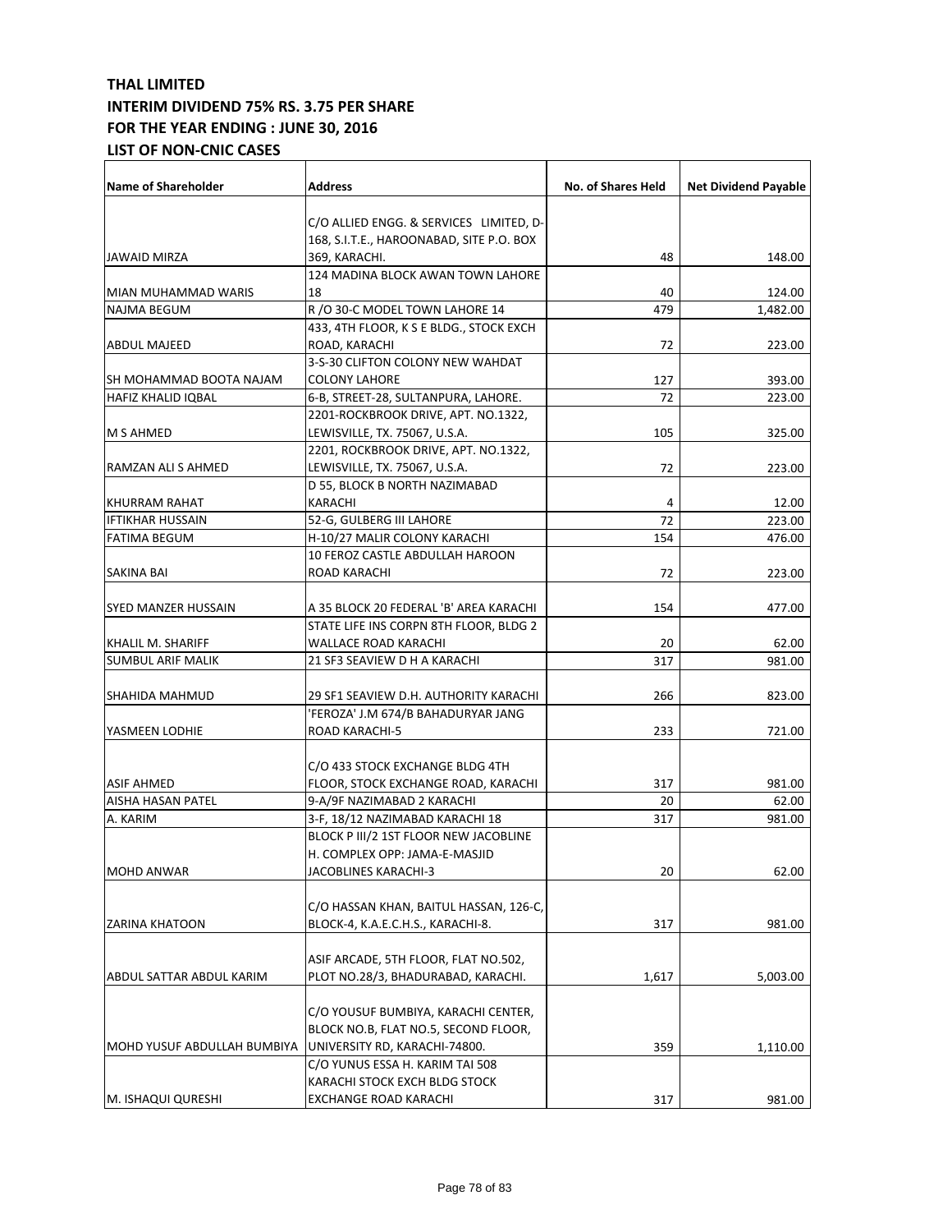**THAL LIMITED**
**INTERIM DIVIDEND 75% RS. 3.75 PER SHARE**
**FOR THE YEAR ENDING : JUNE 30, 2016**
**LIST OF NON-CNIC CASES**

| Name of Shareholder | Address | No. of Shares Held | Net Dividend Payable |
|---|---|---|---|
| JAWAID MIRZA | C/O ALLIED ENGG. & SERVICES LIMITED, D-168, S.I.T.E., HAROONABAD, SITE P.O. BOX 369, KARACHI. | 48 | 148.00 |
| MIAN MUHAMMAD WARIS | 124 MADINA BLOCK AWAN TOWN LAHORE 18 | 40 | 124.00 |
| NAJMA BEGUM | R /O 30-C MODEL TOWN LAHORE 14 | 479 | 1,482.00 |
| ABDUL MAJEED | 433, 4TH FLOOR, K S E BLDG., STOCK EXCH ROAD, KARACHI | 72 | 223.00 |
| SH MOHAMMAD BOOTA NAJAM | 3-S-30 CLIFTON COLONY NEW WAHDAT COLONY LAHORE | 127 | 393.00 |
| HAFIZ KHALID IQBAL | 6-B, STREET-28, SULTANPURA, LAHORE. | 72 | 223.00 |
| M S AHMED | 2201-ROCKBROOK DRIVE, APT. NO.1322, LEWISVILLE, TX. 75067, U.S.A. | 105 | 325.00 |
| RAMZAN ALI S AHMED | 2201, ROCKBROOK DRIVE, APT. NO.1322, LEWISVILLE, TX. 75067, U.S.A. | 72 | 223.00 |
| KHURRAM RAHAT | D 55, BLOCK B NORTH NAZIMABAD KARACHI | 4 | 12.00 |
| IFTIKHAR HUSSAIN | 52-G, GULBERG III LAHORE | 72 | 223.00 |
| FATIMA BEGUM | H-10/27 MALIR COLONY KARACHI | 154 | 476.00 |
| SAKINA BAI | 10 FEROZ CASTLE ABDULLAH HAROON ROAD KARACHI | 72 | 223.00 |
| SYED MANZER HUSSAIN | A 35 BLOCK 20 FEDERAL 'B' AREA KARACHI | 154 | 477.00 |
| KHALIL M. SHARIFF | STATE LIFE INS CORPN 8TH FLOOR, BLDG 2 WALLACE ROAD KARACHI | 20 | 62.00 |
| SUMBUL ARIF MALIK | 21 SF3 SEAVIEW D H A KARACHI | 317 | 981.00 |
| SHAHIDA MAHMUD | 29 SF1 SEAVIEW D.H. AUTHORITY KARACHI | 266 | 823.00 |
| YASMEEN LODHIE | 'FEROZA' J.M 674/B BAHADURYAR JANG ROAD KARACHI-5 | 233 | 721.00 |
| ASIF AHMED | C/O 433 STOCK EXCHANGE BLDG 4TH FLOOR, STOCK EXCHANGE ROAD, KARACHI | 317 | 981.00 |
| AISHA HASAN PATEL | 9-A/9F NAZIMABAD 2 KARACHI | 20 | 62.00 |
| A. KARIM | 3-F, 18/12 NAZIMABAD KARACHI 18 | 317 | 981.00 |
| MOHD ANWAR | BLOCK P III/2 1ST FLOOR NEW JACOBLINE H. COMPLEX OPP: JAMA-E-MASJID JACOBLINES KARACHI-3 | 20 | 62.00 |
| ZARINA KHATOON | C/O HASSAN KHAN, BAITUL HASSAN, 126-C, BLOCK-4, K.A.E.C.H.S., KARACHI-8. | 317 | 981.00 |
| ABDUL SATTAR ABDUL KARIM | ASIF ARCADE, 5TH FLOOR, FLAT NO.502, PLOT NO.28/3, BHADURABAD, KARACHI. | 1,617 | 5,003.00 |
| MOHD YUSUF ABDULLAH BUMBIYA | C/O YOUSUF BUMBIYA, KARACHI CENTER, BLOCK NO.B, FLAT NO.5, SECOND FLOOR, UNIVERSITY RD, KARACHI-74800. | 359 | 1,110.00 |
| M. ISHAQUI QURESHI | C/O YUNUS ESSA H. KARIM TAI 508 KARACHI STOCK EXCH BLDG STOCK EXCHANGE ROAD KARACHI | 317 | 981.00 |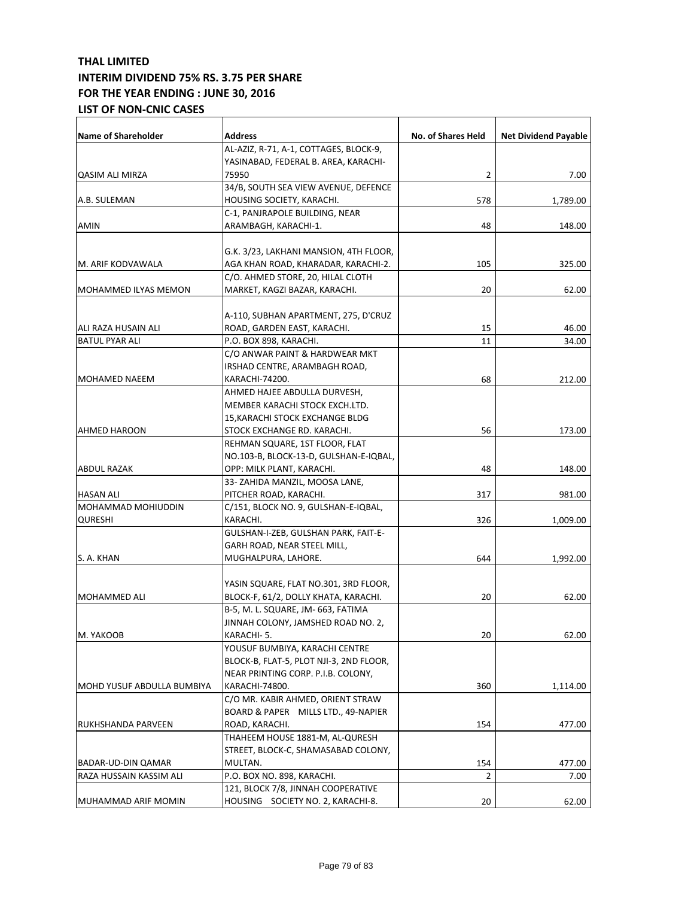**THAL LIMITED**
**INTERIM DIVIDEND 75% RS. 3.75 PER SHARE**
**FOR THE YEAR ENDING : JUNE 30, 2016**
**LIST OF NON-CNIC CASES**

| Name of Shareholder | Address | No. of Shares Held | Net Dividend Payable |
|---|---|---|---|
| QASIM ALI MIRZA | AL-AZIZ, R-71, A-1, COTTAGES, BLOCK-9, YASINABAD, FEDERAL B. AREA, KARACHI-75950 | 2 | 7.00 |
| A.B. SULEMAN | 34/B, SOUTH SEA VIEW AVENUE, DEFENCE HOUSING SOCIETY, KARACHI. | 578 | 1,789.00 |
| AMIN | C-1, PANJRAPOLE BUILDING, NEAR ARAMBAGH, KARACHI-1. | 48 | 148.00 |
| M. ARIF KODVAWALA | G.K. 3/23, LAKHANI MANSION, 4TH FLOOR, AGA KHAN ROAD, KHARADAR, KARACHI-2. | 105 | 325.00 |
| MOHAMMED ILYAS MEMON | C/O. AHMED STORE, 20, HILAL CLOTH MARKET, KAGZI BAZAR, KARACHI. | 20 | 62.00 |
| ALI RAZA HUSAIN ALI | A-110, SUBHAN APARTMENT, 275, D'CRUZ ROAD, GARDEN EAST, KARACHI. | 15 | 46.00 |
| BATUL PYAR ALI | P.O. BOX 898, KARACHI. | 11 | 34.00 |
| MOHAMED NAEEM | C/O ANWAR PAINT & HARDWEAR MKT IRSHAD CENTRE, ARAMBAGH ROAD, KARACHI-74200. | 68 | 212.00 |
| AHMED HAROON | AHMED HAJEE ABDULLA DURVESH, MEMBER KARACHI STOCK EXCH.LTD. 15,KARACHI STOCK EXCHANGE BLDG STOCK EXCHANGE RD. KARACHI. | 56 | 173.00 |
| ABDUL RAZAK | REHMAN SQUARE, 1ST FLOOR, FLAT NO.103-B, BLOCK-13-D, GULSHAN-E-IQBAL, OPP: MILK PLANT, KARACHI. | 48 | 148.00 |
| HASAN ALI | 33- ZAHIDA MANZIL, MOOSA LANE, PITCHER ROAD, KARACHI. | 317 | 981.00 |
| MOHAMMAD MOHIUDDIN QURESHI | C/151, BLOCK NO. 9, GULSHAN-E-IQBAL, KARACHI. | 326 | 1,009.00 |
| S. A. KHAN | GULSHAN-I-ZEB, GULSHAN PARK, FAIT-E-GARH ROAD, NEAR STEEL MILL, MUGHALPURA, LAHORE. | 644 | 1,992.00 |
| MOHAMMED ALI | YASIN SQUARE, FLAT NO.301, 3RD FLOOR, BLOCK-F, 61/2, DOLLY KHATA, KARACHI. | 20 | 62.00 |
| M. YAKOOB | B-5, M. L. SQUARE, JM- 663, FATIMA JINNAH COLONY, JAMSHED ROAD NO. 2, KARACHI- 5. | 20 | 62.00 |
| MOHD YUSUF ABDULLA BUMBIYA | YOUSUF BUMBIYA, KARACHI CENTRE BLOCK-B, FLAT-5, PLOT NJI-3, 2ND FLOOR, NEAR PRINTING CORP. P.I.B. COLONY, KARACHI-74800. | 360 | 1,114.00 |
| RUKHSHANDA PARVEEN | C/O MR. KABIR AHMED, ORIENT STRAW BOARD & PAPER MILLS LTD., 49-NAPIER ROAD, KARACHI. | 154 | 477.00 |
| BADAR-UD-DIN QAMAR | THAHEEM HOUSE 1881-M, AL-QURESH STREET, BLOCK-C, SHAMASABAD COLONY, MULTAN. | 154 | 477.00 |
| RAZA HUSSAIN KASSIM ALI | P.O. BOX NO. 898, KARACHI. | 2 | 7.00 |
| MUHAMMAD ARIF MOMIN | 121, BLOCK 7/8, JINNAH COOPERATIVE HOUSING SOCIETY NO. 2, KARACHI-8. | 20 | 62.00 |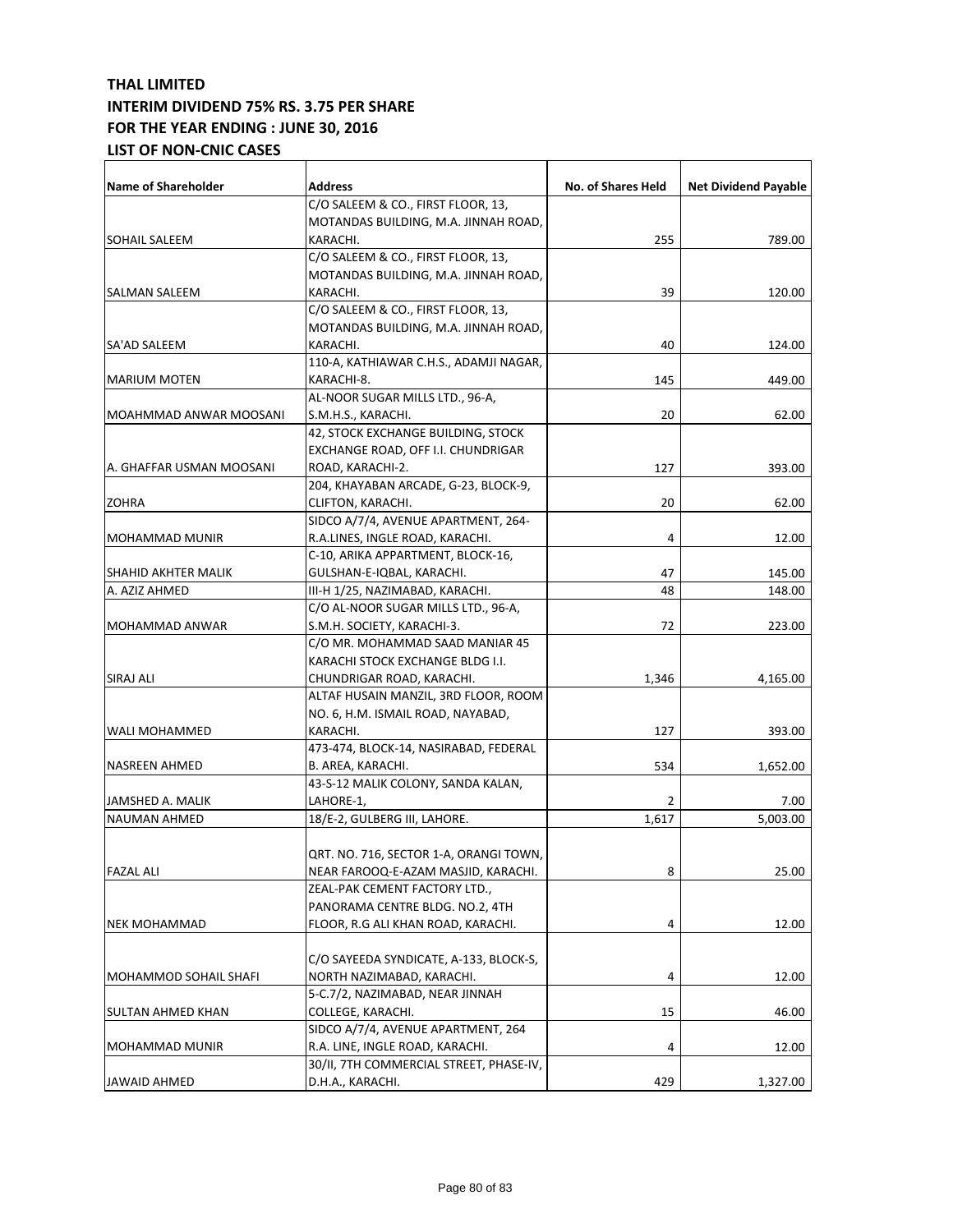**THAL LIMITED**
**INTERIM DIVIDEND 75% RS. 3.75 PER SHARE**
**FOR THE YEAR ENDING : JUNE 30, 2016**
**LIST OF NON-CNIC CASES**

| Name of Shareholder | Address | No. of Shares Held | Net Dividend Payable |
|---|---|---|---|
| SOHAIL SALEEM | C/O SALEEM & CO., FIRST FLOOR, 13, MOTANDAS BUILDING, M.A. JINNAH ROAD, KARACHI. | 255 | 789.00 |
| SALMAN SALEEM | C/O SALEEM & CO., FIRST FLOOR, 13, MOTANDAS BUILDING, M.A. JINNAH ROAD, KARACHI. | 39 | 120.00 |
| SA'AD SALEEM | C/O SALEEM & CO., FIRST FLOOR, 13, MOTANDAS BUILDING, M.A. JINNAH ROAD, KARACHI. | 40 | 124.00 |
| MARIUM MOTEN | 110-A, KATHIAWAR C.H.S., ADAMJI NAGAR, KARACHI-8. | 145 | 449.00 |
| MOAHMMAD ANWAR MOOSANI | AL-NOOR SUGAR MILLS LTD., 96-A, S.M.H.S., KARACHI. | 20 | 62.00 |
| A. GHAFFAR USMAN MOOSANI | 42, STOCK EXCHANGE BUILDING, STOCK EXCHANGE ROAD, OFF I.I. CHUNDRIGAR ROAD, KARACHI-2. | 127 | 393.00 |
| ZOHRA | 204, KHAYABAN ARCADE, G-23, BLOCK-9, CLIFTON, KARACHI. | 20 | 62.00 |
| MOHAMMAD MUNIR | SIDCO A/7/4, AVENUE APARTMENT, 264-R.A.LINES, INGLE ROAD, KARACHI. | 4 | 12.00 |
| SHAHID AKHTER MALIK | C-10, ARIKA APPARTMENT, BLOCK-16, GULSHAN-E-IQBAL, KARACHI. | 47 | 145.00 |
| A. AZIZ AHMED | III-H 1/25, NAZIMABAD, KARACHI. | 48 | 148.00 |
| MOHAMMAD ANWAR | C/O AL-NOOR SUGAR MILLS LTD., 96-A, S.M.H. SOCIETY, KARACHI-3. | 72 | 223.00 |
| SIRAJ ALI | C/O MR. MOHAMMAD SAAD MANIAR 45 KARACHI STOCK EXCHANGE BLDG I.I. CHUNDRIGAR ROAD, KARACHI. | 1,346 | 4,165.00 |
| WALI MOHAMMED | ALTAF HUSAIN MANZIL, 3RD FLOOR, ROOM NO. 6, H.M. ISMAIL ROAD, NAYABAD, KARACHI. | 127 | 393.00 |
| NASREEN AHMED | 473-474, BLOCK-14, NASIRABAD, FEDERAL B. AREA, KARACHI. | 534 | 1,652.00 |
| JAMSHED A. MALIK | 43-S-12 MALIK COLONY, SANDA KALAN, LAHORE-1, | 2 | 7.00 |
| NAUMAN AHMED | 18/E-2, GULBERG III, LAHORE. | 1,617 | 5,003.00 |
| FAZAL ALI | QRT. NO. 716, SECTOR 1-A, ORANGI TOWN, NEAR FAROOQ-E-AZAM MASJID, KARACHI. | 8 | 25.00 |
| NEK MOHAMMAD | ZEAL-PAK CEMENT FACTORY LTD., PANORAMA CENTRE BLDG. NO.2, 4TH FLOOR, R.G ALI KHAN ROAD, KARACHI. | 4 | 12.00 |
| MOHAMMOD SOHAIL SHAFI | C/O SAYEEDA SYNDICATE, A-133, BLOCK-S, NORTH NAZIMABAD, KARACHI. | 4 | 12.00 |
| SULTAN AHMED KHAN | 5-C.7/2, NAZIMABAD, NEAR JINNAH COLLEGE, KARACHI. | 15 | 46.00 |
| MOHAMMAD MUNIR | SIDCO A/7/4, AVENUE APARTMENT, 264 R.A. LINE, INGLE ROAD, KARACHI. | 4 | 12.00 |
| JAWAID AHMED | 30/II, 7TH COMMERCIAL STREET, PHASE-IV, D.H.A., KARACHI. | 429 | 1,327.00 |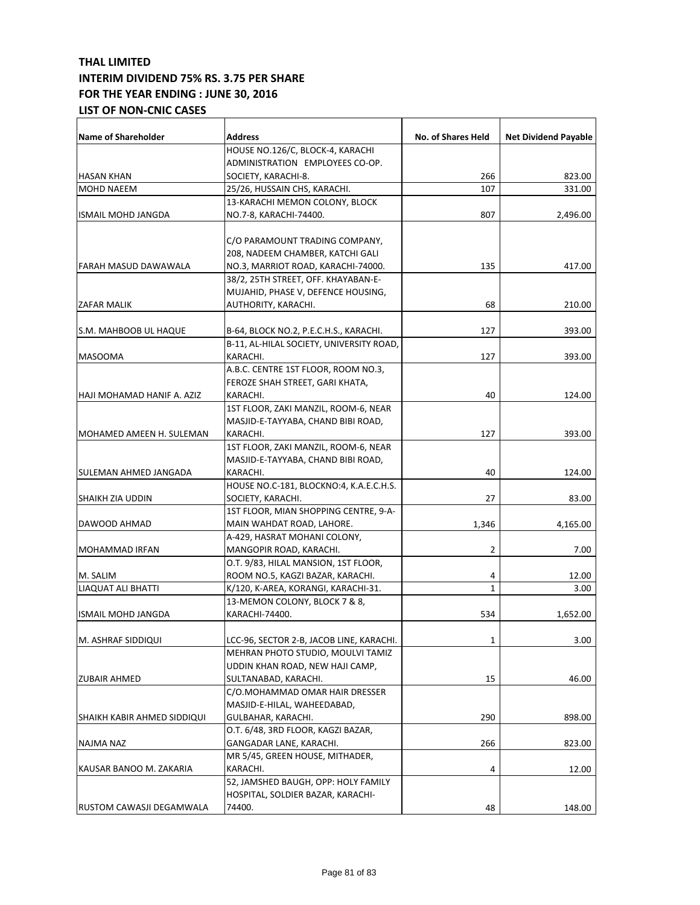**THAL LIMITED**
**INTERIM DIVIDEND 75% RS. 3.75 PER SHARE**
**FOR THE YEAR ENDING : JUNE 30, 2016**
**LIST OF NON-CNIC CASES**

| Name of Shareholder | Address | No. of Shares Held | Net Dividend Payable |
|---|---|---|---|
| HASAN KHAN | HOUSE NO.126/C, BLOCK-4, KARACHI ADMINISTRATION EMPLOYEES CO-OP. SOCIETY, KARACHI-8. | 266 | 823.00 |
| MOHD NAEEM | 25/26, HUSSAIN CHS, KARACHI. | 107 | 331.00 |
| ISMAIL MOHD JANGDA | 13-KARACHI MEMON COLONY, BLOCK NO.7-8, KARACHI-74400. | 807 | 2,496.00 |
| FARAH MASUD DAWAWALA | C/O PARAMOUNT TRADING COMPANY, 208, NADEEM CHAMBER, KATCHI GALI NO.3, MARRIOT ROAD, KARACHI-74000. | 135 | 417.00 |
| ZAFAR MALIK | 38/2, 25TH STREET, OFF. KHAYABAN-E-MUJAHID, PHASE V, DEFENCE HOUSING, AUTHORITY, KARACHI. | 68 | 210.00 |
| S.M. MAHBOOB UL HAQUE | B-64, BLOCK NO.2, P.E.C.H.S., KARACHI. | 127 | 393.00 |
| MASOOMA | B-11, AL-HILAL SOCIETY, UNIVERSITY ROAD, KARACHI. | 127 | 393.00 |
| HAJI MOHAMAD HANIF A. AZIZ | A.B.C. CENTRE 1ST FLOOR, ROOM NO.3, FEROZE SHAH STREET, GARI KHATA, KARACHI. | 40 | 124.00 |
| MOHAMED AMEEN H. SULEMAN | 1ST FLOOR, ZAKI MANZIL, ROOM-6, NEAR MASJID-E-TAYYABA, CHAND BIBI ROAD, KARACHI. | 127 | 393.00 |
| SULEMAN AHMED JANGADA | 1ST FLOOR, ZAKI MANZIL, ROOM-6, NEAR MASJID-E-TAYYABA, CHAND BIBI ROAD, KARACHI. | 40 | 124.00 |
| SHAIKH ZIA UDDIN | HOUSE NO.C-181, BLOCKNO:4, K.A.E.C.H.S. SOCIETY, KARACHI. | 27 | 83.00 |
| DAWOOD AHMAD | 1ST FLOOR, MIAN SHOPPING CENTRE, 9-A-MAIN WAHDAT ROAD, LAHORE. | 1,346 | 4,165.00 |
| MOHAMMAD IRFAN | A-429, HASRAT MOHANI COLONY, MANGOPIR ROAD, KARACHI. | 2 | 7.00 |
| M. SALIM | O.T. 9/83, HILAL MANSION, 1ST FLOOR, ROOM NO.5, KAGZI BAZAR, KARACHI. | 4 | 12.00 |
| LIAQUAT ALI BHATTI | K/120, K-AREA, KORANGI, KARACHI-31. | 1 | 3.00 |
| ISMAIL MOHD JANGDA | 13-MEMON COLONY, BLOCK 7 & 8, KARACHI-74400. | 534 | 1,652.00 |
| M. ASHRAF SIDDIQUI | LCC-96, SECTOR 2-B, JACOB LINE, KARACHI. | 1 | 3.00 |
| ZUBAIR AHMED | MEHRAN PHOTO STUDIO, MOULVI TAMIZ UDDIN KHAN ROAD, NEW HAJI CAMP, SULTANABAD, KARACHI. | 15 | 46.00 |
| SHAIKH KABIR AHMED SIDDIQUI | C/O.MOHAMMAD OMAR HAIR DRESSER MASJID-E-HILAL, WAHEEDABAD, GULBAHAR, KARACHI. | 290 | 898.00 |
| NAJMA NAZ | O.T. 6/48, 3RD FLOOR, KAGZI BAZAR, GANGADAR LANE, KARACHI. | 266 | 823.00 |
| KAUSAR BANOO M. ZAKARIA | MR 5/45, GREEN HOUSE, MITHADER, KARACHI. | 4 | 12.00 |
| RUSTOM CAWASJI DEGAMWALA | 52, JAMSHED BAUGH, OPP: HOLY FAMILY HOSPITAL, SOLDIER BAZAR, KARACHI-74400. | 48 | 148.00 |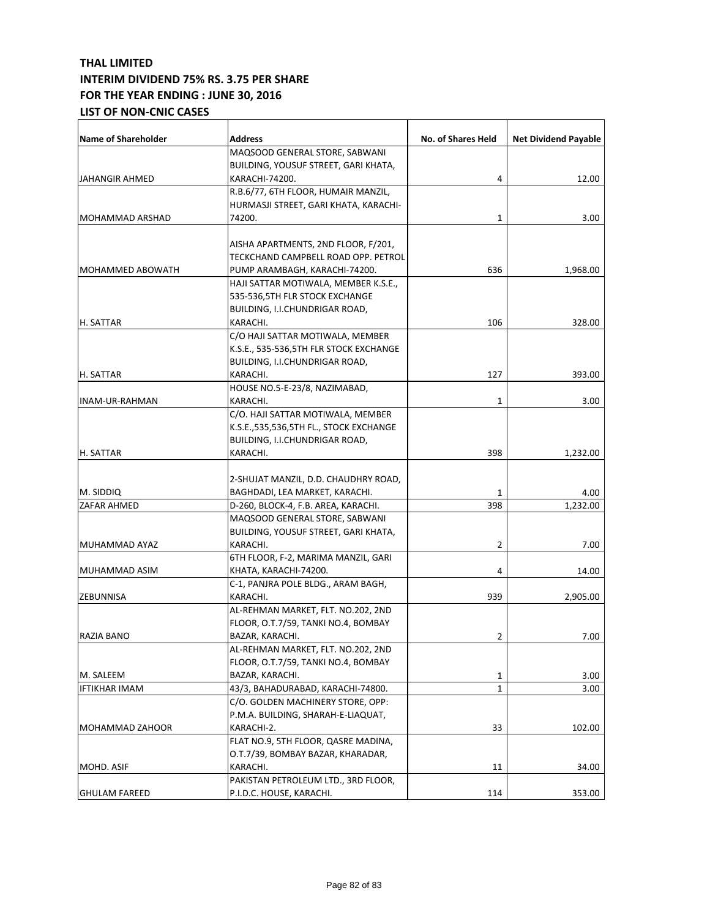**THAL LIMITED**
**INTERIM DIVIDEND 75% RS. 3.75 PER SHARE**
**FOR THE YEAR ENDING : JUNE 30, 2016**
**LIST OF NON-CNIC CASES**

| Name of Shareholder | Address | No. of Shares Held | Net Dividend Payable |
|---|---|---|---|
| JAHANGIR AHMED | MAQSOOD GENERAL STORE, SABWANI BUILDING, YOUSUF STREET, GARI KHATA, KARACHI-74200. | 4 | 12.00 |
| MOHAMMAD ARSHAD | R.B.6/77, 6TH FLOOR, HUMAIR MANZIL, HURMASJI STREET, GARI KHATA, KARACHI-74200. | 1 | 3.00 |
| MOHAMMED ABOWATH | AISHA APARTMENTS, 2ND FLOOR, F/201, TECKCHAND CAMPBELL ROAD OPP. PETROL PUMP ARAMBAGH, KARACHI-74200. | 636 | 1,968.00 |
| H. SATTAR | HAJI SATTAR MOTIWALA, MEMBER K.S.E., 535-536,5TH FLR STOCK EXCHANGE BUILDING, I.I.CHUNDRIGAR ROAD, KARACHI. | 106 | 328.00 |
| H. SATTAR | C/O HAJI SATTAR MOTIWALA, MEMBER K.S.E., 535-536,5TH FLR STOCK EXCHANGE BUILDING, I.I.CHUNDRIGAR ROAD, KARACHI. | 127 | 393.00 |
| INAM-UR-RAHMAN | HOUSE NO.5-E-23/8, NAZIMABAD, KARACHI. | 1 | 3.00 |
| H. SATTAR | C/O. HAJI SATTAR MOTIWALA, MEMBER K.S.E.,535,536,5TH FL., STOCK EXCHANGE BUILDING, I.I.CHUNDRIGAR ROAD, KARACHI. | 398 | 1,232.00 |
| M. SIDDIQ | 2-SHUJAT MANZIL, D.D. CHAUDHRY ROAD, BAGHDADI, LEA MARKET, KARACHI. | 1 | 4.00 |
| ZAFAR AHMED | D-260, BLOCK-4, F.B. AREA, KARACHI. | 398 | 1,232.00 |
| MUHAMMAD AYAZ | MAQSOOD GENERAL STORE, SABWANI BUILDING, YOUSUF STREET, GARI KHATA, KARACHI. | 2 | 7.00 |
| MUHAMMAD ASIM | 6TH FLOOR, F-2, MARIMA MANZIL, GARI KHATA, KARACHI-74200. | 4 | 14.00 |
| ZEBUNNISA | C-1, PANJRA POLE BLDG., ARAM BAGH, KARACHI. | 939 | 2,905.00 |
| RAZIA BANO | AL-REHMAN MARKET, FLT. NO.202, 2ND FLOOR, O.T.7/59, TANKI NO.4, BOMBAY BAZAR, KARACHI. | 2 | 7.00 |
| M. SALEEM | AL-REHMAN MARKET, FLT. NO.202, 2ND FLOOR, O.T.7/59, TANKI NO.4, BOMBAY BAZAR, KARACHI. | 1 | 3.00 |
| IFTIKHAR IMAM | 43/3, BAHADURABAD, KARACHI-74800. | 1 | 3.00 |
| MOHAMMAD ZAHOOR | C/O. GOLDEN MACHINERY STORE, OPP: P.M.A. BUILDING, SHARAH-E-LIAQUAT, KARACHI-2. | 33 | 102.00 |
| MOHD. ASIF | FLAT NO.9, 5TH FLOOR, QASRE MADINA, O.T.7/39, BOMBAY BAZAR, KHARADAR, KARACHI. | 11 | 34.00 |
| GHULAM FAREED | PAKISTAN PETROLEUM LTD., 3RD FLOOR, P.I.D.C. HOUSE, KARACHI. | 114 | 353.00 |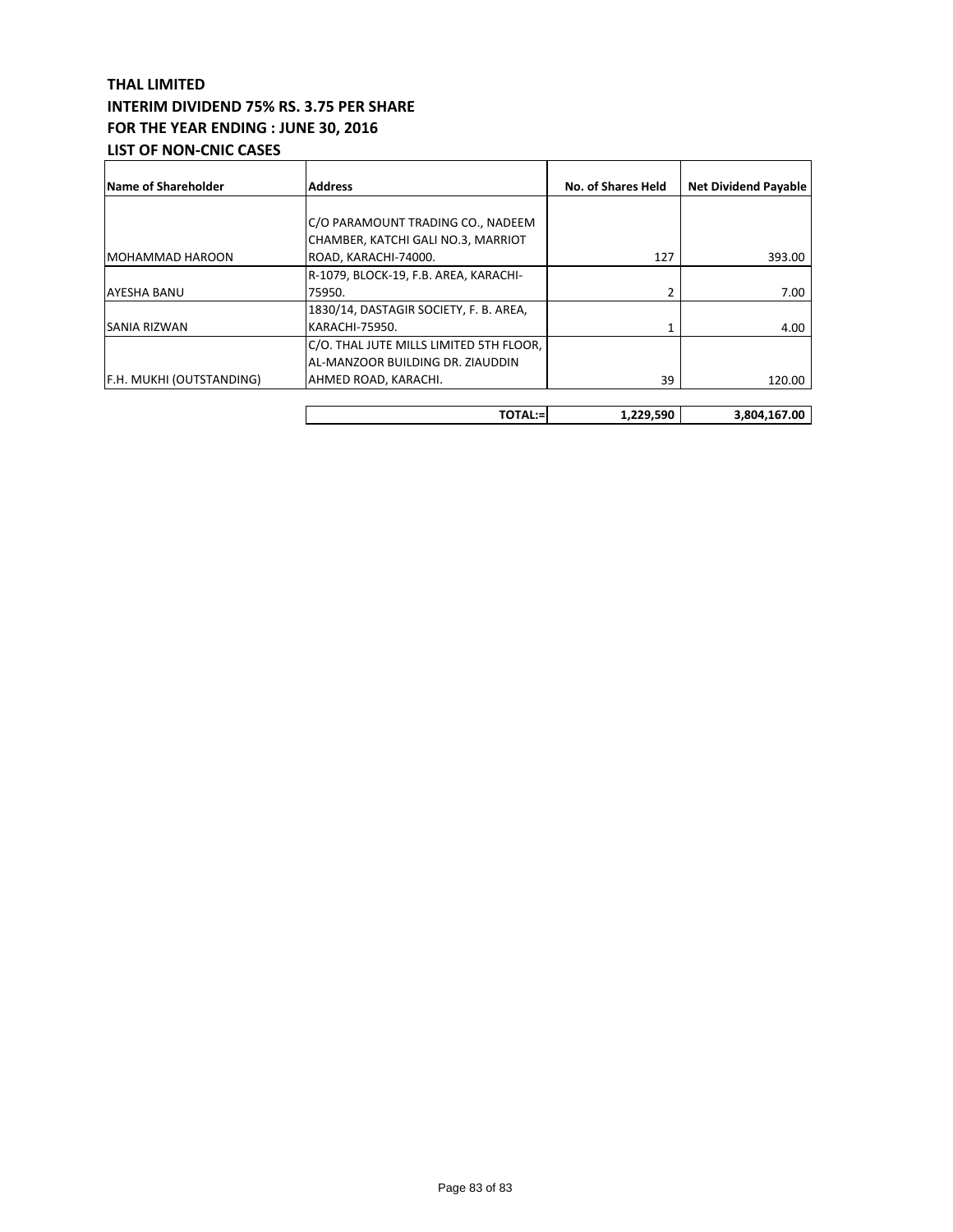**THAL LIMITED**
**INTERIM DIVIDEND 75% RS. 3.75 PER SHARE**
**FOR THE YEAR ENDING : JUNE 30, 2016**
**LIST OF NON-CNIC CASES**

| Name of Shareholder | Address | No. of Shares Held | Net Dividend Payable |
|---|---|---|---|
| MOHAMMAD HAROON | C/O PARAMOUNT TRADING CO., NADEEM CHAMBER, KATCHI GALI NO.3, MARRIOT ROAD, KARACHI-74000. | 127 | 393.00 |
| AYESHA BANU | R-1079, BLOCK-19, F.B. AREA, KARACHI-75950. | 2 | 7.00 |
| SANIA RIZWAN | 1830/14, DASTAGIR SOCIETY, F. B. AREA, KARACHI-75950. | 1 | 4.00 |
| F.H. MUKHI (OUTSTANDING) | C/O. THAL JUTE MILLS LIMITED 5TH FLOOR, AL-MANZOOR BUILDING DR. ZIAUDDIN AHMED ROAD, KARACHI. | 39 | 120.00 |
| | **TOTAL:=** | **1,229,590** | **3,804,167.00** |